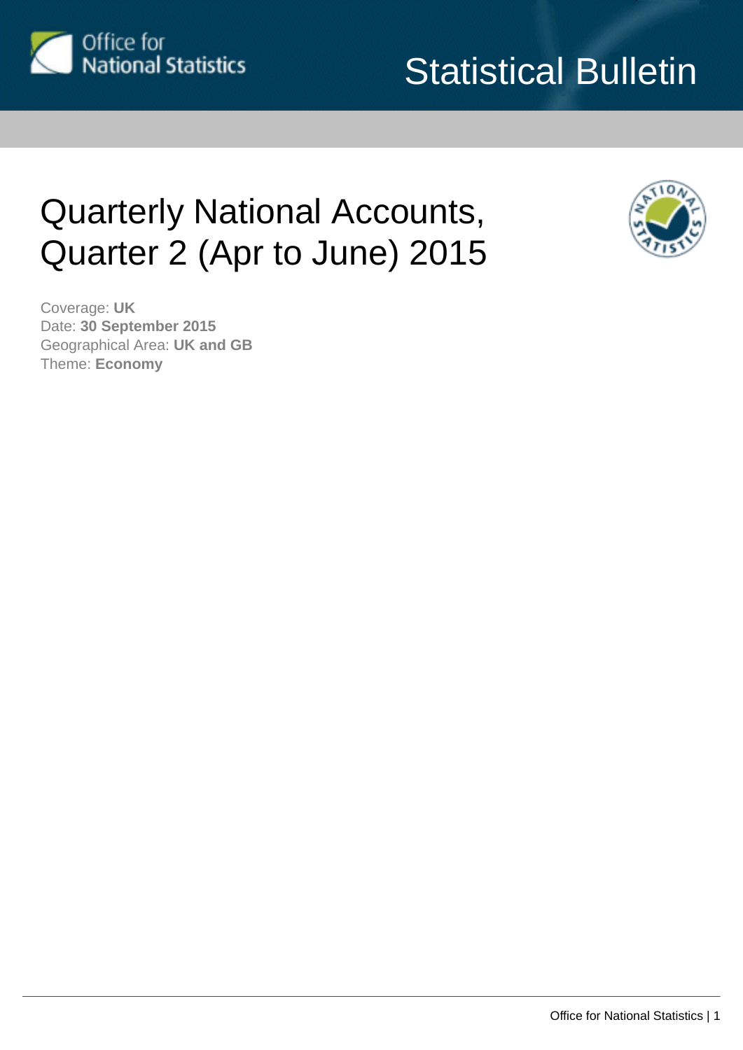Statistical Bulletin

# Quarterly National Accounts, Quarter 2 (Apr to June) 2015

Coverage: **UK**
Date: **30 September 2015**
Geographical Area: **UK and GB**
Theme: **Economy**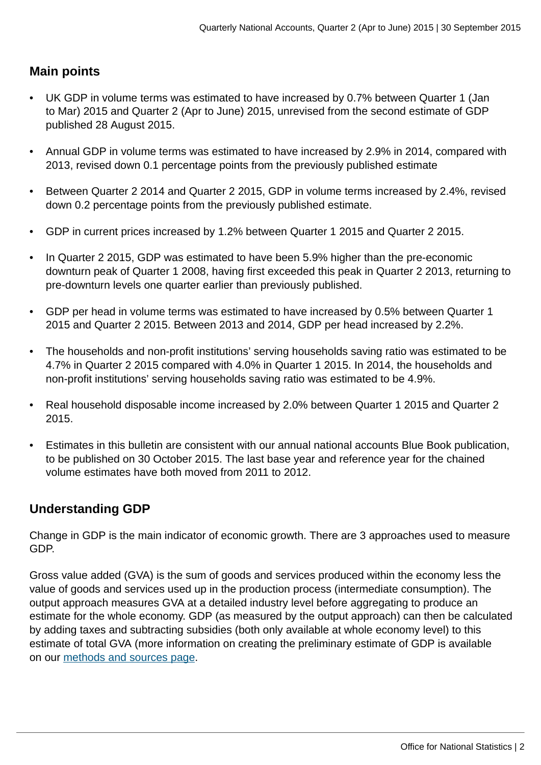## Main points

- UK GDP in volume terms was estimated to have increased by 0.7% between Quarter 1 (Jan to Mar) 2015 and Quarter 2 (Apr to June) 2015, unrevised from the second estimate of GDP published 28 August 2015.
- Annual GDP in volume terms was estimated to have increased by 2.9% in 2014, compared with 2013, revised down 0.1 percentage points from the previously published estimate
- Between Quarter 2 2014 and Quarter 2 2015, GDP in volume terms increased by 2.4%, revised down 0.2 percentage points from the previously published estimate.
- GDP in current prices increased by 1.2% between Quarter 1 2015 and Quarter 2 2015.
- In Quarter 2 2015, GDP was estimated to have been 5.9% higher than the pre-economic downturn peak of Quarter 1 2008, having first exceeded this peak in Quarter 2 2013, returning to pre-downturn levels one quarter earlier than previously published.
- GDP per head in volume terms was estimated to have increased by 0.5% between Quarter 1 2015 and Quarter 2 2015. Between 2013 and 2014, GDP per head increased by 2.2%.
- The households and non-profit institutions' serving households saving ratio was estimated to be 4.7% in Quarter 2 2015 compared with 4.0% in Quarter 1 2015. In 2014, the households and non-profit institutions' serving households saving ratio was estimated to be 4.9%.
- Real household disposable income increased by 2.0% between Quarter 1 2015 and Quarter 2 2015.
- Estimates in this bulletin are consistent with our annual national accounts Blue Book publication, to be published on 30 October 2015. The last base year and reference year for the chained volume estimates have both moved from 2011 to 2012.

## Understanding GDP

Change in GDP is the main indicator of economic growth. There are 3 approaches used to measure GDP.

Gross value added (GVA) is the sum of goods and services produced within the economy less the value of goods and services used up in the production process (intermediate consumption). The output approach measures GVA at a detailed industry level before aggregating to produce an estimate for the whole economy. GDP (as measured by the output approach) can then be calculated by adding taxes and subtracting subsidies (both only available at whole economy level) to this estimate of total GVA (more information on creating the preliminary estimate of GDP is available on our methods and sources page.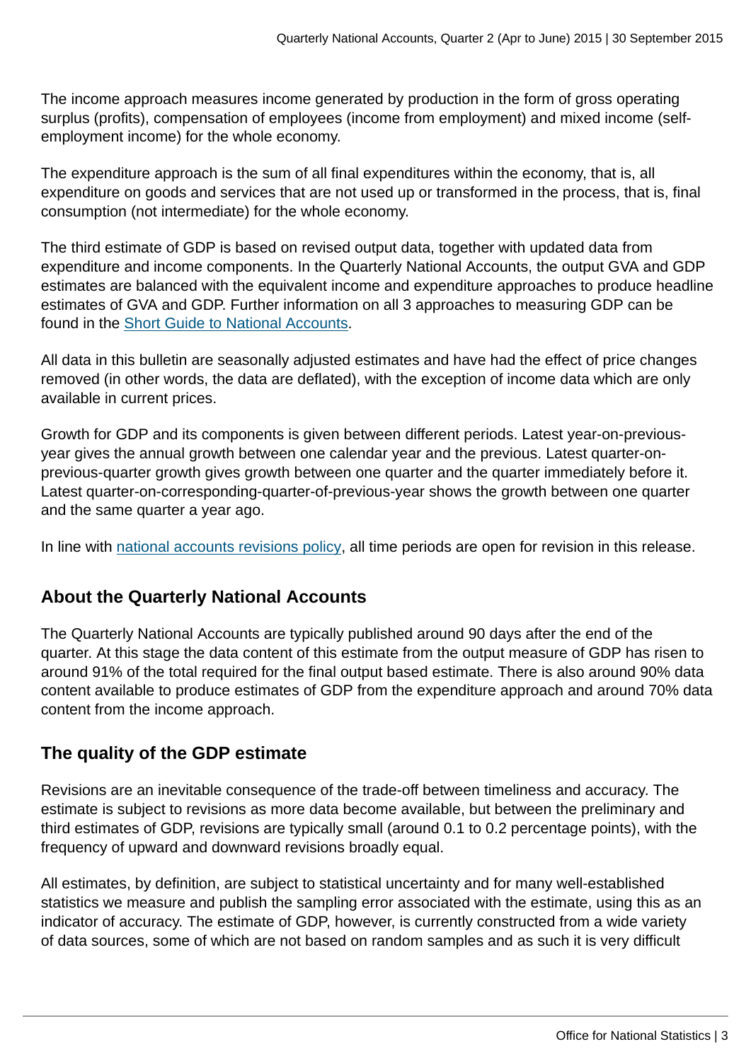The income approach measures income generated by production in the form of gross operating surplus (profits), compensation of employees (income from employment) and mixed income (self-employment income) for the whole economy.

The expenditure approach is the sum of all final expenditures within the economy, that is, all expenditure on goods and services that are not used up or transformed in the process, that is, final consumption (not intermediate) for the whole economy.

The third estimate of GDP is based on revised output data, together with updated data from expenditure and income components. In the Quarterly National Accounts, the output GVA and GDP estimates are balanced with the equivalent income and expenditure approaches to produce headline estimates of GVA and GDP. Further information on all 3 approaches to measuring GDP can be found in the Short Guide to National Accounts.

All data in this bulletin are seasonally adjusted estimates and have had the effect of price changes removed (in other words, the data are deflated), with the exception of income data which are only available in current prices.

Growth for GDP and its components is given between different periods. Latest year-on-previous-year gives the annual growth between one calendar year and the previous. Latest quarter-on-previous-quarter growth gives growth between one quarter and the quarter immediately before it. Latest quarter-on-corresponding-quarter-of-previous-year shows the growth between one quarter and the same quarter a year ago.

In line with national accounts revisions policy, all time periods are open for revision in this release.

## About the Quarterly National Accounts

The Quarterly National Accounts are typically published around 90 days after the end of the quarter. At this stage the data content of this estimate from the output measure of GDP has risen to around 91% of the total required for the final output based estimate. There is also around 90% data content available to produce estimates of GDP from the expenditure approach and around 70% data content from the income approach.

## The quality of the GDP estimate

Revisions are an inevitable consequence of the trade-off between timeliness and accuracy. The estimate is subject to revisions as more data become available, but between the preliminary and third estimates of GDP, revisions are typically small (around 0.1 to 0.2 percentage points), with the frequency of upward and downward revisions broadly equal.

All estimates, by definition, are subject to statistical uncertainty and for many well-established statistics we measure and publish the sampling error associated with the estimate, using this as an indicator of accuracy. The estimate of GDP, however, is currently constructed from a wide variety of data sources, some of which are not based on random samples and as such it is very difficult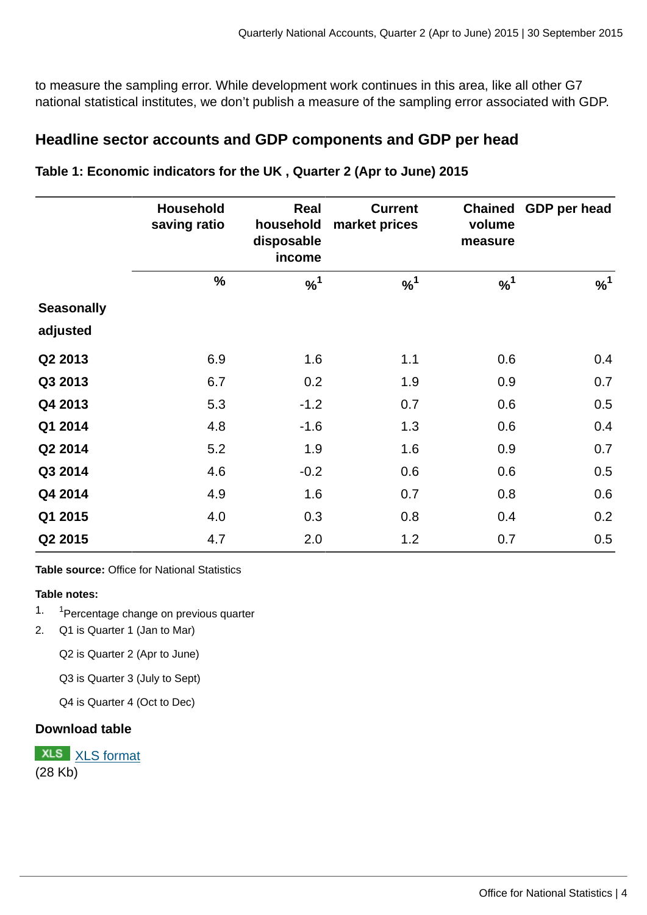to measure the sampling error. While development work continues in this area, like all other G7 national statistical institutes, we don't publish a measure of the sampling error associated with GDP.

## Headline sector accounts and GDP components and GDP per head

**Table 1: Economic indicators for the UK , Quarter 2 (Apr to June) 2015**

| | Household saving ratio | Real household disposable income | Current market prices | Chained volume measure | GDP per head |
|---|---|---|---|---|---|
| | % | %[1] | %[1] | %[1] | %[1] |
| **Seasonally adjusted** | | | | | |
| **Q2 2013** | 6.9 | 1.6 | 1.1 | 0.6 | 0.4 |
| **Q3 2013** | 6.7 | 0.2 | 1.9 | 0.9 | 0.7 |
| **Q4 2013** | 5.3 | -1.2 | 0.7 | 0.6 | 0.5 |
| **Q1 2014** | 4.8 | -1.6 | 1.3 | 0.6 | 0.4 |
| **Q2 2014** | 5.2 | 1.9 | 1.6 | 0.9 | 0.7 |
| **Q3 2014** | 4.6 | -0.2 | 0.6 | 0.6 | 0.5 |
| **Q4 2014** | 4.9 | 1.6 | 0.7 | 0.8 | 0.6 |
| **Q1 2015** | 4.0 | 0.3 | 0.8 | 0.4 | 0.2 |
| **Q2 2015** | 4.7 | 2.0 | 1.2 | 0.7 | 0.5 |

**Table source:** Office for National Statistics

**Table notes:**

1. [1]Percentage change on previous quarter
2. Q1 is Quarter 1 (Jan to Mar)

   Q2 is Quarter 2 (Apr to June)

   Q3 is Quarter 3 (July to Sept)

   Q4 is Quarter 4 (Oct to Dec)

### Download table

XLS XLS format
(28 Kb)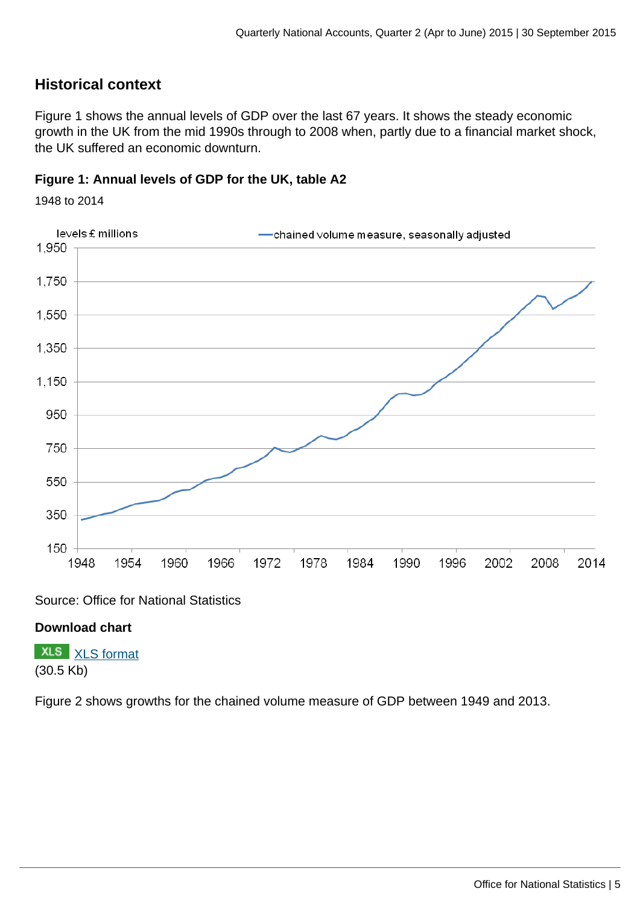## Historical context

Figure 1 shows the annual levels of GDP over the last 67 years. It shows the steady economic growth in the UK from the mid 1990s through to 2008 when, partly due to a financial market shock, the UK suffered an economic downturn.

### Figure 1: Annual levels of GDP for the UK, table A2

1948 to 2014

Source: Office for National Statistics

**Download chart**

XLS [XLS format](#)
(30.5 Kb)

Figure 2 shows growths for the chained volume measure of GDP between 1949 and 2013.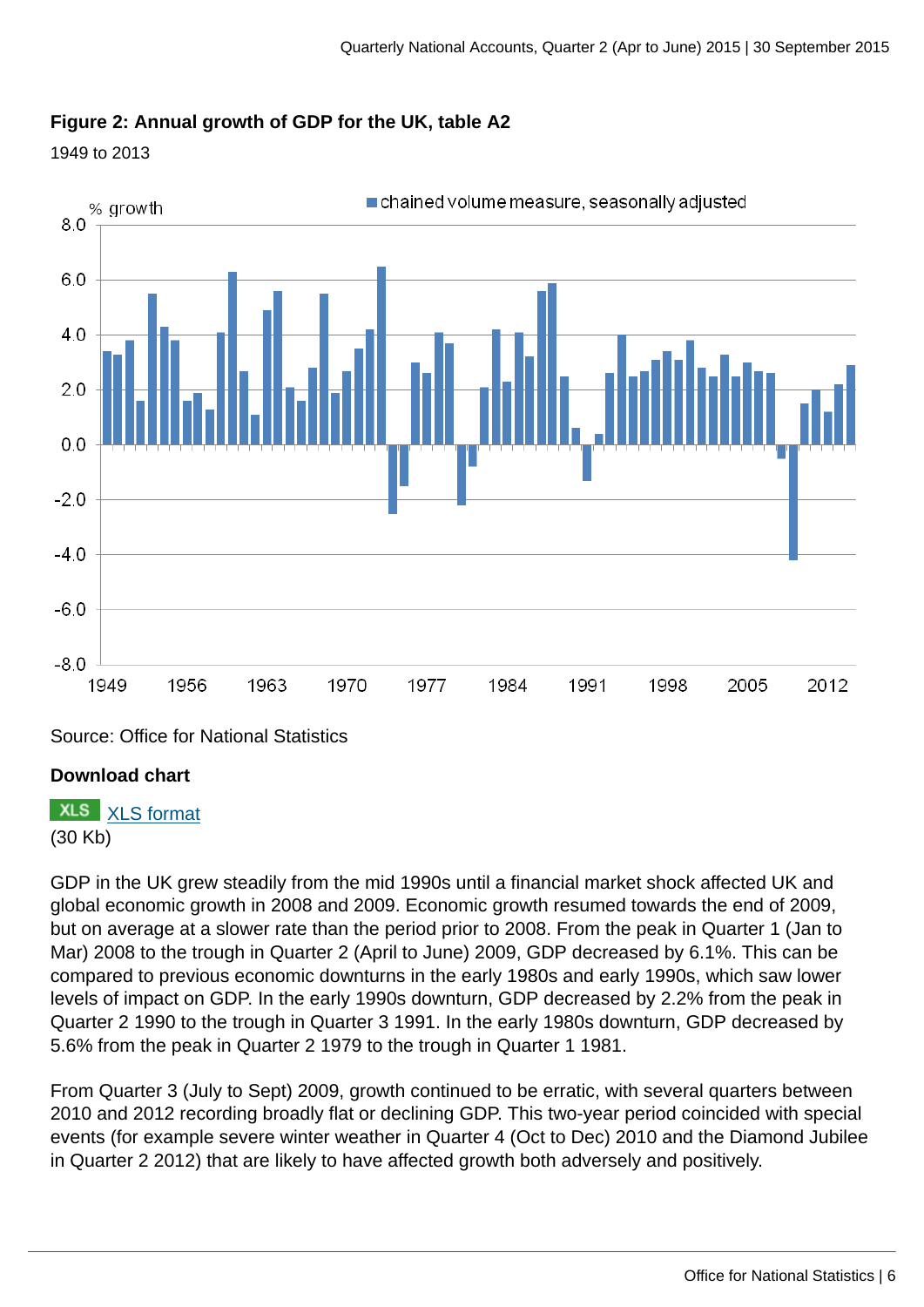**Figure 2: Annual growth of GDP for the UK, table A2**

1949 to 2013

Source: Office for National Statistics

**Download chart**

XLS [XLS format](#)
(30 Kb)

GDP in the UK grew steadily from the mid 1990s until a financial market shock affected UK and global economic growth in 2008 and 2009. Economic growth resumed towards the end of 2009, but on average at a slower rate than the period prior to 2008. From the peak in Quarter 1 (Jan to Mar) 2008 to the trough in Quarter 2 (April to June) 2009, GDP decreased by 6.1%. This can be compared to previous economic downturns in the early 1980s and early 1990s, which saw lower levels of impact on GDP. In the early 1990s downturn, GDP decreased by 2.2% from the peak in Quarter 2 1990 to the trough in Quarter 3 1991. In the early 1980s downturn, GDP decreased by 5.6% from the peak in Quarter 2 1979 to the trough in Quarter 1 1981.

From Quarter 3 (July to Sept) 2009, growth continued to be erratic, with several quarters between 2010 and 2012 recording broadly flat or declining GDP. This two-year period coincided with special events (for example severe winter weather in Quarter 4 (Oct to Dec) 2010 and the Diamond Jubilee in Quarter 2 2012) that are likely to have affected growth both adversely and positively.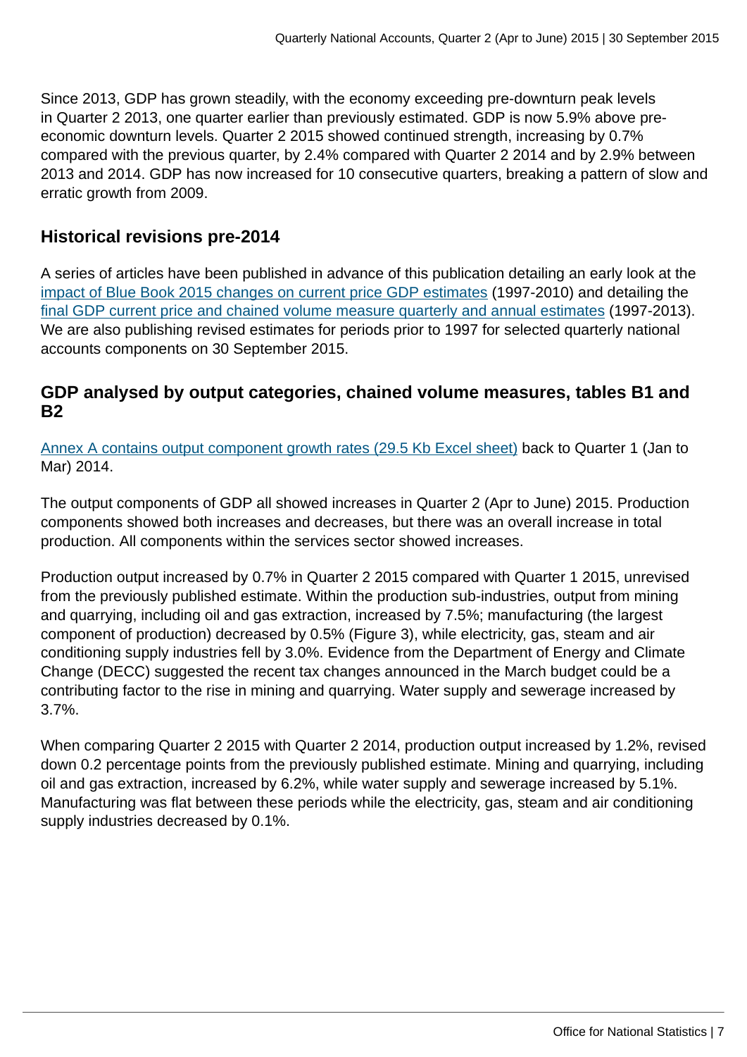Since 2013, GDP has grown steadily, with the economy exceeding pre-downturn peak levels in Quarter 2 2013, one quarter earlier than previously estimated. GDP is now 5.9% above pre-economic downturn levels. Quarter 2 2015 showed continued strength, increasing by 0.7% compared with the previous quarter, by 2.4% compared with Quarter 2 2014 and by 2.9% between 2013 and 2014. GDP has now increased for 10 consecutive quarters, breaking a pattern of slow and erratic growth from 2009.

## Historical revisions pre-2014

A series of articles have been published in advance of this publication detailing an early look at the impact of Blue Book 2015 changes on current price GDP estimates (1997-2010) and detailing the final GDP current price and chained volume measure quarterly and annual estimates (1997-2013). We are also publishing revised estimates for periods prior to 1997 for selected quarterly national accounts components on 30 September 2015.

## GDP analysed by output categories, chained volume measures, tables B1 and B2

Annex A contains output component growth rates (29.5 Kb Excel sheet) back to Quarter 1 (Jan to Mar) 2014.

The output components of GDP all showed increases in Quarter 2 (Apr to June) 2015. Production components showed both increases and decreases, but there was an overall increase in total production. All components within the services sector showed increases.

Production output increased by 0.7% in Quarter 2 2015 compared with Quarter 1 2015, unrevised from the previously published estimate. Within the production sub-industries, output from mining and quarrying, including oil and gas extraction, increased by 7.5%; manufacturing (the largest component of production) decreased by 0.5% (Figure 3), while electricity, gas, steam and air conditioning supply industries fell by 3.0%. Evidence from the Department of Energy and Climate Change (DECC) suggested the recent tax changes announced in the March budget could be a contributing factor to the rise in mining and quarrying. Water supply and sewerage increased by 3.7%.

When comparing Quarter 2 2015 with Quarter 2 2014, production output increased by 1.2%, revised down 0.2 percentage points from the previously published estimate. Mining and quarrying, including oil and gas extraction, increased by 6.2%, while water supply and sewerage increased by 5.1%. Manufacturing was flat between these periods while the electricity, gas, steam and air conditioning supply industries decreased by 0.1%.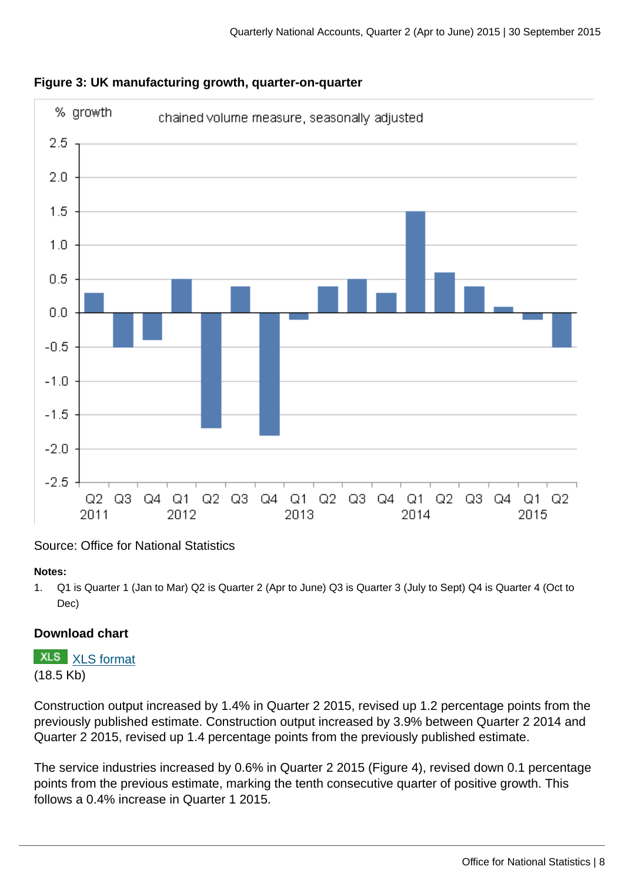**Figure 3: UK manufacturing growth, quarter-on-quarter**

Source: Office for National Statistics

**Notes:**

1. Q1 is Quarter 1 (Jan to Mar) Q2 is Quarter 2 (Apr to June) Q3 is Quarter 3 (July to Sept) Q4 is Quarter 4 (Oct to Dec)

**Download chart**

XLS [XLS format](#)
(18.5 Kb)

Construction output increased by 1.4% in Quarter 2 2015, revised up 1.2 percentage points from the previously published estimate. Construction output increased by 3.9% between Quarter 2 2014 and Quarter 2 2015, revised up 1.4 percentage points from the previously published estimate.

The service industries increased by 0.6% in Quarter 2 2015 (Figure 4), revised down 0.1 percentage points from the previous estimate, marking the tenth consecutive quarter of positive growth. This follows a 0.4% increase in Quarter 1 2015.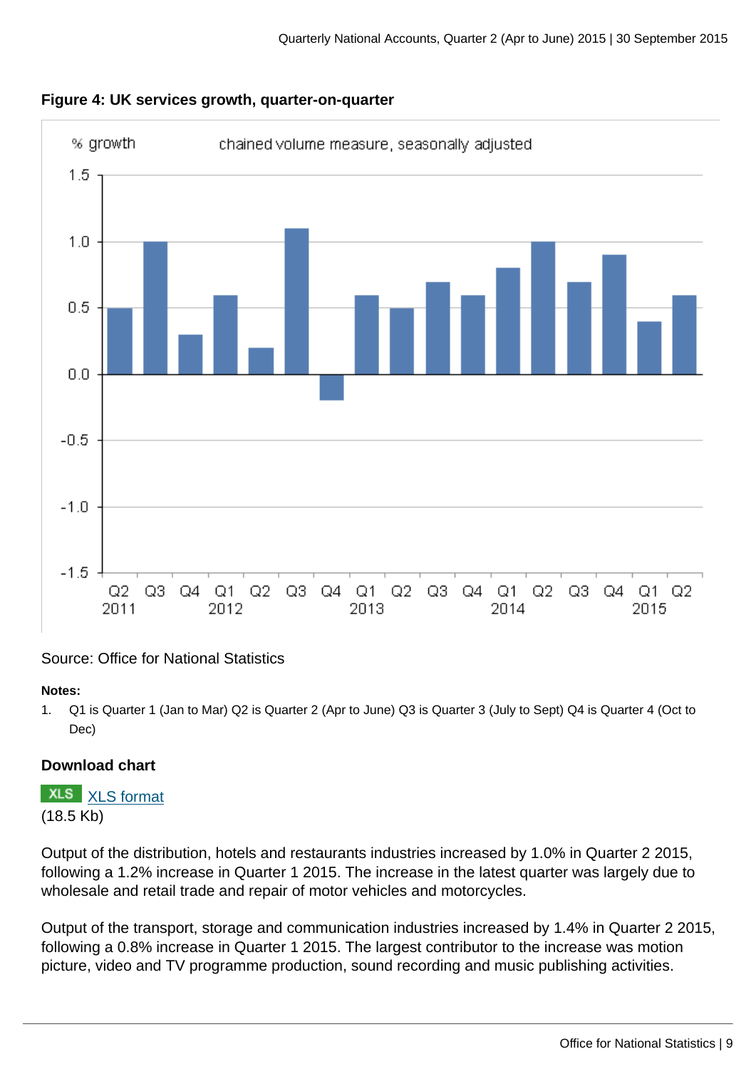**Figure 4: UK services growth, quarter-on-quarter**

Source: Office for National Statistics

**Notes:**

1. Q1 is Quarter 1 (Jan to Mar) Q2 is Quarter 2 (Apr to June) Q3 is Quarter 3 (July to Sept) Q4 is Quarter 4 (Oct to Dec)

**Download chart**

XLS [XLS format](XLS format)
(18.5 Kb)

Output of the distribution, hotels and restaurants industries increased by 1.0% in Quarter 2 2015, following a 1.2% increase in Quarter 1 2015. The increase in the latest quarter was largely due to wholesale and retail trade and repair of motor vehicles and motorcycles.

Output of the transport, storage and communication industries increased by 1.4% in Quarter 2 2015, following a 0.8% increase in Quarter 1 2015. The largest contributor to the increase was motion picture, video and TV programme production, sound recording and music publishing activities.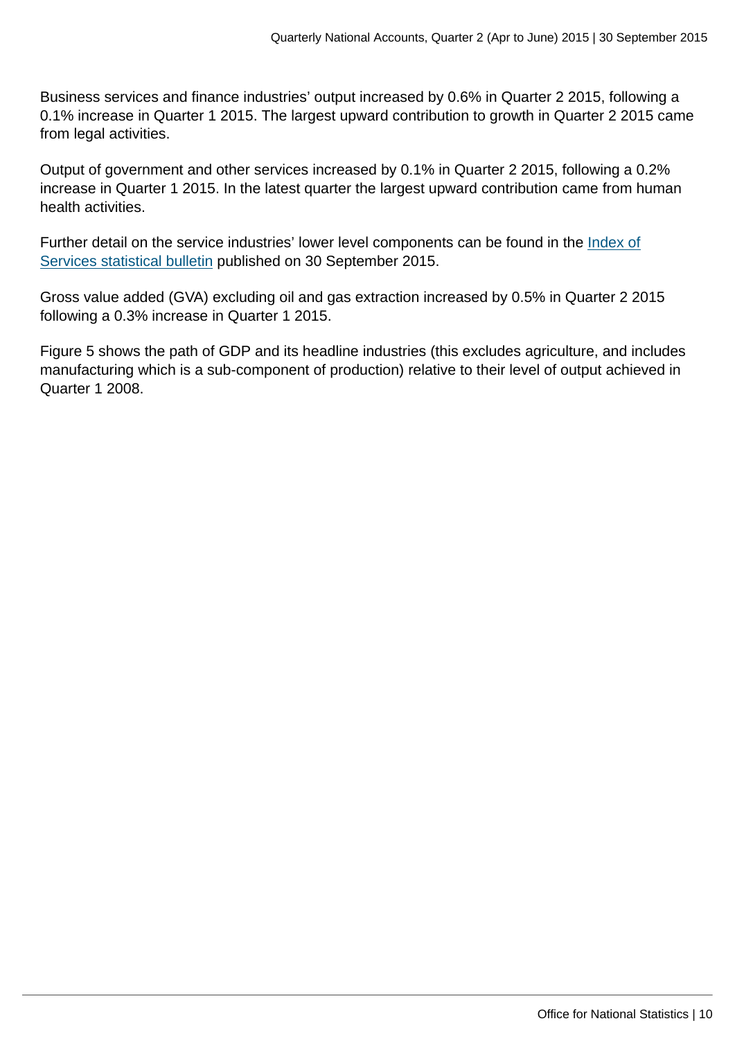Business services and finance industries' output increased by 0.6% in Quarter 2 2015, following a 0.1% increase in Quarter 1 2015. The largest upward contribution to growth in Quarter 2 2015 came from legal activities.

Output of government and other services increased by 0.1% in Quarter 2 2015, following a 0.2% increase in Quarter 1 2015. In the latest quarter the largest upward contribution came from human health activities.

Further detail on the service industries' lower level components can be found in the [Index of Services statistical bulletin](#) published on 30 September 2015.

Gross value added (GVA) excluding oil and gas extraction increased by 0.5% in Quarter 2 2015 following a 0.3% increase in Quarter 1 2015.

Figure 5 shows the path of GDP and its headline industries (this excludes agriculture, and includes manufacturing which is a sub-component of production) relative to their level of output achieved in Quarter 1 2008.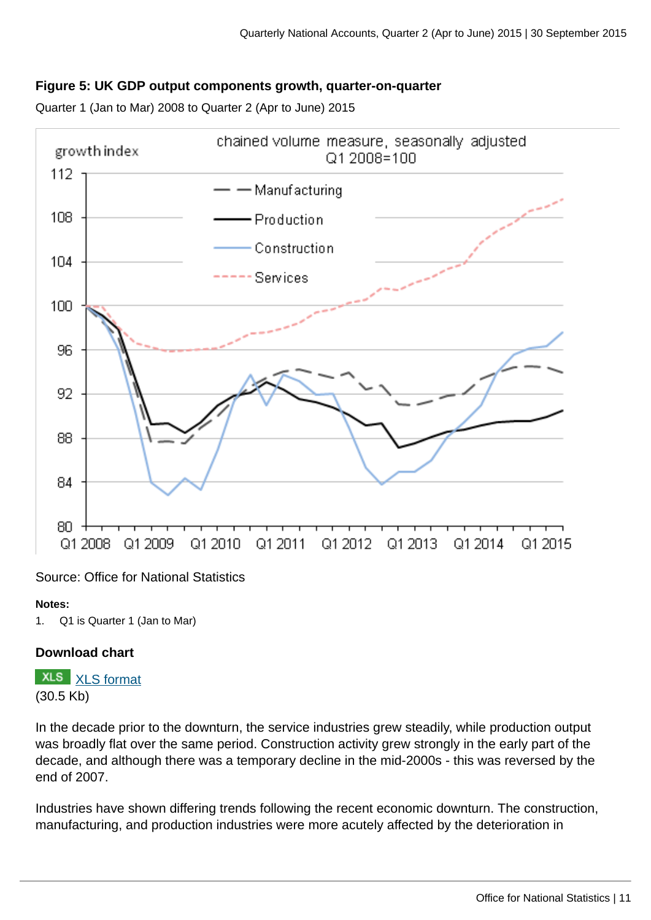### Figure 5: UK GDP output components growth, quarter-on-quarter

Quarter 1 (Jan to Mar) 2008 to Quarter 2 (Apr to June) 2015

Source: Office for National Statistics

**Notes:**

1. Q1 is Quarter 1 (Jan to Mar)

**Download chart**

XLS XLS format
(30.5 Kb)

In the decade prior to the downturn, the service industries grew steadily, while production output was broadly flat over the same period. Construction activity grew strongly in the early part of the decade, and although there was a temporary decline in the mid-2000s - this was reversed by the end of 2007.

Industries have shown differing trends following the recent economic downturn. The construction, manufacturing, and production industries were more acutely affected by the deterioration in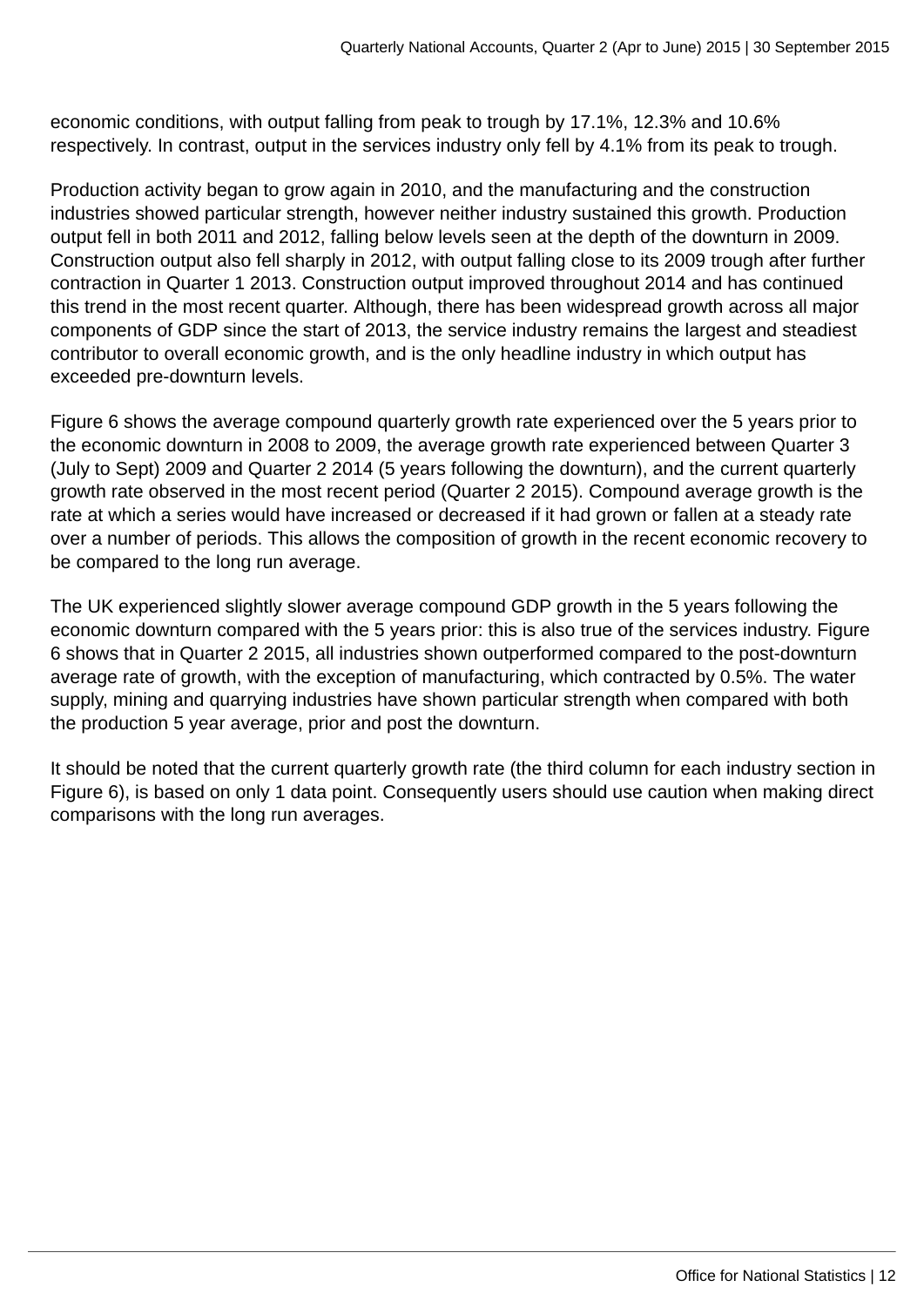economic conditions, with output falling from peak to trough by 17.1%, 12.3% and 10.6% respectively. In contrast, output in the services industry only fell by 4.1% from its peak to trough.

Production activity began to grow again in 2010, and the manufacturing and the construction industries showed particular strength, however neither industry sustained this growth. Production output fell in both 2011 and 2012, falling below levels seen at the depth of the downturn in 2009. Construction output also fell sharply in 2012, with output falling close to its 2009 trough after further contraction in Quarter 1 2013. Construction output improved throughout 2014 and has continued this trend in the most recent quarter. Although, there has been widespread growth across all major components of GDP since the start of 2013, the service industry remains the largest and steadiest contributor to overall economic growth, and is the only headline industry in which output has exceeded pre-downturn levels.

Figure 6 shows the average compound quarterly growth rate experienced over the 5 years prior to the economic downturn in 2008 to 2009, the average growth rate experienced between Quarter 3 (July to Sept) 2009 and Quarter 2 2014 (5 years following the downturn), and the current quarterly growth rate observed in the most recent period (Quarter 2 2015). Compound average growth is the rate at which a series would have increased or decreased if it had grown or fallen at a steady rate over a number of periods. This allows the composition of growth in the recent economic recovery to be compared to the long run average.

The UK experienced slightly slower average compound GDP growth in the 5 years following the economic downturn compared with the 5 years prior: this is also true of the services industry. Figure 6 shows that in Quarter 2 2015, all industries shown outperformed compared to the post-downturn average rate of growth, with the exception of manufacturing, which contracted by 0.5%. The water supply, mining and quarrying industries have shown particular strength when compared with both the production 5 year average, prior and post the downturn.

It should be noted that the current quarterly growth rate (the third column for each industry section in Figure 6), is based on only 1 data point. Consequently users should use caution when making direct comparisons with the long run averages.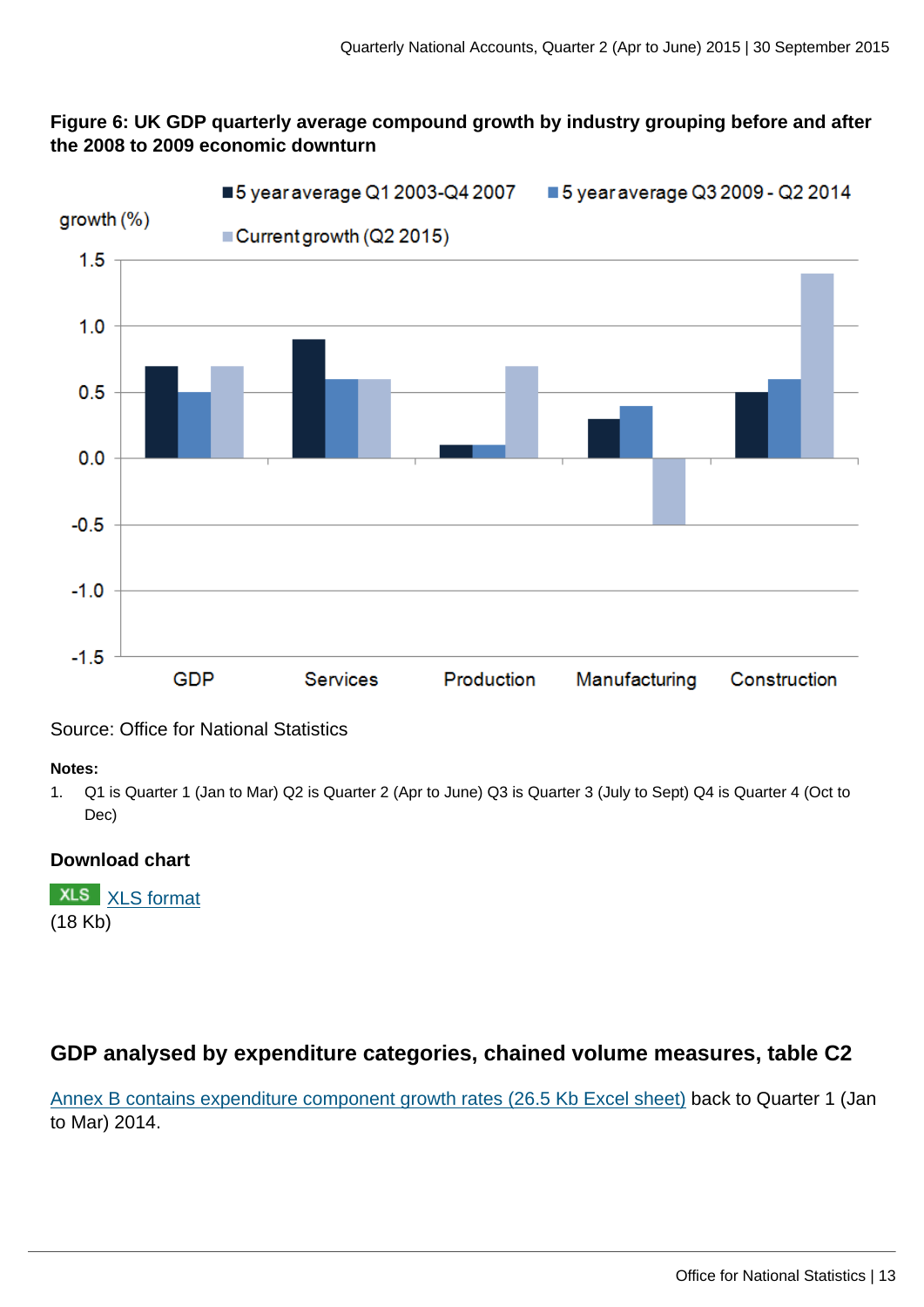**Figure 6: UK GDP quarterly average compound growth by industry grouping before and after the 2008 to 2009 economic downturn**

Source: Office for National Statistics

**Notes:**

1. Q1 is Quarter 1 (Jan to Mar) Q2 is Quarter 2 (Apr to June) Q3 is Quarter 3 (July to Sept) Q4 is Quarter 4 (Oct to Dec)

**Download chart**

XLS [XLS format]
(18 Kb)

## GDP analysed by expenditure categories, chained volume measures, table C2

[Annex B contains expenditure component growth rates (26.5 Kb Excel sheet)] back to Quarter 1 (Jan to Mar) 2014.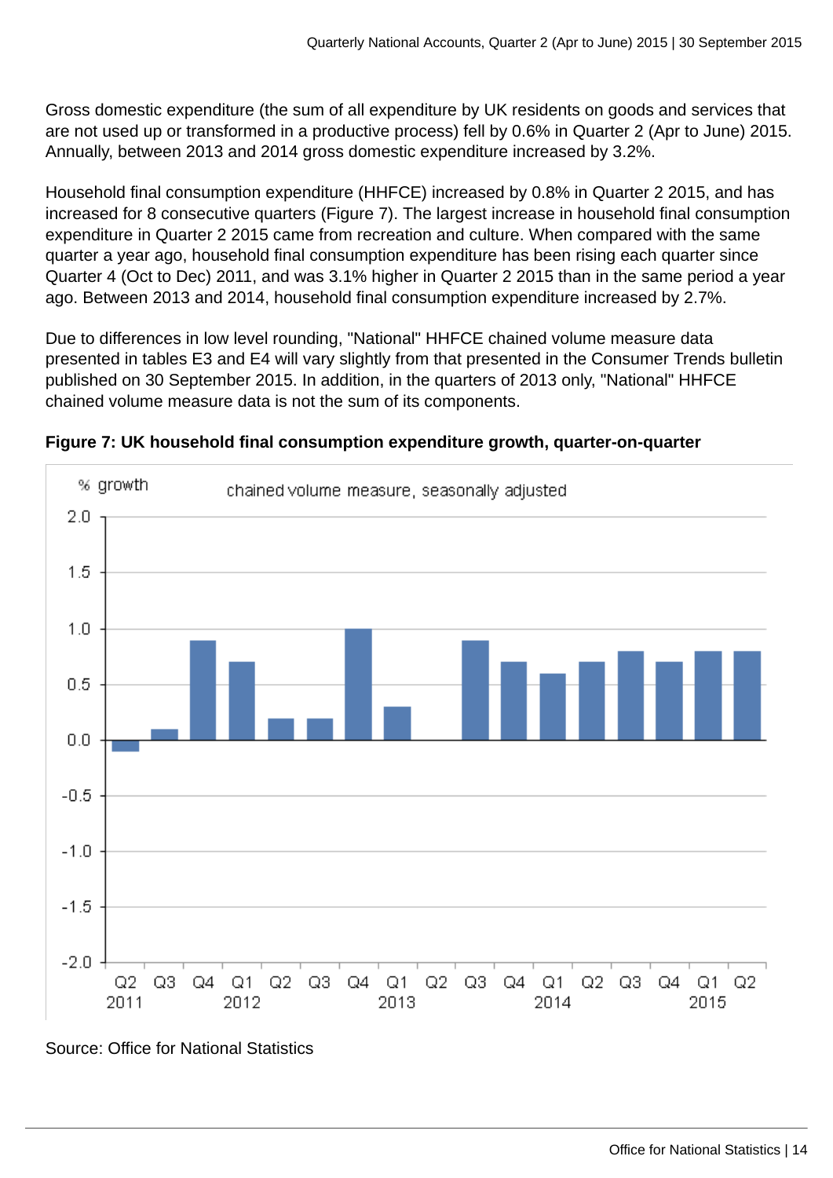Gross domestic expenditure (the sum of all expenditure by UK residents on goods and services that are not used up or transformed in a productive process) fell by 0.6% in Quarter 2 (Apr to June) 2015. Annually, between 2013 and 2014 gross domestic expenditure increased by 3.2%.

Household final consumption expenditure (HHFCE) increased by 0.8% in Quarter 2 2015, and has increased for 8 consecutive quarters (Figure 7). The largest increase in household final consumption expenditure in Quarter 2 2015 came from recreation and culture. When compared with the same quarter a year ago, household final consumption expenditure has been rising each quarter since Quarter 4 (Oct to Dec) 2011, and was 3.1% higher in Quarter 2 2015 than in the same period a year ago. Between 2013 and 2014, household final consumption expenditure increased by 2.7%.

Due to differences in low level rounding, "National" HHFCE chained volume measure data presented in tables E3 and E4 will vary slightly from that presented in the Consumer Trends bulletin published on 30 September 2015. In addition, in the quarters of 2013 only, "National" HHFCE chained volume measure data is not the sum of its components.

**Figure 7: UK household final consumption expenditure growth, quarter-on-quarter**

Source: Office for National Statistics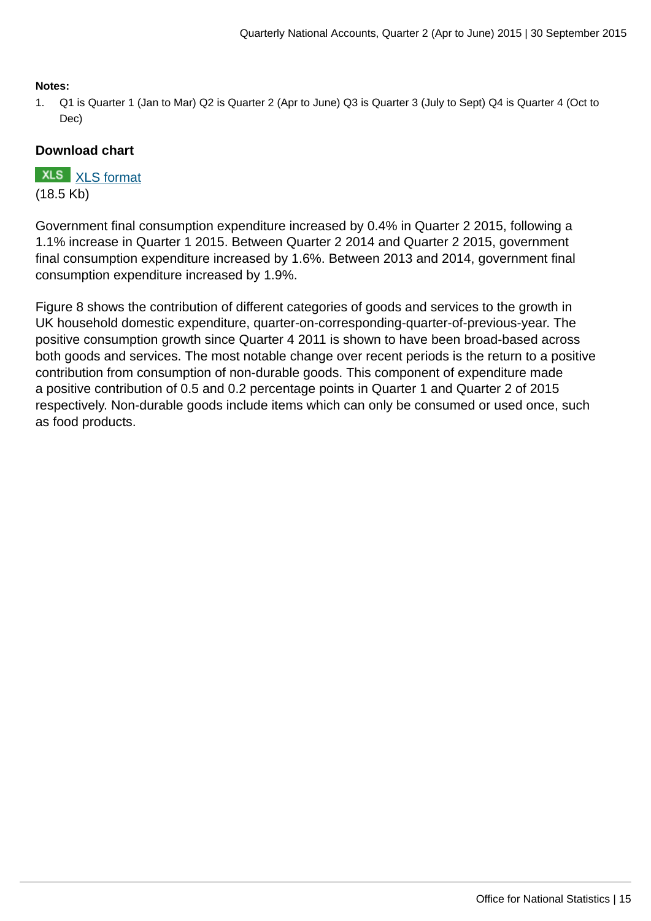**Notes:**

1. Q1 is Quarter 1 (Jan to Mar) Q2 is Quarter 2 (Apr to June) Q3 is Quarter 3 (July to Sept) Q4 is Quarter 4 (Oct to Dec)

**Download chart**

XLS [XLS format](#)
(18.5 Kb)

Government final consumption expenditure increased by 0.4% in Quarter 2 2015, following a 1.1% increase in Quarter 1 2015. Between Quarter 2 2014 and Quarter 2 2015, government final consumption expenditure increased by 1.6%. Between 2013 and 2014, government final consumption expenditure increased by 1.9%.

Figure 8 shows the contribution of different categories of goods and services to the growth in UK household domestic expenditure, quarter-on-corresponding-quarter-of-previous-year. The positive consumption growth since Quarter 4 2011 is shown to have been broad-based across both goods and services. The most notable change over recent periods is the return to a positive contribution from consumption of non-durable goods. This component of expenditure made a positive contribution of 0.5 and 0.2 percentage points in Quarter 1 and Quarter 2 of 2015 respectively. Non-durable goods include items which can only be consumed or used once, such as food products.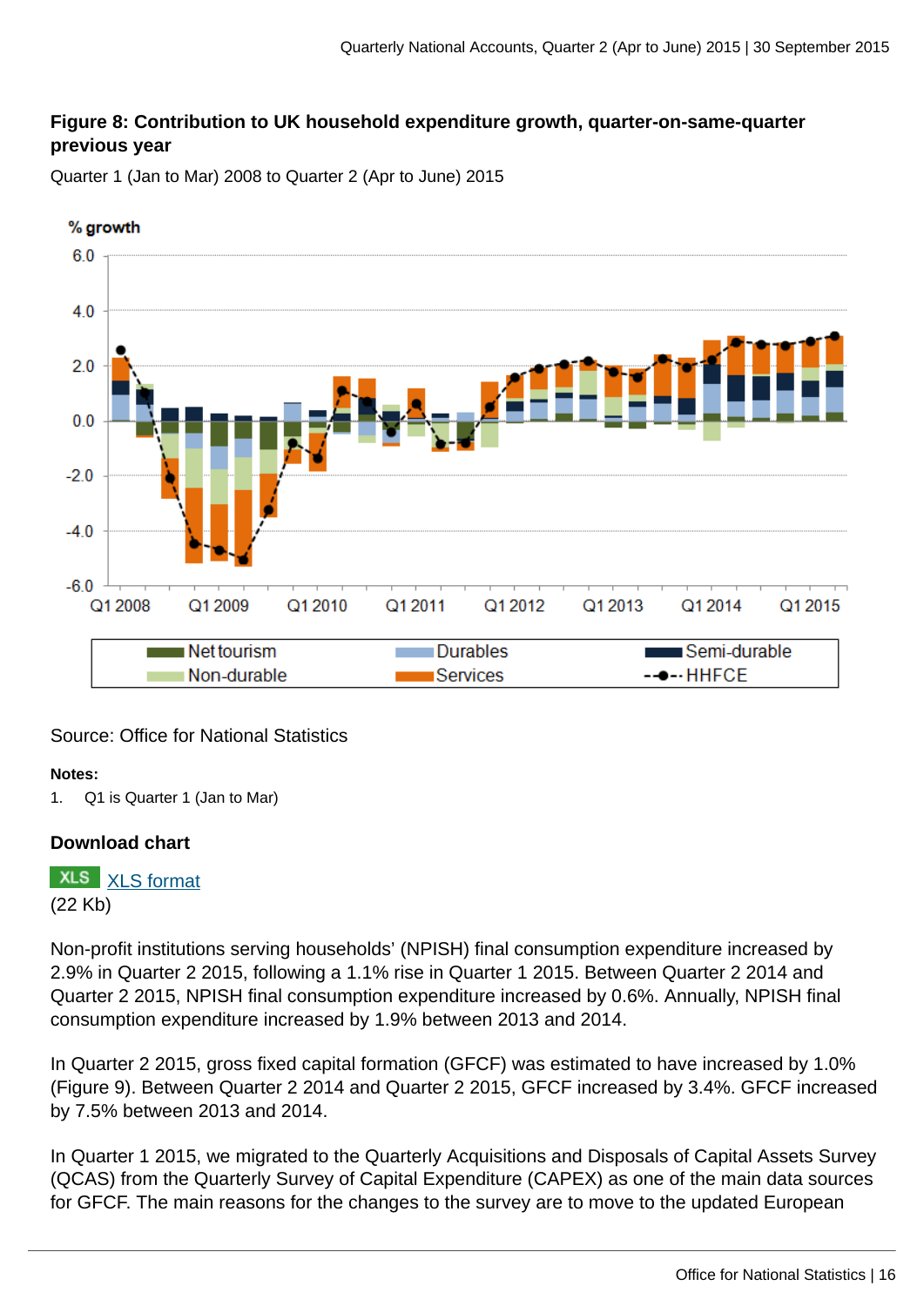**Figure 8: Contribution to UK household expenditure growth, quarter-on-same-quarter previous year**

Quarter 1 (Jan to Mar) 2008 to Quarter 2 (Apr to June) 2015

Source: Office for National Statistics

**Notes:**

1. Q1 is Quarter 1 (Jan to Mar)

**Download chart**

XLS format
(22 Kb)

Non-profit institutions serving households' (NPISH) final consumption expenditure increased by 2.9% in Quarter 2 2015, following a 1.1% rise in Quarter 1 2015. Between Quarter 2 2014 and Quarter 2 2015, NPISH final consumption expenditure increased by 0.6%. Annually, NPISH final consumption expenditure increased by 1.9% between 2013 and 2014.

In Quarter 2 2015, gross fixed capital formation (GFCF) was estimated to have increased by 1.0% (Figure 9). Between Quarter 2 2014 and Quarter 2 2015, GFCF increased by 3.4%. GFCF increased by 7.5% between 2013 and 2014.

In Quarter 1 2015, we migrated to the Quarterly Acquisitions and Disposals of Capital Assets Survey (QCAS) from the Quarterly Survey of Capital Expenditure (CAPEX) as one of the main data sources for GFCF. The main reasons for the changes to the survey are to move to the updated European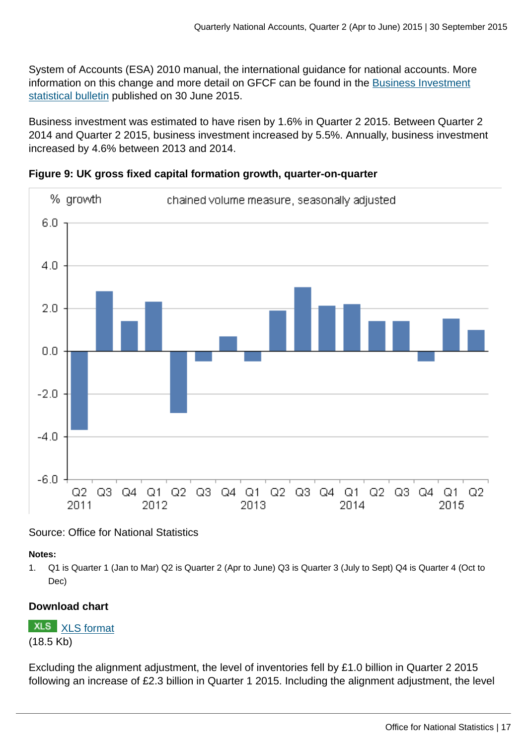System of Accounts (ESA) 2010 manual, the international guidance for national accounts. More information on this change and more detail on GFCF can be found in the Business Investment statistical bulletin published on 30 June 2015.

Business investment was estimated to have risen by 1.6% in Quarter 2 2015. Between Quarter 2 2014 and Quarter 2 2015, business investment increased by 5.5%. Annually, business investment increased by 4.6% between 2013 and 2014.

**Figure 9: UK gross fixed capital formation growth, quarter-on-quarter**

Source: Office for National Statistics

**Notes:**

1. Q1 is Quarter 1 (Jan to Mar) Q2 is Quarter 2 (Apr to June) Q3 is Quarter 3 (July to Sept) Q4 is Quarter 4 (Oct to Dec)

**Download chart**

XLS format (18.5 Kb)

Excluding the alignment adjustment, the level of inventories fell by £1.0 billion in Quarter 2 2015 following an increase of £2.3 billion in Quarter 1 2015. Including the alignment adjustment, the level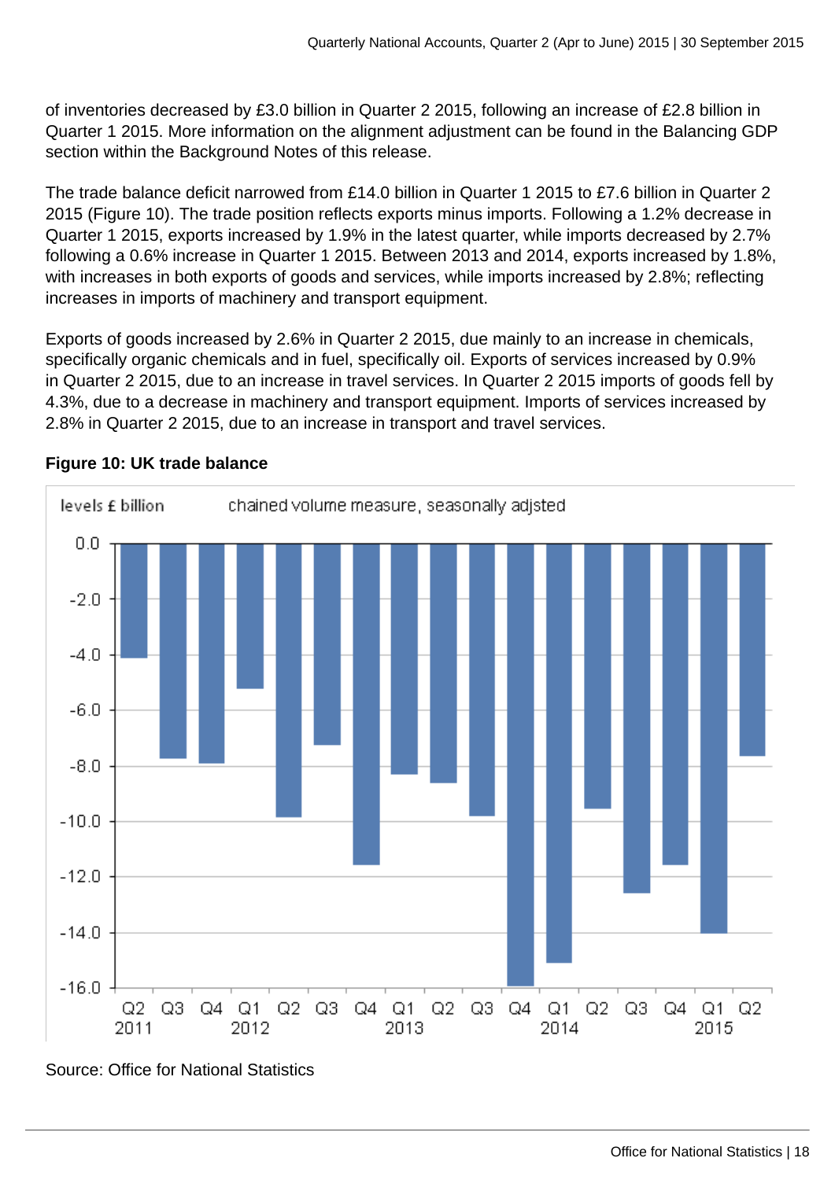of inventories decreased by £3.0 billion in Quarter 2 2015, following an increase of £2.8 billion in Quarter 1 2015. More information on the alignment adjustment can be found in the Balancing GDP section within the Background Notes of this release.

The trade balance deficit narrowed from £14.0 billion in Quarter 1 2015 to £7.6 billion in Quarter 2 2015 (Figure 10). The trade position reflects exports minus imports. Following a 1.2% decrease in Quarter 1 2015, exports increased by 1.9% in the latest quarter, while imports decreased by 2.7% following a 0.6% increase in Quarter 1 2015. Between 2013 and 2014, exports increased by 1.8%, with increases in both exports of goods and services, while imports increased by 2.8%; reflecting increases in imports of machinery and transport equipment.

Exports of goods increased by 2.6% in Quarter 2 2015, due mainly to an increase in chemicals, specifically organic chemicals and in fuel, specifically oil. Exports of services increased by 0.9% in Quarter 2 2015, due to an increase in travel services. In Quarter 2 2015 imports of goods fell by 4.3%, due to a decrease in machinery and transport equipment. Imports of services increased by 2.8% in Quarter 2 2015, due to an increase in transport and travel services.

**Figure 10: UK trade balance**

levels £ billion — chained volume measure, seasonally adjsted

Source: Office for National Statistics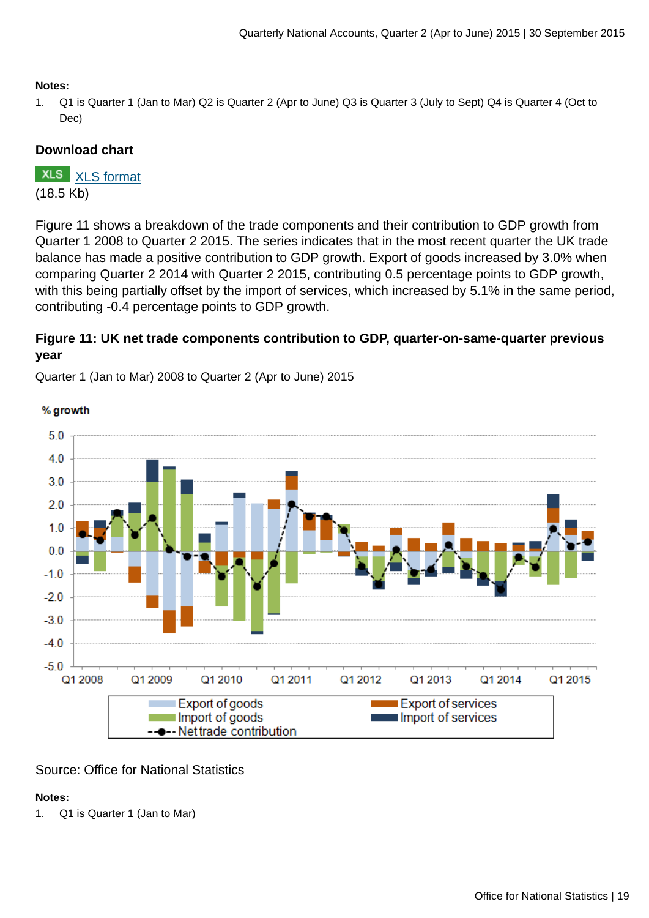**Notes:**

1. Q1 is Quarter 1 (Jan to Mar) Q2 is Quarter 2 (Apr to June) Q3 is Quarter 3 (July to Sept) Q4 is Quarter 4 (Oct to Dec)

**Download chart**

XLS [XLS format](#)
(18.5 Kb)

Figure 11 shows a breakdown of the trade components and their contribution to GDP growth from Quarter 1 2008 to Quarter 2 2015. The series indicates that in the most recent quarter the UK trade balance has made a positive contribution to GDP growth. Export of goods increased by 3.0% when comparing Quarter 2 2014 with Quarter 2 2015, contributing 0.5 percentage points to GDP growth, with this being partially offset by the import of services, which increased by 5.1% in the same period, contributing -0.4 percentage points to GDP growth.

### Figure 11: UK net trade components contribution to GDP, quarter-on-same-quarter previous year

Quarter 1 (Jan to Mar) 2008 to Quarter 2 (Apr to June) 2015

Source: Office for National Statistics

**Notes:**

1. Q1 is Quarter 1 (Jan to Mar)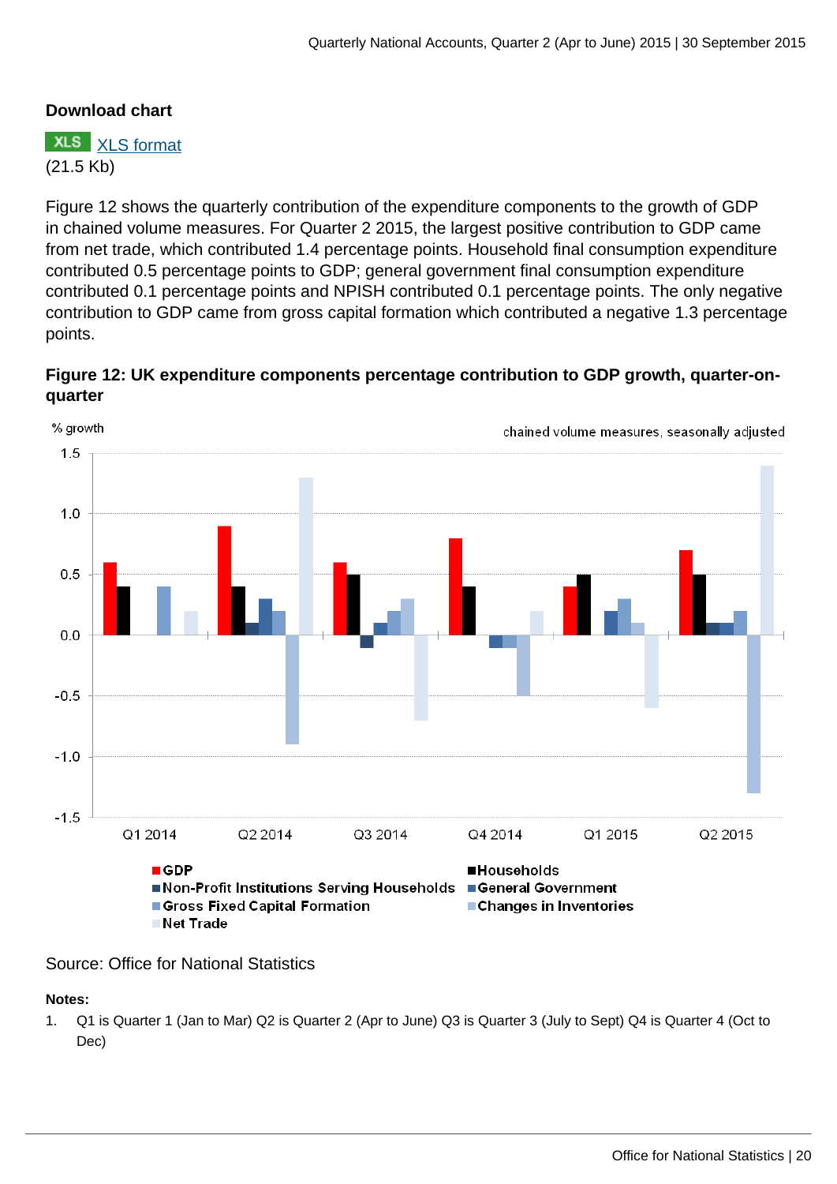**Download chart**

XLS [XLS format](#)
(21.5 Kb)

Figure 12 shows the quarterly contribution of the expenditure components to the growth of GDP in chained volume measures. For Quarter 2 2015, the largest positive contribution to GDP came from net trade, which contributed 1.4 percentage points. Household final consumption expenditure contributed 0.5 percentage points to GDP; general government final consumption expenditure contributed 0.1 percentage points and NPISH contributed 0.1 percentage points. The only negative contribution to GDP came from gross capital formation which contributed a negative 1.3 percentage points.

**Figure 12: UK expenditure components percentage contribution to GDP growth, quarter-on-quarter**

% growth

chained volume measures, seasonally adjusted

| | GDP | Households | Non-Profit Institutions Serving Households | General Government | Gross Fixed Capital Formation | Changes in Inventories | Net Trade |
|---|---|---|---|---|---|---|---|
| Q1 2014 | 0.6 | 0.4 | 0.0 | 0.0 | 0.4 | 0.0 | 0.2 |
| Q2 2014 | 0.9 | 0.4 | 0.1 | 0.3 | 0.2 | -0.9 | 1.3 |
| Q3 2014 | 0.6 | 0.5 | -0.1 | 0.1 | 0.2 | 0.3 | -0.7 |
| Q4 2014 | 0.8 | 0.4 | 0.0 | -0.1 | -0.1 | -0.5 | 0.2 |
| Q1 2015 | 0.4 | 0.5 | 0.0 | 0.2 | 0.3 | 0.1 | -0.6 |
| Q2 2015 | 0.7 | 0.5 | 0.1 | 0.1 | 0.2 | -1.3 | 1.4 |

Source: Office for National Statistics

**Notes:**

1. Q1 is Quarter 1 (Jan to Mar) Q2 is Quarter 2 (Apr to June) Q3 is Quarter 3 (July to Sept) Q4 is Quarter 4 (Oct to Dec)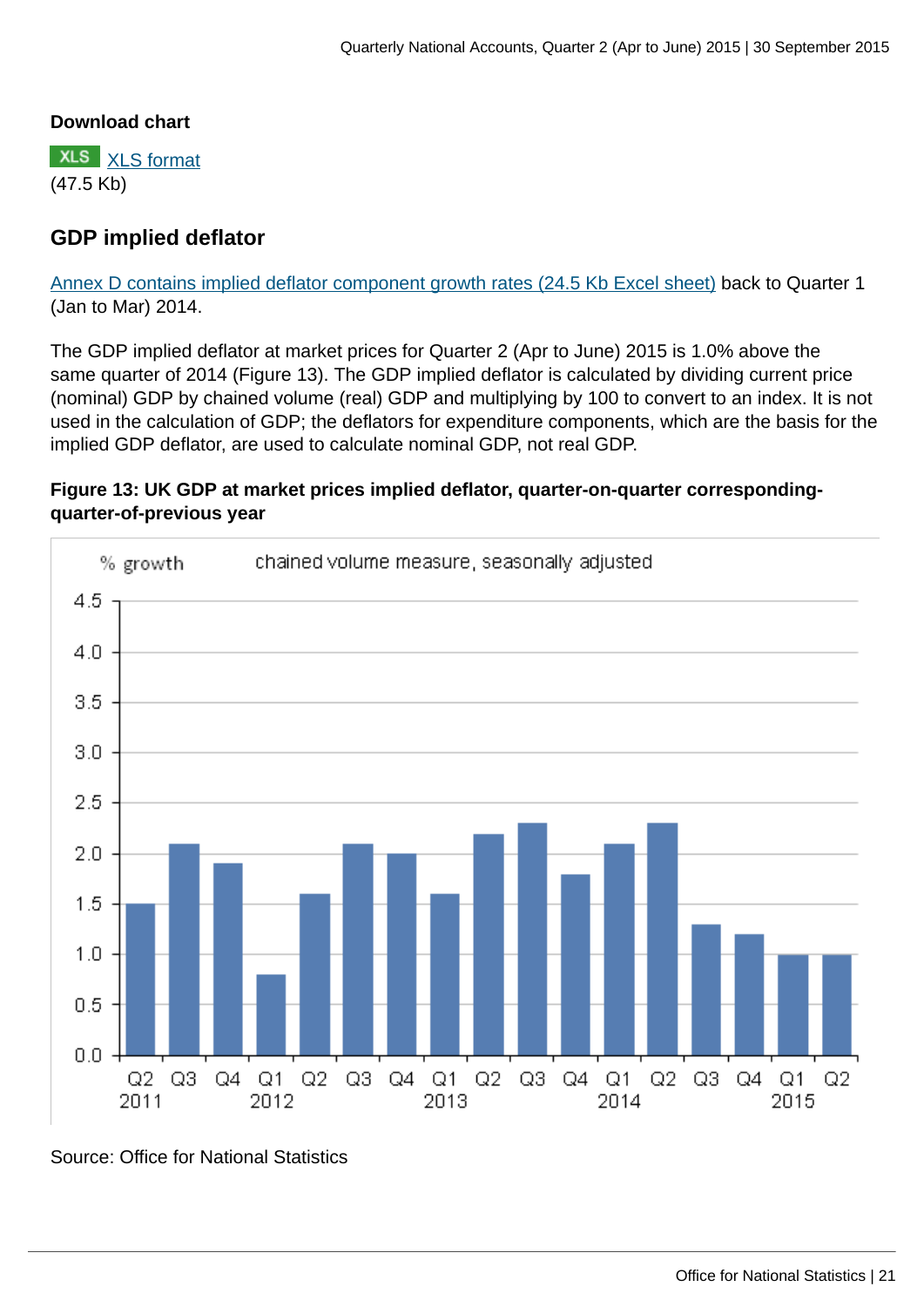**Download chart**

XLS [XLS format](#)
(47.5 Kb)

## GDP implied deflator

[Annex D contains implied deflator component growth rates (24.5 Kb Excel sheet)](#) back to Quarter 1 (Jan to Mar) 2014.

The GDP implied deflator at market prices for Quarter 2 (Apr to June) 2015 is 1.0% above the same quarter of 2014 (Figure 13). The GDP implied deflator is calculated by dividing current price (nominal) GDP by chained volume (real) GDP and multiplying by 100 to convert to an index. It is not used in the calculation of GDP; the deflators for expenditure components, which are the basis for the implied GDP deflator, are used to calculate nominal GDP, not real GDP.

**Figure 13: UK GDP at market prices implied deflator, quarter-on-quarter corresponding-quarter-of-previous year**

% growth chained volume measure, seasonally adjusted

| Quarter | % growth |
|---|---|
| Q2 2011 | 1.5 |
| Q3 2011 | 2.1 |
| Q4 2011 | 1.9 |
| Q1 2012 | 0.8 |
| Q2 2012 | 1.6 |
| Q3 2012 | 2.1 |
| Q4 2012 | 2.0 |
| Q1 2013 | 1.6 |
| Q2 2013 | 2.2 |
| Q3 2013 | 2.3 |
| Q4 2013 | 1.8 |
| Q1 2014 | 2.1 |
| Q2 2014 | 2.3 |
| Q3 2014 | 1.3 |
| Q4 2014 | 1.2 |
| Q1 2015 | 1.0 |
| Q2 2015 | 1.0 |

Source: Office for National Statistics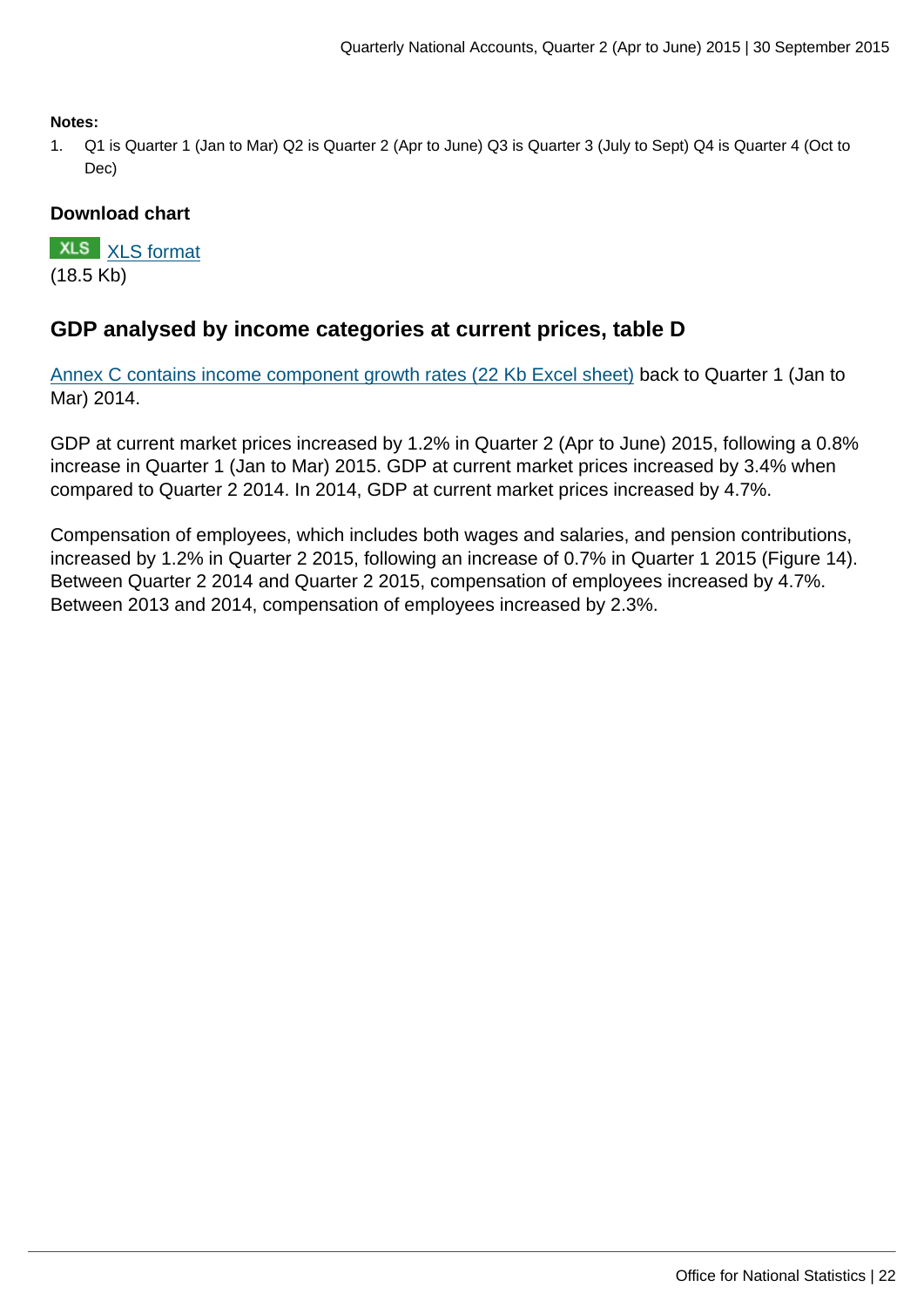**Notes:**

1. Q1 is Quarter 1 (Jan to Mar) Q2 is Quarter 2 (Apr to June) Q3 is Quarter 3 (July to Sept) Q4 is Quarter 4 (Oct to Dec)

**Download chart**

XLS XLS format
(18.5 Kb)

## GDP analysed by income categories at current prices, table D

Annex C contains income component growth rates (22 Kb Excel sheet) back to Quarter 1 (Jan to Mar) 2014.

GDP at current market prices increased by 1.2% in Quarter 2 (Apr to June) 2015, following a 0.8% increase in Quarter 1 (Jan to Mar) 2015. GDP at current market prices increased by 3.4% when compared to Quarter 2 2014. In 2014, GDP at current market prices increased by 4.7%.

Compensation of employees, which includes both wages and salaries, and pension contributions, increased by 1.2% in Quarter 2 2015, following an increase of 0.7% in Quarter 1 2015 (Figure 14). Between Quarter 2 2014 and Quarter 2 2015, compensation of employees increased by 4.7%. Between 2013 and 2014, compensation of employees increased by 2.3%.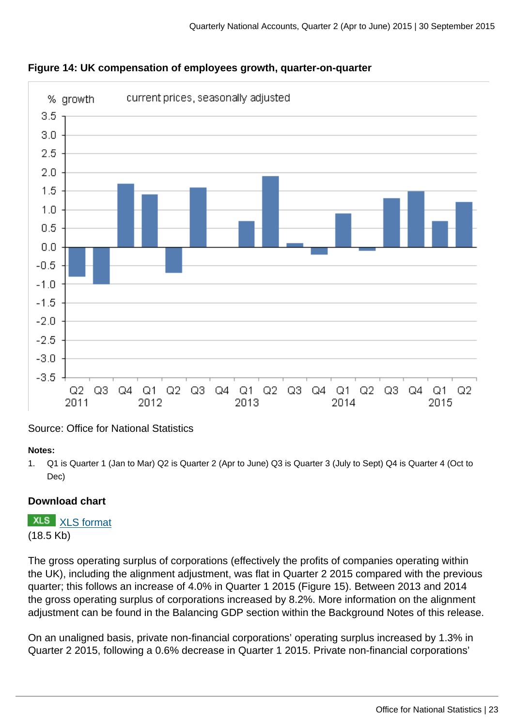**Figure 14: UK compensation of employees growth, quarter-on-quarter**

Source: Office for National Statistics

**Notes:**

1. Q1 is Quarter 1 (Jan to Mar) Q2 is Quarter 2 (Apr to June) Q3 is Quarter 3 (July to Sept) Q4 is Quarter 4 (Oct to Dec)

**Download chart**

XLS [XLS format](#)
(18.5 Kb)

The gross operating surplus of corporations (effectively the profits of companies operating within the UK), including the alignment adjustment, was flat in Quarter 2 2015 compared with the previous quarter; this follows an increase of 4.0% in Quarter 1 2015 (Figure 15). Between 2013 and 2014 the gross operating surplus of corporations increased by 8.2%. More information on the alignment adjustment can be found in the Balancing GDP section within the Background Notes of this release.

On an unaligned basis, private non-financial corporations' operating surplus increased by 1.3% in Quarter 2 2015, following a 0.6% decrease in Quarter 1 2015. Private non-financial corporations'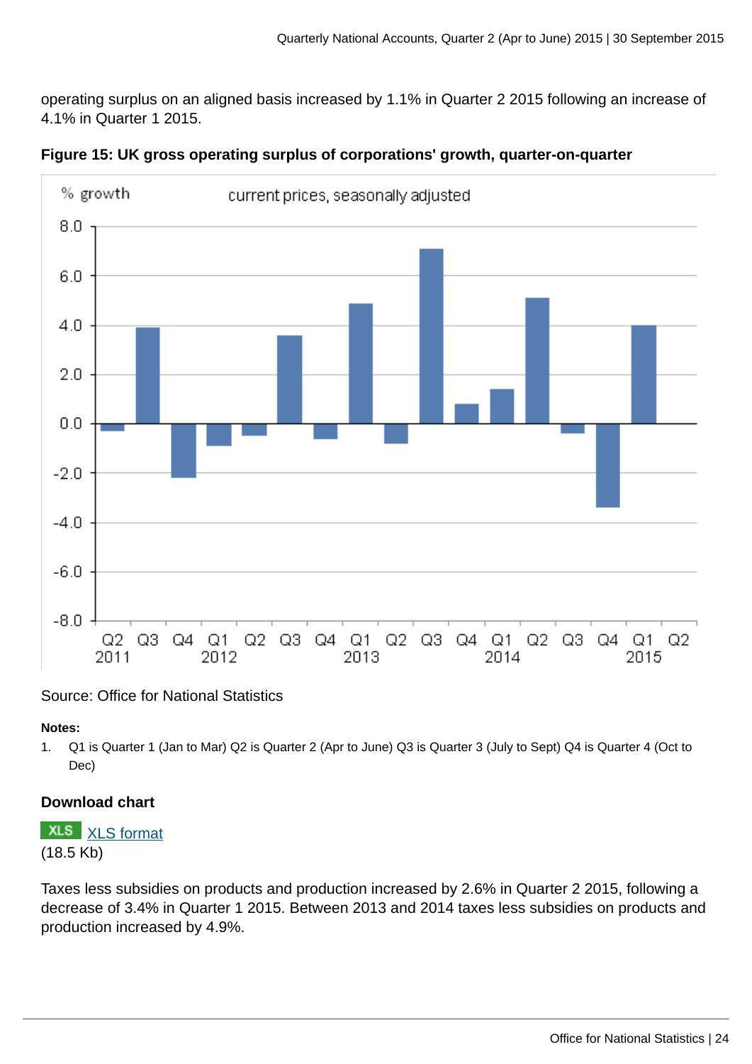operating surplus on an aligned basis increased by 1.1% in Quarter 2 2015 following an increase of 4.1% in Quarter 1 2015.

**Figure 15: UK gross operating surplus of corporations' growth, quarter-on-quarter**

Source: Office for National Statistics

**Notes:**

1. Q1 is Quarter 1 (Jan to Mar) Q2 is Quarter 2 (Apr to June) Q3 is Quarter 3 (July to Sept) Q4 is Quarter 4 (Oct to Dec)

**Download chart**

XLS [XLS format](#)
(18.5 Kb)

Taxes less subsidies on products and production increased by 2.6% in Quarter 2 2015, following a decrease of 3.4% in Quarter 1 2015. Between 2013 and 2014 taxes less subsidies on products and production increased by 4.9%.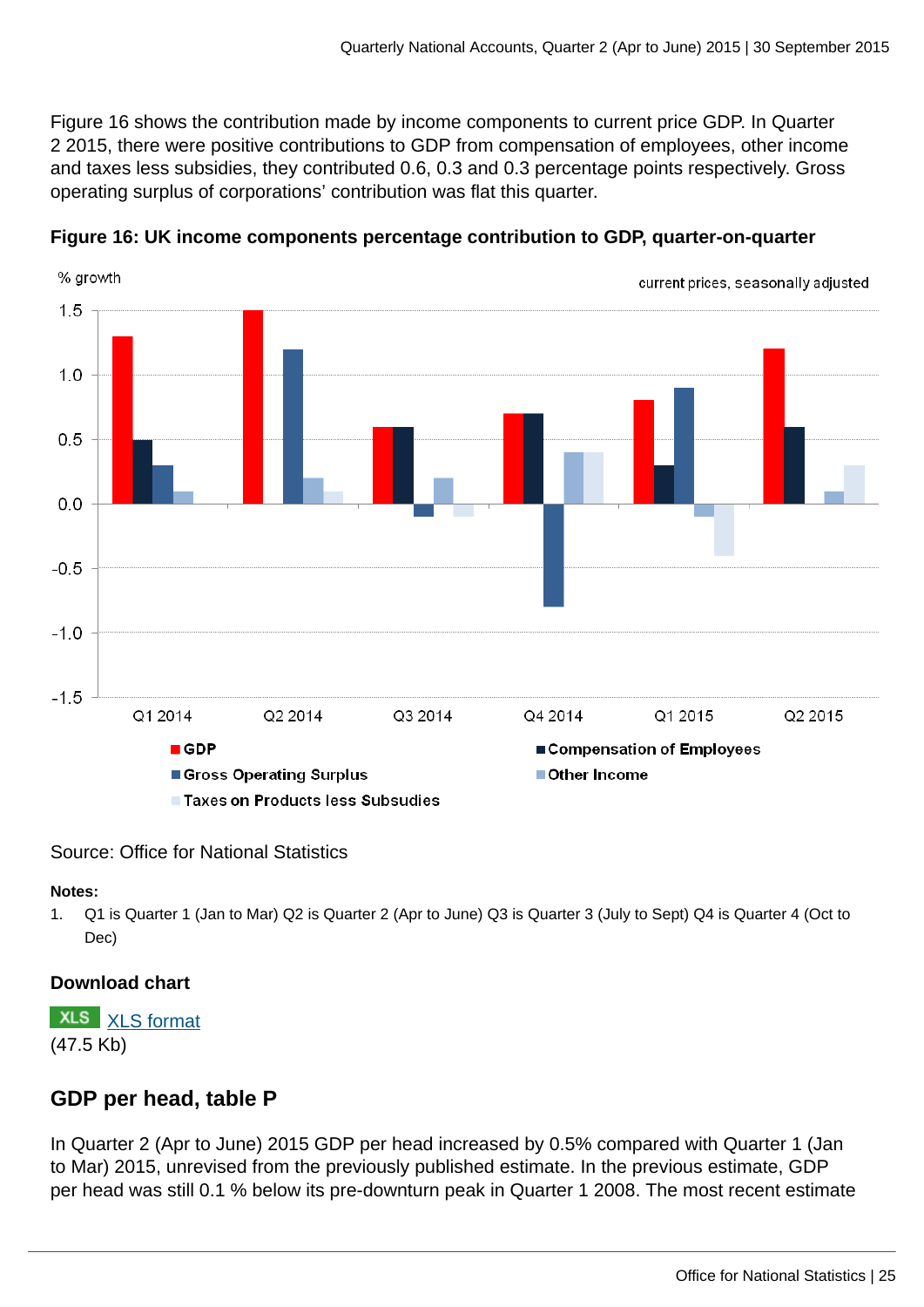Figure 16 shows the contribution made by income components to current price GDP. In Quarter 2 2015, there were positive contributions to GDP from compensation of employees, other income and taxes less subsidies, they contributed 0.6, 0.3 and 0.3 percentage points respectively. Gross operating surplus of corporations' contribution was flat this quarter.

**Figure 16: UK income components percentage contribution to GDP, quarter-on-quarter**

% growth

current prices, seasonally adjusted

Source: Office for National Statistics

**Notes:**

1. Q1 is Quarter 1 (Jan to Mar) Q2 is Quarter 2 (Apr to June) Q3 is Quarter 3 (July to Sept) Q4 is Quarter 4 (Oct to Dec)

### Download chart

XLS XLS format
(47.5 Kb)

## GDP per head, table P

In Quarter 2 (Apr to June) 2015 GDP per head increased by 0.5% compared with Quarter 1 (Jan to Mar) 2015, unrevised from the previously published estimate. In the previous estimate, GDP per head was still 0.1 % below its pre-downturn peak in Quarter 1 2008. The most recent estimate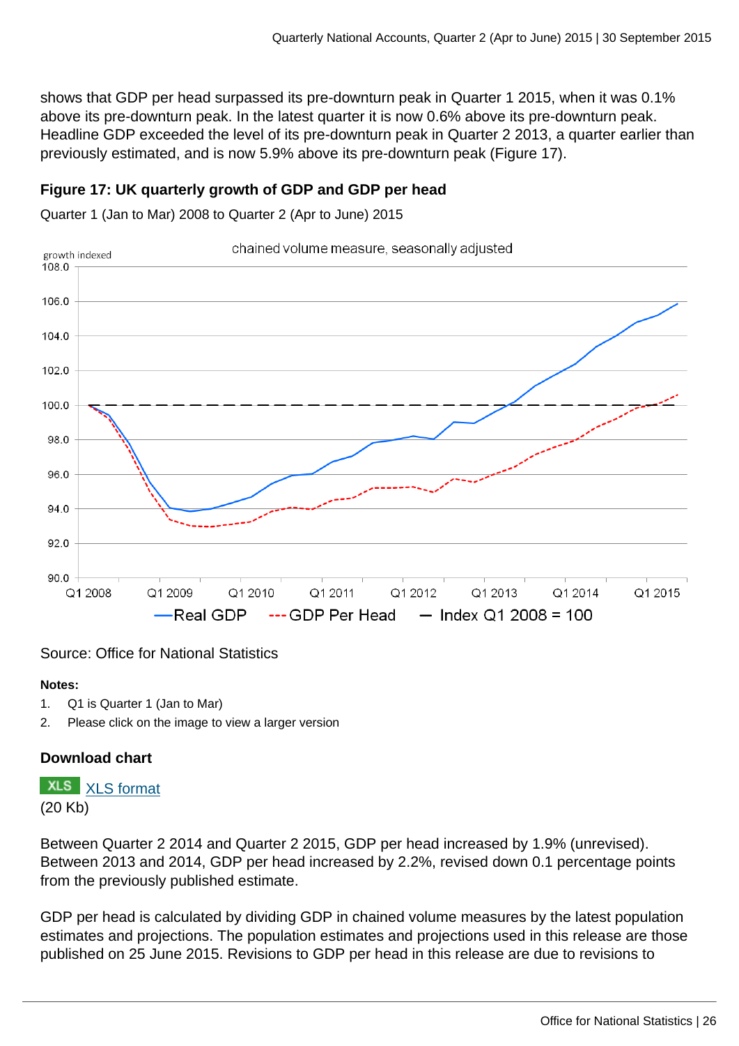shows that GDP per head surpassed its pre-downturn peak in Quarter 1 2015, when it was 0.1% above its pre-downturn peak. In the latest quarter it is now 0.6% above its pre-downturn peak. Headline GDP exceeded the level of its pre-downturn peak in Quarter 2 2013, a quarter earlier than previously estimated, and is now 5.9% above its pre-downturn peak (Figure 17).

### Figure 17: UK quarterly growth of GDP and GDP per head

Quarter 1 (Jan to Mar) 2008 to Quarter 2 (Apr to June) 2015

Source: Office for National Statistics

**Notes:**

1. Q1 is Quarter 1 (Jan to Mar)
2. Please click on the image to view a larger version

### Download chart

XLS format
(20 Kb)

Between Quarter 2 2014 and Quarter 2 2015, GDP per head increased by 1.9% (unrevised). Between 2013 and 2014, GDP per head increased by 2.2%, revised down 0.1 percentage points from the previously published estimate.

GDP per head is calculated by dividing GDP in chained volume measures by the latest population estimates and projections. The population estimates and projections used in this release are those published on 25 June 2015. Revisions to GDP per head in this release are due to revisions to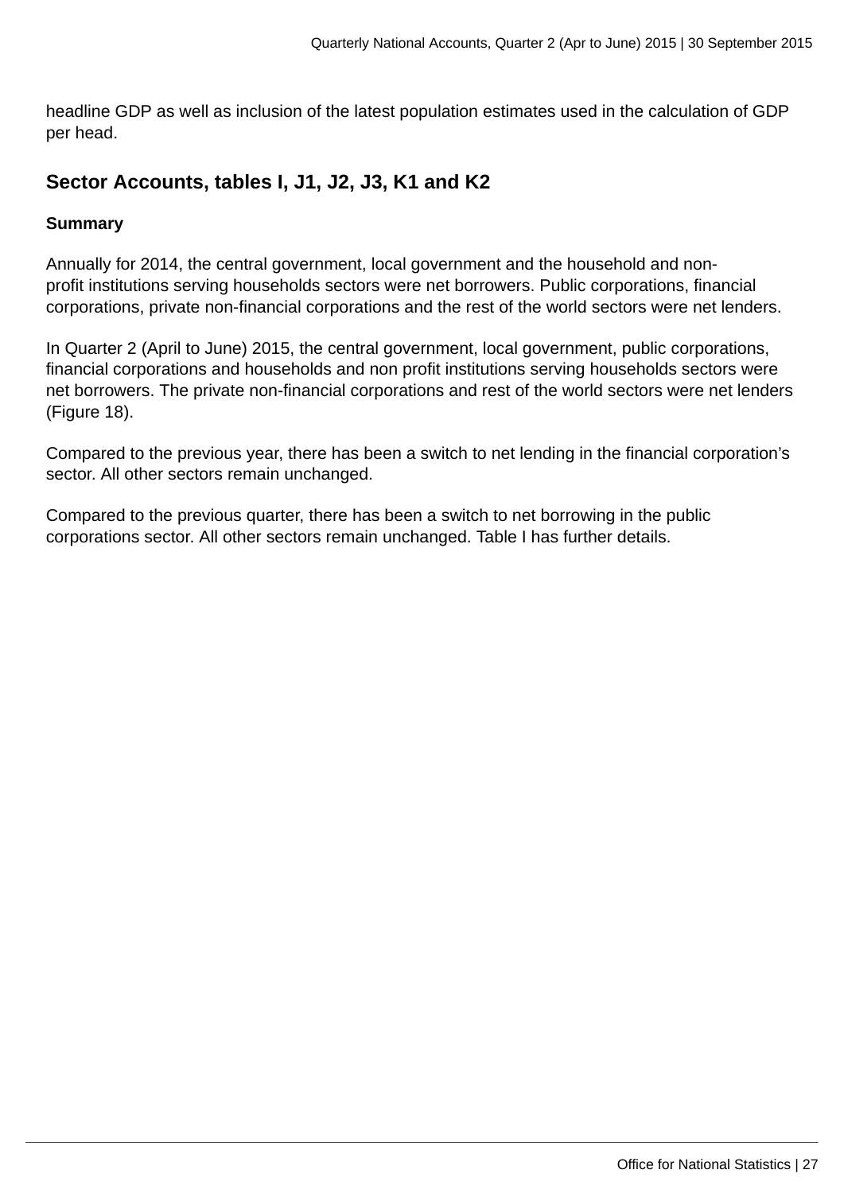headline GDP as well as inclusion of the latest population estimates used in the calculation of GDP per head.

## Sector Accounts, tables I, J1, J2, J3, K1 and K2

**Summary**

Annually for 2014, the central government, local government and the household and non-profit institutions serving households sectors were net borrowers. Public corporations, financial corporations, private non-financial corporations and the rest of the world sectors were net lenders.

In Quarter 2 (April to June) 2015, the central government, local government, public corporations, financial corporations and households and non profit institutions serving households sectors were net borrowers. The private non-financial corporations and rest of the world sectors were net lenders (Figure 18).

Compared to the previous year, there has been a switch to net lending in the financial corporation's sector. All other sectors remain unchanged.

Compared to the previous quarter, there has been a switch to net borrowing in the public corporations sector. All other sectors remain unchanged. Table I has further details.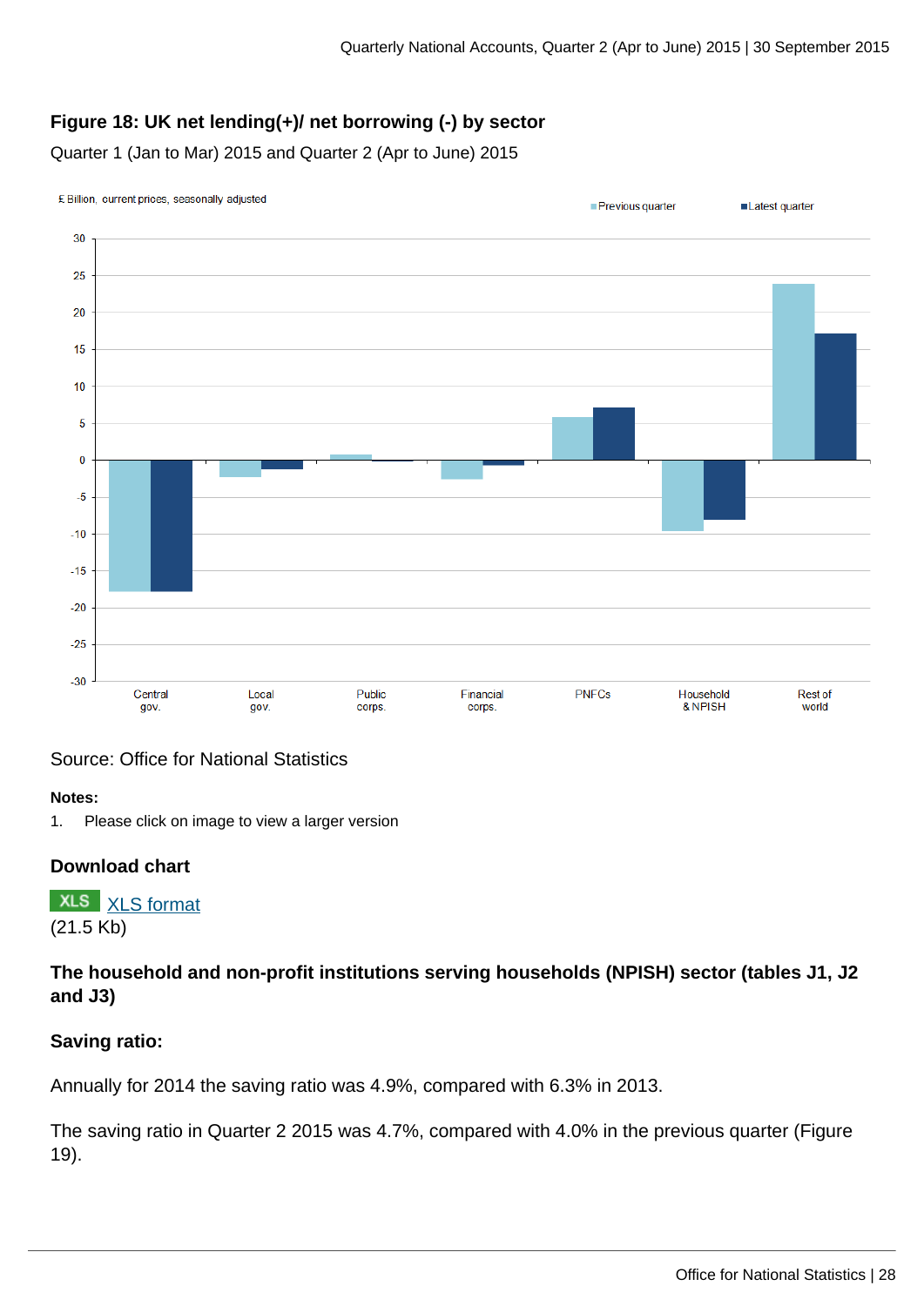### Figure 18: UK net lending(+)/ net borrowing (-) by sector

Quarter 1 (Jan to Mar) 2015 and Quarter 2 (Apr to June) 2015

Source: Office for National Statistics

**Notes:**

1. Please click on image to view a larger version

### Download chart

XLS [XLS format](#)
(21.5 Kb)

### The household and non-profit institutions serving households (NPISH) sector (tables J1, J2 and J3)

#### Saving ratio:

Annually for 2014 the saving ratio was 4.9%, compared with 6.3% in 2013.

The saving ratio in Quarter 2 2015 was 4.7%, compared with 4.0% in the previous quarter (Figure 19).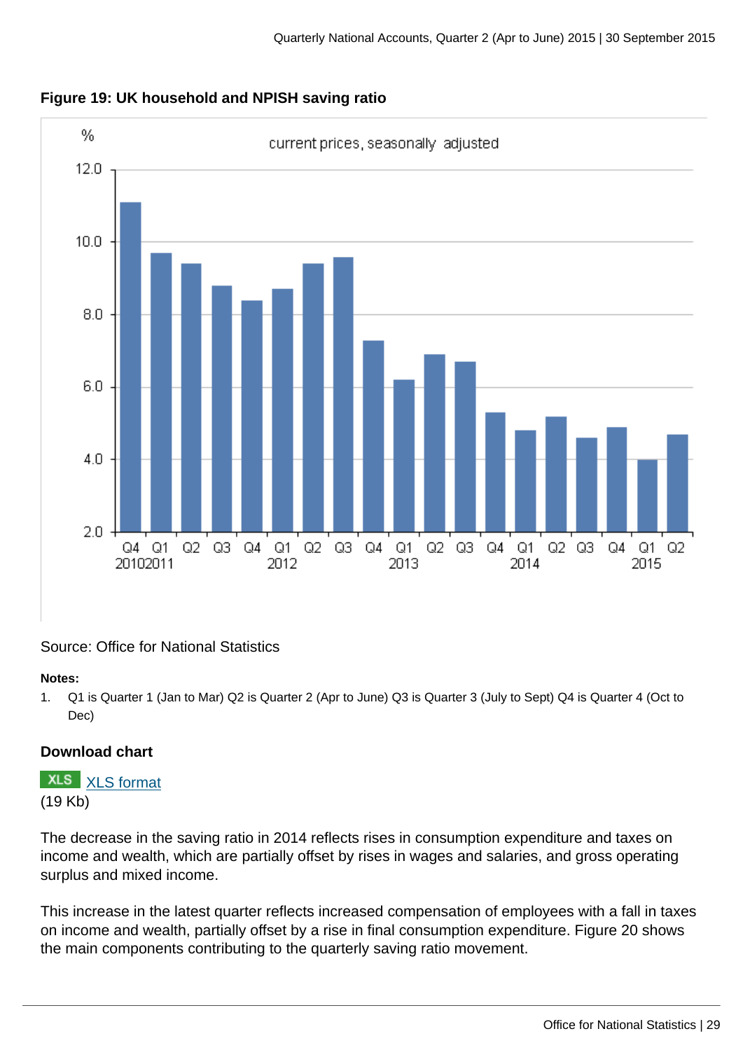**Figure 19: UK household and NPISH saving ratio**

Source: Office for National Statistics

**Notes:**

1. Q1 is Quarter 1 (Jan to Mar) Q2 is Quarter 2 (Apr to June) Q3 is Quarter 3 (July to Sept) Q4 is Quarter 4 (Oct to Dec)

**Download chart**

XLS format
(19 Kb)

The decrease in the saving ratio in 2014 reflects rises in consumption expenditure and taxes on income and wealth, which are partially offset by rises in wages and salaries, and gross operating surplus and mixed income.

This increase in the latest quarter reflects increased compensation of employees with a fall in taxes on income and wealth, partially offset by a rise in final consumption expenditure. Figure 20 shows the main components contributing to the quarterly saving ratio movement.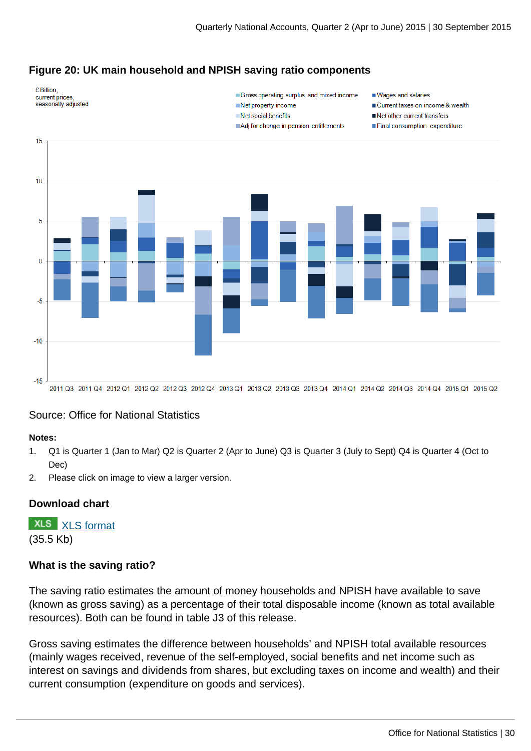### Figure 20: UK main household and NPISH saving ratio components

£ Billion, current prices, seasonally adjusted

Gross operating surplus and mixed income; Wages and salaries; Net property income; Current taxes on income & wealth; Net social benefits; Net other current transfers; Adj for change in pension entitlements; Final consumption expenditure

Source: Office for National Statistics

**Notes:**

1. Q1 is Quarter 1 (Jan to Mar) Q2 is Quarter 2 (Apr to June) Q3 is Quarter 3 (July to Sept) Q4 is Quarter 4 (Oct to Dec)
2. Please click on image to view a larger version.

### Download chart

XLS [XLS format](#) (35.5 Kb)

### What is the saving ratio?

The saving ratio estimates the amount of money households and NPISH have available to save (known as gross saving) as a percentage of their total disposable income (known as total available resources). Both can be found in table J3 of this release.

Gross saving estimates the difference between households' and NPISH total available resources (mainly wages received, revenue of the self-employed, social benefits and net income such as interest on savings and dividends from shares, but excluding taxes on income and wealth) and their current consumption (expenditure on goods and services).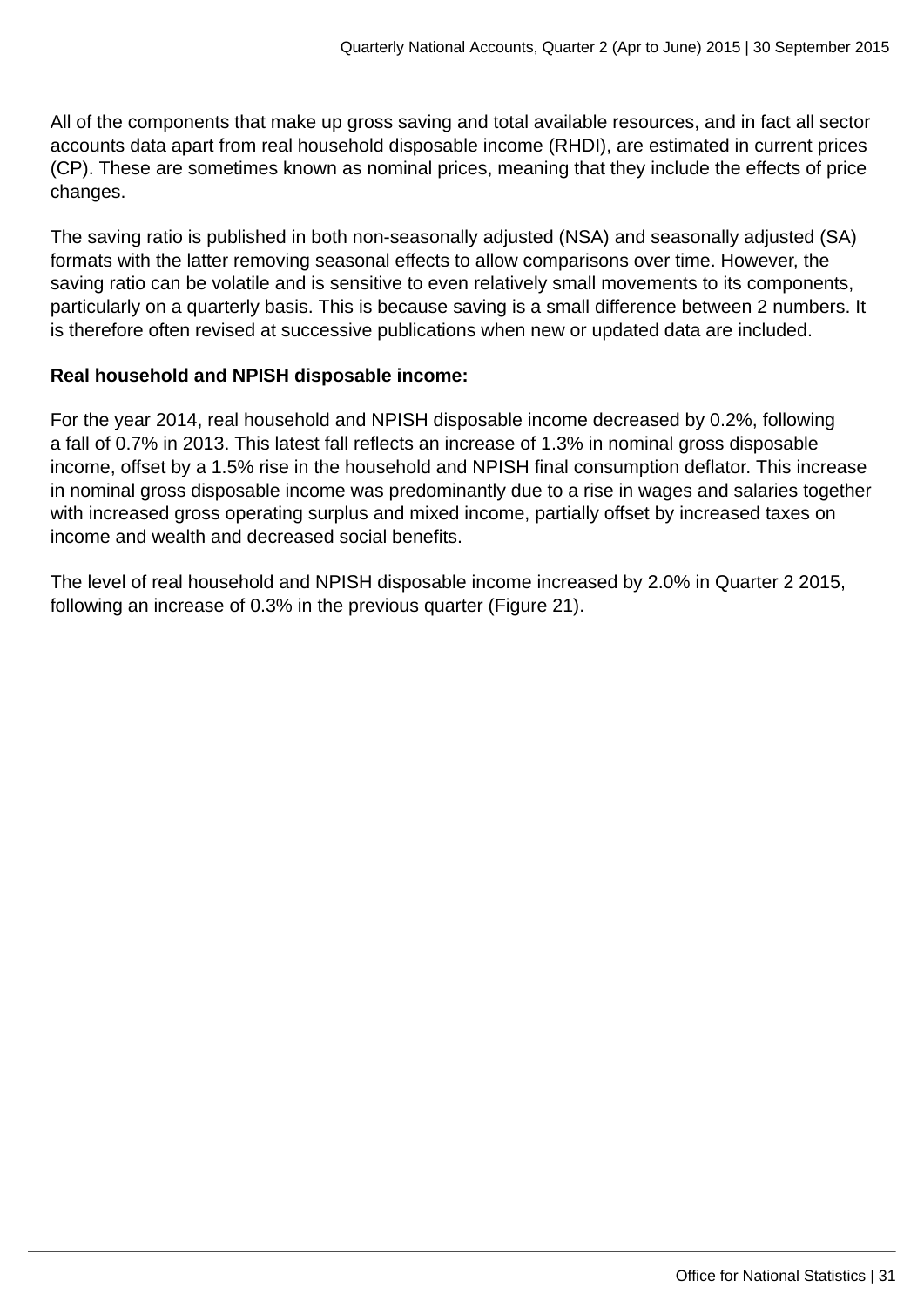All of the components that make up gross saving and total available resources, and in fact all sector accounts data apart from real household disposable income (RHDI), are estimated in current prices (CP). These are sometimes known as nominal prices, meaning that they include the effects of price changes.

The saving ratio is published in both non-seasonally adjusted (NSA) and seasonally adjusted (SA) formats with the latter removing seasonal effects to allow comparisons over time. However, the saving ratio can be volatile and is sensitive to even relatively small movements to its components, particularly on a quarterly basis. This is because saving is a small difference between 2 numbers. It is therefore often revised at successive publications when new or updated data are included.

**Real household and NPISH disposable income:**

For the year 2014, real household and NPISH disposable income decreased by 0.2%, following a fall of 0.7% in 2013. This latest fall reflects an increase of 1.3% in nominal gross disposable income, offset by a 1.5% rise in the household and NPISH final consumption deflator. This increase in nominal gross disposable income was predominantly due to a rise in wages and salaries together with increased gross operating surplus and mixed income, partially offset by increased taxes on income and wealth and decreased social benefits.

The level of real household and NPISH disposable income increased by 2.0% in Quarter 2 2015, following an increase of 0.3% in the previous quarter (Figure 21).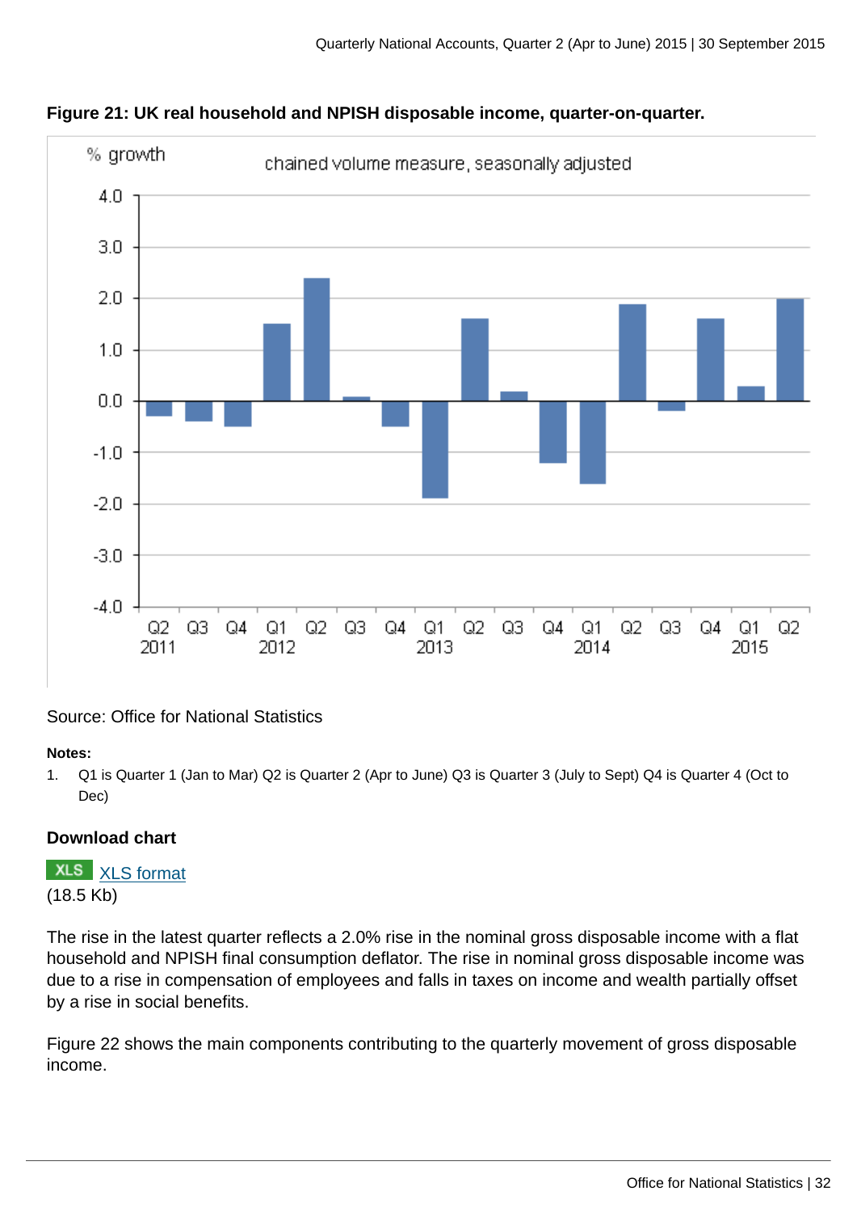**Figure 21: UK real household and NPISH disposable income, quarter-on-quarter.**

Source: Office for National Statistics

**Notes:**

1. Q1 is Quarter 1 (Jan to Mar) Q2 is Quarter 2 (Apr to June) Q3 is Quarter 3 (July to Sept) Q4 is Quarter 4 (Oct to Dec)

**Download chart**

XLS [XLS format]
(18.5 Kb)

The rise in the latest quarter reflects a 2.0% rise in the nominal gross disposable income with a flat household and NPISH final consumption deflator. The rise in nominal gross disposable income was due to a rise in compensation of employees and falls in taxes on income and wealth partially offset by a rise in social benefits.

Figure 22 shows the main components contributing to the quarterly movement of gross disposable income.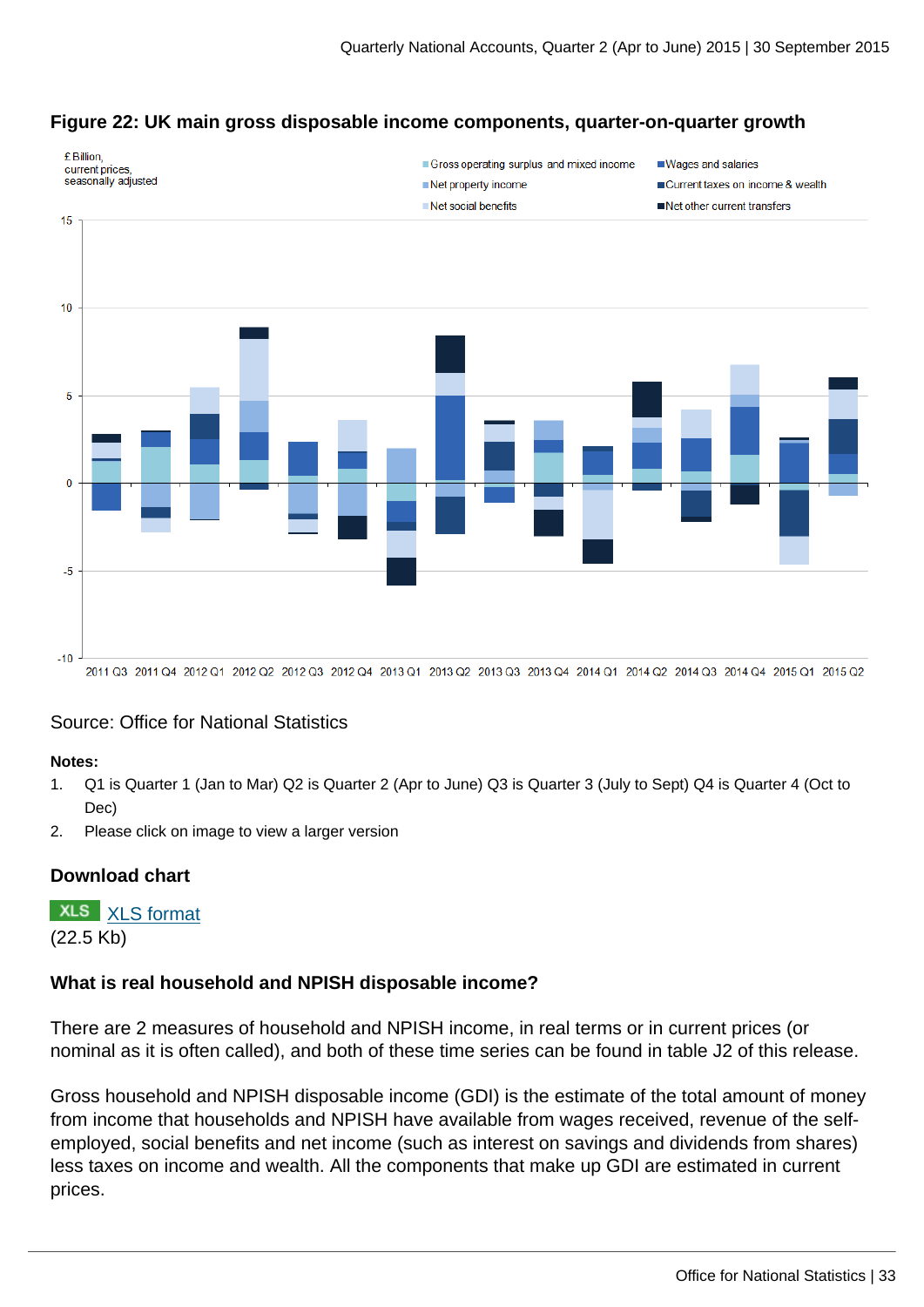### Figure 22: UK main gross disposable income components, quarter-on-quarter growth

£ Billion, current prices, seasonally adjusted

Gross operating surplus and mixed income; Wages and salaries; Net property income; Current taxes on income & wealth; Net social benefits; Net other current transfers

2011 Q3, 2011 Q4, 2012 Q1, 2012 Q2, 2012 Q3, 2012 Q4, 2013 Q1, 2013 Q2, 2013 Q3, 2013 Q4, 2014 Q1, 2014 Q2, 2014 Q3, 2014 Q4, 2015 Q1, 2015 Q2

Source: Office for National Statistics

**Notes:**

1. Q1 is Quarter 1 (Jan to Mar) Q2 is Quarter 2 (Apr to June) Q3 is Quarter 3 (July to Sept) Q4 is Quarter 4 (Oct to Dec)
2. Please click on image to view a larger version

#### Download chart

XLS XLS format
(22.5 Kb)

#### What is real household and NPISH disposable income?

There are 2 measures of household and NPISH income, in real terms or in current prices (or nominal as it is often called), and both of these time series can be found in table J2 of this release.

Gross household and NPISH disposable income (GDI) is the estimate of the total amount of money from income that households and NPISH have available from wages received, revenue of the self-employed, social benefits and net income (such as interest on savings and dividends from shares) less taxes on income and wealth. All the components that make up GDI are estimated in current prices.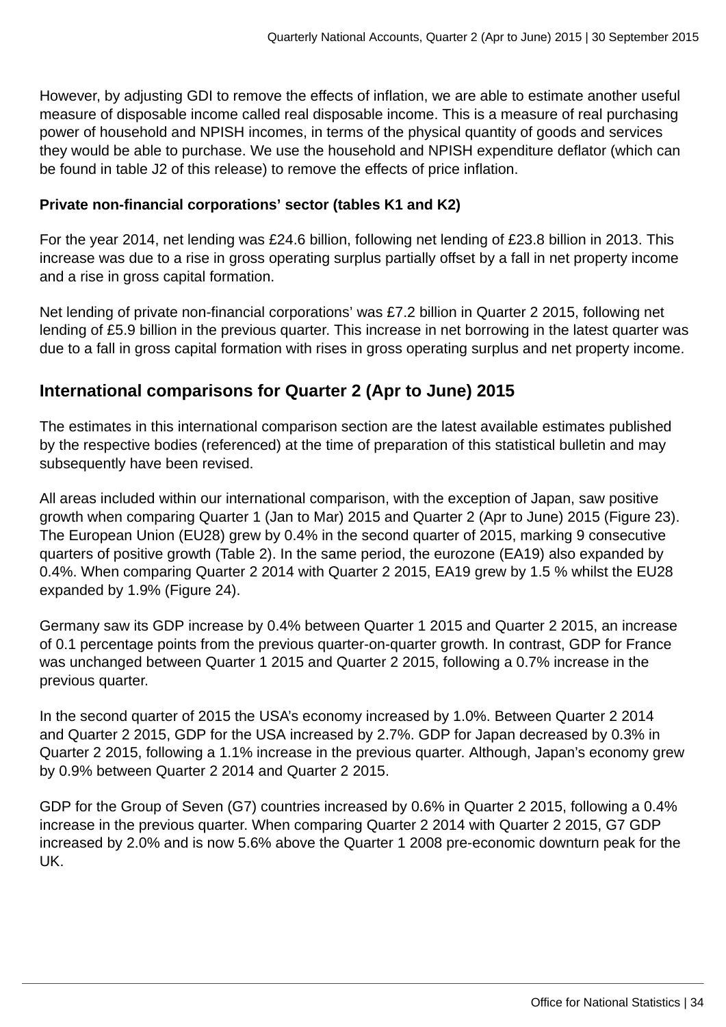However, by adjusting GDI to remove the effects of inflation, we are able to estimate another useful measure of disposable income called real disposable income. This is a measure of real purchasing power of household and NPISH incomes, in terms of the physical quantity of goods and services they would be able to purchase. We use the household and NPISH expenditure deflator (which can be found in table J2 of this release) to remove the effects of price inflation.

**Private non-financial corporations' sector (tables K1 and K2)**

For the year 2014, net lending was £24.6 billion, following net lending of £23.8 billion in 2013. This increase was due to a rise in gross operating surplus partially offset by a fall in net property income and a rise in gross capital formation.

Net lending of private non-financial corporations' was £7.2 billion in Quarter 2 2015, following net lending of £5.9 billion in the previous quarter. This increase in net borrowing in the latest quarter was due to a fall in gross capital formation with rises in gross operating surplus and net property income.

## International comparisons for Quarter 2 (Apr to June) 2015

The estimates in this international comparison section are the latest available estimates published by the respective bodies (referenced) at the time of preparation of this statistical bulletin and may subsequently have been revised.

All areas included within our international comparison, with the exception of Japan, saw positive growth when comparing Quarter 1 (Jan to Mar) 2015 and Quarter 2 (Apr to June) 2015 (Figure 23). The European Union (EU28) grew by 0.4% in the second quarter of 2015, marking 9 consecutive quarters of positive growth (Table 2). In the same period, the eurozone (EA19) also expanded by 0.4%. When comparing Quarter 2 2014 with Quarter 2 2015, EA19 grew by 1.5 % whilst the EU28 expanded by 1.9% (Figure 24).

Germany saw its GDP increase by 0.4% between Quarter 1 2015 and Quarter 2 2015, an increase of 0.1 percentage points from the previous quarter-on-quarter growth. In contrast, GDP for France was unchanged between Quarter 1 2015 and Quarter 2 2015, following a 0.7% increase in the previous quarter.

In the second quarter of 2015 the USA's economy increased by 1.0%. Between Quarter 2 2014 and Quarter 2 2015, GDP for the USA increased by 2.7%. GDP for Japan decreased by 0.3% in Quarter 2 2015, following a 1.1% increase in the previous quarter. Although, Japan's economy grew by 0.9% between Quarter 2 2014 and Quarter 2 2015.

GDP for the Group of Seven (G7) countries increased by 0.6% in Quarter 2 2015, following a 0.4% increase in the previous quarter. When comparing Quarter 2 2014 with Quarter 2 2015, G7 GDP increased by 2.0% and is now 5.6% above the Quarter 1 2008 pre-economic downturn peak for the UK.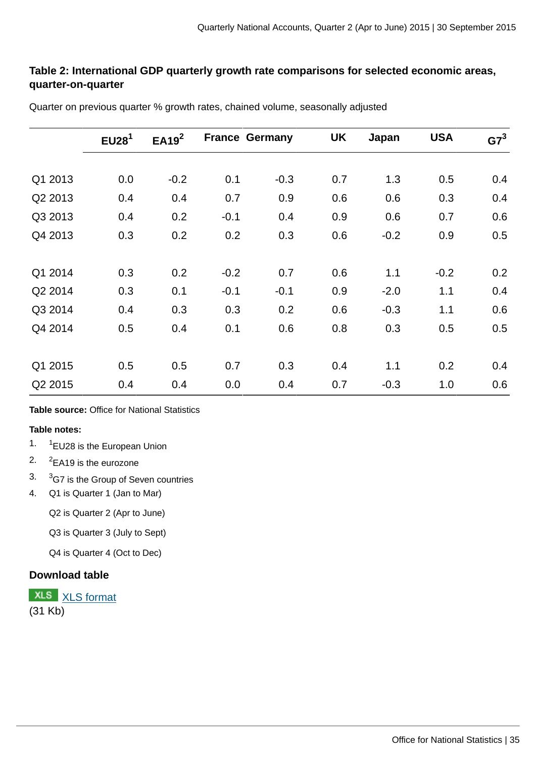### Table 2: International GDP quarterly growth rate comparisons for selected economic areas, quarter-on-quarter

Quarter on previous quarter % growth rates, chained volume, seasonally adjusted

| | EU28[1] | EA19[2] | France | Germany | UK | Japan | USA | G7[3] |
|---|---|---|---|---|---|---|---|---|
| Q1 2013 | 0.0 | -0.2 | 0.1 | -0.3 | 0.7 | 1.3 | 0.5 | 0.4 |
| Q2 2013 | 0.4 | 0.4 | 0.7 | 0.9 | 0.6 | 0.6 | 0.3 | 0.4 |
| Q3 2013 | 0.4 | 0.2 | -0.1 | 0.4 | 0.9 | 0.6 | 0.7 | 0.6 |
| Q4 2013 | 0.3 | 0.2 | 0.2 | 0.3 | 0.6 | -0.2 | 0.9 | 0.5 |
| Q1 2014 | 0.3 | 0.2 | -0.2 | 0.7 | 0.6 | 1.1 | -0.2 | 0.2 |
| Q2 2014 | 0.3 | 0.1 | -0.1 | -0.1 | 0.9 | -2.0 | 1.1 | 0.4 |
| Q3 2014 | 0.4 | 0.3 | 0.3 | 0.2 | 0.6 | -0.3 | 1.1 | 0.6 |
| Q4 2014 | 0.5 | 0.4 | 0.1 | 0.6 | 0.8 | 0.3 | 0.5 | 0.5 |
| Q1 2015 | 0.5 | 0.5 | 0.7 | 0.3 | 0.4 | 1.1 | 0.2 | 0.4 |
| Q2 2015 | 0.4 | 0.4 | 0.0 | 0.4 | 0.7 | -0.3 | 1.0 | 0.6 |

**Table source:** Office for National Statistics

**Table notes:**

1. [1]EU28 is the European Union
2. [2]EA19 is the eurozone
3. [3]G7 is the Group of Seven countries
4. Q1 is Quarter 1 (Jan to Mar)

   Q2 is Quarter 2 (Apr to June)

   Q3 is Quarter 3 (July to Sept)

   Q4 is Quarter 4 (Oct to Dec)

### Download table

XLS [XLS format](#)
(31 Kb)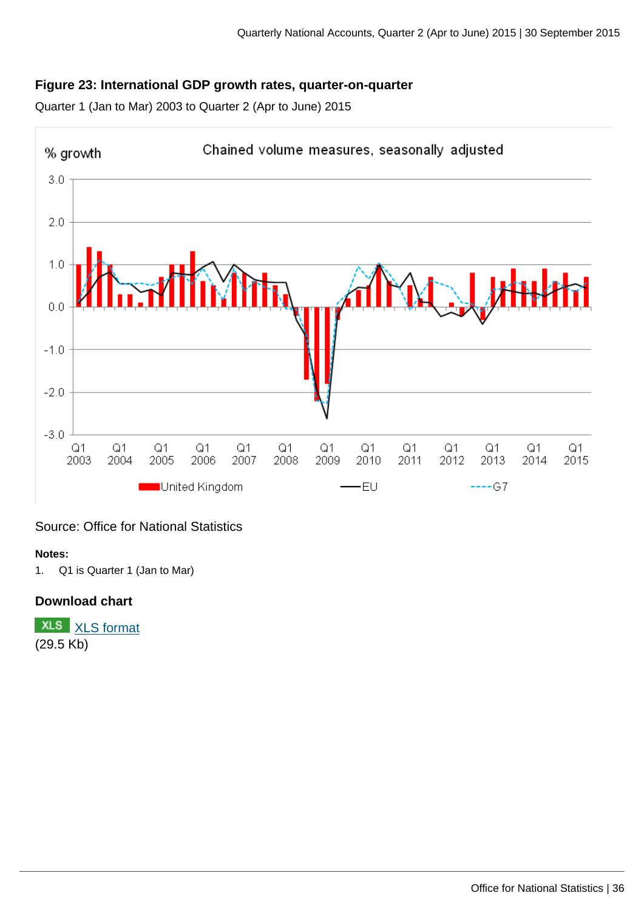### Figure 23: International GDP growth rates, quarter-on-quarter

Quarter 1 (Jan to Mar) 2003 to Quarter 2 (Apr to June) 2015

Source: Office for National Statistics

**Notes:**

1. Q1 is Quarter 1 (Jan to Mar)

### Download chart

XLS [XLS format](XLS format)
(29.5 Kb)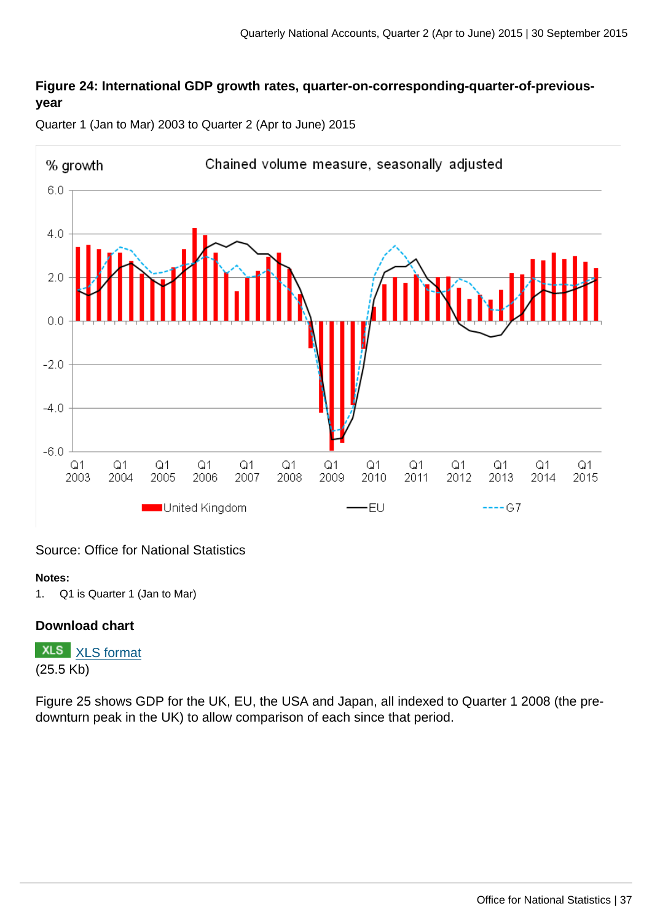### Figure 24: International GDP growth rates, quarter-on-corresponding-quarter-of-previous-year

Quarter 1 (Jan to Mar) 2003 to Quarter 2 (Apr to June) 2015

Source: Office for National Statistics

**Notes:**

1. Q1 is Quarter 1 (Jan to Mar)

**Download chart**

XLS [XLS format](#)
(25.5 Kb)

Figure 25 shows GDP for the UK, EU, the USA and Japan, all indexed to Quarter 1 2008 (the pre-downturn peak in the UK) to allow comparison of each since that period.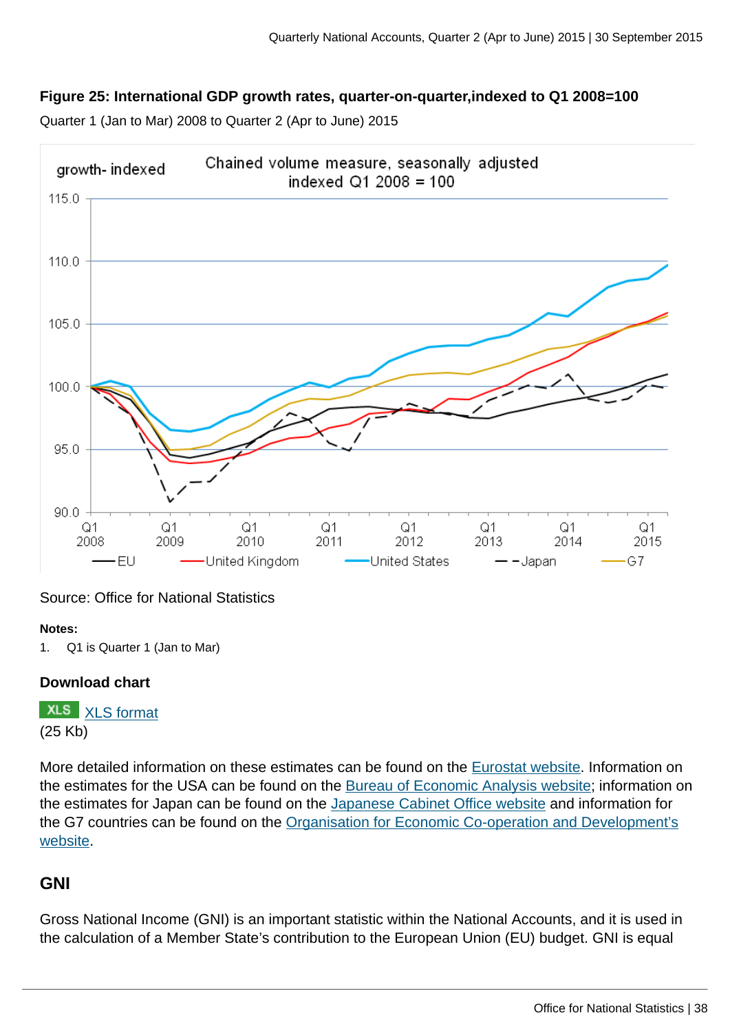**Figure 25: International GDP growth rates, quarter-on-quarter,indexed to Q1 2008=100**

Quarter 1 (Jan to Mar) 2008 to Quarter 2 (Apr to June) 2015

Source: Office for National Statistics

**Notes:**

1. Q1 is Quarter 1 (Jan to Mar)

**Download chart**

XLS XLS format
(25 Kb)

More detailed information on these estimates can be found on the Eurostat website. Information on the estimates for the USA can be found on the Bureau of Economic Analysis website; information on the estimates for Japan can be found on the Japanese Cabinet Office website and information for the G7 countries can be found on the Organisation for Economic Co-operation and Development's website.

## GNI

Gross National Income (GNI) is an important statistic within the National Accounts, and it is used in the calculation of a Member State's contribution to the European Union (EU) budget. GNI is equal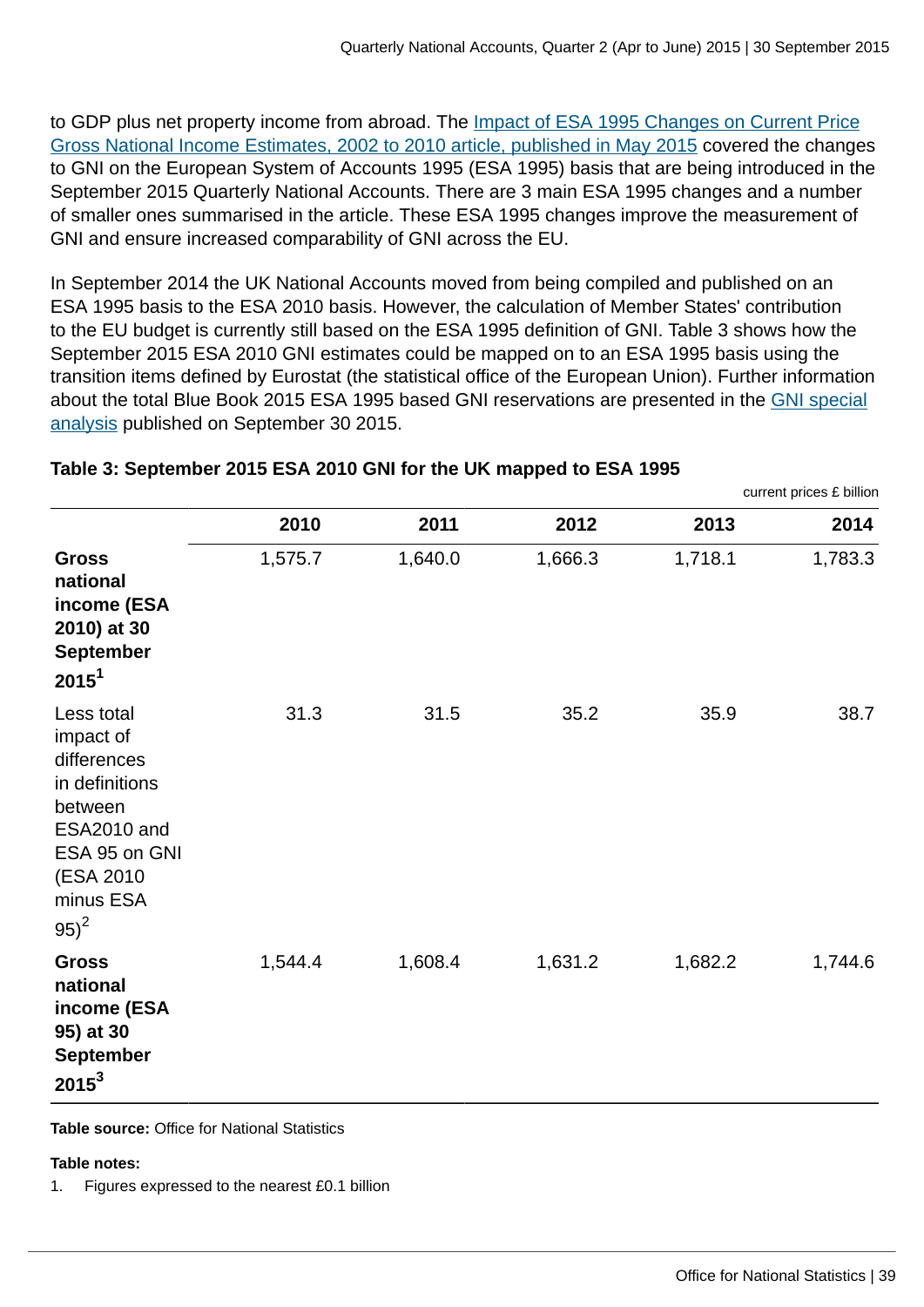to GDP plus net property income from abroad. The Impact of ESA 1995 Changes on Current Price Gross National Income Estimates, 2002 to 2010 article, published in May 2015 covered the changes to GNI on the European System of Accounts 1995 (ESA 1995) basis that are being introduced in the September 2015 Quarterly National Accounts. There are 3 main ESA 1995 changes and a number of smaller ones summarised in the article. These ESA 1995 changes improve the measurement of GNI and ensure increased comparability of GNI across the EU.

In September 2014 the UK National Accounts moved from being compiled and published on an ESA 1995 basis to the ESA 2010 basis. However, the calculation of Member States' contribution to the EU budget is currently still based on the ESA 1995 definition of GNI. Table 3 shows how the September 2015 ESA 2010 GNI estimates could be mapped on to an ESA 1995 basis using the transition items defined by Eurostat (the statistical office of the European Union). Further information about the total Blue Book 2015 ESA 1995 based GNI reservations are presented in the GNI special analysis published on September 30 2015.

**Table 3: September 2015 ESA 2010 GNI for the UK mapped to ESA 1995**

current prices £ billion

| | 2010 | 2011 | 2012 | 2013 | 2014 |
|---|---|---|---|---|---|
| **Gross national income (ESA 2010) at 30 September 2015**[1] | 1,575.7 | 1,640.0 | 1,666.3 | 1,718.1 | 1,783.3 |
| Less total impact of differences in definitions between ESA2010 and ESA 95 on GNI (ESA 2010 minus ESA 95)[2] | 31.3 | 31.5 | 35.2 | 35.9 | 38.7 |
| **Gross national income (ESA 95) at 30 September 2015**[3] | 1,544.4 | 1,608.4 | 1,631.2 | 1,682.2 | 1,744.6 |

**Table source:** Office for National Statistics

**Table notes:**

1. Figures expressed to the nearest £0.1 billion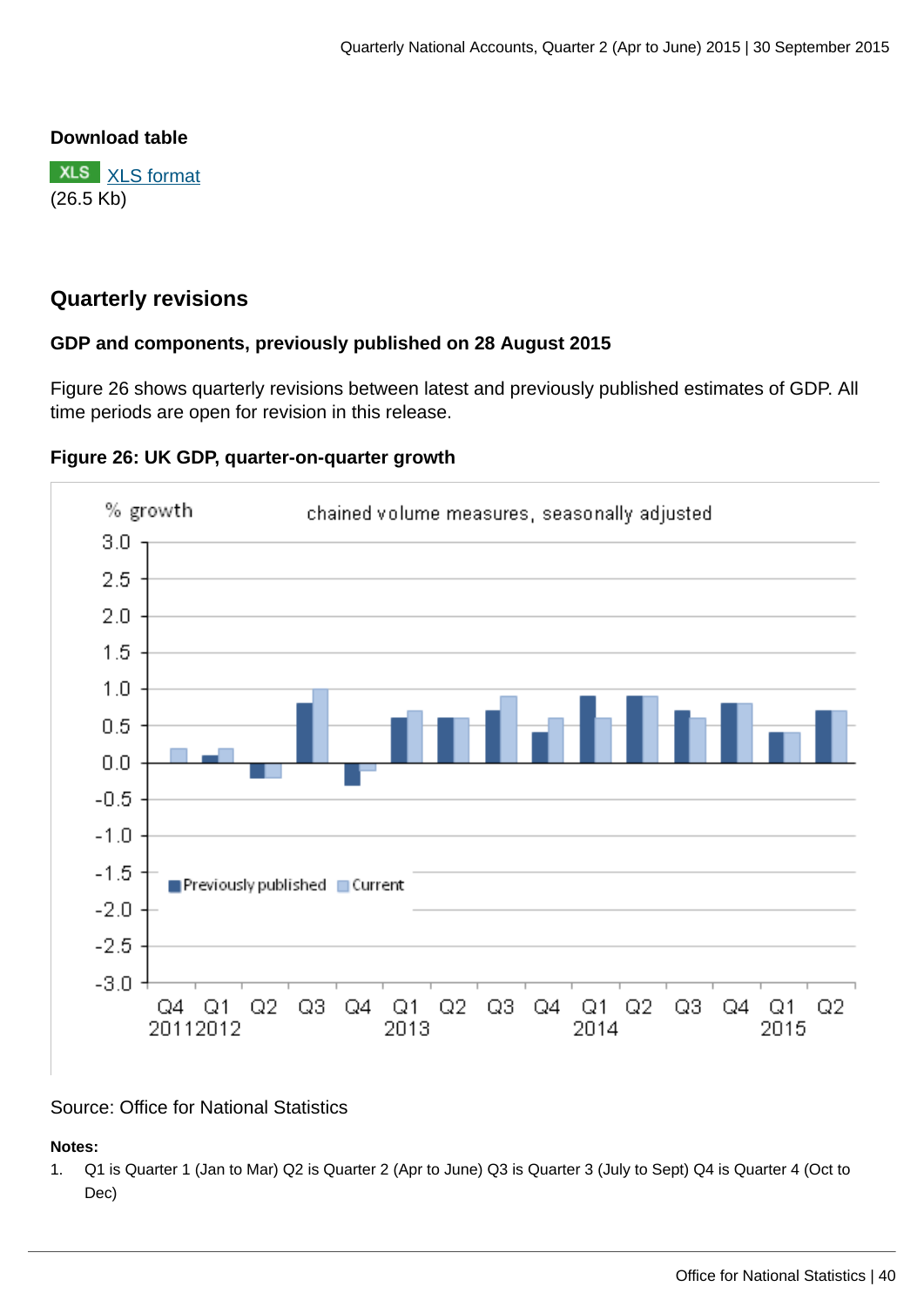**Download table**

XLS [XLS format](#)
(26.5 Kb)

## Quarterly revisions

### GDP and components, previously published on 28 August 2015

Figure 26 shows quarterly revisions between latest and previously published estimates of GDP. All time periods are open for revision in this release.

**Figure 26: UK GDP, quarter-on-quarter growth**

Source: Office for National Statistics

**Notes:**

1. Q1 is Quarter 1 (Jan to Mar) Q2 is Quarter 2 (Apr to June) Q3 is Quarter 3 (July to Sept) Q4 is Quarter 4 (Oct to Dec)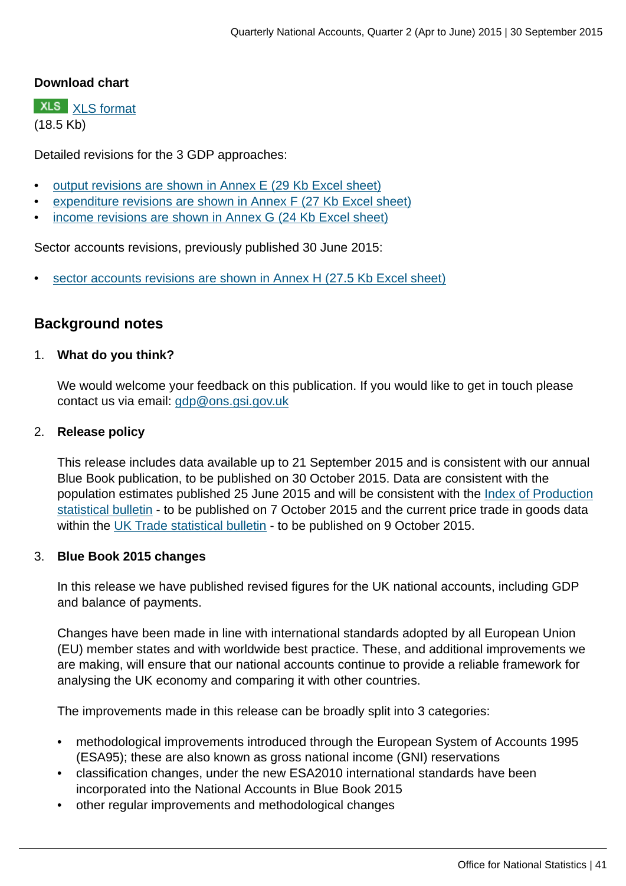**Download chart**

XLS [XLS format](#)
(18.5 Kb)

Detailed revisions for the 3 GDP approaches:

- [output revisions are shown in Annex E (29 Kb Excel sheet)](#)
- [expenditure revisions are shown in Annex F (27 Kb Excel sheet)](#)
- [income revisions are shown in Annex G (24 Kb Excel sheet)](#)

Sector accounts revisions, previously published 30 June 2015:

- [sector accounts revisions are shown in Annex H (27.5 Kb Excel sheet)](#)

## Background notes

1. **What do you think?**

   We would welcome your feedback on this publication. If you would like to get in touch please contact us via email: [gdp@ons.gsi.gov.uk](mailto:gdp@ons.gsi.gov.uk)

2. **Release policy**

   This release includes data available up to 21 September 2015 and is consistent with our annual Blue Book publication, to be published on 30 October 2015. Data are consistent with the population estimates published 25 June 2015 and will be consistent with the [Index of Production statistical bulletin](#) - to be published on 7 October 2015 and the current price trade in goods data within the [UK Trade statistical bulletin](#) - to be published on 9 October 2015.

3. **Blue Book 2015 changes**

   In this release we have published revised figures for the UK national accounts, including GDP and balance of payments.

   Changes have been made in line with international standards adopted by all European Union (EU) member states and with worldwide best practice. These, and additional improvements we are making, will ensure that our national accounts continue to provide a reliable framework for analysing the UK economy and comparing it with other countries.

   The improvements made in this release can be broadly split into 3 categories:

   - methodological improvements introduced through the European System of Accounts 1995 (ESA95); these are also known as gross national income (GNI) reservations
   - classification changes, under the new ESA2010 international standards have been incorporated into the National Accounts in Blue Book 2015
   - other regular improvements and methodological changes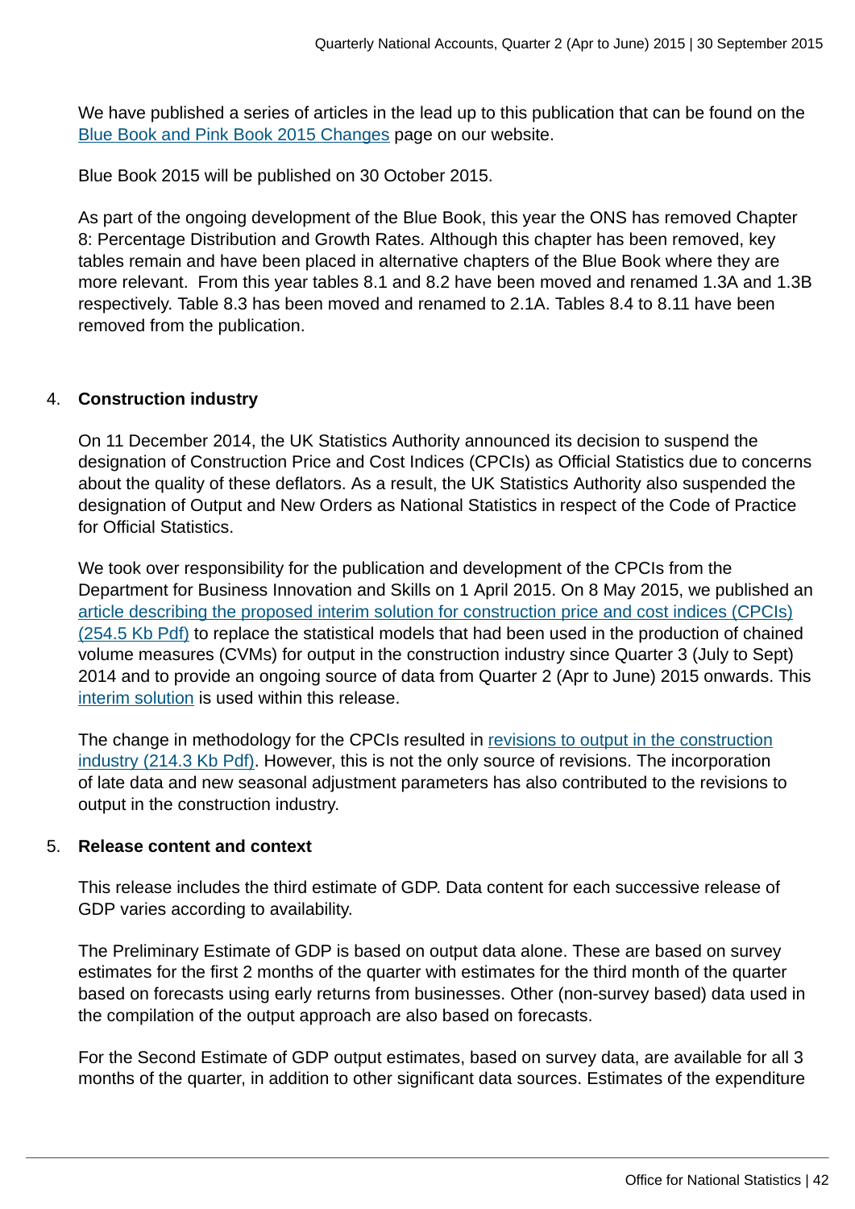We have published a series of articles in the lead up to this publication that can be found on the [Blue Book and Pink Book 2015 Changes]() page on our website.

Blue Book 2015 will be published on 30 October 2015.

As part of the ongoing development of the Blue Book, this year the ONS has removed Chapter 8: Percentage Distribution and Growth Rates. Although this chapter has been removed, key tables remain and have been placed in alternative chapters of the Blue Book where they are more relevant. From this year tables 8.1 and 8.2 have been moved and renamed 1.3A and 1.3B respectively. Table 8.3 has been moved and renamed to 2.1A. Tables 8.4 to 8.11 have been removed from the publication.

4. **Construction industry**

   On 11 December 2014, the UK Statistics Authority announced its decision to suspend the designation of Construction Price and Cost Indices (CPCIs) as Official Statistics due to concerns about the quality of these deflators. As a result, the UK Statistics Authority also suspended the designation of Output and New Orders as National Statistics in respect of the Code of Practice for Official Statistics.

   We took over responsibility for the publication and development of the CPCIs from the Department for Business Innovation and Skills on 1 April 2015. On 8 May 2015, we published an [article describing the proposed interim solution for construction price and cost indices (CPCIs) (254.5 Kb Pdf)]() to replace the statistical models that had been used in the production of chained volume measures (CVMs) for output in the construction industry since Quarter 3 (July to Sept) 2014 and to provide an ongoing source of data from Quarter 2 (Apr to June) 2015 onwards. This [interim solution]() is used within this release.

   The change in methodology for the CPCIs resulted in [revisions to output in the construction industry (214.3 Kb Pdf)](). However, this is not the only source of revisions. The incorporation of late data and new seasonal adjustment parameters has also contributed to the revisions to output in the construction industry.

5. **Release content and context**

   This release includes the third estimate of GDP. Data content for each successive release of GDP varies according to availability.

   The Preliminary Estimate of GDP is based on output data alone. These are based on survey estimates for the first 2 months of the quarter with estimates for the third month of the quarter based on forecasts using early returns from businesses. Other (non-survey based) data used in the compilation of the output approach are also based on forecasts.

   For the Second Estimate of GDP output estimates, based on survey data, are available for all 3 months of the quarter, in addition to other significant data sources. Estimates of the expenditure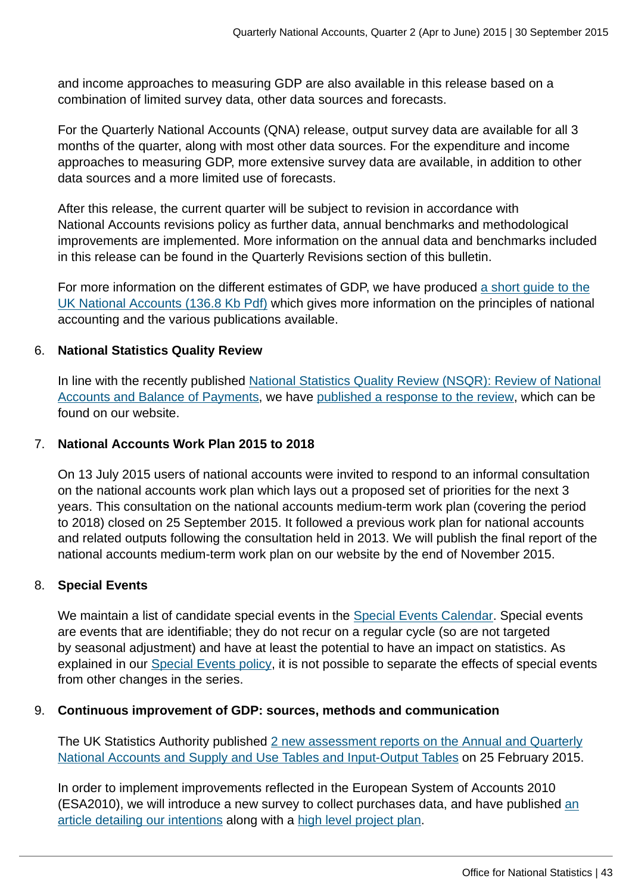and income approaches to measuring GDP are also available in this release based on a combination of limited survey data, other data sources and forecasts.

For the Quarterly National Accounts (QNA) release, output survey data are available for all 3 months of the quarter, along with most other data sources. For the expenditure and income approaches to measuring GDP, more extensive survey data are available, in addition to other data sources and a more limited use of forecasts.

After this release, the current quarter will be subject to revision in accordance with National Accounts revisions policy as further data, annual benchmarks and methodological improvements are implemented. More information on the annual data and benchmarks included in this release can be found in the Quarterly Revisions section of this bulletin.

For more information on the different estimates of GDP, we have produced a short guide to the UK National Accounts (136.8 Kb Pdf) which gives more information on the principles of national accounting and the various publications available.

6. **National Statistics Quality Review**

   In line with the recently published National Statistics Quality Review (NSQR): Review of National Accounts and Balance of Payments, we have published a response to the review, which can be found on our website.

7. **National Accounts Work Plan 2015 to 2018**

   On 13 July 2015 users of national accounts were invited to respond to an informal consultation on the national accounts work plan which lays out a proposed set of priorities for the next 3 years. This consultation on the national accounts medium-term work plan (covering the period to 2018) closed on 25 September 2015. It followed a previous work plan for national accounts and related outputs following the consultation held in 2013. We will publish the final report of the national accounts medium-term work plan on our website by the end of November 2015.

8. **Special Events**

   We maintain a list of candidate special events in the Special Events Calendar. Special events are events that are identifiable; they do not recur on a regular cycle (so are not targeted by seasonal adjustment) and have at least the potential to have an impact on statistics. As explained in our Special Events policy, it is not possible to separate the effects of special events from other changes in the series.

9. **Continuous improvement of GDP: sources, methods and communication**

   The UK Statistics Authority published 2 new assessment reports on the Annual and Quarterly National Accounts and Supply and Use Tables and Input-Output Tables on 25 February 2015.

   In order to implement improvements reflected in the European System of Accounts 2010 (ESA2010), we will introduce a new survey to collect purchases data, and have published an article detailing our intentions along with a high level project plan.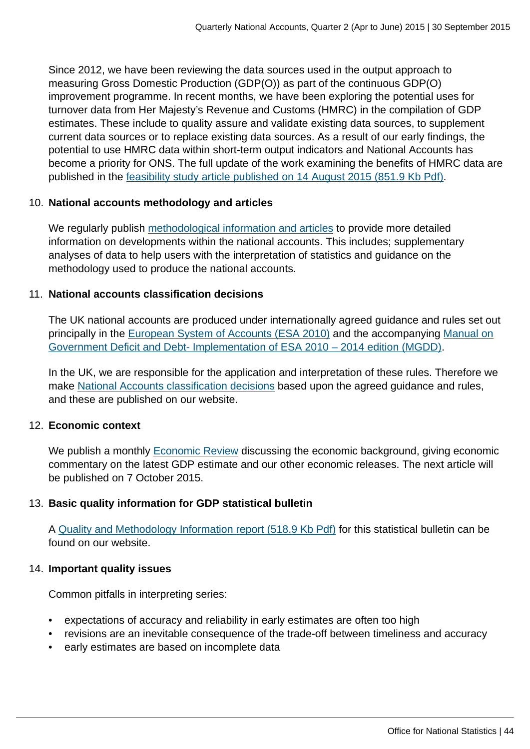Since 2012, we have been reviewing the data sources used in the output approach to measuring Gross Domestic Production (GDP(O)) as part of the continuous GDP(O) improvement programme. In recent months, we have been exploring the potential uses for turnover data from Her Majesty's Revenue and Customs (HMRC) in the compilation of GDP estimates. These include to quality assure and validate existing data sources, to supplement current data sources or to replace existing data sources. As a result of our early findings, the potential to use HMRC data within short-term output indicators and National Accounts has become a priority for ONS. The full update of the work examining the benefits of HMRC data are published in the feasibility study article published on 14 August 2015 (851.9 Kb Pdf).

10. **National accounts methodology and articles**

    We regularly publish methodological information and articles to provide more detailed information on developments within the national accounts. This includes; supplementary analyses of data to help users with the interpretation of statistics and guidance on the methodology used to produce the national accounts.

11. **National accounts classification decisions**

    The UK national accounts are produced under internationally agreed guidance and rules set out principally in the European System of Accounts (ESA 2010) and the accompanying Manual on Government Deficit and Debt- Implementation of ESA 2010 – 2014 edition (MGDD).

    In the UK, we are responsible for the application and interpretation of these rules. Therefore we make National Accounts classification decisions based upon the agreed guidance and rules, and these are published on our website.

12. **Economic context**

    We publish a monthly Economic Review discussing the economic background, giving economic commentary on the latest GDP estimate and our other economic releases. The next article will be published on 7 October 2015.

13. **Basic quality information for GDP statistical bulletin**

    A Quality and Methodology Information report (518.9 Kb Pdf) for this statistical bulletin can be found on our website.

14. **Important quality issues**

    Common pitfalls in interpreting series:

- expectations of accuracy and reliability in early estimates are often too high
- revisions are an inevitable consequence of the trade-off between timeliness and accuracy
- early estimates are based on incomplete data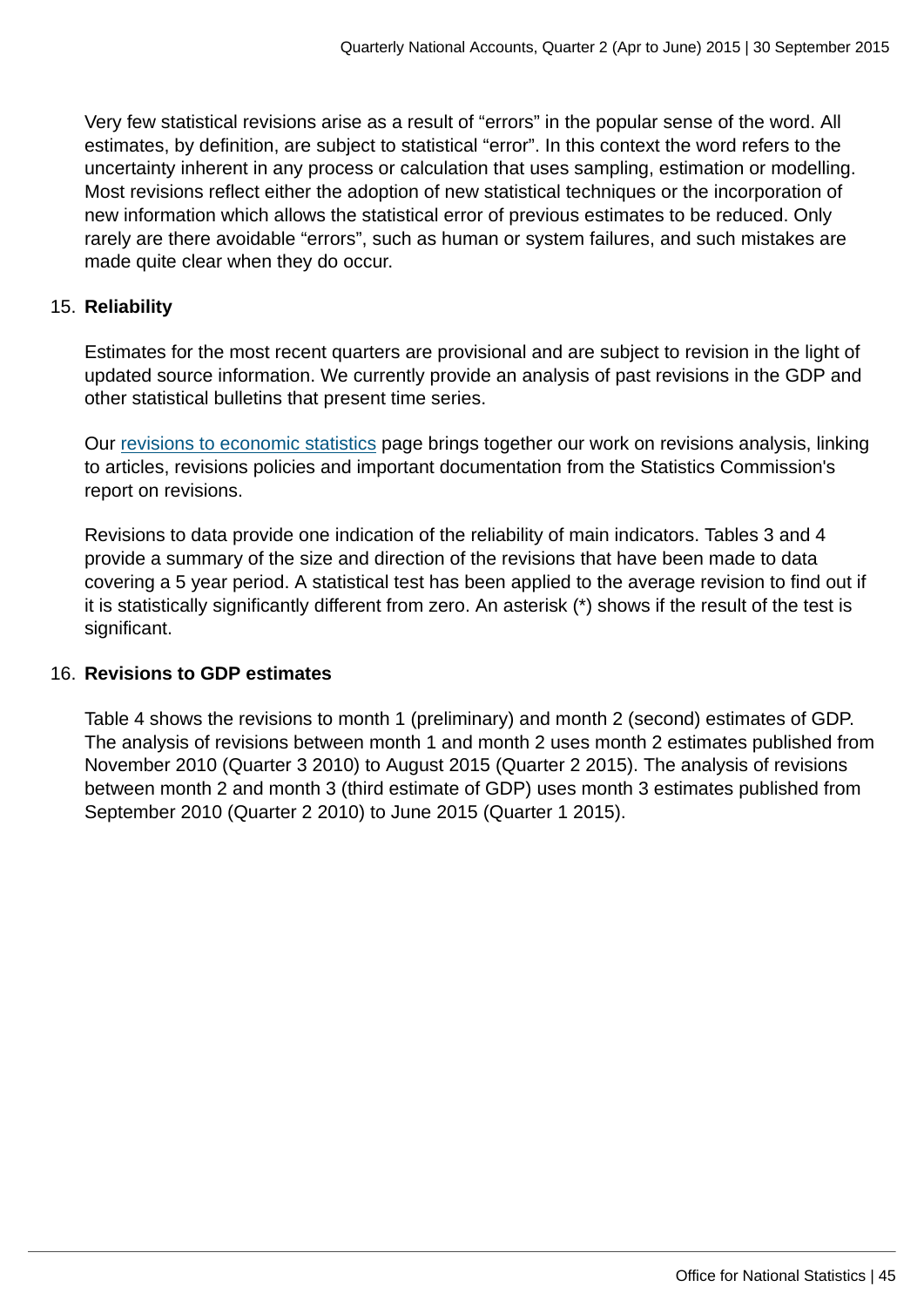Very few statistical revisions arise as a result of "errors" in the popular sense of the word. All estimates, by definition, are subject to statistical "error". In this context the word refers to the uncertainty inherent in any process or calculation that uses sampling, estimation or modelling. Most revisions reflect either the adoption of new statistical techniques or the incorporation of new information which allows the statistical error of previous estimates to be reduced. Only rarely are there avoidable "errors", such as human or system failures, and such mistakes are made quite clear when they do occur.

15. **Reliability**

    Estimates for the most recent quarters are provisional and are subject to revision in the light of updated source information. We currently provide an analysis of past revisions in the GDP and other statistical bulletins that present time series.

    Our revisions to economic statistics page brings together our work on revisions analysis, linking to articles, revisions policies and important documentation from the Statistics Commission's report on revisions.

    Revisions to data provide one indication of the reliability of main indicators. Tables 3 and 4 provide a summary of the size and direction of the revisions that have been made to data covering a 5 year period. A statistical test has been applied to the average revision to find out if it is statistically significantly different from zero. An asterisk (*) shows if the result of the test is significant.

16. **Revisions to GDP estimates**

    Table 4 shows the revisions to month 1 (preliminary) and month 2 (second) estimates of GDP. The analysis of revisions between month 1 and month 2 uses month 2 estimates published from November 2010 (Quarter 3 2010) to August 2015 (Quarter 2 2015). The analysis of revisions between month 2 and month 3 (third estimate of GDP) uses month 3 estimates published from September 2010 (Quarter 2 2010) to June 2015 (Quarter 1 2015).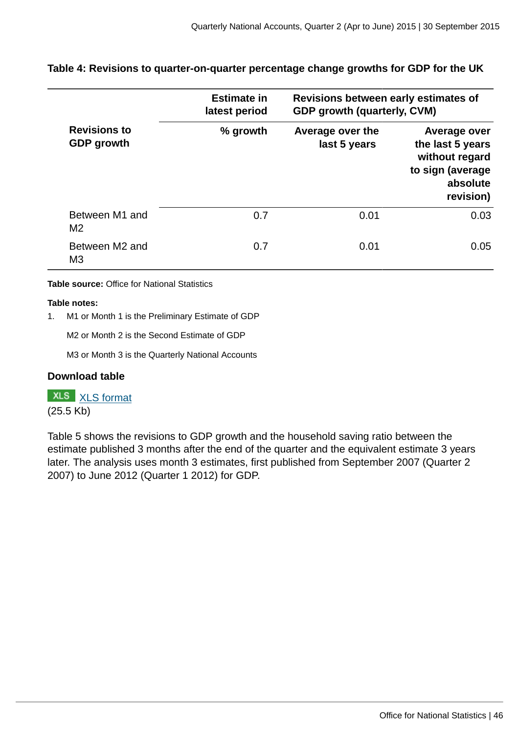**Table 4: Revisions to quarter-on-quarter percentage change growths for GDP for the UK**

| Revisions to GDP growth | Estimate in latest period | Revisions between early estimates of GDP growth (quarterly, CVM) | |
|---|---|---|---|
| | % growth | Average over the last 5 years | Average over the last 5 years without regard to sign (average absolute revision) |
| Between M1 and M2 | 0.7 | 0.01 | 0.03 |
| Between M2 and M3 | 0.7 | 0.01 | 0.05 |

**Table source:** Office for National Statistics

**Table notes:**

1. M1 or Month 1 is the Preliminary Estimate of GDP

   M2 or Month 2 is the Second Estimate of GDP

   M3 or Month 3 is the Quarterly National Accounts

**Download table**

XLS [XLS format](#)
(25.5 Kb)

Table 5 shows the revisions to GDP growth and the household saving ratio between the estimate published 3 months after the end of the quarter and the equivalent estimate 3 years later. The analysis uses month 3 estimates, first published from September 2007 (Quarter 2 2007) to June 2012 (Quarter 1 2012) for GDP.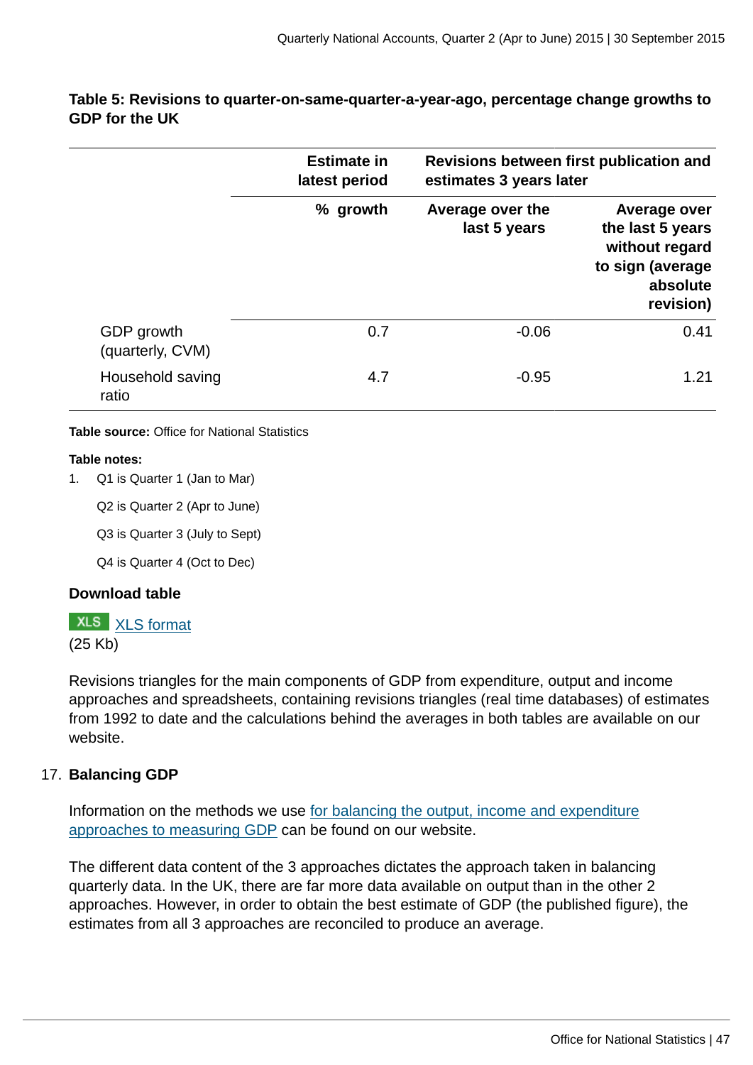**Table 5: Revisions to quarter-on-same-quarter-a-year-ago, percentage change growths to GDP for the UK**

| | Estimate in latest period | Revisions between first publication and estimates 3 years later | |
|---|---|---|---|
| | % growth | Average over the last 5 years | Average over the last 5 years without regard to sign (average absolute revision) |
| GDP growth (quarterly, CVM) | 0.7 | -0.06 | 0.41 |
| Household saving ratio | 4.7 | -0.95 | 1.21 |

**Table source:** Office for National Statistics

**Table notes:**

1. Q1 is Quarter 1 (Jan to Mar)

   Q2 is Quarter 2 (Apr to June)

   Q3 is Quarter 3 (July to Sept)

   Q4 is Quarter 4 (Oct to Dec)

**Download table**

XLS [XLS format](#)
(25 Kb)

Revisions triangles for the main components of GDP from expenditure, output and income approaches and spreadsheets, containing revisions triangles (real time databases) of estimates from 1992 to date and the calculations behind the averages in both tables are available on our website.

17. **Balancing GDP**

Information on the methods we use for balancing the output, income and expenditure approaches to measuring GDP can be found on our website.

The different data content of the 3 approaches dictates the approach taken in balancing quarterly data. In the UK, there are far more data available on output than in the other 2 approaches. However, in order to obtain the best estimate of GDP (the published figure), the estimates from all 3 approaches are reconciled to produce an average.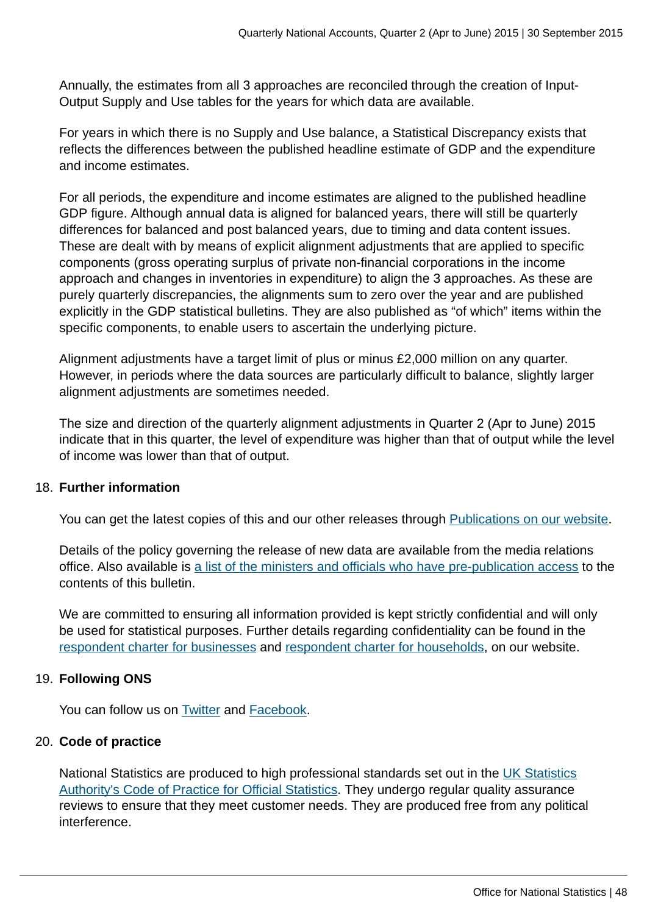Annually, the estimates from all 3 approaches are reconciled through the creation of Input-Output Supply and Use tables for the years for which data are available.

For years in which there is no Supply and Use balance, a Statistical Discrepancy exists that reflects the differences between the published headline estimate of GDP and the expenditure and income estimates.

For all periods, the expenditure and income estimates are aligned to the published headline GDP figure. Although annual data is aligned for balanced years, there will still be quarterly differences for balanced and post balanced years, due to timing and data content issues. These are dealt with by means of explicit alignment adjustments that are applied to specific components (gross operating surplus of private non-financial corporations in the income approach and changes in inventories in expenditure) to align the 3 approaches. As these are purely quarterly discrepancies, the alignments sum to zero over the year and are published explicitly in the GDP statistical bulletins. They are also published as "of which" items within the specific components, to enable users to ascertain the underlying picture.

Alignment adjustments have a target limit of plus or minus £2,000 million on any quarter. However, in periods where the data sources are particularly difficult to balance, slightly larger alignment adjustments are sometimes needed.

The size and direction of the quarterly alignment adjustments in Quarter 2 (Apr to June) 2015 indicate that in this quarter, the level of expenditure was higher than that of output while the level of income was lower than that of output.

18. **Further information**

You can get the latest copies of this and our other releases through Publications on our website.

Details of the policy governing the release of new data are available from the media relations office. Also available is a list of the ministers and officials who have pre-publication access to the contents of this bulletin.

We are committed to ensuring all information provided is kept strictly confidential and will only be used for statistical purposes. Further details regarding confidentiality can be found in the respondent charter for businesses and respondent charter for households, on our website.

19. **Following ONS**

You can follow us on Twitter and Facebook.

20. **Code of practice**

National Statistics are produced to high professional standards set out in the UK Statistics Authority's Code of Practice for Official Statistics. They undergo regular quality assurance reviews to ensure that they meet customer needs. They are produced free from any political interference.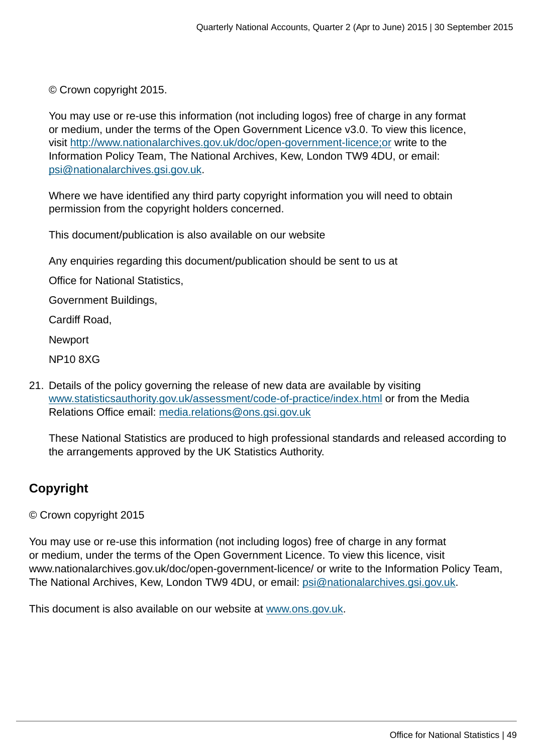© Crown copyright 2015.

You may use or re-use this information (not including logos) free of charge in any format or medium, under the terms of the Open Government Licence v3.0. To view this licence, visit http://www.nationalarchives.gov.uk/doc/open-government-licence;or write to the Information Policy Team, The National Archives, Kew, London TW9 4DU, or email: psi@nationalarchives.gsi.gov.uk.

Where we have identified any third party copyright information you will need to obtain permission from the copyright holders concerned.

This document/publication is also available on our website

Any enquiries regarding this document/publication should be sent to us at

Office for National Statistics,

Government Buildings,

Cardiff Road,

Newport

NP10 8XG

21. Details of the policy governing the release of new data are available by visiting www.statisticsauthority.gov.uk/assessment/code-of-practice/index.html or from the Media Relations Office email: media.relations@ons.gsi.gov.uk

    These National Statistics are produced to high professional standards and released according to the arrangements approved by the UK Statistics Authority.

## Copyright

© Crown copyright 2015

You may use or re-use this information (not including logos) free of charge in any format or medium, under the terms of the Open Government Licence. To view this licence, visit www.nationalarchives.gov.uk/doc/open-government-licence/ or write to the Information Policy Team, The National Archives, Kew, London TW9 4DU, or email: psi@nationalarchives.gsi.gov.uk.

This document is also available on our website at www.ons.gov.uk.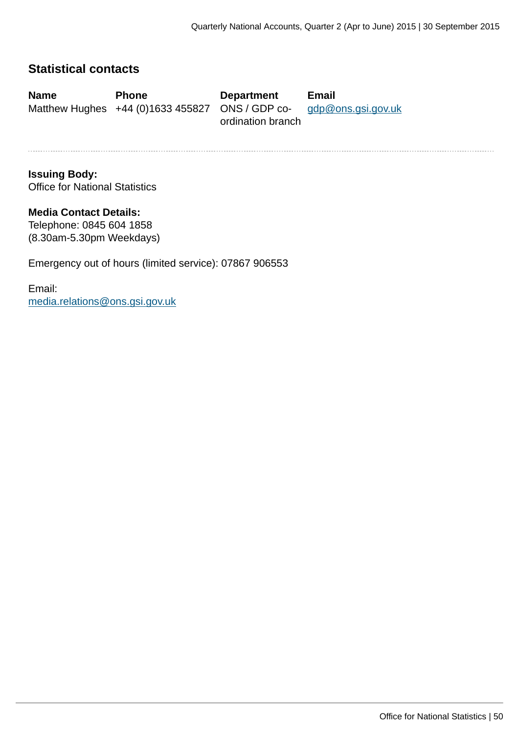## Statistical contacts

| Name | Phone | Department | Email |
|---|---|---|---|
| Matthew Hughes | +44 (0)1633 455827 | ONS / GDP co-ordination branch | gdp@ons.gsi.gov.uk |

**Issuing Body:**
Office for National Statistics

**Media Contact Details:**
Telephone: 0845 604 1858
(8.30am-5.30pm Weekdays)

Emergency out of hours (limited service): 07867 906553

Email:
media.relations@ons.gsi.gov.uk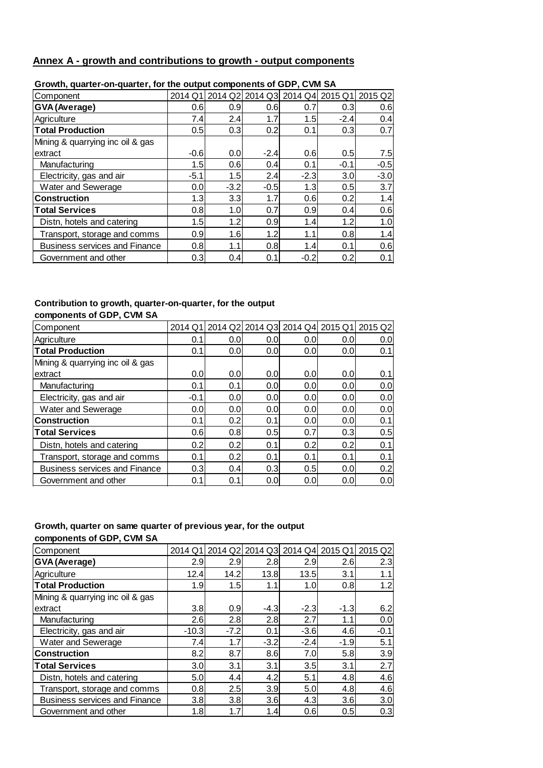## Annex A - growth and contributions to growth - output components

**Growth, quarter-on-quarter, for the output components of GDP, CVM SA**

| Component | 2014 Q1 | 2014 Q2 | 2014 Q3 | 2014 Q4 | 2015 Q1 | 2015 Q2 |
|---|---|---|---|---|---|---|
| **GVA (Average)** | 0.6 | 0.9 | 0.6 | 0.7 | 0.3 | 0.6 |
| Agriculture | 7.4 | 2.4 | 1.7 | 1.5 | -2.4 | 0.4 |
| **Total Production** | 0.5 | 0.3 | 0.2 | 0.1 | 0.3 | 0.7 |
| Mining & quarrying inc oil & gas extract | -0.6 | 0.0 | -2.4 | 0.6 | 0.5 | 7.5 |
| Manufacturing | 1.5 | 0.6 | 0.4 | 0.1 | -0.1 | -0.5 |
| Electricity, gas and air | -5.1 | 1.5 | 2.4 | -2.3 | 3.0 | -3.0 |
| Water and Sewerage | 0.0 | -3.2 | -0.5 | 1.3 | 0.5 | 3.7 |
| **Construction** | 1.3 | 3.3 | 1.7 | 0.6 | 0.2 | 1.4 |
| **Total Services** | 0.8 | 1.0 | 0.7 | 0.9 | 0.4 | 0.6 |
| Distn, hotels and catering | 1.5 | 1.2 | 0.9 | 1.4 | 1.2 | 1.0 |
| Transport, storage and comms | 0.9 | 1.6 | 1.2 | 1.1 | 0.8 | 1.4 |
| Business services and Finance | 0.8 | 1.1 | 0.8 | 1.4 | 0.1 | 0.6 |
| Government and other | 0.3 | 0.4 | 0.1 | -0.2 | 0.2 | 0.1 |

**Contribution to growth, quarter-on-quarter, for the output components of GDP, CVM SA**

| Component | 2014 Q1 | 2014 Q2 | 2014 Q3 | 2014 Q4 | 2015 Q1 | 2015 Q2 |
|---|---|---|---|---|---|---|
| Agriculture | 0.1 | 0.0 | 0.0 | 0.0 | 0.0 | 0.0 |
| **Total Production** | 0.1 | 0.0 | 0.0 | 0.0 | 0.0 | 0.1 |
| Mining & quarrying inc oil & gas extract | 0.0 | 0.0 | 0.0 | 0.0 | 0.0 | 0.1 |
| Manufacturing | 0.1 | 0.1 | 0.0 | 0.0 | 0.0 | 0.0 |
| Electricity, gas and air | -0.1 | 0.0 | 0.0 | 0.0 | 0.0 | 0.0 |
| Water and Sewerage | 0.0 | 0.0 | 0.0 | 0.0 | 0.0 | 0.0 |
| **Construction** | 0.1 | 0.2 | 0.1 | 0.0 | 0.0 | 0.1 |
| **Total Services** | 0.6 | 0.8 | 0.5 | 0.7 | 0.3 | 0.5 |
| Distn, hotels and catering | 0.2 | 0.2 | 0.1 | 0.2 | 0.2 | 0.1 |
| Transport, storage and comms | 0.1 | 0.2 | 0.1 | 0.1 | 0.1 | 0.1 |
| Business services and Finance | 0.3 | 0.4 | 0.3 | 0.5 | 0.0 | 0.2 |
| Government and other | 0.1 | 0.1 | 0.0 | 0.0 | 0.0 | 0.0 |

**Growth, quarter on same quarter of previous year, for the output components of GDP, CVM SA**

| Component | 2014 Q1 | 2014 Q2 | 2014 Q3 | 2014 Q4 | 2015 Q1 | 2015 Q2 |
|---|---|---|---|---|---|---|
| **GVA (Average)** | 2.9 | 2.9 | 2.8 | 2.9 | 2.6 | 2.3 |
| Agriculture | 12.4 | 14.2 | 13.8 | 13.5 | 3.1 | 1.1 |
| **Total Production** | 1.9 | 1.5 | 1.1 | 1.0 | 0.8 | 1.2 |
| Mining & quarrying inc oil & gas extract | 3.8 | 0.9 | -4.3 | -2.3 | -1.3 | 6.2 |
| Manufacturing | 2.6 | 2.8 | 2.8 | 2.7 | 1.1 | 0.0 |
| Electricity, gas and air | -10.3 | -7.2 | 0.1 | -3.6 | 4.6 | -0.1 |
| Water and Sewerage | 7.4 | 1.7 | -3.2 | -2.4 | -1.9 | 5.1 |
| **Construction** | 8.2 | 8.7 | 8.6 | 7.0 | 5.8 | 3.9 |
| **Total Services** | 3.0 | 3.1 | 3.1 | 3.5 | 3.1 | 2.7 |
| Distn, hotels and catering | 5.0 | 4.4 | 4.2 | 5.1 | 4.8 | 4.6 |
| Transport, storage and comms | 0.8 | 2.5 | 3.9 | 5.0 | 4.8 | 4.6 |
| Business services and Finance | 3.8 | 3.8 | 3.6 | 4.3 | 3.6 | 3.0 |
| Government and other | 1.8 | 1.7 | 1.4 | 0.6 | 0.5 | 0.3 |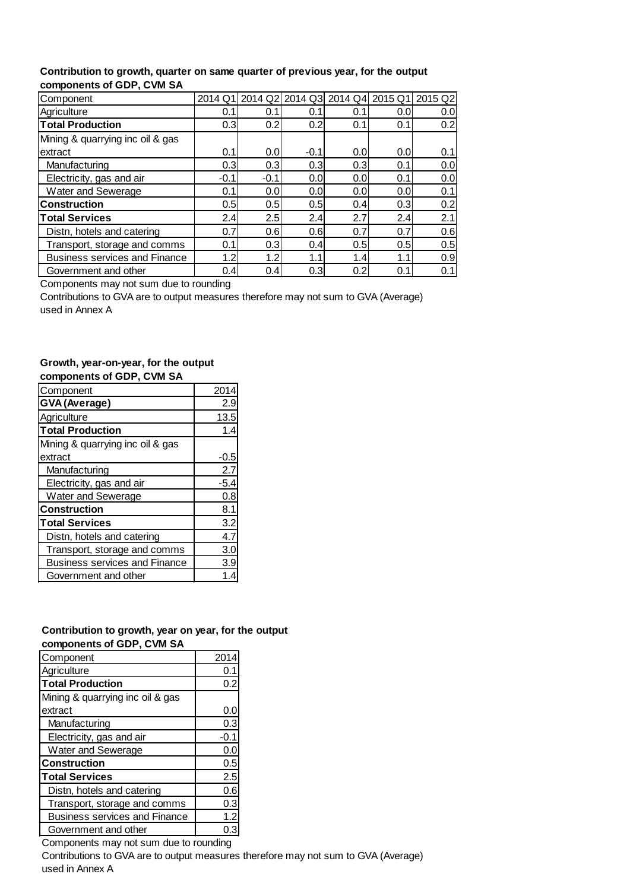**Contribution to growth, quarter on same quarter of previous year, for the output components of GDP, CVM SA**

| Component | 2014 Q1 | 2014 Q2 | 2014 Q3 | 2014 Q4 | 2015 Q1 | 2015 Q2 |
|---|---|---|---|---|---|---|
| Agriculture | 0.1 | 0.1 | 0.1 | 0.1 | 0.0 | 0.0 |
| **Total Production** | 0.3 | 0.2 | 0.2 | 0.1 | 0.1 | 0.2 |
| Mining & quarrying inc oil & gas extract | 0.1 | 0.0 | -0.1 | 0.0 | 0.0 | 0.1 |
| Manufacturing | 0.3 | 0.3 | 0.3 | 0.3 | 0.1 | 0.0 |
| Electricity, gas and air | -0.1 | -0.1 | 0.0 | 0.0 | 0.1 | 0.0 |
| Water and Sewerage | 0.1 | 0.0 | 0.0 | 0.0 | 0.0 | 0.1 |
| **Construction** | 0.5 | 0.5 | 0.5 | 0.4 | 0.3 | 0.2 |
| **Total Services** | 2.4 | 2.5 | 2.4 | 2.7 | 2.4 | 2.1 |
| Distn, hotels and catering | 0.7 | 0.6 | 0.6 | 0.7 | 0.7 | 0.6 |
| Transport, storage and comms | 0.1 | 0.3 | 0.4 | 0.5 | 0.5 | 0.5 |
| Business services and Finance | 1.2 | 1.2 | 1.1 | 1.4 | 1.1 | 0.9 |
| Government and other | 0.4 | 0.4 | 0.3 | 0.2 | 0.1 | 0.1 |

Components may not sum due to rounding

Contributions to GVA are to output measures therefore may not sum to GVA (Average) used in Annex A

**Growth, year-on-year, for the output components of GDP, CVM SA**

| Component | 2014 |
|---|---|
| **GVA (Average)** | 2.9 |
| Agriculture | 13.5 |
| **Total Production** | 1.4 |
| Mining & quarrying inc oil & gas extract | -0.5 |
| Manufacturing | 2.7 |
| Electricity, gas and air | -5.4 |
| Water and Sewerage | 0.8 |
| **Construction** | 8.1 |
| **Total Services** | 3.2 |
| Distn, hotels and catering | 4.7 |
| Transport, storage and comms | 3.0 |
| Business services and Finance | 3.9 |
| Government and other | 1.4 |

**Contribution to growth, year on year, for the output components of GDP, CVM SA**

| Component | 2014 |
|---|---|
| Agriculture | 0.1 |
| **Total Production** | 0.2 |
| Mining & quarrying inc oil & gas extract | 0.0 |
| Manufacturing | 0.3 |
| Electricity, gas and air | -0.1 |
| Water and Sewerage | 0.0 |
| **Construction** | 0.5 |
| **Total Services** | 2.5 |
| Distn, hotels and catering | 0.6 |
| Transport, storage and comms | 0.3 |
| Business services and Finance | 1.2 |
| Government and other | 0.3 |

Components may not sum due to rounding

Contributions to GVA are to output measures therefore may not sum to GVA (Average) used in Annex A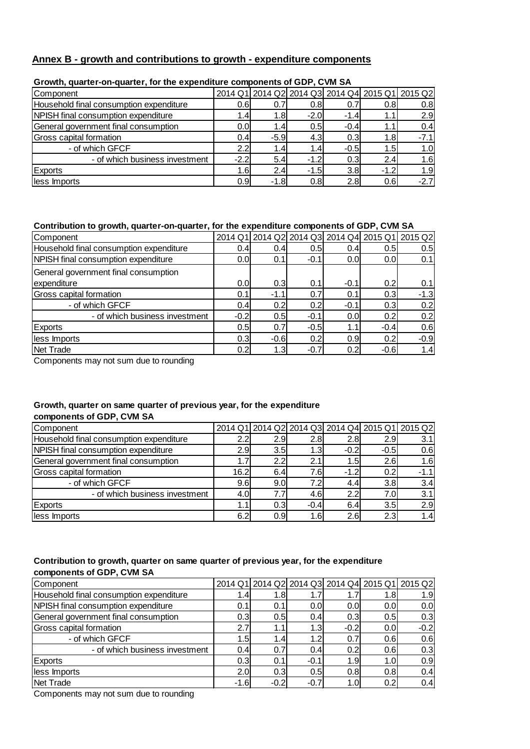## Annex B - growth and contributions to growth - expenditure components

**Growth, quarter-on-quarter, for the expenditure components of GDP, CVM SA**

| Component | 2014 Q1 | 2014 Q2 | 2014 Q3 | 2014 Q4 | 2015 Q1 | 2015 Q2 |
|---|---|---|---|---|---|---|
| Household final consumption expenditure | 0.6 | 0.7 | 0.8 | 0.7 | 0.8 | 0.8 |
| NPISH final consumption expenditure | 1.4 | 1.8 | -2.0 | -1.4 | 1.1 | 2.9 |
| General government final consumption | 0.0 | 1.4 | 0.5 | -0.4 | 1.1 | 0.4 |
| Gross capital formation | 0.4 | -5.9 | 4.3 | 0.3 | 1.8 | -7.1 |
| - of which GFCF | 2.2 | 1.4 | 1.4 | -0.5 | 1.5 | 1.0 |
| - of which business investment | -2.2 | 5.4 | -1.2 | 0.3 | 2.4 | 1.6 |
| Exports | 1.6 | 2.4 | -1.5 | 3.8 | -1.2 | 1.9 |
| less Imports | 0.9 | -1.8 | 0.8 | 2.8 | 0.6 | -2.7 |

**Contribution to growth, quarter-on-quarter, for the expenditure components of GDP, CVM SA**

| Component | 2014 Q1 | 2014 Q2 | 2014 Q3 | 2014 Q4 | 2015 Q1 | 2015 Q2 |
|---|---|---|---|---|---|---|
| Household final consumption expenditure | 0.4 | 0.4 | 0.5 | 0.4 | 0.5 | 0.5 |
| NPISH final consumption expenditure | 0.0 | 0.1 | -0.1 | 0.0 | 0.0 | 0.1 |
| General government final consumption expenditure | 0.0 | 0.3 | 0.1 | -0.1 | 0.2 | 0.1 |
| Gross capital formation | 0.1 | -1.1 | 0.7 | 0.1 | 0.3 | -1.3 |
| - of which GFCF | 0.4 | 0.2 | 0.2 | -0.1 | 0.3 | 0.2 |
| - of which business investment | -0.2 | 0.5 | -0.1 | 0.0 | 0.2 | 0.2 |
| Exports | 0.5 | 0.7 | -0.5 | 1.1 | -0.4 | 0.6 |
| less Imports | 0.3 | -0.6 | 0.2 | 0.9 | 0.2 | -0.9 |
| Net Trade | 0.2 | 1.3 | -0.7 | 0.2 | -0.6 | 1.4 |

Components may not sum due to rounding

**Growth, quarter on same quarter of previous year, for the expenditure components of GDP, CVM SA**

| Component | 2014 Q1 | 2014 Q2 | 2014 Q3 | 2014 Q4 | 2015 Q1 | 2015 Q2 |
|---|---|---|---|---|---|---|
| Household final consumption expenditure | 2.2 | 2.9 | 2.8 | 2.8 | 2.9 | 3.1 |
| NPISH final consumption expenditure | 2.9 | 3.5 | 1.3 | -0.2 | -0.5 | 0.6 |
| General government final consumption | 1.7 | 2.2 | 2.1 | 1.5 | 2.6 | 1.6 |
| Gross capital formation | 16.2 | 6.4 | 7.6 | -1.2 | 0.2 | -1.1 |
| - of which GFCF | 9.6 | 9.0 | 7.2 | 4.4 | 3.8 | 3.4 |
| - of which business investment | 4.0 | 7.7 | 4.6 | 2.2 | 7.0 | 3.1 |
| Exports | 1.1 | 0.3 | -0.4 | 6.4 | 3.5 | 2.9 |
| less Imports | 6.2 | 0.9 | 1.6 | 2.6 | 2.3 | 1.4 |

**Contribution to growth, quarter on same quarter of previous year, for the expenditure components of GDP, CVM SA**

| Component | 2014 Q1 | 2014 Q2 | 2014 Q3 | 2014 Q4 | 2015 Q1 | 2015 Q2 |
|---|---|---|---|---|---|---|
| Household final consumption expenditure | 1.4 | 1.8 | 1.7 | 1.7 | 1.8 | 1.9 |
| NPISH final consumption expenditure | 0.1 | 0.1 | 0.0 | 0.0 | 0.0 | 0.0 |
| General government final consumption | 0.3 | 0.5 | 0.4 | 0.3 | 0.5 | 0.3 |
| Gross capital formation | 2.7 | 1.1 | 1.3 | -0.2 | 0.0 | -0.2 |
| - of which GFCF | 1.5 | 1.4 | 1.2 | 0.7 | 0.6 | 0.6 |
| - of which business investment | 0.4 | 0.7 | 0.4 | 0.2 | 0.6 | 0.3 |
| Exports | 0.3 | 0.1 | -0.1 | 1.9 | 1.0 | 0.9 |
| less Imports | 2.0 | 0.3 | 0.5 | 0.8 | 0.8 | 0.4 |
| Net Trade | -1.6 | -0.2 | -0.7 | 1.0 | 0.2 | 0.4 |

Components may not sum due to rounding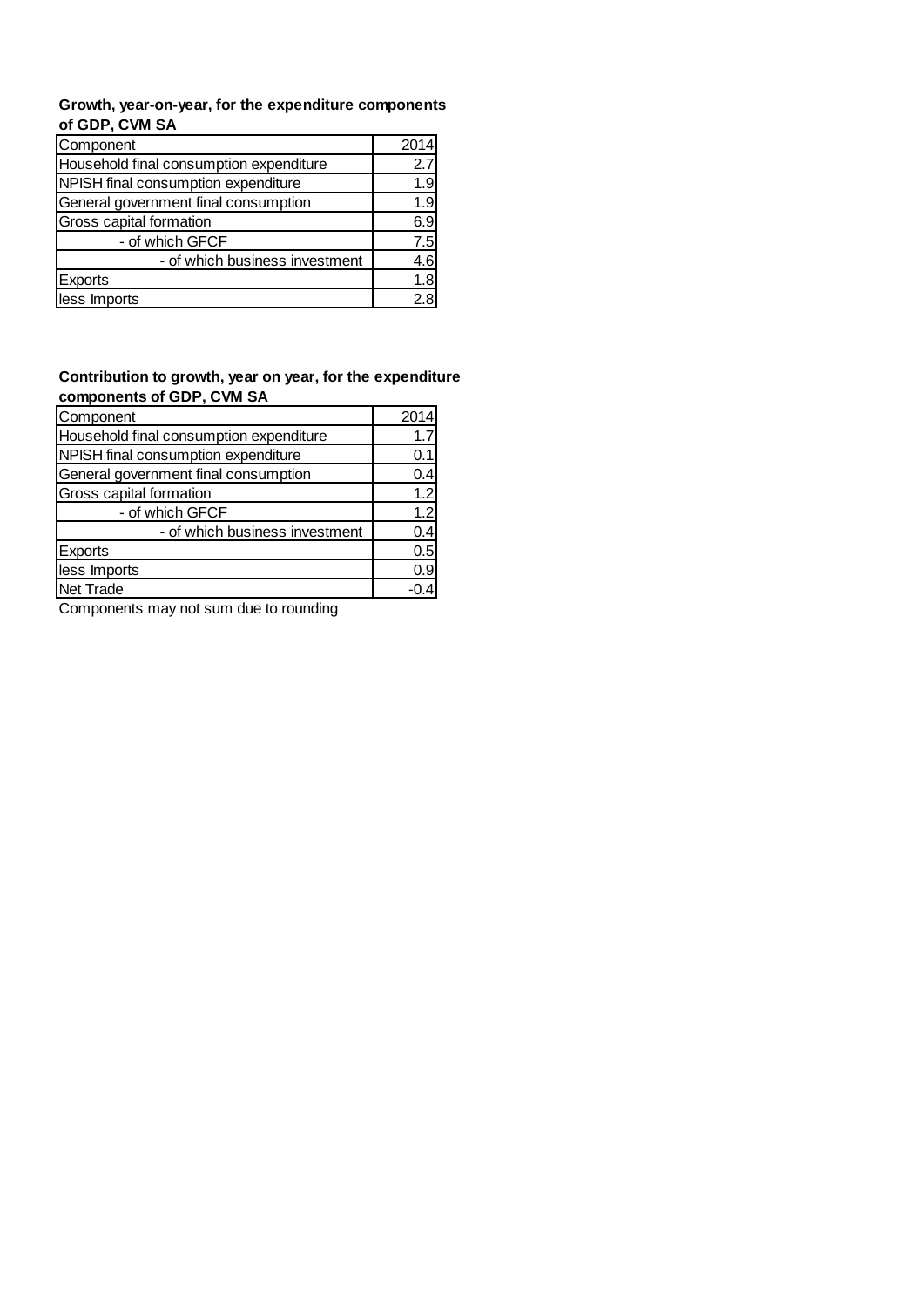**Growth, year-on-year, for the expenditure components of GDP, CVM SA**

| Component | 2014 |
|---|---|
| Household final consumption expenditure | 2.7 |
| NPISH final consumption expenditure | 1.9 |
| General government final consumption | 1.9 |
| Gross capital formation | 6.9 |
| - of which GFCF | 7.5 |
| - of which business investment | 4.6 |
| Exports | 1.8 |
| less Imports | 2.8 |

**Contribution to growth, year on year, for the expenditure components of GDP, CVM SA**

| Component | 2014 |
|---|---|
| Household final consumption expenditure | 1.7 |
| NPISH final consumption expenditure | 0.1 |
| General government final consumption | 0.4 |
| Gross capital formation | 1.2 |
| - of which GFCF | 1.2 |
| - of which business investment | 0.4 |
| Exports | 0.5 |
| less Imports | 0.9 |
| Net Trade | -0.4 |

Components may not sum due to rounding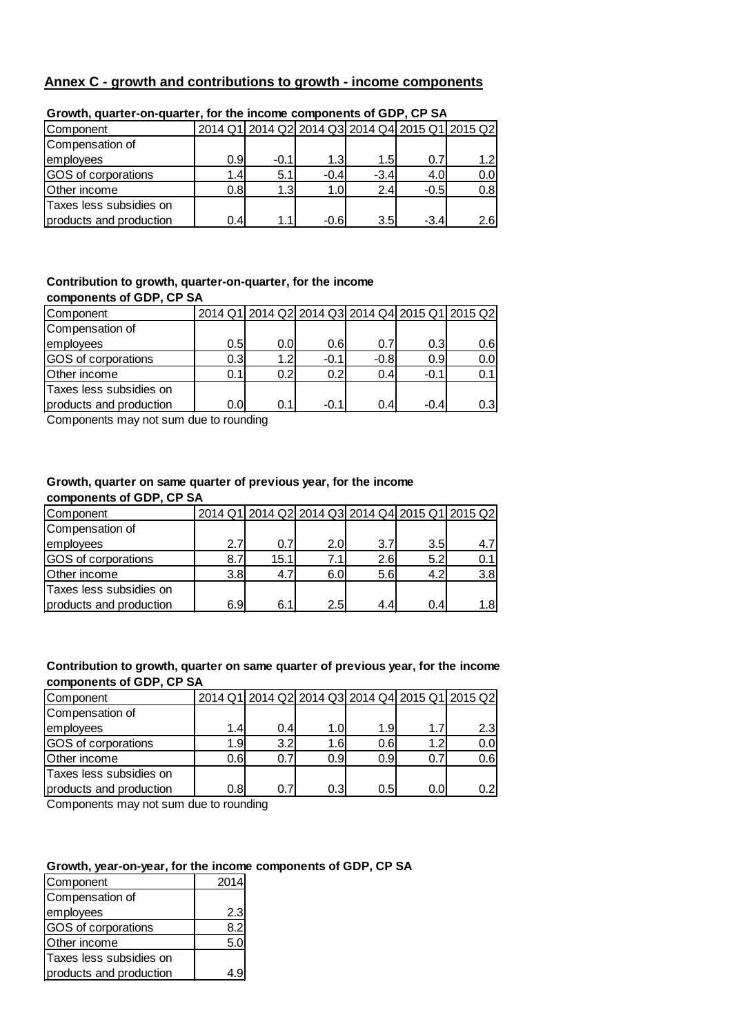## Annex C - growth and contributions to growth - income components

**Growth, quarter-on-quarter, for the income components of GDP, CP SA**

| Component | 2014 Q1 | 2014 Q2 | 2014 Q3 | 2014 Q4 | 2015 Q1 | 2015 Q2 |
|---|---|---|---|---|---|---|
| Compensation of employees | 0.9 | -0.1 | 1.3 | 1.5 | 0.7 | 1.2 |
| GOS of corporations | 1.4 | 5.1 | -0.4 | -3.4 | 4.0 | 0.0 |
| Other income | 0.8 | 1.3 | 1.0 | 2.4 | -0.5 | 0.8 |
| Taxes less subsidies on products and production | 0.4 | 1.1 | -0.6 | 3.5 | -3.4 | 2.6 |

**Contribution to growth, quarter-on-quarter, for the income components of GDP, CP SA**

| Component | 2014 Q1 | 2014 Q2 | 2014 Q3 | 2014 Q4 | 2015 Q1 | 2015 Q2 |
|---|---|---|---|---|---|---|
| Compensation of employees | 0.5 | 0.0 | 0.6 | 0.7 | 0.3 | 0.6 |
| GOS of corporations | 0.3 | 1.2 | -0.1 | -0.8 | 0.9 | 0.0 |
| Other income | 0.1 | 0.2 | 0.2 | 0.4 | -0.1 | 0.1 |
| Taxes less subsidies on products and production | 0.0 | 0.1 | -0.1 | 0.4 | -0.4 | 0.3 |

Components may not sum due to rounding

**Growth, quarter on same quarter of previous year, for the income components of GDP, CP SA**

| Component | 2014 Q1 | 2014 Q2 | 2014 Q3 | 2014 Q4 | 2015 Q1 | 2015 Q2 |
|---|---|---|---|---|---|---|
| Compensation of employees | 2.7 | 0.7 | 2.0 | 3.7 | 3.5 | 4.7 |
| GOS of corporations | 8.7 | 15.1 | 7.1 | 2.6 | 5.2 | 0.1 |
| Other income | 3.8 | 4.7 | 6.0 | 5.6 | 4.2 | 3.8 |
| Taxes less subsidies on products and production | 6.9 | 6.1 | 2.5 | 4.4 | 0.4 | 1.8 |

**Contribution to growth, quarter on same quarter of previous year, for the income components of GDP, CP SA**

| Component | 2014 Q1 | 2014 Q2 | 2014 Q3 | 2014 Q4 | 2015 Q1 | 2015 Q2 |
|---|---|---|---|---|---|---|
| Compensation of employees | 1.4 | 0.4 | 1.0 | 1.9 | 1.7 | 2.3 |
| GOS of corporations | 1.9 | 3.2 | 1.6 | 0.6 | 1.2 | 0.0 |
| Other income | 0.6 | 0.7 | 0.9 | 0.9 | 0.7 | 0.6 |
| Taxes less subsidies on products and production | 0.8 | 0.7 | 0.3 | 0.5 | 0.0 | 0.2 |

Components may not sum due to rounding

**Growth, year-on-year, for the income components of GDP, CP SA**

| Component | 2014 |
|---|---|
| Compensation of employees | 2.3 |
| GOS of corporations | 8.2 |
| Other income | 5.0 |
| Taxes less subsidies on products and production | 4.9 |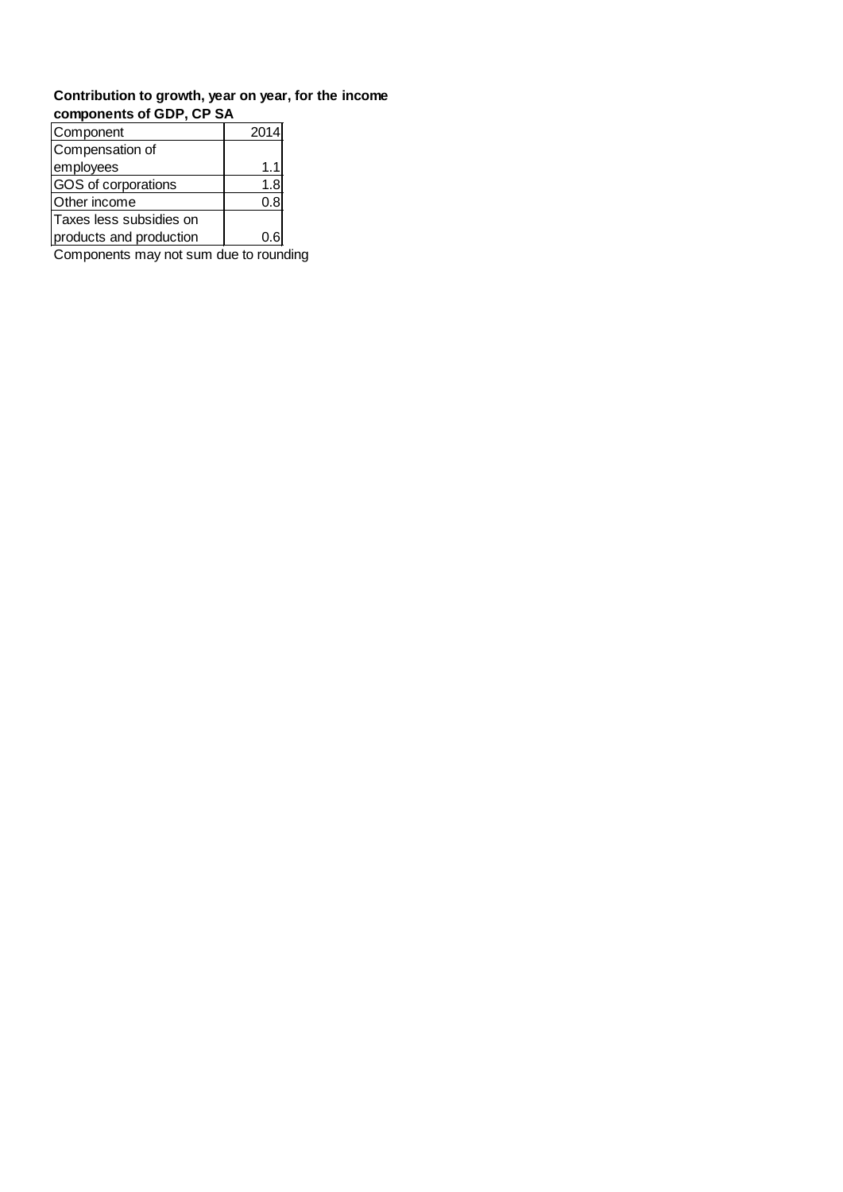**Contribution to growth, year on year, for the income components of GDP, CP SA**

| Component | 2014 |
|---|---|
| Compensation of employees | 1.1 |
| GOS of corporations | 1.8 |
| Other income | 0.8 |
| Taxes less subsidies on products and production | 0.6 |

Components may not sum due to rounding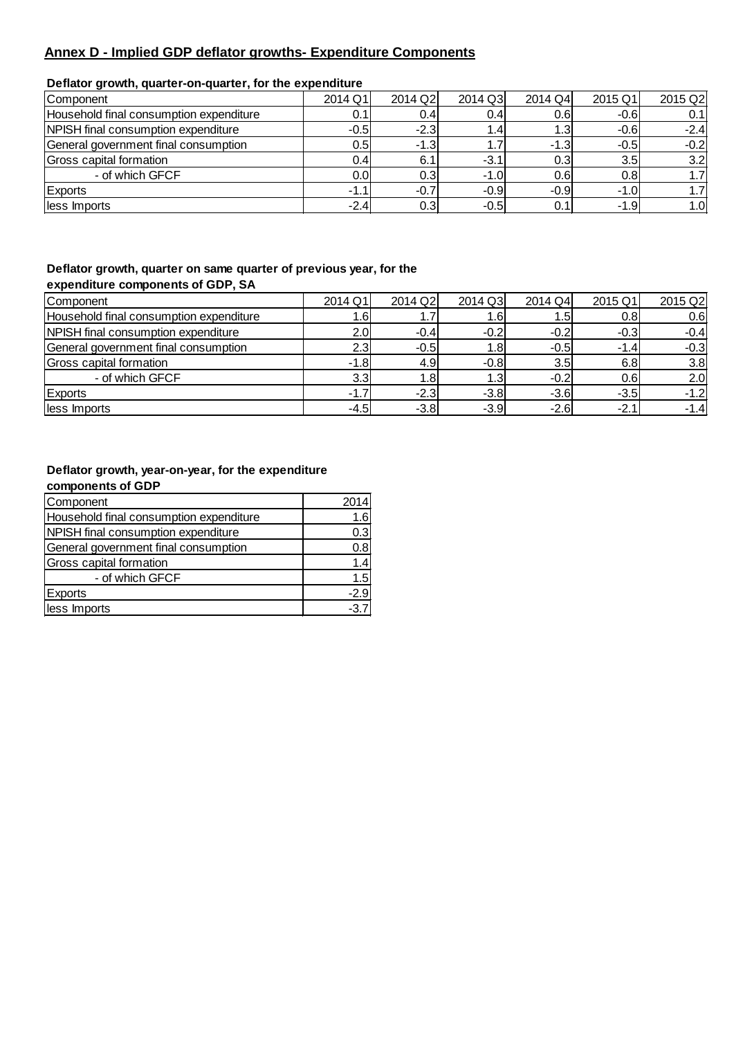## Annex D - Implied GDP deflator growths- Expenditure Components

**Deflator growth, quarter-on-quarter, for the expenditure**

| Component | 2014 Q1 | 2014 Q2 | 2014 Q3 | 2014 Q4 | 2015 Q1 | 2015 Q2 |
|---|---|---|---|---|---|---|
| Household final consumption expenditure | 0.1 | 0.4 | 0.4 | 0.6 | -0.6 | 0.1 |
| NPISH final consumption expenditure | -0.5 | -2.3 | 1.4 | 1.3 | -0.6 | -2.4 |
| General government final consumption | 0.5 | -1.3 | 1.7 | -1.3 | -0.5 | -0.2 |
| Gross capital formation | 0.4 | 6.1 | -3.1 | 0.3 | 3.5 | 3.2 |
| - of which GFCF | 0.0 | 0.3 | -1.0 | 0.6 | 0.8 | 1.7 |
| Exports | -1.1 | -0.7 | -0.9 | -0.9 | -1.0 | 1.7 |
| less Imports | -2.4 | 0.3 | -0.5 | 0.1 | -1.9 | 1.0 |

**Deflator growth, quarter on same quarter of previous year, for the expenditure components of GDP, SA**

| Component | 2014 Q1 | 2014 Q2 | 2014 Q3 | 2014 Q4 | 2015 Q1 | 2015 Q2 |
|---|---|---|---|---|---|---|
| Household final consumption expenditure | 1.6 | 1.7 | 1.6 | 1.5 | 0.8 | 0.6 |
| NPISH final consumption expenditure | 2.0 | -0.4 | -0.2 | -0.2 | -0.3 | -0.4 |
| General government final consumption | 2.3 | -0.5 | 1.8 | -0.5 | -1.4 | -0.3 |
| Gross capital formation | -1.8 | 4.9 | -0.8 | 3.5 | 6.8 | 3.8 |
| - of which GFCF | 3.3 | 1.8 | 1.3 | -0.2 | 0.6 | 2.0 |
| Exports | -1.7 | -2.3 | -3.8 | -3.6 | -3.5 | -1.2 |
| less Imports | -4.5 | -3.8 | -3.9 | -2.6 | -2.1 | -1.4 |

**Deflator growth, year-on-year, for the expenditure components of GDP**

| Component | 2014 |
|---|---|
| Household final consumption expenditure | 1.6 |
| NPISH final consumption expenditure | 0.3 |
| General government final consumption | 0.8 |
| Gross capital formation | 1.4 |
| - of which GFCF | 1.5 |
| Exports | -2.9 |
| less Imports | -3.7 |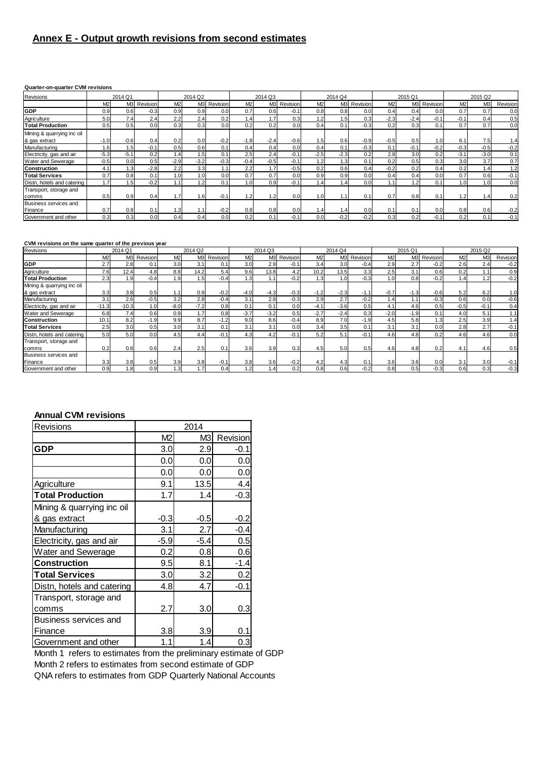## Annex E - Output growth revisions from second estimates

**Quarter-on-quarter CVM revisions**

| Revisions | 2014 Q1 | | | 2014 Q2 | | | 2014 Q3 | | | 2014 Q4 | | | 2015 Q1 | | | 2015 Q2 | | |
|---|---|---|---|---|---|---|---|---|---|---|---|---|---|---|---|---|---|---|
| | M2 | M3 | Revision | M2 | M3 | Revision | M2 | M3 | Revision | M2 | M3 | Revision | M2 | M3 | Revision | M2 | M3 | Revision |
| **GDP** | 0.9 | 0.6 | -0.3 | 0.9 | 0.9 | 0.0 | 0.7 | 0.6 | -0.1 | 0.8 | 0.8 | 0.0 | 0.4 | 0.4 | 0.0 | 0.7 | 0.7 | 0.0 |
| Agriculture | 5.0 | 7.4 | 2.4 | 2.2 | 2.4 | 0.2 | 1.4 | 1.7 | 0.3 | 1.2 | 1.5 | 0.3 | -2.3 | -2.4 | -0.1 | -0.1 | 0.4 | 0.5 |
| **Total Production** | 0.5 | 0.5 | 0.0 | 0.3 | 0.3 | 0.0 | 0.2 | 0.2 | 0.0 | 0.4 | 0.1 | -0.3 | 0.2 | 0.3 | 0.1 | 0.7 | 0.7 | 0.0 |
| Mining & quarrying inc oil & gas extract | -1.0 | -0.6 | 0.4 | 0.2 | 0.0 | -0.2 | -1.8 | -2.4 | -0.6 | 1.5 | 0.6 | -0.9 | -0.5 | 0.5 | 1.0 | 6.1 | 7.5 | 1.4 |
| Manufacturing | 1.6 | 1.5 | -0.1 | 0.5 | 0.6 | 0.1 | 0.4 | 0.4 | 0.0 | 0.4 | 0.1 | -0.3 | 0.1 | -0.1 | -0.2 | -0.3 | -0.5 | -0.2 |
| Electricity, gas and air | -5.3 | -5.1 | 0.2 | 1.4 | 1.5 | 0.1 | 2.5 | 2.4 | -0.1 | -2.5 | -2.3 | 0.2 | 2.8 | 3.0 | 0.2 | -3.1 | -3.0 | 0.1 |
| Water and Sewerage | -0.5 | 0.0 | 0.5 | -2.9 | -3.2 | -0.3 | -0.4 | -0.5 | -0.1 | 1.2 | 1.3 | 0.1 | 0.2 | 0.5 | 0.3 | 3.0 | 3.7 | 0.7 |
| **Construction** | 4.1 | 1.3 | -2.8 | 2.2 | 3.3 | 1.1 | 2.2 | 1.7 | -0.5 | 0.2 | 0.6 | 0.4 | -0.2 | 0.2 | 0.4 | 0.2 | 1.4 | 1.2 |
| **Total Services** | 0.7 | 0.8 | 0.1 | 1.0 | 1.0 | 0.0 | 0.7 | 0.7 | 0.0 | 0.9 | 0.9 | 0.0 | 0.4 | 0.4 | 0.0 | 0.7 | 0.6 | -0.1 |
| Distn, hotels and catering | 1.7 | 1.5 | -0.2 | 1.1 | 1.2 | 0.1 | 1.0 | 0.9 | -0.1 | 1.4 | 1.4 | 0.0 | 1.1 | 1.2 | 0.1 | 1.0 | 1.0 | 0.0 |
| Transport, storage and comms | 0.5 | 0.9 | 0.4 | 1.7 | 1.6 | -0.1 | 1.2 | 1.2 | 0.0 | 1.0 | 1.1 | 0.1 | 0.7 | 0.8 | 0.1 | 1.2 | 1.4 | 0.2 |
| Business services and Finance | 0.7 | 0.8 | 0.1 | 1.3 | 1.1 | -0.2 | 0.8 | 0.8 | 0.0 | 1.4 | 1.4 | 0.0 | 0.1 | 0.1 | 0.0 | 0.8 | 0.6 | -0.2 |
| Government and other | 0.3 | 0.3 | 0.0 | 0.4 | 0.4 | 0.0 | 0.2 | 0.1 | -0.1 | 0.0 | -0.2 | -0.2 | 0.3 | 0.2 | -0.1 | 0.2 | 0.1 | -0.1 |

**CVM revisions on the same quarter of the previous year**

| Revisions | 2014 Q1 | | | 2014 Q2 | | | 2014 Q3 | | | 2014 Q4 | | | 2015 Q1 | | | 2015 Q2 | | |
|---|---|---|---|---|---|---|---|---|---|---|---|---|---|---|---|---|---|---|
| | M2 | M3 | Revision | M2 | M3 | Revision | M2 | M3 | Revision | M2 | M3 | Revision | M2 | M3 | Revision | M2 | M3 | Revision |
| **GDP** | 2.7 | 2.8 | 0.1 | 3.0 | 3.1 | 0.1 | 3.0 | 2.9 | -0.1 | 3.4 | 3.0 | -0.4 | 2.9 | 2.7 | -0.2 | 2.6 | 2.4 | -0.2 |
| Agriculture | 7.6 | 12.4 | 4.8 | 8.8 | 14.2 | 5.4 | 9.6 | 13.8 | 4.2 | 10.2 | 13.5 | 3.3 | 2.5 | 3.1 | 0.6 | 0.2 | 1.1 | 0.9 |
| **Total Production** | 2.3 | 1.9 | -0.4 | 1.9 | 1.5 | -0.4 | 1.3 | 1.1 | -0.2 | 1.3 | 1.0 | -0.3 | 1.0 | 0.8 | -0.2 | 1.4 | 1.2 | -0.2 |
| Mining & quarrying inc oil & gas extract | 3.3 | 3.8 | 0.5 | 1.1 | 0.9 | -0.2 | -4.0 | -4.3 | -0.3 | -1.2 | -2.3 | -1.1 | -0.7 | -1.3 | -0.6 | 5.2 | 6.2 | 1.0 |
| Manufacturing | 3.1 | 2.6 | -0.5 | 3.2 | 2.8 | -0.4 | 3.1 | 2.8 | -0.3 | 2.9 | 2.7 | -0.2 | 1.4 | 1.1 | -0.3 | 0.6 | 0.0 | -0.6 |
| Electricity, gas and air | -11.3 | -10.3 | 1.0 | -8.0 | -7.2 | 0.8 | 0.1 | 0.1 | 0.0 | -4.1 | -3.6 | 0.5 | 4.1 | 4.6 | 0.5 | -0.5 | -0.1 | 0.4 |
| Water and Sewerage | 6.8 | 7.4 | 0.6 | 0.9 | 1.7 | 0.8 | -3.7 | -3.2 | 0.5 | -2.7 | -2.4 | 0.3 | -2.0 | -1.9 | 0.1 | 4.0 | 5.1 | 1.1 |
| **Construction** | 10.1 | 8.2 | -1.9 | 9.9 | 8.7 | -1.2 | 9.0 | 8.6 | -0.4 | 8.9 | 7.0 | -1.9 | 4.5 | 5.8 | 1.3 | 2.5 | 3.9 | 1.4 |
| **Total Services** | 2.5 | 3.0 | 0.5 | 3.0 | 3.1 | 0.1 | 3.1 | 3.1 | 0.0 | 3.4 | 3.5 | 0.1 | 3.1 | 3.1 | 0.0 | 2.8 | 2.7 | -0.1 |
| Distn, hotels and catering | 5.0 | 5.0 | 0.0 | 4.5 | 4.4 | -0.1 | 4.3 | 4.2 | -0.1 | 5.2 | 5.1 | -0.1 | 4.6 | 4.8 | 0.2 | 4.6 | 4.6 | 0.0 |
| Transport, storage and comms | 0.2 | 0.8 | 0.6 | 2.4 | 2.5 | 0.1 | 3.6 | 3.9 | 0.3 | 4.5 | 5.0 | 0.5 | 4.6 | 4.8 | 0.2 | 4.1 | 4.6 | 0.5 |
| Business services and Finance | 3.3 | 3.8 | 0.5 | 3.9 | 3.8 | -0.1 | 3.8 | 3.6 | -0.2 | 4.2 | 4.3 | 0.1 | 3.6 | 3.6 | 0.0 | 3.1 | 3.0 | -0.1 |
| Government and other | 0.9 | 1.8 | 0.9 | 1.3 | 1.7 | 0.4 | 1.2 | 1.4 | 0.2 | 0.8 | 0.6 | -0.2 | 0.8 | 0.5 | -0.3 | 0.6 | 0.3 | -0.3 |

**Annual CVM revisions**

| Revisions | 2014 | | |
|---|---|---|---|
| | M2 | M3 | Revision |
| **GDP** | 3.0 | 2.9 | -0.1 |
| | 0.0 | 0.0 | 0.0 |
| | 0.0 | 0.0 | 0.0 |
| Agriculture | 9.1 | 13.5 | 4.4 |
| **Total Production** | 1.7 | 1.4 | -0.3 |
| Mining & quarrying inc oil & gas extract | -0.3 | -0.5 | -0.2 |
| Manufacturing | 3.1 | 2.7 | -0.4 |
| Electricity, gas and air | -5.9 | -5.4 | 0.5 |
| Water and Sewerage | 0.2 | 0.8 | 0.6 |
| **Construction** | 9.5 | 8.1 | -1.4 |
| **Total Services** | 3.0 | 3.2 | 0.2 |
| Distn, hotels and catering | 4.8 | 4.7 | -0.1 |
| Transport, storage and comms | 2.7 | 3.0 | 0.3 |
| Business services and Finance | 3.8 | 3.9 | 0.1 |
| Government and other | 1.1 | 1.4 | 0.3 |

Month 1 refers to estimates from the preliminary estimate of GDP
Month 2 refers to estimates from second estimate of GDP
QNA refers to estimates from GDP Quarterly National Accounts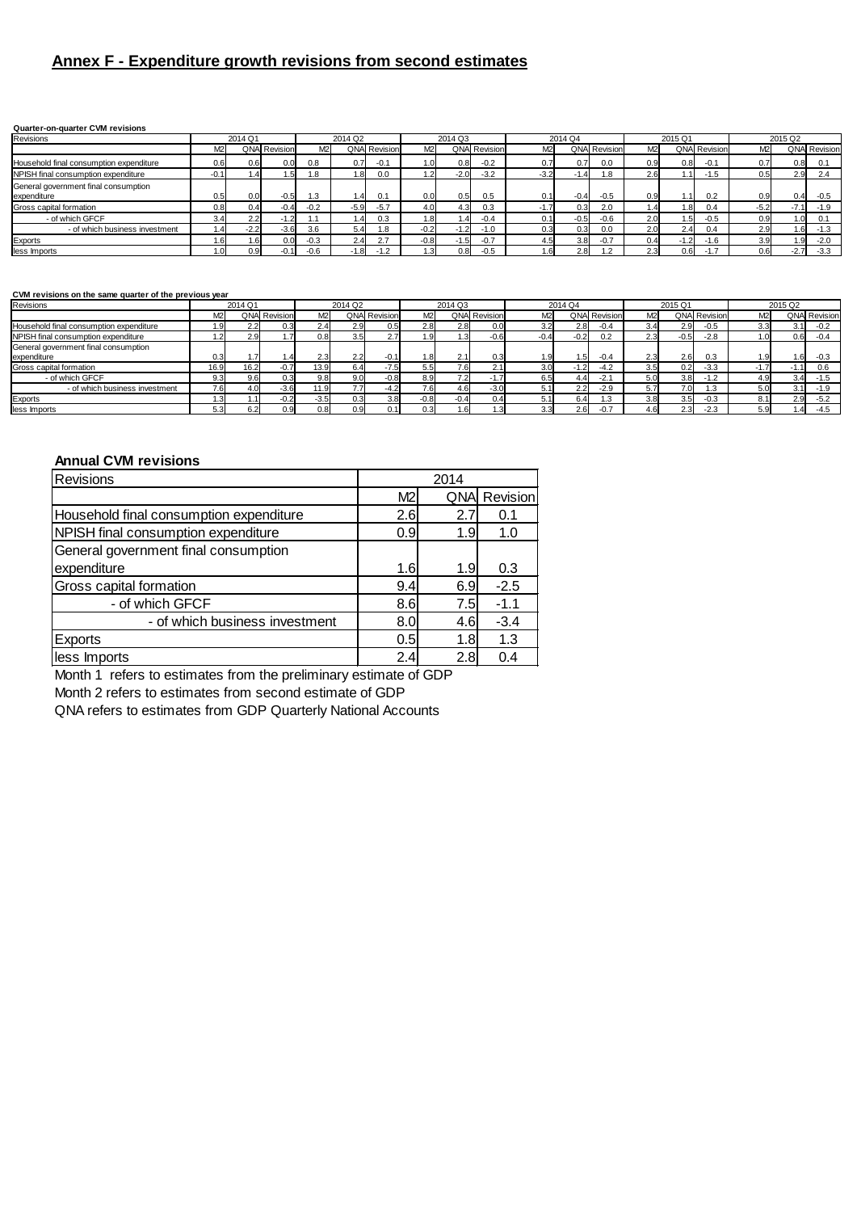## Annex F - Expenditure growth revisions from second estimates

**Quarter-on-quarter CVM revisions**

| Revisions | 2014 Q1 | | | 2014 Q2 | | | 2014 Q3 | | | 2014 Q4 | | | 2015 Q1 | | | 2015 Q2 | | |
|---|---|---|---|---|---|---|---|---|---|---|---|---|---|---|---|---|---|---|
| | M2 | QNA | Revision | M2 | QNA | Revision | M2 | QNA | Revision | M2 | QNA | Revision | M2 | QNA | Revision | M2 | QNA | Revision |
| Household final consumption expenditure | 0.6 | 0.6 | 0.0 | 0.8 | 0.7 | -0.1 | 1.0 | 0.8 | -0.2 | 0.7 | 0.7 | 0.0 | 0.9 | 0.8 | -0.1 | 0.7 | 0.8 | 0.1 |
| NPISH final consumption expenditure | -0.1 | 1.4 | 1.5 | 1.8 | 1.8 | 0.0 | 1.2 | -2.0 | -3.2 | -3.2 | -1.4 | 1.8 | 2.6 | 1.1 | -1.5 | 0.5 | 2.9 | 2.4 |
| General government final consumption expenditure | 0.5 | 0.0 | -0.5 | 1.3 | 1.4 | 0.1 | 0.0 | 0.5 | 0.5 | 0.1 | -0.4 | -0.5 | 0.9 | 1.1 | 0.2 | 0.9 | 0.4 | -0.5 |
| Gross capital formation | 0.8 | 0.4 | -0.4 | -0.2 | -5.9 | -5.7 | 4.0 | 4.3 | 0.3 | -1.7 | 0.3 | 2.0 | 1.4 | 1.8 | 0.4 | -5.2 | -7.1 | -1.9 |
| - of which GFCF | 3.4 | 2.2 | -1.2 | 1.1 | 1.4 | 0.3 | 1.8 | 1.4 | -0.4 | 0.1 | -0.5 | -0.6 | 2.0 | 1.5 | -0.5 | 0.9 | 1.0 | 0.1 |
| - of which business investment | 1.4 | -2.2 | -3.6 | 3.6 | 5.4 | 1.8 | -0.2 | -1.2 | -1.0 | 0.3 | 0.3 | 0.0 | 2.0 | 2.4 | 0.4 | 2.9 | 1.6 | -1.3 |
| Exports | 1.6 | 1.6 | 0.0 | -0.3 | 2.4 | 2.7 | -0.8 | -1.5 | -0.7 | 4.5 | 3.8 | -0.7 | 0.4 | -1.2 | -1.6 | 3.9 | 1.9 | -2.0 |
| less Imports | 1.0 | 0.9 | -0.1 | -0.6 | -1.8 | -1.2 | 1.3 | 0.8 | -0.5 | 1.6 | 2.8 | 1.2 | 2.3 | 0.6 | -1.7 | 0.6 | -2.7 | -3.3 |

**CVM revisions on the same quarter of the previous year**

| Revisions | 2014 Q1 | | | 2014 Q2 | | | 2014 Q3 | | | 2014 Q4 | | | 2015 Q1 | | | 2015 Q2 | | |
|---|---|---|---|---|---|---|---|---|---|---|---|---|---|---|---|---|---|---|
| | M2 | QNA | Revision | M2 | QNA | Revision | M2 | QNA | Revision | M2 | QNA | Revision | M2 | QNA | Revision | M2 | QNA | Revision |
| Household final consumption expenditure | 1.9 | 2.2 | 0.3 | 2.4 | 2.9 | 0.5 | 2.8 | 2.8 | 0.0 | 3.2 | 2.8 | -0.4 | 3.4 | 2.9 | -0.5 | 3.3 | 3.1 | -0.2 |
| NPISH final consumption expenditure | 1.2 | 2.9 | 1.7 | 0.8 | 3.5 | 2.7 | 1.9 | 1.3 | -0.6 | -0.4 | -0.2 | 0.2 | 2.3 | -0.5 | -2.8 | 1.0 | 0.6 | -0.4 |
| General government final consumption expenditure | 0.3 | 1.7 | 1.4 | 2.3 | 2.2 | -0.1 | 1.8 | 2.1 | 0.3 | 1.9 | 1.5 | -0.4 | 2.3 | 2.6 | 0.3 | 1.9 | 1.6 | -0.3 |
| Gross capital formation | 16.9 | 16.2 | -0.7 | 13.9 | 6.4 | -7.5 | 5.5 | 7.6 | 2.1 | 3.0 | -1.2 | -4.2 | 3.5 | 0.2 | -3.3 | -1.7 | -1.1 | 0.6 |
| - of which GFCF | 9.3 | 9.6 | 0.3 | 9.8 | 9.0 | -0.8 | 8.9 | 7.2 | -1.7 | 6.5 | 4.4 | -2.1 | 5.0 | 3.8 | -1.2 | 4.9 | 3.4 | -1.5 |
| - of which business investment | 7.6 | 4.0 | -3.6 | 11.9 | 7.7 | -4.2 | 7.6 | 4.6 | -3.0 | 5.1 | 2.2 | -2.9 | 5.7 | 7.0 | 1.3 | 5.0 | 3.1 | -1.9 |
| Exports | 1.3 | 1.1 | -0.2 | -3.5 | 0.3 | 3.8 | -0.8 | -0.4 | 0.4 | 5.1 | 6.4 | 1.3 | 3.8 | 3.5 | -0.3 | 8.1 | 2.9 | -5.2 |
| less Imports | 5.3 | 6.2 | 0.9 | 0.8 | 0.9 | 0.1 | 0.3 | 1.6 | 1.3 | 3.3 | 2.6 | -0.7 | 4.6 | 2.3 | -2.3 | 5.9 | 1.4 | -4.5 |

**Annual CVM revisions**

| Revisions | 2014 | | |
|---|---|---|---|
| | M2 | QNA | Revision |
| Household final consumption expenditure | 2.6 | 2.7 | 0.1 |
| NPISH final consumption expenditure | 0.9 | 1.9 | 1.0 |
| General government final consumption expenditure | 1.6 | 1.9 | 0.3 |
| Gross capital formation | 9.4 | 6.9 | -2.5 |
| - of which GFCF | 8.6 | 7.5 | -1.1 |
| - of which business investment | 8.0 | 4.6 | -3.4 |
| Exports | 0.5 | 1.8 | 1.3 |
| less Imports | 2.4 | 2.8 | 0.4 |

Month 1 refers to estimates from the preliminary estimate of GDP

Month 2 refers to estimates from second estimate of GDP

QNA refers to estimates from GDP Quarterly National Accounts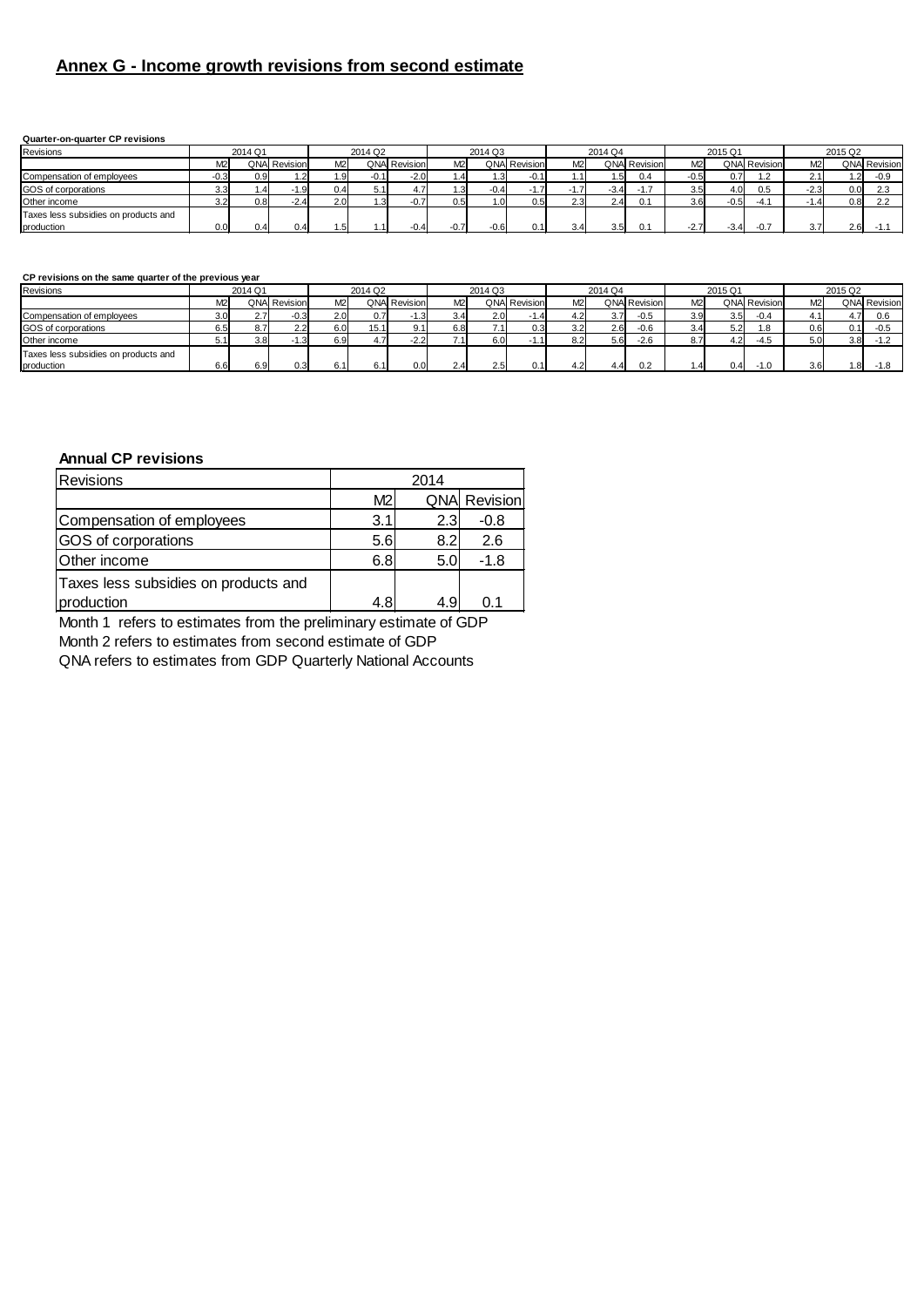## Annex G - Income growth revisions from second estimate

**Quarter-on-quarter CP revisions**

| Revisions | 2014 Q1 | | | 2014 Q2 | | | 2014 Q3 | | | 2014 Q4 | | | 2015 Q1 | | | 2015 Q2 | | |
|---|---|---|---|---|---|---|---|---|---|---|---|---|---|---|---|---|---|---|
| | M2 | QNA | Revision | M2 | QNA | Revision | M2 | QNA | Revision | M2 | QNA | Revision | M2 | QNA | Revision | M2 | QNA | Revision |
| Compensation of employees | -0.3 | 0.9 | 1.2 | 1.9 | -0.1 | -2.0 | 1.4 | 1.3 | -0.1 | 1.1 | 1.5 | 0.4 | -0.5 | 0.7 | 1.2 | 2.1 | 1.2 | -0.9 |
| GOS of corporations | 3.3 | 1.4 | -1.9 | 0.4 | 5.1 | 4.7 | 1.3 | -0.4 | -1.7 | -1.7 | -3.4 | -1.7 | 3.5 | 4.0 | 0.5 | -2.3 | 0.0 | 2.3 |
| Other income | 3.2 | 0.8 | -2.4 | 2.0 | 1.3 | -0.7 | 0.5 | 1.0 | 0.5 | 2.3 | 2.4 | 0.1 | 3.6 | -0.5 | -4.1 | -1.4 | 0.8 | 2.2 |
| Taxes less subsidies on products and production | 0.0 | 0.4 | 0.4 | 1.5 | 1.1 | -0.4 | -0.7 | -0.6 | 0.1 | 3.4 | 3.5 | 0.1 | -2.7 | -3.4 | -0.7 | 3.7 | 2.6 | -1.1 |

**CP revisions on the same quarter of the previous year**

| Revisions | 2014 Q1 | | | 2014 Q2 | | | 2014 Q3 | | | 2014 Q4 | | | 2015 Q1 | | | 2015 Q2 | | |
|---|---|---|---|---|---|---|---|---|---|---|---|---|---|---|---|---|---|---|
| | M2 | QNA | Revision | M2 | QNA | Revision | M2 | QNA | Revision | M2 | QNA | Revision | M2 | QNA | Revision | M2 | QNA | Revision |
| Compensation of employees | 3.0 | 2.7 | -0.3 | 2.0 | 0.7 | -1.3 | 3.4 | 2.0 | -1.4 | 4.2 | 3.7 | -0.5 | 3.9 | 3.5 | -0.4 | 4.1 | 4.7 | 0.6 |
| GOS of corporations | 6.5 | 8.7 | 2.2 | 6.0 | 15.1 | 9.1 | 6.8 | 7.1 | 0.3 | 3.2 | 2.6 | -0.6 | 3.4 | 5.2 | 1.8 | 0.6 | 0.1 | -0.5 |
| Other income | 5.1 | 3.8 | -1.3 | 6.9 | 4.7 | -2.2 | 7.1 | 6.0 | -1.1 | 8.2 | 5.6 | -2.6 | 8.7 | 4.2 | -4.5 | 5.0 | 3.8 | -1.2 |
| Taxes less subsidies on products and production | 6.6 | 6.9 | 0.3 | 6.1 | 6.1 | 0.0 | 2.4 | 2.5 | 0.1 | 4.2 | 4.4 | 0.2 | 1.4 | 0.4 | -1.0 | 3.6 | 1.8 | -1.8 |

**Annual CP revisions**

| Revisions | 2014 | | |
|---|---|---|---|
| | M2 | QNA | Revision |
| Compensation of employees | 3.1 | 2.3 | -0.8 |
| GOS of corporations | 5.6 | 8.2 | 2.6 |
| Other income | 6.8 | 5.0 | -1.8 |
| Taxes less subsidies on products and production | 4.8 | 4.9 | 0.1 |

Month 1 refers to estimates from the preliminary estimate of GDP
Month 2 refers to estimates from second estimate of GDP
QNA refers to estimates from GDP Quarterly National Accounts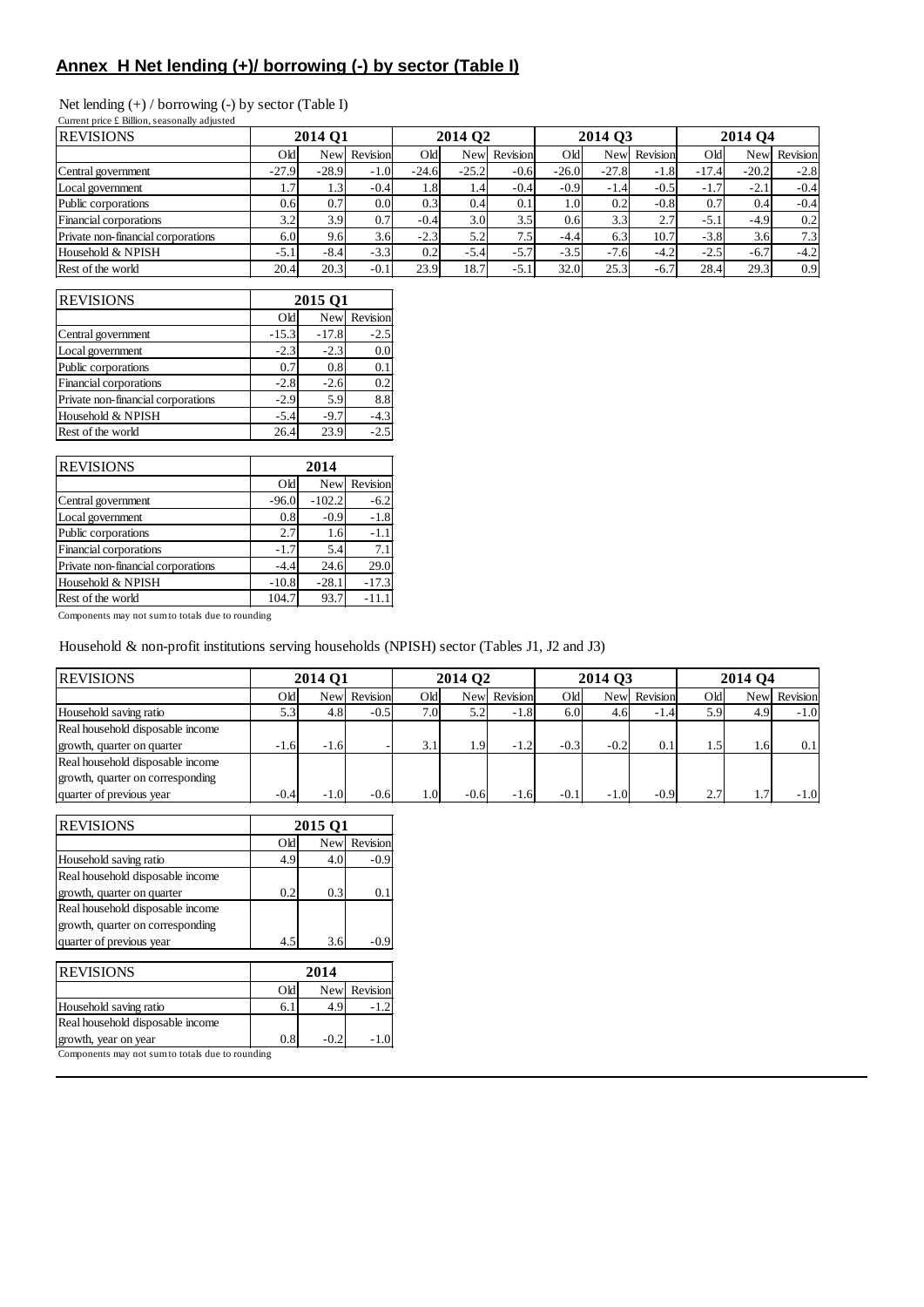## Annex H Net lending (+)/ borrowing (-) by sector (Table I)

Net lending (+) / borrowing (-) by sector (Table I)

Current price £ Billion, seasonally adjusted

| REVISIONS | 2014 Q1 | | | 2014 Q2 | | | 2014 Q3 | | | 2014 Q4 | | |
|---|---|---|---|---|---|---|---|---|---|---|---|---|
| | Old | New | Revision | Old | New | Revision | Old | New | Revision | Old | New | Revision |
| Central government | -27.9 | -28.9 | -1.0 | -24.6 | -25.2 | -0.6 | -26.0 | -27.8 | -1.8 | -17.4 | -20.2 | -2.8 |
| Local government | 1.7 | 1.3 | -0.4 | 1.8 | 1.4 | -0.4 | -0.9 | -1.4 | -0.5 | -1.7 | -2.1 | -0.4 |
| Public corporations | 0.6 | 0.7 | 0.0 | 0.3 | 0.4 | 0.1 | 1.0 | 0.2 | -0.8 | 0.7 | 0.4 | -0.4 |
| Financial corporations | 3.2 | 3.9 | 0.7 | -0.4 | 3.0 | 3.5 | 0.6 | 3.3 | 2.7 | -5.1 | -4.9 | 0.2 |
| Private non-financial corporations | 6.0 | 9.6 | 3.6 | -2.3 | 5.2 | 7.5 | -4.4 | 6.3 | 10.7 | -3.8 | 3.6 | 7.3 |
| Household & NPISH | -5.1 | -8.4 | -3.3 | 0.2 | -5.4 | -5.7 | -3.5 | -7.6 | -4.2 | -2.5 | -6.7 | -4.2 |
| Rest of the world | 20.4 | 20.3 | -0.1 | 23.9 | 18.7 | -5.1 | 32.0 | 25.3 | -6.7 | 28.4 | 29.3 | 0.9 |

| REVISIONS | 2015 Q1 | | |
|---|---|---|---|
| | Old | New | Revision |
| Central government | -15.3 | -17.8 | -2.5 |
| Local government | -2.3 | -2.3 | 0.0 |
| Public corporations | 0.7 | 0.8 | 0.1 |
| Financial corporations | -2.8 | -2.6 | 0.2 |
| Private non-financial corporations | -2.9 | 5.9 | 8.8 |
| Household & NPISH | -5.4 | -9.7 | -4.3 |
| Rest of the world | 26.4 | 23.9 | -2.5 |

| REVISIONS | 2014 | | |
|---|---|---|---|
| | Old | New | Revision |
| Central government | -96.0 | -102.2 | -6.2 |
| Local government | 0.8 | -0.9 | -1.8 |
| Public corporations | 2.7 | 1.6 | -1.1 |
| Financial corporations | -1.7 | 5.4 | 7.1 |
| Private non-financial corporations | -4.4 | 24.6 | 29.0 |
| Household & NPISH | -10.8 | -28.1 | -17.3 |
| Rest of the world | 104.7 | 93.7 | -11.1 |

Components may not sum to totals due to rounding

Household & non-profit institutions serving households (NPISH) sector (Tables J1, J2 and J3)

| REVISIONS | 2014 Q1 | | | 2014 Q2 | | | 2014 Q3 | | | 2014 Q4 | | |
|---|---|---|---|---|---|---|---|---|---|---|---|---|
| | Old | New | Revision | Old | New | Revision | Old | New | Revision | Old | New | Revision |
| Household saving ratio | 5.3 | 4.8 | -0.5 | 7.0 | 5.2 | -1.8 | 6.0 | 4.6 | -1.4 | 5.9 | 4.9 | -1.0 |
| Real household disposable income growth, quarter on quarter | -1.6 | -1.6 | - | 3.1 | 1.9 | -1.2 | -0.3 | -0.2 | 0.1 | 1.5 | 1.6 | 0.1 |
| Real household disposable income growth, quarter on corresponding quarter of previous year | -0.4 | -1.0 | -0.6 | 1.0 | -0.6 | -1.6 | -0.1 | -1.0 | -0.9 | 2.7 | 1.7 | -1.0 |

| REVISIONS | 2015 Q1 | | |
|---|---|---|---|
| | Old | New | Revision |
| Household saving ratio | 4.9 | 4.0 | -0.9 |
| Real household disposable income growth, quarter on quarter | 0.2 | 0.3 | 0.1 |
| Real household disposable income growth, quarter on corresponding quarter of previous year | 4.5 | 3.6 | -0.9 |

| REVISIONS | 2014 | | |
|---|---|---|---|
| | Old | New | Revision |
| Household saving ratio | 6.1 | 4.9 | -1.2 |
| Real household disposable income growth, year on year | 0.8 | -0.2 | -1.0 |

Components may not sum to totals due to rounding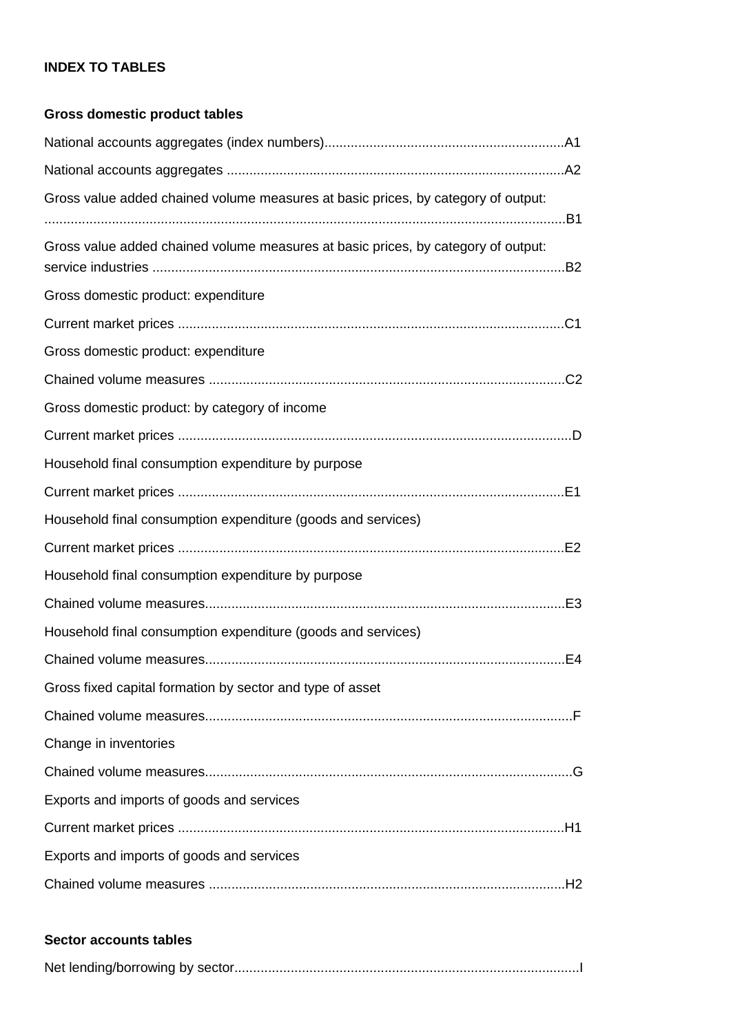**INDEX TO TABLES**

**Gross domestic product tables**

National accounts aggregates (index numbers)................................................................A1

National accounts aggregates ..........................................................................................A2

Gross value added chained volume measures at basic prices, by category of output: ..........................................................................................................................................B1

Gross value added chained volume measures at basic prices, by category of output: service industries ..............................................................................................................B2

Gross domestic product: expenditure

Current market prices .......................................................................................................C1

Gross domestic product: expenditure

Chained volume measures ...............................................................................................C2

Gross domestic product: by category of income

Current market prices ........................................................................................................D

Household final consumption expenditure by purpose

Current market prices .......................................................................................................E1

Household final consumption expenditure (goods and services)

Current market prices .......................................................................................................E2

Household final consumption expenditure by purpose

Chained volume measures................................................................................................E3

Household final consumption expenditure (goods and services)

Chained volume measures................................................................................................E4

Gross fixed capital formation by sector and type of asset

Chained volume measures..................................................................................................F

Change in inventories

Chained volume measures..................................................................................................G

Exports and imports of goods and services

Current market prices .......................................................................................................H1

Exports and imports of goods and services

Chained volume measures ...............................................................................................H2

**Sector accounts tables**

Net lending/borrowing by sector............................................................................................I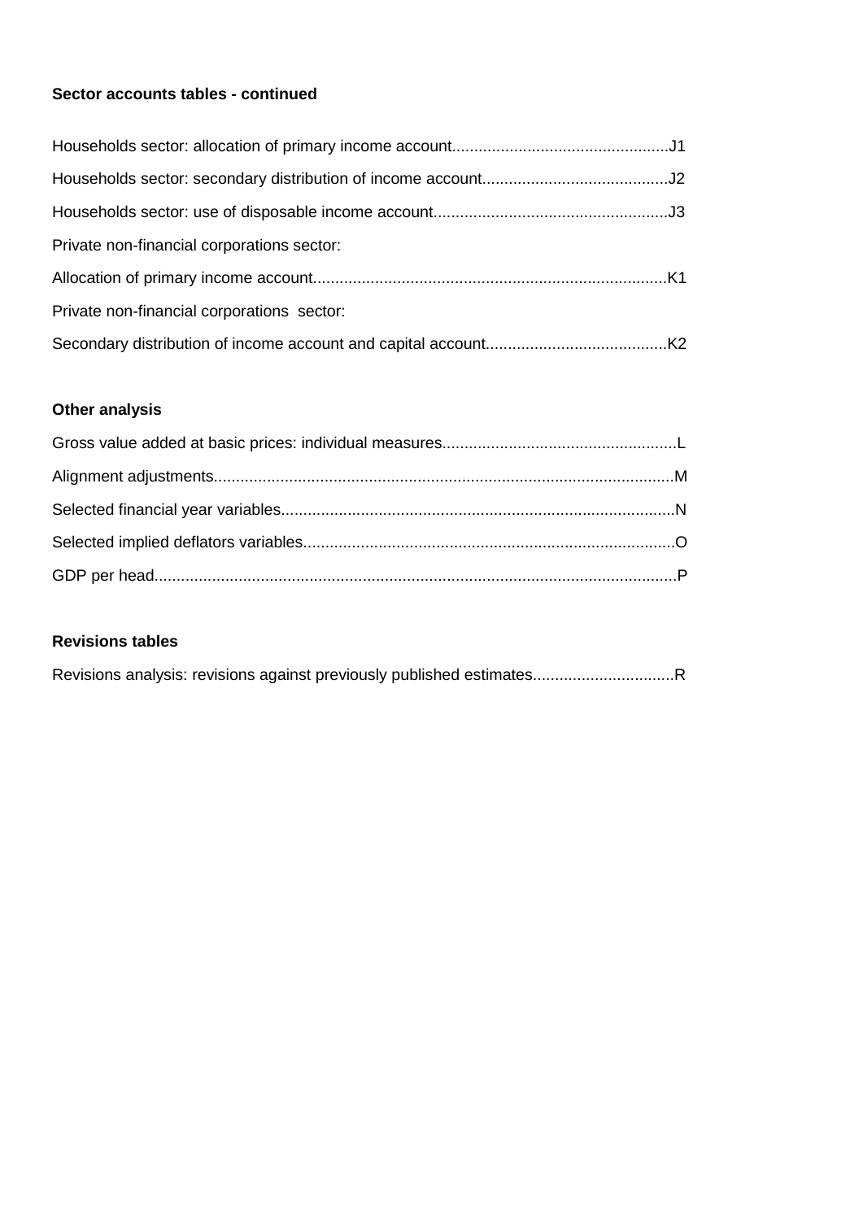**Sector accounts tables - continued**

Households sector: allocation of primary income account................................................J1

Households sector: secondary distribution of income account..........................................J2

Households sector: use of disposable income account.....................................................J3

Private non-financial corporations sector:

Allocation of primary income account...............................................................................K1

Private non-financial corporations  sector:

Secondary distribution of income account and capital account........................................K2

**Other analysis**

Gross value added at basic prices: individual measures....................................................L

Alignment adjustments.......................................................................................................M

Selected financial year variables........................................................................................N

Selected implied deflators variables...................................................................................O

GDP per head.....................................................................................................................P

**Revisions tables**

Revisions analysis: revisions against previously published estimates................................R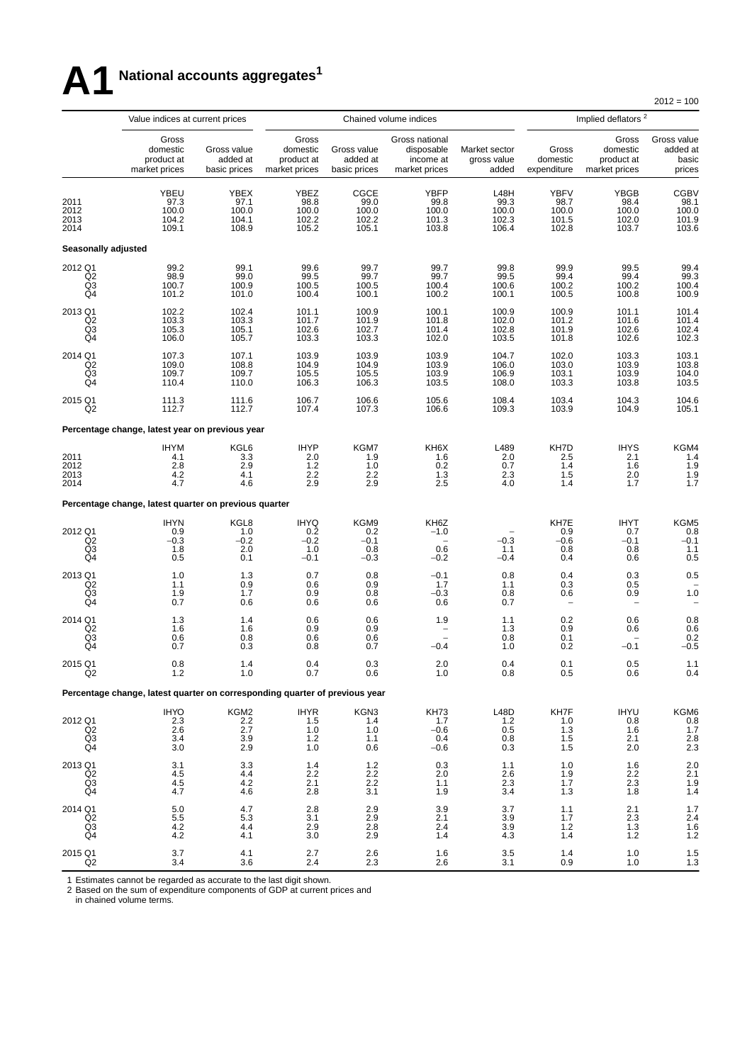# A1 National accounts aggregates[1]

2012 = 100

| | Value indices at current prices | | Chained volume indices | | | | Implied deflators [2] | | |
|---|---|---|---|---|---|---|---|---|---|
| | Gross domestic product at market prices | Gross value added at basic prices | Gross domestic product at market prices | Gross value added at basic prices | Gross national disposable income at market prices | Market sector gross value added | Gross domestic expenditure | Gross domestic product at market prices | Gross value added at basic prices |
| | YBEU | YBEX | YBEZ | CGCE | YBFP | L48H | YBFV | YBGB | CGBV |
| 2011 | 97.3 | 97.1 | 98.8 | 99.0 | 99.8 | 99.3 | 98.7 | 98.4 | 98.1 |
| 2012 | 100.0 | 100.0 | 100.0 | 100.0 | 100.0 | 100.0 | 100.0 | 100.0 | 100.0 |
| 2013 | 104.2 | 104.1 | 102.2 | 102.2 | 101.3 | 102.3 | 101.5 | 102.0 | 101.9 |
| 2014 | 109.1 | 108.9 | 105.2 | 105.1 | 103.8 | 106.4 | 102.8 | 103.7 | 103.6 |
| **Seasonally adjusted** | | | | | | | | | |
| 2012 Q1 | 99.2 | 99.1 | 99.6 | 99.7 | 99.7 | 99.8 | 99.9 | 99.5 | 99.4 |
| Q2 | 98.9 | 99.0 | 99.5 | 99.7 | 99.7 | 99.5 | 99.4 | 99.4 | 99.3 |
| Q3 | 100.7 | 100.9 | 100.5 | 100.5 | 100.4 | 100.6 | 100.2 | 100.2 | 100.4 |
| Q4 | 101.2 | 101.0 | 100.4 | 100.1 | 100.2 | 100.1 | 100.5 | 100.8 | 100.9 |
| 2013 Q1 | 102.2 | 102.4 | 101.1 | 100.9 | 100.1 | 100.9 | 100.9 | 101.1 | 101.4 |
| Q2 | 103.3 | 103.3 | 101.7 | 101.9 | 101.8 | 102.0 | 101.2 | 101.6 | 101.4 |
| Q3 | 105.3 | 105.1 | 102.6 | 102.7 | 101.4 | 102.8 | 101.9 | 102.6 | 102.4 |
| Q4 | 106.0 | 105.7 | 103.3 | 103.3 | 102.0 | 103.5 | 101.8 | 102.6 | 102.3 |
| 2014 Q1 | 107.3 | 107.1 | 103.9 | 103.9 | 103.9 | 104.7 | 102.0 | 103.3 | 103.1 |
| Q2 | 109.0 | 108.8 | 104.9 | 104.9 | 103.9 | 106.0 | 103.0 | 103.9 | 103.8 |
| Q3 | 109.7 | 109.7 | 105.5 | 105.5 | 103.9 | 106.9 | 103.1 | 103.9 | 104.0 |
| Q4 | 110.4 | 110.0 | 106.3 | 106.3 | 103.5 | 108.0 | 103.3 | 103.8 | 103.5 |
| 2015 Q1 | 111.3 | 111.6 | 106.7 | 106.6 | 105.6 | 108.4 | 103.4 | 104.3 | 104.6 |
| Q2 | 112.7 | 112.7 | 107.4 | 107.3 | 106.6 | 109.3 | 103.9 | 104.9 | 105.1 |
| **Percentage change, latest year on previous year** | | | | | | | | | |
| | IHYM | KGL6 | IHYP | KGM7 | KH6X | L489 | KH7D | IHYS | KGM4 |
| 2011 | 4.1 | 3.3 | 2.0 | 1.9 | 1.6 | 2.0 | 2.5 | 2.1 | 1.4 |
| 2012 | 2.8 | 2.9 | 1.2 | 1.0 | 0.2 | 0.7 | 1.4 | 1.6 | 1.9 |
| 2013 | 4.2 | 4.1 | 2.2 | 2.2 | 1.3 | 2.3 | 1.5 | 2.0 | 1.9 |
| 2014 | 4.7 | 4.6 | 2.9 | 2.9 | 2.5 | 4.0 | 1.4 | 1.7 | 1.7 |
| **Percentage change, latest quarter on previous quarter** | | | | | | | | | |
| | IHYN | KGL8 | IHYQ | KGM9 | KH6Z | | KH7E | IHYT | KGM5 |
| 2012 Q1 | 0.9 | 1.0 | 0.2 | 0.2 | −1.0 | – | 0.9 | 0.7 | 0.8 |
| Q2 | −0.3 | −0.2 | −0.2 | −0.1 | – | −0.3 | −0.6 | −0.1 | −0.1 |
| Q3 | 1.8 | 2.0 | 1.0 | 0.8 | 0.6 | 1.1 | 0.8 | 0.8 | 1.1 |
| Q4 | 0.5 | 0.1 | −0.1 | −0.3 | −0.2 | −0.4 | 0.4 | 0.6 | 0.5 |
| 2013 Q1 | 1.0 | 1.3 | 0.7 | 0.8 | −0.1 | 0.8 | 0.4 | 0.3 | 0.5 |
| Q2 | 1.1 | 0.9 | 0.6 | 0.9 | 1.7 | 1.1 | 0.3 | 0.5 | – |
| Q3 | 1.9 | 1.7 | 0.9 | 0.8 | −0.3 | 0.8 | 0.6 | 0.9 | 1.0 |
| Q4 | 0.7 | 0.6 | 0.6 | 0.6 | 0.6 | 0.7 | – | – | – |
| 2014 Q1 | 1.3 | 1.4 | 0.6 | 0.6 | 1.9 | 1.1 | 0.2 | 0.6 | 0.8 |
| Q2 | 1.6 | 1.6 | 0.9 | 0.9 | – | 1.3 | 0.9 | 0.6 | 0.6 |
| Q3 | 0.6 | 0.8 | 0.6 | 0.6 | – | 0.8 | 0.1 | – | 0.2 |
| Q4 | 0.7 | 0.3 | 0.8 | 0.7 | −0.4 | 1.0 | 0.2 | −0.1 | −0.5 |
| 2015 Q1 | 0.8 | 1.4 | 0.4 | 0.3 | 2.0 | 0.4 | 0.1 | 0.5 | 1.1 |
| Q2 | 1.2 | 1.0 | 0.7 | 0.6 | 1.0 | 0.8 | 0.5 | 0.6 | 0.4 |
| **Percentage change, latest quarter on corresponding quarter of previous year** | | | | | | | | | |
| | IHYO | KGM2 | IHYR | KGN3 | KH73 | L48D | KH7F | IHYU | KGM6 |
| 2012 Q1 | 2.3 | 2.2 | 1.5 | 1.4 | 1.7 | 1.2 | 1.0 | 0.8 | 0.8 |
| Q2 | 2.6 | 2.7 | 1.0 | 1.0 | −0.6 | 0.5 | 1.3 | 1.6 | 1.7 |
| Q3 | 3.4 | 3.9 | 1.2 | 1.1 | 0.4 | 0.8 | 1.5 | 2.1 | 2.8 |
| Q4 | 3.0 | 2.9 | 1.0 | 0.6 | −0.6 | 0.3 | 1.5 | 2.0 | 2.3 |
| 2013 Q1 | 3.1 | 3.3 | 1.4 | 1.2 | 0.3 | 1.1 | 1.0 | 1.6 | 2.0 |
| Q2 | 4.5 | 4.4 | 2.2 | 2.2 | 2.0 | 2.6 | 1.9 | 2.2 | 2.1 |
| Q3 | 4.5 | 4.2 | 2.1 | 2.2 | 1.1 | 2.3 | 1.7 | 2.3 | 1.9 |
| Q4 | 4.7 | 4.6 | 2.8 | 3.1 | 1.9 | 3.4 | 1.3 | 1.8 | 1.4 |
| 2014 Q1 | 5.0 | 4.7 | 2.8 | 2.9 | 3.9 | 3.7 | 1.1 | 2.1 | 1.7 |
| Q2 | 5.5 | 5.3 | 3.1 | 2.9 | 2.1 | 3.9 | 1.7 | 2.3 | 2.4 |
| Q3 | 4.2 | 4.4 | 2.9 | 2.8 | 2.4 | 3.9 | 1.2 | 1.3 | 1.6 |
| Q4 | 4.2 | 4.1 | 3.0 | 2.9 | 1.4 | 4.3 | 1.4 | 1.2 | 1.2 |
| 2015 Q1 | 3.7 | 4.1 | 2.7 | 2.6 | 1.6 | 3.5 | 1.4 | 1.0 | 1.5 |
| Q2 | 3.4 | 3.6 | 2.4 | 2.3 | 2.6 | 3.1 | 0.9 | 1.0 | 1.3 |

1 Estimates cannot be regarded as accurate to the last digit shown.
2 Based on the sum of expenditure components of GDP at current prices and in chained volume terms.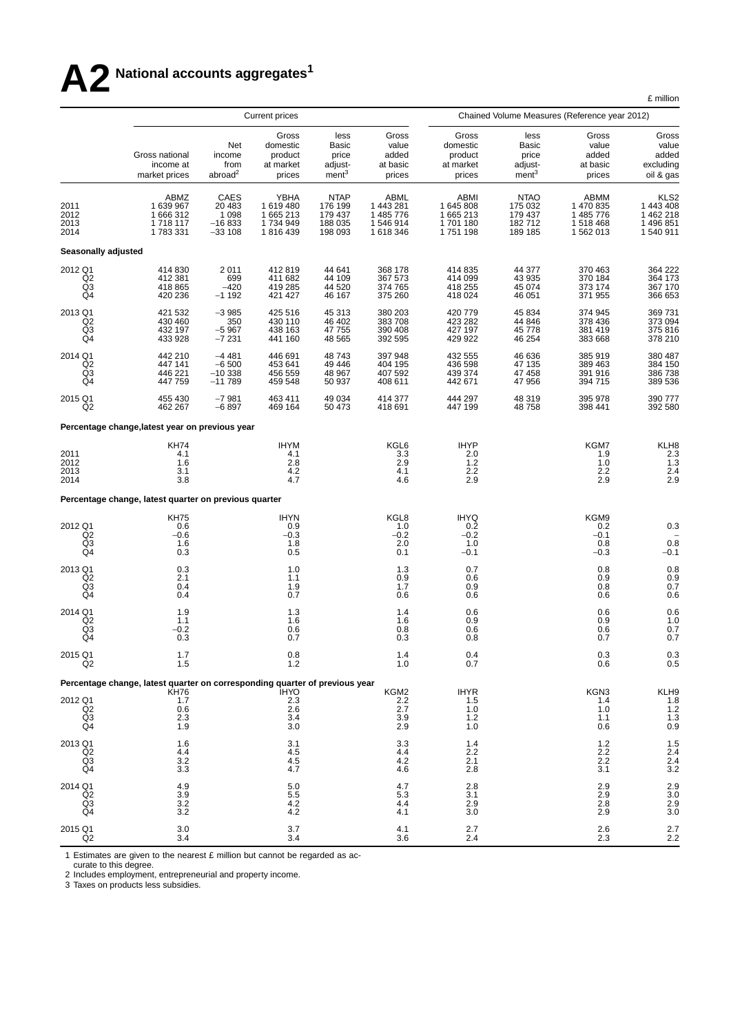# A2 National accounts aggregates[1]

£ million

| | Current prices | | | | | Chained Volume Measures (Reference year 2012) | | | |
|---|---|---|---|---|---|---|---|---|---|
| | Gross national income at market prices | Net income from abroad[2] | Gross domestic product at market prices | less Basic price adjustment[3] | Gross value added at basic prices | Gross domestic product at market prices | less Basic price adjustment[3] | Gross value added at basic prices | Gross value added excluding oil & gas |
| | ABMZ | CAES | YBHA | NTAP | ABML | ABMI | NTAO | ABMM | KLS2 |
| 2011 | 1 639 967 | 20 483 | 1 619 480 | 176 199 | 1 443 281 | 1 645 808 | 175 032 | 1 470 835 | 1 443 408 |
| 2012 | 1 666 312 | 1 098 | 1 665 213 | 179 437 | 1 485 776 | 1 665 213 | 179 437 | 1 485 776 | 1 462 218 |
| 2013 | 1 718 117 | −16 833 | 1 734 949 | 188 035 | 1 546 914 | 1 701 180 | 182 712 | 1 518 468 | 1 496 851 |
| 2014 | 1 783 331 | −33 108 | 1 816 439 | 198 093 | 1 618 346 | 1 751 198 | 189 185 | 1 562 013 | 1 540 911 |
| **Seasonally adjusted** | | | | | | | | | |
| 2012 Q1 | 414 830 | 2 011 | 412 819 | 44 641 | 368 178 | 414 835 | 44 377 | 370 463 | 364 222 |
| Q2 | 412 381 | 699 | 411 682 | 44 109 | 367 573 | 414 099 | 43 935 | 370 184 | 364 173 |
| Q3 | 418 865 | −420 | 419 285 | 44 520 | 374 765 | 418 255 | 45 074 | 373 174 | 367 170 |
| Q4 | 420 236 | −1 192 | 421 427 | 46 167 | 375 260 | 418 024 | 46 051 | 371 955 | 366 653 |
| 2013 Q1 | 421 532 | −3 985 | 425 516 | 45 313 | 380 203 | 420 779 | 45 834 | 374 945 | 369 731 |
| Q2 | 430 460 | 350 | 430 110 | 46 402 | 383 708 | 423 282 | 44 846 | 378 436 | 373 094 |
| Q3 | 432 197 | −5 967 | 438 163 | 47 755 | 390 408 | 427 197 | 45 778 | 381 419 | 375 816 |
| Q4 | 433 928 | −7 231 | 441 160 | 48 565 | 392 595 | 429 922 | 46 254 | 383 668 | 378 210 |
| 2014 Q1 | 442 210 | −4 481 | 446 691 | 48 743 | 397 948 | 432 555 | 46 636 | 385 919 | 380 487 |
| Q2 | 447 141 | −6 500 | 453 641 | 49 446 | 404 195 | 436 598 | 47 135 | 389 463 | 384 150 |
| Q3 | 446 221 | −10 338 | 456 559 | 48 967 | 407 592 | 439 374 | 47 458 | 391 916 | 386 738 |
| Q4 | 447 759 | −11 789 | 459 548 | 50 937 | 408 611 | 442 671 | 47 956 | 394 715 | 389 536 |
| 2015 Q1 | 455 430 | −7 981 | 463 411 | 49 034 | 414 377 | 444 297 | 48 319 | 395 978 | 390 777 |
| Q2 | 462 267 | −6 897 | 469 164 | 50 473 | 418 691 | 447 199 | 48 758 | 398 441 | 392 580 |
| **Percentage change,latest year on previous year** | | | | | | | | | |
| | KH74 | | IHYM | | KGL6 | IHYP | | KGM7 | KLH8 |
| 2011 | 4.1 | | 4.1 | | 3.3 | 2.0 | | 1.9 | 2.3 |
| 2012 | 1.6 | | 2.8 | | 2.9 | 1.2 | | 1.0 | 1.3 |
| 2013 | 3.1 | | 4.2 | | 4.1 | 2.2 | | 2.2 | 2.4 |
| 2014 | 3.8 | | 4.7 | | 4.6 | 2.9 | | 2.9 | 2.9 |
| **Percentage change, latest quarter on previous quarter** | | | | | | | | | |
| | KH75 | | IHYN | | KGL8 | IHYQ | | KGM9 | |
| 2012 Q1 | 0.6 | | 0.9 | | 1.0 | 0.2 | | 0.2 | 0.3 |
| Q2 | −0.6 | | −0.3 | | −0.2 | −0.2 | | −0.1 | – |
| Q3 | 1.6 | | 1.8 | | 2.0 | 1.0 | | 0.8 | 0.8 |
| Q4 | 0.3 | | 0.5 | | 0.1 | −0.1 | | −0.3 | −0.1 |
| 2013 Q1 | 0.3 | | 1.0 | | 1.3 | 0.7 | | 0.8 | 0.8 |
| Q2 | 2.1 | | 1.1 | | 0.9 | 0.6 | | 0.9 | 0.9 |
| Q3 | 0.4 | | 1.9 | | 1.7 | 0.9 | | 0.8 | 0.7 |
| Q4 | 0.4 | | 0.7 | | 0.6 | 0.6 | | 0.6 | 0.6 |
| 2014 Q1 | 1.9 | | 1.3 | | 1.4 | 0.6 | | 0.6 | 0.6 |
| Q2 | 1.1 | | 1.6 | | 1.6 | 0.9 | | 0.9 | 1.0 |
| Q3 | −0.2 | | 0.6 | | 0.8 | 0.6 | | 0.6 | 0.7 |
| Q4 | 0.3 | | 0.7 | | 0.3 | 0.8 | | 0.7 | 0.7 |
| 2015 Q1 | 1.7 | | 0.8 | | 1.4 | 0.4 | | 0.3 | 0.3 |
| Q2 | 1.5 | | 1.2 | | 1.0 | 0.7 | | 0.6 | 0.5 |
| **Percentage change, latest quarter on corresponding quarter of previous year** | | | | | | | | | |
| | KH76 | | IHYO | | KGM2 | IHYR | | KGN3 | KLH9 |
| 2012 Q1 | 1.7 | | 2.3 | | 2.2 | 1.5 | | 1.4 | 1.8 |
| Q2 | 0.6 | | 2.6 | | 2.7 | 1.0 | | 1.0 | 1.2 |
| Q3 | 2.3 | | 3.4 | | 3.9 | 1.2 | | 1.1 | 1.3 |
| Q4 | 1.9 | | 3.0 | | 2.9 | 1.0 | | 0.6 | 0.9 |
| 2013 Q1 | 1.6 | | 3.1 | | 3.3 | 1.4 | | 1.2 | 1.5 |
| Q2 | 4.4 | | 4.5 | | 4.4 | 2.2 | | 2.2 | 2.4 |
| Q3 | 3.2 | | 4.5 | | 4.2 | 2.1 | | 2.2 | 2.4 |
| Q4 | 3.3 | | 4.7 | | 4.6 | 2.8 | | 3.1 | 3.2 |
| 2014 Q1 | 4.9 | | 5.0 | | 4.7 | 2.8 | | 2.9 | 2.9 |
| Q2 | 3.9 | | 5.5 | | 5.3 | 3.1 | | 2.9 | 3.0 |
| Q3 | 3.2 | | 4.2 | | 4.4 | 2.9 | | 2.8 | 2.9 |
| Q4 | 3.2 | | 4.2 | | 4.1 | 3.0 | | 2.9 | 3.0 |
| 2015 Q1 | 3.0 | | 3.7 | | 4.1 | 2.7 | | 2.6 | 2.7 |
| Q2 | 3.4 | | 3.4 | | 3.6 | 2.4 | | 2.3 | 2.2 |

1 Estimates are given to the nearest £ million but cannot be regarded as accurate to this degree.
2 Includes employment, entrepreneurial and property income.
3 Taxes on products less subsidies.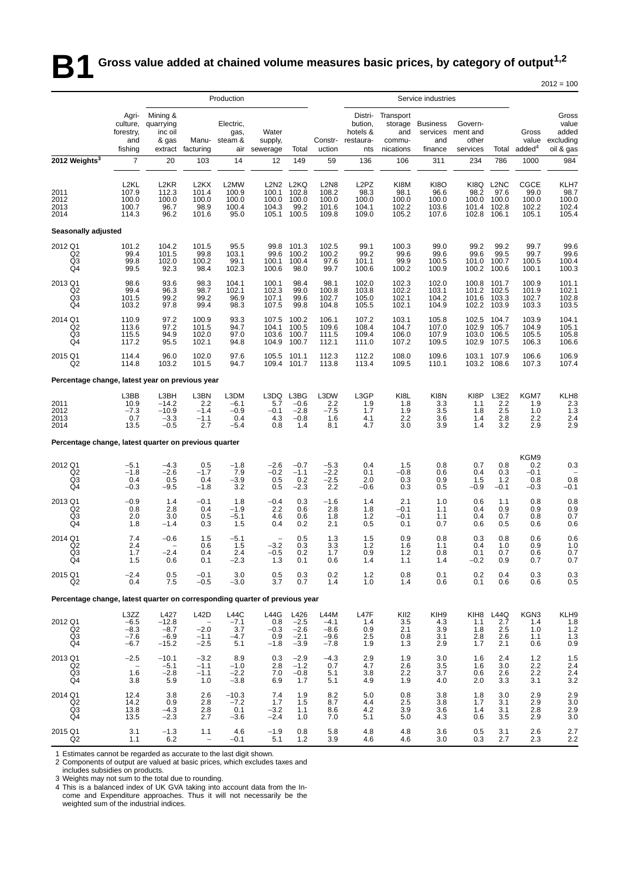# B1 Gross value added at chained volume measures basic prices, by category of output[1,2]

2012 = 100

| | Production | | | | | | | Service industries | | | | | | |
|---|---|---|---|---|---|---|---|---|---|---|---|---|---|---|
| | Agri-culture, forestry, and fishing | Mining & quarrying inc oil & gas extract | Manu-facturing | Electric, gas, steam & air | Water supply, sewerage | Total | Constr-uction | Distri-bution, hotels & restaura-nts | Transport storage and commu-nications | Business services and finance | Govern-ment and other services | Total | Gross value added[4] | Gross value added excluding oil & gas |
| **2012 Weights[3]** | 7 | 20 | 103 | 14 | 12 | 149 | 59 | 136 | 106 | 311 | 234 | 786 | 1000 | 984 |
| | L2KL | L2KR | L2KX | L2MW | L2N2 | L2KQ | L2N8 | L2PZ | KI8M | KI8O | KI8Q | L2NC | CGCE | KLH7 |
| 2011 | 107.9 | 112.3 | 101.4 | 100.9 | 100.1 | 102.8 | 108.2 | 98.3 | 98.1 | 96.6 | 98.2 | 97.6 | 99.0 | 98.7 |
| 2012 | 100.0 | 100.0 | 100.0 | 100.0 | 100.0 | 100.0 | 100.0 | 100.0 | 100.0 | 100.0 | 100.0 | 100.0 | 100.0 | 100.0 |
| 2013 | 100.7 | 96.7 | 98.9 | 100.4 | 104.3 | 99.2 | 101.6 | 104.1 | 102.2 | 103.6 | 101.4 | 102.8 | 102.2 | 102.4 |
| 2014 | 114.3 | 96.2 | 101.6 | 95.0 | 105.1 | 100.5 | 109.8 | 109.0 | 105.2 | 107.6 | 102.8 | 106.1 | 105.1 | 105.4 |
| **Seasonally adjusted** | | | | | | | | | | | | | | |
| 2012 Q1 | 101.2 | 104.2 | 101.5 | 95.5 | 99.8 | 101.3 | 102.5 | 99.1 | 100.3 | 99.0 | 99.2 | 99.2 | 99.7 | 99.6 |
| Q2 | 99.4 | 101.5 | 99.8 | 103.1 | 99.6 | 100.2 | 100.2 | 99.2 | 99.6 | 99.6 | 99.6 | 99.5 | 99.7 | 99.6 |
| Q3 | 99.8 | 102.0 | 100.2 | 99.1 | 100.1 | 100.4 | 97.6 | 101.1 | 99.9 | 100.5 | 101.0 | 100.7 | 100.5 | 100.4 |
| Q4 | 99.5 | 92.3 | 98.4 | 102.3 | 100.6 | 98.0 | 99.7 | 100.6 | 100.2 | 100.9 | 100.2 | 100.6 | 100.1 | 100.3 |
| 2013 Q1 | 98.6 | 93.6 | 98.3 | 104.1 | 100.1 | 98.4 | 98.1 | 102.0 | 102.3 | 102.0 | 100.8 | 101.7 | 100.9 | 101.1 |
| Q2 | 99.4 | 96.3 | 98.7 | 102.1 | 102.3 | 99.0 | 100.8 | 103.8 | 102.2 | 103.1 | 101.2 | 102.5 | 101.9 | 102.1 |
| Q3 | 101.5 | 99.2 | 99.2 | 96.9 | 107.1 | 99.6 | 102.7 | 105.0 | 102.1 | 104.2 | 101.6 | 103.3 | 102.7 | 102.8 |
| Q4 | 103.2 | 97.8 | 99.4 | 98.3 | 107.5 | 99.8 | 104.8 | 105.5 | 102.1 | 104.9 | 102.2 | 103.9 | 103.3 | 103.5 |
| 2014 Q1 | 110.9 | 97.2 | 100.9 | 93.3 | 107.5 | 100.2 | 106.1 | 107.2 | 103.1 | 105.8 | 102.5 | 104.7 | 103.9 | 104.1 |
| Q2 | 113.6 | 97.2 | 101.5 | 94.7 | 104.1 | 100.5 | 109.6 | 108.4 | 104.7 | 107.0 | 102.9 | 105.7 | 104.9 | 105.1 |
| Q3 | 115.5 | 94.9 | 102.0 | 97.0 | 103.6 | 100.7 | 111.5 | 109.4 | 106.0 | 107.9 | 103.0 | 106.5 | 105.5 | 105.8 |
| Q4 | 117.2 | 95.5 | 102.1 | 94.8 | 104.9 | 100.7 | 112.1 | 111.0 | 107.2 | 109.5 | 102.9 | 107.5 | 106.3 | 106.6 |
| 2015 Q1 | 114.4 | 96.0 | 102.0 | 97.6 | 105.5 | 101.1 | 112.3 | 112.2 | 108.0 | 109.6 | 103.1 | 107.9 | 106.6 | 106.9 |
| Q2 | 114.8 | 103.2 | 101.5 | 94.7 | 109.4 | 101.7 | 113.8 | 113.4 | 109.5 | 110.1 | 103.2 | 108.6 | 107.3 | 107.4 |
| **Percentage change, latest year on previous year** | | | | | | | | | | | | | | |
| | L3BB | L3BH | L3BN | L3DM | L3DQ | L3BG | L3DW | L3GP | KI8L | KI8N | KI8P | L3E2 | KGM7 | KLH8 |
| 2011 | 10.9 | −14.2 | 2.2 | −6.1 | 5.7 | −0.6 | 2.2 | 1.9 | 1.8 | 3.3 | 1.1 | 2.2 | 1.9 | 2.3 |
| 2012 | −7.3 | −10.9 | −1.4 | −0.9 | −0.1 | −2.8 | −7.5 | 1.7 | 1.9 | 3.5 | 1.8 | 2.5 | 1.0 | 1.3 |
| 2013 | 0.7 | −3.3 | −1.1 | 0.4 | 4.3 | −0.8 | 1.6 | 4.1 | 2.2 | 3.6 | 1.4 | 2.8 | 2.2 | 2.4 |
| 2014 | 13.5 | −0.5 | 2.7 | −5.4 | 0.8 | 1.4 | 8.1 | 4.7 | 3.0 | 3.9 | 1.4 | 3.2 | 2.9 | 2.9 |
| **Percentage change, latest quarter on previous quarter** | | | | | | | | | | | | | | |
| | | | | | | | | | | | | | KGM9 | |
| 2012 Q1 | −5.1 | −4.3 | 0.5 | −1.8 | −2.6 | −0.7 | −5.3 | 0.4 | 1.5 | 0.8 | 0.7 | 0.8 | 0.2 | 0.3 |
| Q2 | −1.8 | −2.6 | −1.7 | 7.9 | −0.2 | −1.1 | −2.2 | 0.1 | −0.8 | 0.6 | 0.4 | 0.3 | −0.1 | – |
| Q3 | 0.4 | 0.5 | 0.4 | −3.9 | 0.5 | 0.2 | −2.5 | 2.0 | 0.3 | 0.9 | 1.5 | 1.2 | 0.8 | 0.8 |
| Q4 | −0.3 | −9.5 | −1.8 | 3.2 | 0.5 | −2.3 | 2.2 | −0.6 | 0.3 | 0.5 | −0.9 | −0.1 | −0.3 | −0.1 |
| 2013 Q1 | −0.9 | 1.4 | −0.1 | 1.8 | −0.4 | 0.3 | −1.6 | 1.4 | 2.1 | 1.0 | 0.6 | 1.1 | 0.8 | 0.8 |
| Q2 | 0.8 | 2.8 | 0.4 | −1.9 | 2.2 | 0.6 | 2.8 | 1.8 | −0.1 | 1.1 | 0.4 | 0.9 | 0.9 | 0.9 |
| Q3 | 2.0 | 3.0 | 0.5 | −5.1 | 4.6 | 0.6 | 1.8 | 1.2 | −0.1 | 1.1 | 0.4 | 0.7 | 0.8 | 0.7 |
| Q4 | 1.8 | −1.4 | 0.3 | 1.5 | 0.4 | 0.2 | 2.1 | 0.5 | 0.1 | 0.7 | 0.6 | 0.5 | 0.6 | 0.6 |
| 2014 Q1 | 7.4 | −0.6 | 1.5 | −5.1 | – | 0.5 | 1.3 | 1.5 | 0.9 | 0.8 | 0.3 | 0.8 | 0.6 | 0.6 |
| Q2 | 2.4 | – | 0.6 | 1.5 | −3.2 | 0.3 | 3.3 | 1.2 | 1.6 | 1.1 | 0.4 | 1.0 | 0.9 | 1.0 |
| Q3 | 1.7 | −2.4 | 0.4 | 2.4 | −0.5 | 0.2 | 1.7 | 0.9 | 1.2 | 0.8 | 0.1 | 0.7 | 0.6 | 0.7 |
| Q4 | 1.5 | 0.6 | 0.1 | −2.3 | 1.3 | 0.1 | 0.6 | 1.4 | 1.1 | 1.4 | −0.2 | 0.9 | 0.7 | 0.7 |
| 2015 Q1 | −2.4 | 0.5 | −0.1 | 3.0 | 0.5 | 0.3 | 0.2 | 1.2 | 0.8 | 0.1 | 0.2 | 0.4 | 0.3 | 0.3 |
| Q2 | 0.4 | 7.5 | −0.5 | −3.0 | 3.7 | 0.7 | 1.4 | 1.0 | 1.4 | 0.6 | 0.1 | 0.6 | 0.6 | 0.5 |
| **Percentage change, latest quarter on corresponding quarter of previous year** | | | | | | | | | | | | | | |
| | L3ZZ | L427 | L42D | L44C | L44G | L426 | L44M | L47F | KII2 | KIH9 | KIH8 | L44Q | KGN3 | KLH9 |
| 2012 Q1 | −6.5 | −12.8 | – | −7.1 | 0.8 | −2.5 | −4.1 | 1.4 | 3.5 | 4.3 | 1.1 | 2.7 | 1.4 | 1.8 |
| Q2 | −8.3 | −8.7 | −2.0 | 3.7 | −0.3 | −2.6 | −8.6 | 0.9 | 2.1 | 3.9 | 1.8 | 2.5 | 1.0 | 1.2 |
| Q3 | −7.6 | −6.9 | −1.1 | −4.7 | 0.9 | −2.1 | −9.6 | 2.5 | 0.8 | 3.1 | 2.8 | 2.6 | 1.1 | 1.3 |
| Q4 | −6.7 | −15.2 | −2.5 | 5.1 | −1.8 | −3.9 | −7.8 | 1.9 | 1.3 | 2.9 | 1.7 | 2.1 | 0.6 | 0.9 |
| 2013 Q1 | −2.5 | −10.1 | −3.2 | 8.9 | 0.3 | −2.9 | −4.3 | 2.9 | 1.9 | 3.0 | 1.6 | 2.4 | 1.2 | 1.5 |
| Q2 | – | −5.1 | −1.1 | −1.0 | 2.8 | −1.2 | 0.7 | 4.7 | 2.6 | 3.5 | 1.6 | 3.0 | 2.2 | 2.4 |
| Q3 | 1.6 | −2.8 | −1.1 | −2.2 | 7.0 | −0.8 | 5.1 | 3.8 | 2.2 | 3.7 | 0.6 | 2.6 | 2.2 | 2.4 |
| Q4 | 3.8 | 5.9 | 1.0 | −3.8 | 6.9 | 1.7 | 5.1 | 4.9 | 1.9 | 4.0 | 2.0 | 3.3 | 3.1 | 3.2 |
| 2014 Q1 | 12.4 | 3.8 | 2.6 | −10.3 | 7.4 | 1.9 | 8.2 | 5.0 | 0.8 | 3.8 | 1.8 | 3.0 | 2.9 | 2.9 |
| Q2 | 14.2 | 0.9 | 2.8 | −7.2 | 1.7 | 1.5 | 8.7 | 4.4 | 2.5 | 3.8 | 1.7 | 3.1 | 2.9 | 3.0 |
| Q3 | 13.8 | −4.3 | 2.8 | 0.1 | −3.2 | 1.1 | 8.6 | 4.2 | 3.9 | 3.6 | 1.4 | 3.1 | 2.8 | 2.9 |
| Q4 | 13.5 | −2.3 | 2.7 | −3.6 | −2.4 | 1.0 | 7.0 | 5.1 | 5.0 | 4.3 | 0.6 | 3.5 | 2.9 | 3.0 |
| 2015 Q1 | 3.1 | −1.3 | 1.1 | 4.6 | −1.9 | 0.8 | 5.8 | 4.8 | 4.8 | 3.6 | 0.5 | 3.1 | 2.6 | 2.7 |
| Q2 | 1.1 | 6.2 | – | −0.1 | 5.1 | 1.2 | 3.9 | 4.6 | 4.6 | 3.0 | 0.3 | 2.7 | 2.3 | 2.2 |

1 Estimates cannot be regarded as accurate to the last digit shown.
2 Components of output are valued at basic prices, which excludes taxes and includes subsidies on products.
3 Weights may not sum to the total due to rounding.
4 This is a balanced index of UK GVA taking into account data from the Income and Expenditure approaches. Thus it will not necessarily be the weighted sum of the industrial indices.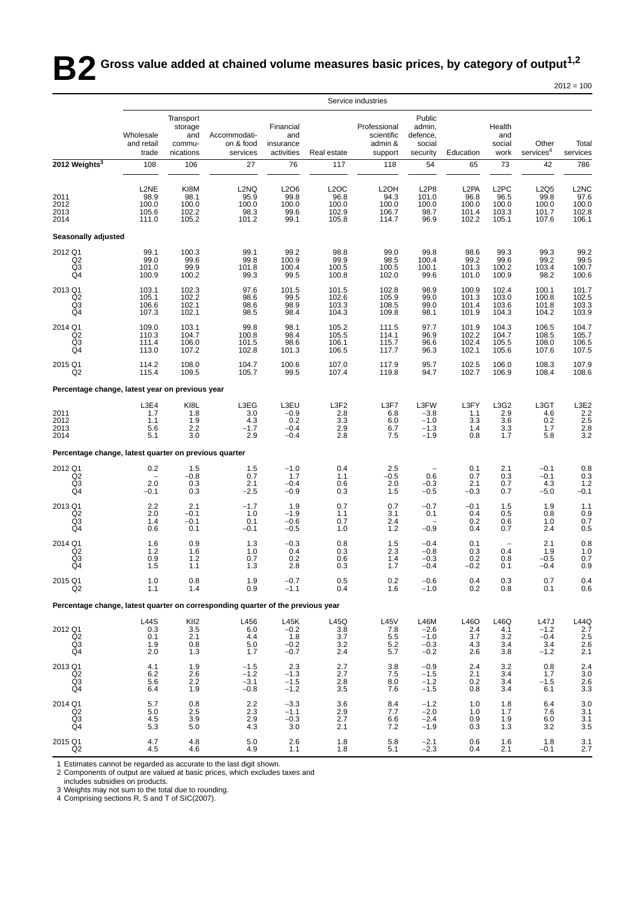# B2 Gross value added at chained volume measures basic prices, by category of output[1,2]

2012 = 100

| | Service industries | | | | | | | | | | |
|---|---|---|---|---|---|---|---|---|---|---|---|
| | Wholesale and retail trade | Transport storage and communications | Accommodation & food services | Financial and insurance activities | Real estate | Professional scientific admin & support | Public admin, defence, social security | Education | Health and social work | Other services[4] | Total services |
| **2012 Weights[3]** | 108 | 106 | 27 | 76 | 117 | 118 | 54 | 65 | 73 | 42 | 786 |
| | L2NE | KI8M | L2NQ | L2O6 | L2OC | L2OH | L2P8 | L2PA | L2PC | L2Q5 | L2NC |
| 2011 | 98.9 | 98.1 | 95.9 | 99.8 | 96.8 | 94.3 | 101.0 | 96.8 | 96.5 | 99.8 | 97.6 |
| 2012 | 100.0 | 100.0 | 100.0 | 100.0 | 100.0 | 100.0 | 100.0 | 100.0 | 100.0 | 100.0 | 100.0 |
| 2013 | 105.6 | 102.2 | 98.3 | 99.6 | 102.9 | 106.7 | 98.7 | 101.4 | 103.3 | 101.7 | 102.8 |
| 2014 | 111.0 | 105.2 | 101.2 | 99.1 | 105.8 | 114.7 | 96.9 | 102.2 | 105.1 | 107.6 | 106.1 |
| **Seasonally adjusted** | | | | | | | | | | | |
| 2012 Q1 | 99.1 | 100.3 | 99.1 | 99.2 | 98.8 | 99.0 | 99.8 | 98.6 | 99.3 | 99.3 | 99.2 |
| Q2 | 99.0 | 99.6 | 99.8 | 100.9 | 99.9 | 98.5 | 100.4 | 99.2 | 99.6 | 99.2 | 99.5 |
| Q3 | 101.0 | 99.9 | 101.8 | 100.4 | 100.5 | 100.5 | 100.1 | 101.3 | 100.2 | 103.4 | 100.7 |
| Q4 | 100.9 | 100.2 | 99.3 | 99.5 | 100.8 | 102.0 | 99.6 | 101.0 | 100.9 | 98.2 | 100.6 |
| 2013 Q1 | 103.1 | 102.3 | 97.6 | 101.5 | 101.5 | 102.8 | 98.9 | 100.9 | 102.4 | 100.1 | 101.7 |
| Q2 | 105.1 | 102.2 | 98.6 | 99.5 | 102.6 | 105.9 | 99.0 | 101.3 | 103.0 | 100.8 | 102.5 |
| Q3 | 106.6 | 102.1 | 98.6 | 98.9 | 103.3 | 108.5 | 99.0 | 101.4 | 103.6 | 101.8 | 103.3 |
| Q4 | 107.3 | 102.1 | 98.5 | 98.4 | 104.3 | 109.8 | 98.1 | 101.9 | 104.3 | 104.2 | 103.9 |
| 2014 Q1 | 109.0 | 103.1 | 99.8 | 98.1 | 105.2 | 111.5 | 97.7 | 101.9 | 104.3 | 106.5 | 104.7 |
| Q2 | 110.3 | 104.7 | 100.8 | 98.4 | 105.5 | 114.1 | 96.9 | 102.2 | 104.7 | 108.5 | 105.7 |
| Q3 | 111.4 | 106.0 | 101.5 | 98.6 | 106.1 | 115.7 | 96.6 | 102.4 | 105.5 | 108.0 | 106.5 |
| Q4 | 113.0 | 107.2 | 102.8 | 101.3 | 106.5 | 117.7 | 96.3 | 102.1 | 105.6 | 107.6 | 107.5 |
| 2015 Q1 | 114.2 | 108.0 | 104.7 | 100.6 | 107.0 | 117.9 | 95.7 | 102.5 | 106.0 | 108.3 | 107.9 |
| Q2 | 115.4 | 109.5 | 105.7 | 99.5 | 107.4 | 119.8 | 94.7 | 102.7 | 106.9 | 108.4 | 108.6 |
| **Percentage change, latest year on previous year** | | | | | | | | | | | |
| | L3E4 | KI8L | L3EG | L3EU | L3F2 | L3F7 | L3FW | L3FY | L3G2 | L3GT | L3E2 |
| 2011 | 1.7 | 1.8 | 3.0 | −0.9 | 2.8 | 6.8 | −3.8 | 1.1 | 2.9 | 4.6 | 2.2 |
| 2012 | 1.1 | 1.9 | 4.3 | 0.2 | 3.3 | 6.0 | −1.0 | 3.3 | 3.6 | 0.2 | 2.5 |
| 2013 | 5.6 | 2.2 | −1.7 | −0.4 | 2.9 | 6.7 | −1.3 | 1.4 | 3.3 | 1.7 | 2.8 |
| 2014 | 5.1 | 3.0 | 2.9 | −0.4 | 2.8 | 7.5 | −1.9 | 0.8 | 1.7 | 5.8 | 3.2 |
| **Percentage change, latest quarter on previous quarter** | | | | | | | | | | | |
| 2012 Q1 | 0.2 | 1.5 | 1.5 | −1.0 | 0.4 | 2.5 | – | 0.1 | 2.1 | −0.1 | 0.8 |
| Q2 | – | −0.8 | 0.7 | 1.7 | 1.1 | −0.5 | 0.6 | 0.7 | 0.3 | −0.1 | 0.3 |
| Q3 | 2.0 | 0.3 | 2.1 | −0.4 | 0.6 | 2.0 | −0.3 | 2.1 | 0.7 | 4.3 | 1.2 |
| Q4 | −0.1 | 0.3 | −2.5 | −0.9 | 0.3 | 1.5 | −0.5 | −0.3 | 0.7 | −5.0 | −0.1 |
| 2013 Q1 | 2.2 | 2.1 | −1.7 | 1.9 | 0.7 | 0.7 | −0.7 | −0.1 | 1.5 | 1.9 | 1.1 |
| Q2 | 2.0 | −0.1 | 1.0 | −1.9 | 1.1 | 3.1 | 0.1 | 0.4 | 0.5 | 0.8 | 0.9 |
| Q3 | 1.4 | −0.1 | 0.1 | −0.6 | 0.7 | 2.4 | – | 0.2 | 0.6 | 1.0 | 0.7 |
| Q4 | 0.6 | 0.1 | −0.1 | −0.5 | 1.0 | 1.2 | −0.9 | 0.4 | 0.7 | 2.4 | 0.5 |
| 2014 Q1 | 1.6 | 0.9 | 1.3 | −0.3 | 0.8 | 1.5 | −0.4 | 0.1 | – | 2.1 | 0.8 |
| Q2 | 1.2 | 1.6 | 1.0 | 0.4 | 0.3 | 2.3 | −0.8 | 0.3 | 0.4 | 1.9 | 1.0 |
| Q3 | 0.9 | 1.2 | 0.7 | 0.2 | 0.6 | 1.4 | −0.3 | 0.2 | 0.8 | −0.5 | 0.7 |
| Q4 | 1.5 | 1.1 | 1.3 | 2.8 | 0.3 | 1.7 | −0.4 | −0.2 | 0.1 | −0.4 | 0.9 |
| 2015 Q1 | 1.0 | 0.8 | 1.9 | −0.7 | 0.5 | 0.2 | −0.6 | 0.4 | 0.3 | 0.7 | 0.4 |
| Q2 | 1.1 | 1.4 | 0.9 | −1.1 | 0.4 | 1.6 | −1.0 | 0.2 | 0.8 | 0.1 | 0.6 |
| **Percentage change, latest quarter on corresponding quarter of the previous year** | | | | | | | | | | | |
| | L44S | KII2 | L456 | L45K | L45Q | L45V | L46M | L46O | L46Q | L47J | L44Q |
| 2012 Q1 | 0.3 | 3.5 | 6.0 | −0.2 | 3.8 | 7.8 | −2.6 | 2.4 | 4.1 | −1.2 | 2.7 |
| Q2 | 0.1 | 2.1 | 4.4 | 1.8 | 3.7 | 5.5 | −1.0 | 3.7 | 3.2 | −0.4 | 2.5 |
| Q3 | 1.9 | 0.8 | 5.0 | −0.2 | 3.2 | 5.2 | −0.3 | 4.3 | 3.4 | 3.4 | 2.6 |
| Q4 | 2.0 | 1.3 | 1.7 | −0.7 | 2.4 | 5.7 | −0.2 | 2.6 | 3.8 | −1.2 | 2.1 |
| 2013 Q1 | 4.1 | 1.9 | −1.5 | 2.3 | 2.7 | 3.8 | −0.9 | 2.4 | 3.2 | 0.8 | 2.4 |
| Q2 | 6.2 | 2.6 | −1.2 | −1.3 | 2.7 | 7.5 | −1.5 | 2.1 | 3.4 | 1.7 | 3.0 |
| Q3 | 5.6 | 2.2 | −3.1 | −1.5 | 2.8 | 8.0 | −1.2 | 0.2 | 3.4 | −1.5 | 2.6 |
| Q4 | 6.4 | 1.9 | −0.8 | −1.2 | 3.5 | 7.6 | −1.5 | 0.8 | 3.4 | 6.1 | 3.3 |
| 2014 Q1 | 5.7 | 0.8 | 2.2 | −3.3 | 3.6 | 8.4 | −1.2 | 1.0 | 1.8 | 6.4 | 3.0 |
| Q2 | 5.0 | 2.5 | 2.3 | −1.1 | 2.9 | 7.7 | −2.0 | 1.0 | 1.7 | 7.6 | 3.1 |
| Q3 | 4.5 | 3.9 | 2.9 | −0.3 | 2.7 | 6.6 | −2.4 | 0.9 | 1.9 | 6.0 | 3.1 |
| Q4 | 5.3 | 5.0 | 4.3 | 3.0 | 2.1 | 7.2 | −1.9 | 0.3 | 1.3 | 3.2 | 3.5 |
| 2015 Q1 | 4.7 | 4.8 | 5.0 | 2.6 | 1.8 | 5.8 | −2.1 | 0.6 | 1.6 | 1.8 | 3.1 |
| Q2 | 4.5 | 4.6 | 4.9 | 1.1 | 1.8 | 5.1 | −2.3 | 0.4 | 2.1 | −0.1 | 2.7 |

1 Estimates cannot be regarded as accurate to the last digit shown.
2 Components of output are valued at basic prices, which excludes taxes and includes subsidies on products.
3 Weights may not sum to the total due to rounding.
4 Comprising sections R, S and T of SIC(2007).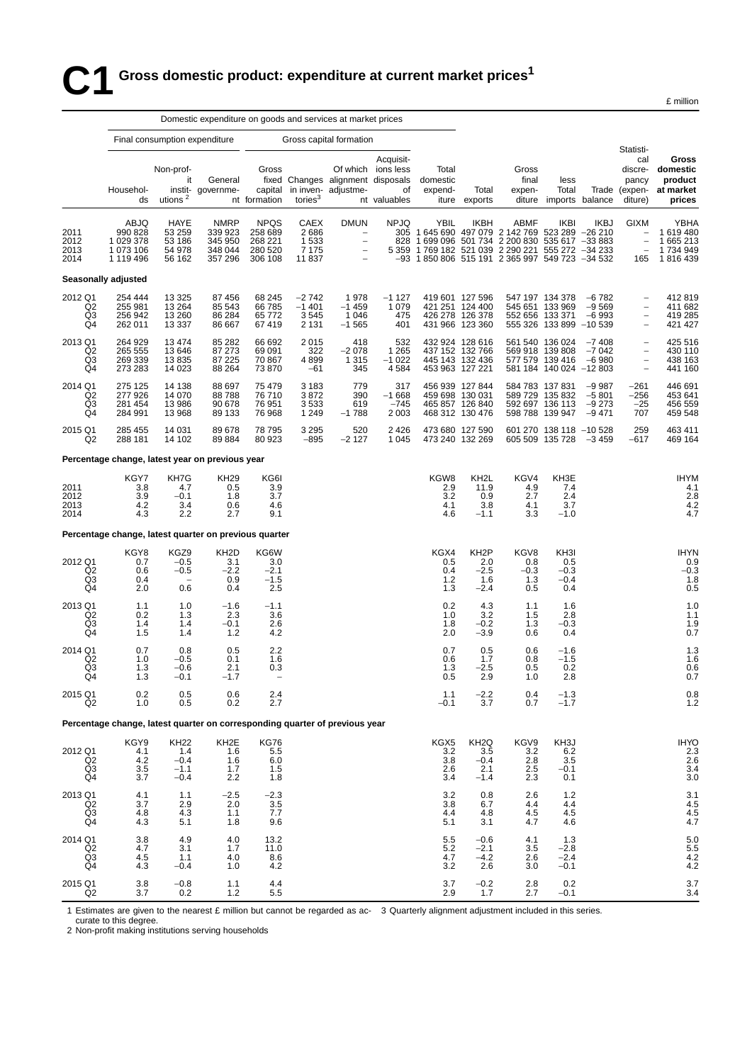# C1 Gross domestic product: expenditure at current market prices[1]

£ million

| | Domestic expenditure on goods and services at market prices | | | | | | | | | | | | | |
|---|---|---|---|---|---|---|---|---|---|---|---|---|---|---|
| | Final consumption expenditure | | | Gross capital formation | | | | | | | | | | |
| | Households | Non-profit institutions[2] | General government | Gross fixed capital formation | Changes in inventories[3] | Of which alignment adjustment | Acquisitions less disposals of valuables | Total domestic expenditure | Total exports | Gross final expenditure | less Total imports | Trade balance | Statistical discrepancy (expenditure) | Gross domestic product at market prices |
| | ABJQ | HAYE | NMRP | NPQS | CAEX | DMUN | NPJQ | YBIL | IKBH | ABMF | IKBI | IKBJ | GIXM | YBHA |
| 2011 | 990 828 | 53 259 | 339 923 | 258 689 | 2 686 | – | 305 | 1 645 690 | 497 079 | 2 142 769 | 523 289 | –26 210 | – | 1 619 480 |
| 2012 | 1 029 378 | 53 186 | 345 950 | 268 221 | 1 533 | – | 828 | 1 699 096 | 501 734 | 2 200 830 | 535 617 | –33 883 | – | 1 665 213 |
| 2013 | 1 073 106 | 54 978 | 348 044 | 280 520 | 7 175 | – | 5 359 | 1 769 182 | 521 039 | 2 290 221 | 555 272 | –34 233 | – | 1 734 949 |
| 2014 | 1 119 496 | 56 162 | 357 296 | 306 108 | 11 837 | – | –93 | 1 850 806 | 515 191 | 2 365 997 | 549 723 | –34 532 | 165 | 1 816 439 |
| **Seasonally adjusted** | | | | | | | | | | | | | | |
| 2012 Q1 | 254 444 | 13 325 | 87 456 | 68 245 | –2 742 | 1 978 | –1 127 | 419 601 | 127 596 | 547 197 | 134 378 | –6 782 | – | 412 819 |
| Q2 | 255 981 | 13 264 | 85 543 | 66 785 | –1 401 | –1 459 | 1 079 | 421 251 | 124 400 | 545 651 | 133 969 | –9 569 | – | 411 682 |
| Q3 | 256 942 | 13 260 | 86 284 | 65 772 | 3 545 | 1 046 | 475 | 426 278 | 126 378 | 552 656 | 133 371 | –6 993 | – | 419 285 |
| Q4 | 262 011 | 13 337 | 86 667 | 67 419 | 2 131 | –1 565 | 401 | 431 966 | 123 360 | 555 326 | 133 899 | –10 539 | – | 421 427 |
| 2013 Q1 | 264 929 | 13 474 | 85 282 | 66 692 | 2 015 | 418 | 532 | 432 924 | 128 616 | 561 540 | 136 024 | –7 408 | – | 425 516 |
| Q2 | 265 555 | 13 646 | 87 273 | 69 091 | 322 | –2 078 | 1 265 | 437 152 | 132 766 | 569 918 | 139 808 | –7 042 | – | 430 110 |
| Q3 | 269 339 | 13 835 | 87 225 | 70 867 | 4 899 | 1 315 | –1 022 | 445 143 | 132 436 | 577 579 | 139 416 | –6 980 | – | 438 163 |
| Q4 | 273 283 | 14 023 | 88 264 | 73 870 | –61 | 345 | 4 584 | 453 963 | 127 221 | 581 184 | 140 024 | –12 803 | – | 441 160 |
| 2014 Q1 | 275 125 | 14 138 | 88 697 | 75 479 | 3 183 | 779 | 317 | 456 939 | 127 844 | 584 783 | 137 831 | –9 987 | –261 | 446 691 |
| Q2 | 277 926 | 14 070 | 88 788 | 76 710 | 3 872 | 390 | –1 668 | 459 698 | 130 031 | 589 729 | 135 832 | –5 801 | –256 | 453 641 |
| Q3 | 281 454 | 13 986 | 90 678 | 76 951 | 3 533 | 619 | –745 | 465 857 | 126 840 | 592 697 | 136 113 | –9 273 | –25 | 456 559 |
| Q4 | 284 991 | 13 968 | 89 133 | 76 968 | 1 249 | –1 788 | 2 003 | 468 312 | 130 476 | 598 788 | 139 947 | –9 471 | 707 | 459 548 |
| 2015 Q1 | 285 455 | 14 031 | 89 678 | 78 795 | 3 295 | 520 | 2 426 | 473 680 | 127 590 | 601 270 | 138 118 | –10 528 | 259 | 463 411 |
| Q2 | 288 181 | 14 102 | 89 884 | 80 923 | –895 | –2 127 | 1 045 | 473 240 | 132 269 | 605 509 | 135 728 | –3 459 | –617 | 469 164 |
| **Percentage change, latest year on previous year** | | | | | | | | | | | | | | |
| | KGY7 | KH7G | KH29 | KG6I | | | | KGW8 | KH2L | KGV4 | KH3E | | | IHYM |
| 2011 | 3.8 | 4.7 | 0.5 | 3.9 | | | | 2.9 | 11.9 | 4.9 | 7.4 | | | 4.1 |
| 2012 | 3.9 | –0.1 | 1.8 | 3.7 | | | | 3.2 | 0.9 | 2.7 | 2.4 | | | 2.8 |
| 2013 | 4.2 | 3.4 | 0.6 | 4.6 | | | | 4.1 | 3.8 | 4.1 | 3.7 | | | 4.2 |
| 2014 | 4.3 | 2.2 | 2.7 | 9.1 | | | | 4.6 | –1.1 | 3.3 | –1.0 | | | 4.7 |
| **Percentage change, latest quarter on previous quarter** | | | | | | | | | | | | | | |
| | KGY8 | KGZ9 | KH2D | KG6W | | | | KGX4 | KH2P | KGV8 | KH3I | | | IHYN |
| 2012 Q1 | 0.7 | –0.5 | 3.1 | 3.0 | | | | 0.5 | 2.0 | 0.8 | 0.5 | | | 0.9 |
| Q2 | 0.6 | –0.5 | –2.2 | –2.1 | | | | 0.4 | –2.5 | –0.3 | –0.3 | | | –0.3 |
| Q3 | 0.4 | – | 0.9 | –1.5 | | | | 1.2 | 1.6 | 1.3 | –0.4 | | | 1.8 |
| Q4 | 2.0 | 0.6 | 0.4 | 2.5 | | | | 1.3 | –2.4 | 0.5 | 0.4 | | | 0.5 |
| 2013 Q1 | 1.1 | 1.0 | –1.6 | –1.1 | | | | 0.2 | 4.3 | 1.1 | 1.6 | | | 1.0 |
| Q2 | 0.2 | 1.3 | 2.3 | 3.6 | | | | 1.0 | 3.2 | 1.5 | 2.8 | | | 1.1 |
| Q3 | 1.4 | 1.4 | –0.1 | 2.6 | | | | 1.8 | –0.2 | 1.3 | –0.3 | | | 1.9 |
| Q4 | 1.5 | 1.4 | 1.2 | 4.2 | | | | 2.0 | –3.9 | 0.6 | 0.4 | | | 0.7 |
| 2014 Q1 | 0.7 | 0.8 | 0.5 | 2.2 | | | | 0.7 | 0.5 | 0.6 | –1.6 | | | 1.3 |
| Q2 | 1.0 | –0.5 | 0.1 | 1.6 | | | | 0.6 | 1.7 | 0.8 | –1.5 | | | 1.6 |
| Q3 | 1.3 | –0.6 | 2.1 | 0.3 | | | | 1.3 | –2.5 | 0.5 | 0.2 | | | 0.6 |
| Q4 | 1.3 | –0.1 | –1.7 | – | | | | 0.5 | 2.9 | 1.0 | 2.8 | | | 0.7 |
| 2015 Q1 | 0.2 | 0.5 | 0.6 | 2.4 | | | | 1.1 | –2.2 | 0.4 | –1.3 | | | 0.8 |
| Q2 | 1.0 | 0.5 | 0.2 | 2.7 | | | | –0.1 | 3.7 | 0.7 | –1.7 | | | 1.2 |
| **Percentage change, latest quarter on corresponding quarter of previous year** | | | | | | | | | | | | | | |
| | KGY9 | KH22 | KH2E | KG76 | | | | KGX5 | KH2Q | KGV9 | KH3J | | | IHYO |
| 2012 Q1 | 4.1 | 1.4 | 1.6 | 5.5 | | | | 3.2 | 3.5 | 3.2 | 6.2 | | | 2.3 |
| Q2 | 4.2 | –0.4 | 1.6 | 6.0 | | | | 3.8 | –0.4 | 2.8 | 3.5 | | | 2.6 |
| Q3 | 3.5 | –1.1 | 1.7 | 1.5 | | | | 2.6 | 2.1 | 2.5 | –0.1 | | | 3.4 |
| Q4 | 3.7 | –0.4 | 2.2 | 1.8 | | | | 3.4 | –1.4 | 2.3 | 0.1 | | | 3.0 |
| 2013 Q1 | 4.1 | 1.1 | –2.5 | –2.3 | | | | 3.2 | 0.8 | 2.6 | 1.2 | | | 3.1 |
| Q2 | 3.7 | 2.9 | 2.0 | 3.5 | | | | 3.8 | 6.7 | 4.4 | 4.4 | | | 4.5 |
| Q3 | 4.8 | 4.3 | 1.1 | 7.7 | | | | 4.4 | 4.8 | 4.5 | 4.5 | | | 4.5 |
| Q4 | 4.3 | 5.1 | 1.8 | 9.6 | | | | 5.1 | 3.1 | 4.7 | 4.6 | | | 4.7 |
| 2014 Q1 | 3.8 | 4.9 | 4.0 | 13.2 | | | | 5.5 | –0.6 | 4.1 | 1.3 | | | 5.0 |
| Q2 | 4.7 | 3.1 | 1.7 | 11.0 | | | | 5.2 | –2.1 | 3.5 | –2.8 | | | 5.5 |
| Q3 | 4.5 | 1.1 | 4.0 | 8.6 | | | | 4.7 | –4.2 | 2.6 | –2.4 | | | 4.2 |
| Q4 | 4.3 | –0.4 | 1.0 | 4.2 | | | | 3.2 | 2.6 | 3.0 | –0.1 | | | 4.2 |
| 2015 Q1 | 3.8 | –0.8 | 1.1 | 4.4 | | | | 3.7 | –0.2 | 2.8 | 0.2 | | | 3.7 |
| Q2 | 3.7 | 0.2 | 1.2 | 5.5 | | | | 2.9 | 1.7 | 2.7 | –0.1 | | | 3.4 |

1 Estimates are given to the nearest £ million but cannot be regarded as accurate to this degree.
2 Non-profit making institutions serving households
3 Quarterly alignment adjustment included in this series.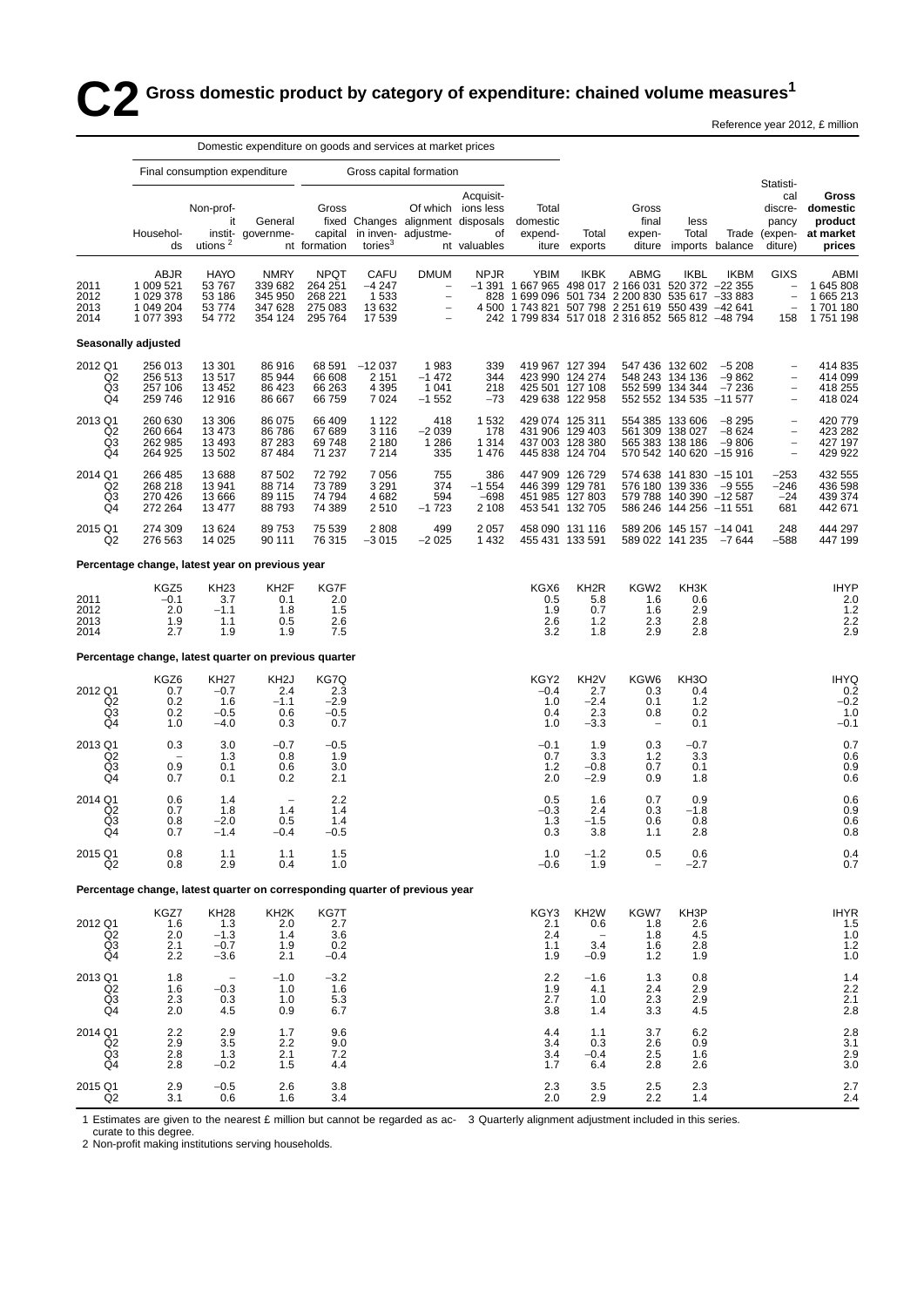# C2 Gross domestic product by category of expenditure: chained volume measures[1]

Reference year 2012, £ million

| | Domestic expenditure on goods and services at market prices | | | | | | | | | | | | | | |
|---|---|---|---|---|---|---|---|---|---|---|---|---|---|---|---|
| | Final consumption expenditure | | | Gross capital formation | | | | | | | | | | | |
| | Households | Non-profit institutions[2] | General government | Gross fixed capital formation | Changes in inventories[3] | Of which alignment adjustment | Acquisitions less disposals of valuables | Total domestic expenditure | Total exports | Gross final expenditure | less Total imports | Trade balance | Statistical discrepancy (expenditure) | Gross domestic product at market prices |
| | ABJR | HAYO | NMRY | NPQT | CAFU | DUMM | NPJR | YBIM | IKBK | ABMG | IKBL | IKBM | GIXS | ABMI |
| 2011 | 1 009 521 | 53 767 | 339 682 | 264 251 | −4 247 | – | −1 391 | 1 667 965 | 498 017 | 2 166 031 | 520 372 | −22 355 | – | 1 645 808 |
| 2012 | 1 029 378 | 53 186 | 345 950 | 268 221 | 1 533 | – | 828 | 1 699 096 | 501 734 | 2 200 830 | 535 617 | −33 883 | – | 1 665 213 |
| 2013 | 1 049 204 | 53 774 | 347 628 | 275 083 | 13 632 | – | 4 500 | 1 743 821 | 507 798 | 2 251 619 | 550 439 | −42 641 | – | 1 701 180 |
| 2014 | 1 077 393 | 54 772 | 354 124 | 295 764 | 17 539 | – | 242 | 1 799 834 | 517 018 | 2 316 852 | 565 812 | −48 794 | 158 | 1 751 198 |
| **Seasonally adjusted** | | | | | | | | | | | | | | |
| 2012 Q1 | 256 013 | 13 301 | 86 916 | 68 591 | −12 037 | 1 983 | 339 | 419 967 | 127 394 | 547 436 | 132 602 | −5 208 | – | 414 835 |
| Q2 | 256 513 | 13 517 | 85 944 | 66 608 | 2 151 | −1 472 | 344 | 423 990 | 124 274 | 548 243 | 134 136 | −9 862 | – | 414 099 |
| Q3 | 257 106 | 13 452 | 86 423 | 66 263 | 4 395 | 1 041 | 218 | 425 501 | 127 108 | 552 599 | 134 344 | −7 236 | – | 418 255 |
| Q4 | 259 746 | 12 916 | 86 667 | 66 759 | 7 024 | −1 552 | −73 | 429 638 | 122 958 | 552 552 | 134 535 | −11 577 | – | 418 024 |
| 2013 Q1 | 260 630 | 13 306 | 86 075 | 66 409 | 1 122 | 418 | 1 532 | 429 074 | 125 311 | 554 385 | 133 606 | −8 295 | – | 420 779 |
| Q2 | 260 664 | 13 473 | 86 786 | 67 689 | 3 116 | −2 039 | 178 | 431 906 | 129 403 | 561 309 | 138 027 | −8 624 | – | 423 282 |
| Q3 | 262 985 | 13 493 | 87 283 | 69 748 | 2 180 | 1 286 | 1 314 | 437 003 | 128 380 | 565 383 | 138 186 | −9 806 | – | 427 197 |
| Q4 | 264 925 | 13 502 | 87 484 | 71 237 | 7 214 | 335 | 1 476 | 445 838 | 124 704 | 570 542 | 140 620 | −15 916 | – | 429 922 |
| 2014 Q1 | 266 485 | 13 688 | 87 502 | 72 792 | 7 056 | 755 | 386 | 447 909 | 126 729 | 574 638 | 141 830 | −15 101 | −253 | 432 555 |
| Q2 | 268 218 | 13 941 | 88 714 | 73 789 | 3 291 | 374 | −1 554 | 446 399 | 129 781 | 576 180 | 139 336 | −9 555 | −246 | 436 598 |
| Q3 | 270 426 | 13 666 | 89 115 | 74 794 | 4 682 | 594 | −698 | 451 985 | 127 803 | 579 788 | 140 390 | −12 587 | −24 | 439 374 |
| Q4 | 272 264 | 13 477 | 88 793 | 74 389 | 2 510 | −1 723 | 2 108 | 453 541 | 132 705 | 586 246 | 144 256 | −11 551 | 681 | 442 671 |
| 2015 Q1 | 274 309 | 13 624 | 89 753 | 75 539 | 2 808 | 499 | 2 057 | 458 090 | 131 116 | 589 206 | 145 157 | −14 041 | 248 | 444 297 |
| Q2 | 276 563 | 14 025 | 90 111 | 76 315 | −3 015 | −2 025 | 1 432 | 455 431 | 133 591 | 589 022 | 141 235 | −7 644 | −588 | 447 199 |
| **Percentage change, latest year on previous year** | | | | | | | | | | | | | | |
| | KGZ5 | KH23 | KH2F | KG7F | | | | KGX6 | KH2R | KGW2 | KH3K | | | IHYP |
| 2011 | −0.1 | 3.7 | 0.1 | 2.0 | | | | 0.5 | 5.8 | 1.6 | 0.6 | | | 2.0 |
| 2012 | 2.0 | −1.1 | 1.8 | 1.5 | | | | 1.9 | 0.7 | 1.6 | 2.9 | | | 1.2 |
| 2013 | 1.9 | 1.1 | 0.5 | 2.6 | | | | 2.6 | 1.2 | 2.3 | 2.8 | | | 2.2 |
| 2014 | 2.7 | 1.9 | 1.9 | 7.5 | | | | 3.2 | 1.8 | 2.9 | 2.8 | | | 2.9 |
| **Percentage change, latest quarter on previous quarter** | | | | | | | | | | | | | | |
| | KGZ6 | KH27 | KH2J | KG7Q | | | | KGY2 | KH2V | KGW6 | KH3O | | | IHYQ |
| 2012 Q1 | 0.7 | −0.7 | 2.4 | 2.3 | | | | −0.4 | 2.7 | 0.3 | 0.4 | | | 0.2 |
| Q2 | 0.2 | 1.6 | −1.1 | −2.9 | | | | 1.0 | −2.4 | 0.1 | 1.2 | | | −0.2 |
| Q3 | 0.2 | −0.5 | 0.6 | −0.5 | | | | 0.4 | 2.3 | 0.8 | 0.2 | | | 1.0 |
| Q4 | 1.0 | −4.0 | 0.3 | 0.7 | | | | 1.0 | −3.3 | – | 0.1 | | | −0.1 |
| 2013 Q1 | 0.3 | 3.0 | −0.7 | −0.5 | | | | −0.1 | 1.9 | 0.3 | −0.7 | | | 0.7 |
| Q2 | – | 1.3 | 0.8 | 1.9 | | | | 0.7 | 3.3 | 1.2 | 3.3 | | | 0.6 |
| Q3 | 0.9 | 0.1 | 0.6 | 3.0 | | | | 1.2 | −0.8 | 0.7 | 0.1 | | | 0.9 |
| Q4 | 0.7 | 0.1 | 0.2 | 2.1 | | | | 2.0 | −2.9 | 0.9 | 1.8 | | | 0.6 |
| 2014 Q1 | 0.6 | 1.4 | – | 2.2 | | | | 0.5 | 1.6 | 0.7 | 0.9 | | | 0.6 |
| Q2 | 0.7 | 1.8 | 1.4 | 1.4 | | | | −0.3 | 2.4 | 0.3 | −1.8 | | | 0.9 |
| Q3 | 0.8 | −2.0 | 0.5 | 1.4 | | | | 1.3 | −1.5 | 0.6 | 0.8 | | | 0.6 |
| Q4 | 0.7 | −1.4 | −0.4 | −0.5 | | | | 0.3 | 3.8 | 1.1 | 2.8 | | | 0.8 |
| 2015 Q1 | 0.8 | 1.1 | 1.1 | 1.5 | | | | 1.0 | −1.2 | 0.5 | 0.6 | | | 0.4 |
| Q2 | 0.8 | 2.9 | 0.4 | 1.0 | | | | −0.6 | 1.9 | – | −2.7 | | | 0.7 |
| **Percentage change, latest quarter on corresponding quarter of previous year** | | | | | | | | | | | | | | |
| | KGZ7 | KH28 | KH2K | KG7T | | | | KGY3 | KH2W | KGW7 | KH3P | | | IHYR |
| 2012 Q1 | 1.6 | 1.3 | 2.0 | 2.7 | | | | 2.1 | 0.6 | 1.8 | 2.6 | | | 1.5 |
| Q2 | 2.0 | −1.3 | 1.4 | 3.6 | | | | 2.4 | – | 1.8 | 4.5 | | | 1.0 |
| Q3 | 2.1 | −0.7 | 1.9 | 0.2 | | | | 1.1 | 3.4 | 1.6 | 2.8 | | | 1.2 |
| Q4 | 2.2 | −3.6 | 2.1 | −0.4 | | | | 1.9 | −0.9 | 1.2 | 1.9 | | | 1.0 |
| 2013 Q1 | 1.8 | – | −1.0 | −3.2 | | | | 2.2 | −1.6 | 1.3 | 0.8 | | | 1.4 |
| Q2 | 1.6 | −0.3 | 1.0 | 1.6 | | | | 1.9 | 4.1 | 2.4 | 2.9 | | | 2.2 |
| Q3 | 2.3 | 0.3 | 1.0 | 5.3 | | | | 2.7 | 1.0 | 2.3 | 2.9 | | | 2.1 |
| Q4 | 2.0 | 4.5 | 0.9 | 6.7 | | | | 3.8 | 1.4 | 3.3 | 4.5 | | | 2.8 |
| 2014 Q1 | 2.2 | 2.9 | 1.7 | 9.6 | | | | 4.4 | 1.1 | 3.7 | 6.2 | | | 2.8 |
| Q2 | 2.9 | 3.5 | 2.2 | 9.0 | | | | 3.4 | 0.3 | 2.6 | 0.9 | | | 3.1 |
| Q3 | 2.8 | 1.3 | 2.1 | 7.2 | | | | 3.4 | −0.4 | 2.5 | 1.6 | | | 2.9 |
| Q4 | 2.8 | −0.2 | 1.5 | 4.4 | | | | 1.7 | 6.4 | 2.8 | 2.6 | | | 3.0 |
| 2015 Q1 | 2.9 | −0.5 | 2.6 | 3.8 | | | | 2.3 | 3.5 | 2.5 | 2.3 | | | 2.7 |
| Q2 | 3.1 | 0.6 | 1.6 | 3.4 | | | | 2.0 | 2.9 | 2.2 | 1.4 | | | 2.4 |

1 Estimates are given to the nearest £ million but cannot be regarded as accurate to this degree.
2 Non-profit making institutions serving households.
3 Quarterly alignment adjustment included in this series.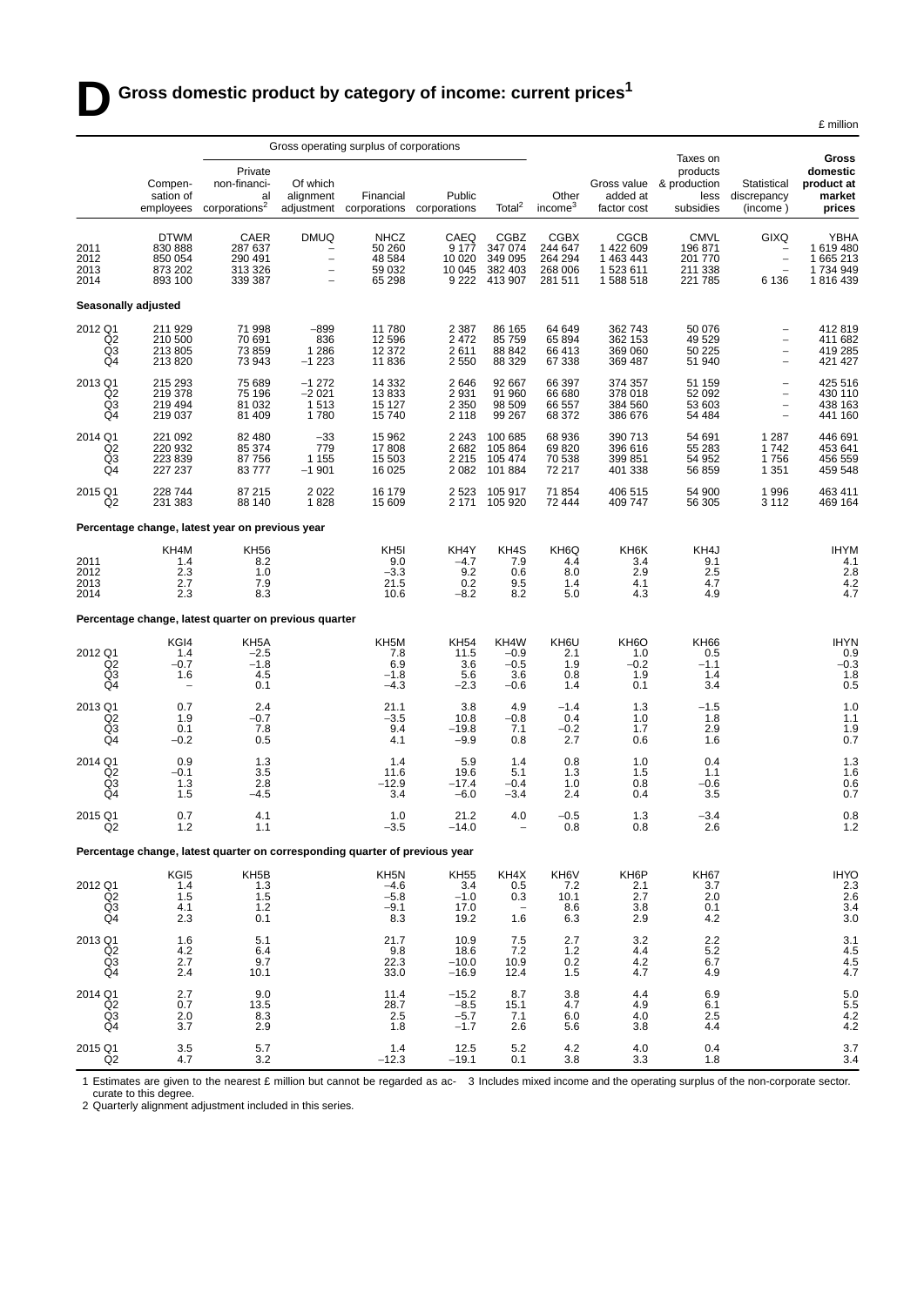# D Gross domestic product by category of income: current prices[1]

£ million

| | Gross operating surplus of corporations | | | | | | | | | | |
|---|---|---|---|---|---|---|---|---|---|---|---|
| | Compen-sation of employees | Private non-financial corporations[2] | Of which alignment adjustment | Financial corporations | Public corporations | Total[2] | Other income[3] | Gross value added at factor cost | Taxes on products & production less subsidies | Statistical discrepancy (income) | Gross domestic product at market prices |
| | DTWM | CAER | DMUQ | NHCZ | CAEQ | CGBZ | CGBX | CGCB | CMVL | GIXQ | YBHA |
| 2011 | 830 888 | 287 637 | – | 50 260 | 9 177 | 347 074 | 244 647 | 1 422 609 | 196 871 | – | 1 619 480 |
| 2012 | 850 054 | 290 491 | – | 48 584 | 10 020 | 349 095 | 264 294 | 1 463 443 | 201 770 | – | 1 665 213 |
| 2013 | 873 202 | 313 326 | – | 59 032 | 10 045 | 382 403 | 268 006 | 1 523 611 | 211 338 | – | 1 734 949 |
| 2014 | 893 100 | 339 387 | – | 65 298 | 9 222 | 413 907 | 281 511 | 1 588 518 | 221 785 | 6 136 | 1 816 439 |
| **Seasonally adjusted** | | | | | | | | | | | |
| 2012 Q1 | 211 929 | 71 998 | –899 | 11 780 | 2 387 | 86 165 | 64 649 | 362 743 | 50 076 | – | 412 819 |
| Q2 | 210 500 | 70 691 | 836 | 12 596 | 2 472 | 85 759 | 65 894 | 362 153 | 49 529 | – | 411 682 |
| Q3 | 213 805 | 73 859 | 1 286 | 12 372 | 2 611 | 88 842 | 66 413 | 369 060 | 50 225 | – | 419 285 |
| Q4 | 213 820 | 73 943 | –1 223 | 11 836 | 2 550 | 88 329 | 67 338 | 369 487 | 51 940 | – | 421 427 |
| 2013 Q1 | 215 293 | 75 689 | –1 272 | 14 332 | 2 646 | 92 667 | 66 397 | 374 357 | 51 159 | – | 425 516 |
| Q2 | 219 378 | 75 196 | –2 021 | 13 833 | 2 931 | 91 960 | 66 680 | 378 018 | 52 092 | – | 430 110 |
| Q3 | 219 494 | 81 032 | 1 513 | 15 127 | 2 350 | 98 509 | 66 557 | 384 560 | 53 603 | – | 438 163 |
| Q4 | 219 037 | 81 409 | 1 780 | 15 740 | 2 118 | 99 267 | 68 372 | 386 676 | 54 484 | – | 441 160 |
| 2014 Q1 | 221 092 | 82 480 | –33 | 15 962 | 2 243 | 100 685 | 68 936 | 390 713 | 54 691 | 1 287 | 446 691 |
| Q2 | 220 932 | 85 374 | 779 | 17 808 | 2 682 | 105 864 | 69 820 | 396 616 | 55 283 | 1 742 | 453 641 |
| Q3 | 223 839 | 87 756 | 1 155 | 15 503 | 2 215 | 105 474 | 70 538 | 399 851 | 54 952 | 1 756 | 456 559 |
| Q4 | 227 237 | 83 777 | –1 901 | 16 025 | 2 082 | 101 884 | 72 217 | 401 338 | 56 859 | 1 351 | 459 548 |
| 2015 Q1 | 228 744 | 87 215 | 2 022 | 16 179 | 2 523 | 105 917 | 71 854 | 406 515 | 54 900 | 1 996 | 463 411 |
| Q2 | 231 383 | 88 140 | 1 828 | 15 609 | 2 171 | 105 920 | 72 444 | 409 747 | 56 305 | 3 112 | 469 164 |
| **Percentage change, latest year on previous year** | | | | | | | | | | | |
| | KH4M | KH56 | | KH5I | KH4Y | KH4S | KH6Q | KH6K | KH4J | | IHYM |
| 2011 | 1.4 | 8.2 | | 9.0 | –4.7 | 7.9 | 4.4 | 3.4 | 9.1 | | 4.1 |
| 2012 | 2.3 | 1.0 | | –3.3 | 9.2 | 0.6 | 8.0 | 2.9 | 2.5 | | 2.8 |
| 2013 | 2.7 | 7.9 | | 21.5 | 0.2 | 9.5 | 1.4 | 4.1 | 4.7 | | 4.2 |
| 2014 | 2.3 | 8.3 | | 10.6 | –8.2 | 8.2 | 5.0 | 4.3 | 4.9 | | 4.7 |
| **Percentage change, latest quarter on previous quarter** | | | | | | | | | | | |
| | KGI4 | KH5A | | KH5M | KH54 | KH4W | KH6U | KH6O | KH66 | | IHYN |
| 2012 Q1 | 1.4 | –2.5 | | 7.8 | 11.5 | –0.9 | 2.1 | 1.0 | 0.5 | | 0.9 |
| Q2 | –0.7 | –1.8 | | 6.9 | 3.6 | –0.5 | 1.9 | –0.2 | –1.1 | | –0.3 |
| Q3 | 1.6 | 4.5 | | –1.8 | 5.6 | 3.6 | 0.8 | 1.9 | 1.4 | | 1.8 |
| Q4 | – | 0.1 | | –4.3 | –2.3 | –0.6 | 1.4 | 0.1 | 3.4 | | 0.5 |
| 2013 Q1 | 0.7 | 2.4 | | 21.1 | 3.8 | 4.9 | –1.4 | 1.3 | –1.5 | | 1.0 |
| Q2 | 1.9 | –0.7 | | –3.5 | 10.8 | –0.8 | 0.4 | 1.0 | 1.8 | | 1.1 |
| Q3 | 0.1 | 7.8 | | 9.4 | –19.8 | 7.1 | –0.2 | 1.7 | 2.9 | | 1.9 |
| Q4 | –0.2 | 0.5 | | 4.1 | –9.9 | 0.8 | 2.7 | 0.6 | 1.6 | | 0.7 |
| 2014 Q1 | 0.9 | 1.3 | | 1.4 | 5.9 | 1.4 | 0.8 | 1.0 | 0.4 | | 1.3 |
| Q2 | –0.1 | 3.5 | | 11.6 | 19.6 | 5.1 | 1.3 | 1.5 | 1.1 | | 1.6 |
| Q3 | 1.3 | 2.8 | | –12.9 | –17.4 | –0.4 | 1.0 | 0.8 | –0.6 | | 0.6 |
| Q4 | 1.5 | –4.5 | | 3.4 | –6.0 | –3.4 | 2.4 | 0.4 | 3.5 | | 0.7 |
| 2015 Q1 | 0.7 | 4.1 | | 1.0 | 21.2 | 4.0 | –0.5 | 1.3 | –3.4 | | 0.8 |
| Q2 | 1.2 | 1.1 | | –3.5 | –14.0 | – | 0.8 | 0.8 | 2.6 | | 1.2 |
| **Percentage change, latest quarter on corresponding quarter of previous year** | | | | | | | | | | | |
| | KGI5 | KH5B | | KH5N | KH55 | KH4X | KH6V | KH6P | KH67 | | IHYO |
| 2012 Q1 | 1.4 | 1.3 | | –4.6 | 3.4 | 0.5 | 7.2 | 2.1 | 3.7 | | 2.3 |
| Q2 | 1.5 | 1.5 | | –5.8 | –1.0 | 0.3 | 10.1 | 2.7 | 2.0 | | 2.6 |
| Q3 | 4.1 | 1.2 | | –9.1 | 17.0 | – | 8.6 | 3.8 | 0.1 | | 3.4 |
| Q4 | 2.3 | 0.1 | | 8.3 | 19.2 | 1.6 | 6.3 | 2.9 | 4.2 | | 3.0 |
| 2013 Q1 | 1.6 | 5.1 | | 21.7 | 10.9 | 7.5 | 2.7 | 3.2 | 2.2 | | 3.1 |
| Q2 | 4.2 | 6.4 | | 9.8 | 18.6 | 7.2 | 1.2 | 4.4 | 5.2 | | 4.5 |
| Q3 | 2.7 | 9.7 | | 22.3 | –10.0 | 10.9 | 0.2 | 4.2 | 6.7 | | 4.5 |
| Q4 | 2.4 | 10.1 | | 33.0 | –16.9 | 12.4 | 1.5 | 4.7 | 4.9 | | 4.7 |
| 2014 Q1 | 2.7 | 9.0 | | 11.4 | –15.2 | 8.7 | 3.8 | 4.4 | 6.9 | | 5.0 |
| Q2 | 0.7 | 13.5 | | 28.7 | –8.5 | 15.1 | 4.7 | 4.9 | 6.1 | | 5.5 |
| Q3 | 2.0 | 8.3 | | 2.5 | –5.7 | 7.1 | 6.0 | 4.0 | 2.5 | | 4.2 |
| Q4 | 3.7 | 2.9 | | 1.8 | –1.7 | 2.6 | 5.6 | 3.8 | 4.4 | | 4.2 |
| 2015 Q1 | 3.5 | 5.7 | | 1.4 | 12.5 | 5.2 | 4.2 | 4.0 | 0.4 | | 3.7 |
| Q2 | 4.7 | 3.2 | | –12.3 | –19.1 | 0.1 | 3.8 | 3.3 | 1.8 | | 3.4 |

1 Estimates are given to the nearest £ million but cannot be regarded as accurate to this degree.
2 Quarterly alignment adjustment included in this series.
3 Includes mixed income and the operating surplus of the non-corporate sector.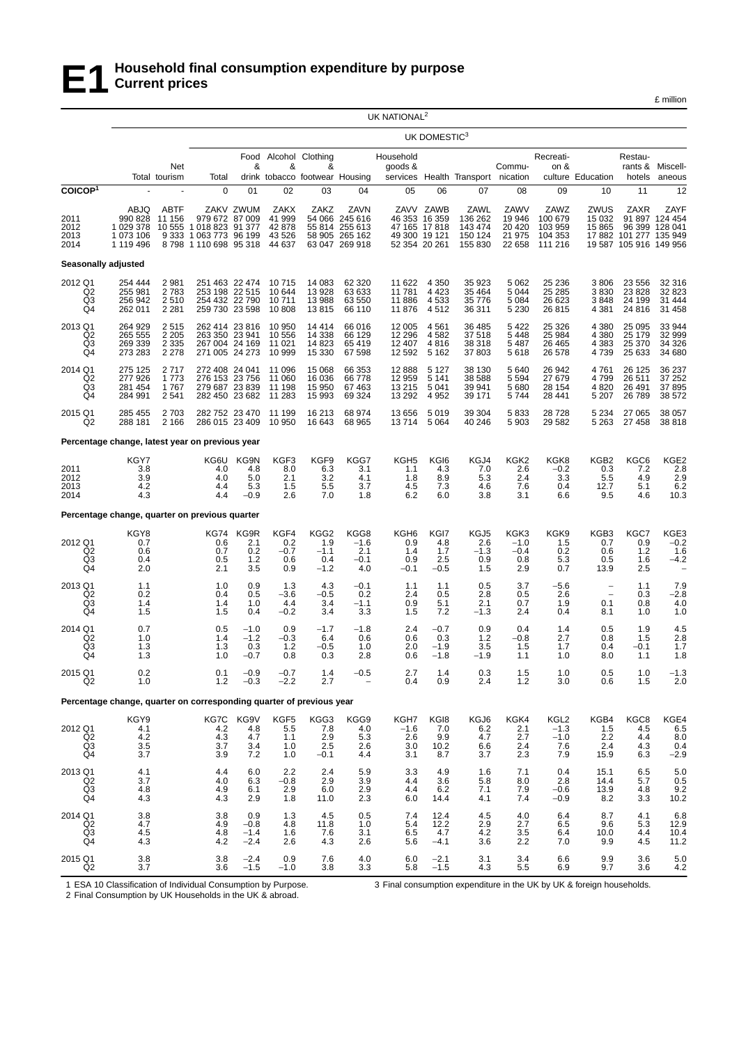# E1 Household final consumption expenditure by purpose
## Current prices

£ million

| | UK NATIONAL[2] | | UK DOMESTIC[3] | | | | | | | | | | | | | |
|---|---|---|---|---|---|---|---|---|---|---|---|---|---|---|---|---|
| | Total | Net tourism | Total | Food & drink | Alcohol & tobacco | Clothing & footwear | Housing | Household goods & services | Health | Transport | Communication | Recreation & culture | Education | Restaurants & hotels | Miscellaneous |
| COICOP[1] | - | - | 0 | 01 | 02 | 03 | 04 | 05 | 06 | 07 | 08 | 09 | 10 | 11 | 12 |
| | ABJQ | ABTF | ZAKV | ZWUM | ZAKX | ZAKZ | ZAVN | ZAVV | ZAWB | ZAWL | ZAWV | ZAWZ | ZWUS | ZAXR | ZAYF |
| 2011 | 990 828 | 11 156 | 979 672 | 87 009 | 41 999 | 54 066 | 245 616 | 46 353 | 16 359 | 136 262 | 19 946 | 100 679 | 15 032 | 91 897 | 124 454 |
| 2012 | 1 029 378 | 10 555 | 1 018 823 | 91 377 | 42 878 | 55 814 | 255 613 | 47 165 | 17 818 | 143 474 | 20 420 | 103 959 | 15 865 | 96 399 | 128 041 |
| 2013 | 1 073 106 | 9 333 | 1 063 773 | 96 199 | 43 526 | 58 905 | 265 162 | 49 300 | 19 121 | 150 124 | 21 975 | 104 353 | 17 882 | 101 277 | 135 949 |
| 2014 | 1 119 496 | 8 798 | 1 110 698 | 95 318 | 44 637 | 63 047 | 269 918 | 52 354 | 20 261 | 155 830 | 22 658 | 111 216 | 19 587 | 105 916 | 149 956 |
| **Seasonally adjusted** | | | | | | | | | | | | | | | |
| 2012 Q1 | 254 444 | 2 981 | 251 463 | 22 474 | 10 715 | 14 083 | 62 320 | 11 622 | 4 350 | 35 923 | 5 062 | 25 236 | 3 806 | 23 556 | 32 316 |
| Q2 | 255 981 | 2 783 | 253 198 | 22 515 | 10 644 | 13 928 | 63 633 | 11 781 | 4 423 | 35 464 | 5 044 | 25 285 | 3 830 | 23 828 | 32 823 |
| Q3 | 256 942 | 2 510 | 254 432 | 22 790 | 10 711 | 13 988 | 63 550 | 11 886 | 4 533 | 35 776 | 5 084 | 26 623 | 3 848 | 24 199 | 31 444 |
| Q4 | 262 011 | 2 281 | 259 730 | 23 598 | 10 808 | 13 815 | 66 110 | 11 876 | 4 512 | 36 311 | 5 230 | 26 815 | 4 381 | 24 816 | 31 458 |
| 2013 Q1 | 264 929 | 2 515 | 262 414 | 23 816 | 10 950 | 14 414 | 66 016 | 12 005 | 4 561 | 36 485 | 5 422 | 25 326 | 4 380 | 25 095 | 33 944 |
| Q2 | 265 555 | 2 205 | 263 350 | 23 941 | 10 556 | 14 338 | 66 129 | 12 296 | 4 582 | 37 518 | 5 448 | 25 984 | 4 380 | 25 179 | 32 999 |
| Q3 | 269 339 | 2 335 | 267 004 | 24 169 | 11 021 | 14 823 | 65 419 | 12 407 | 4 816 | 38 318 | 5 487 | 26 465 | 4 383 | 25 370 | 34 326 |
| Q4 | 273 283 | 2 278 | 271 005 | 24 273 | 10 999 | 15 330 | 67 598 | 12 592 | 5 162 | 37 803 | 5 618 | 26 578 | 4 739 | 25 633 | 34 680 |
| 2014 Q1 | 275 125 | 2 717 | 272 408 | 24 041 | 11 096 | 15 068 | 66 353 | 12 888 | 5 127 | 38 130 | 5 640 | 26 942 | 4 761 | 26 125 | 36 237 |
| Q2 | 277 926 | 1 773 | 276 153 | 23 756 | 11 060 | 16 036 | 66 778 | 12 959 | 5 141 | 38 588 | 5 594 | 27 679 | 4 799 | 26 511 | 37 252 |
| Q3 | 281 454 | 1 767 | 279 687 | 23 839 | 11 198 | 15 950 | 67 463 | 13 215 | 5 041 | 39 941 | 5 680 | 28 154 | 4 820 | 26 491 | 37 895 |
| Q4 | 284 991 | 2 541 | 282 450 | 23 682 | 11 283 | 15 993 | 69 324 | 13 292 | 4 952 | 39 171 | 5 744 | 28 441 | 5 207 | 26 789 | 38 572 |
| 2015 Q1 | 285 455 | 2 703 | 282 752 | 23 470 | 11 199 | 16 213 | 68 974 | 13 656 | 5 019 | 39 304 | 5 833 | 28 728 | 5 234 | 27 065 | 38 057 |
| Q2 | 288 181 | 2 166 | 286 015 | 23 409 | 10 950 | 16 643 | 68 965 | 13 714 | 5 064 | 40 246 | 5 903 | 29 582 | 5 263 | 27 458 | 38 818 |
| **Percentage change, latest year on previous year** | | | | | | | | | | | | | | | |
| | KGY7 | | KG6U | KG9N | KGF3 | KGF9 | KGG7 | KGH5 | KGI6 | KGJ4 | KGK2 | KGK8 | KGB2 | KGC6 | KGE2 |
| 2011 | 3.8 | | 4.0 | 4.8 | 8.0 | 6.3 | 3.1 | 1.1 | 4.3 | 7.0 | 2.6 | −0.2 | 0.3 | 7.2 | 2.8 |
| 2012 | 3.9 | | 4.0 | 5.0 | 2.1 | 3.2 | 4.1 | 1.8 | 8.9 | 5.3 | 2.4 | 3.3 | 5.5 | 4.9 | 2.9 |
| 2013 | 4.2 | | 4.4 | 5.3 | 1.5 | 5.5 | 3.7 | 4.5 | 7.3 | 4.6 | 7.6 | 0.4 | 12.7 | 5.1 | 6.2 |
| 2014 | 4.3 | | 4.4 | −0.9 | 2.6 | 7.0 | 1.8 | 6.2 | 6.0 | 3.8 | 3.1 | 6.6 | 9.5 | 4.6 | 10.3 |
| **Percentage change, quarter on previous quarter** | | | | | | | | | | | | | | | |
| | KGY8 | | KG74 | KG9R | KGF4 | KGG2 | KGG8 | KGH6 | KGI7 | KGJ5 | KGK3 | KGK9 | KGB3 | KGC7 | KGE3 |
| 2012 Q1 | 0.7 | | 0.6 | 2.1 | 0.2 | 1.9 | −1.6 | 0.9 | 4.8 | 2.6 | −1.0 | 1.5 | 0.7 | 0.9 | −0.2 |
| Q2 | 0.6 | | 0.7 | 0.2 | −0.7 | −1.1 | 2.1 | 1.4 | 1.7 | −1.3 | −0.4 | 0.2 | 0.6 | 1.2 | 1.6 |
| Q3 | 0.4 | | 0.5 | 1.2 | 0.6 | 0.4 | −0.1 | 0.9 | 2.5 | 0.9 | 0.8 | 5.3 | 0.5 | 1.6 | −4.2 |
| Q4 | 2.0 | | 2.1 | 3.5 | 0.9 | −1.2 | 4.0 | −0.1 | −0.5 | 1.5 | 2.9 | 0.7 | 13.9 | 2.5 | – |
| 2013 Q1 | 1.1 | | 1.0 | 0.9 | 1.3 | 4.3 | −0.1 | 1.1 | 1.1 | 0.5 | 3.7 | −5.6 | – | 1.1 | 7.9 |
| Q2 | 0.2 | | 0.4 | 0.5 | −3.6 | −0.5 | 0.2 | 2.4 | 0.5 | 2.8 | 0.5 | 2.6 | – | 0.3 | −2.8 |
| Q3 | 1.4 | | 1.4 | 1.0 | 4.4 | 3.4 | −1.1 | 0.9 | 5.1 | 2.1 | 0.7 | 1.9 | 0.1 | 0.8 | 4.0 |
| Q4 | 1.5 | | 1.5 | 0.4 | −0.2 | 3.4 | 3.3 | 1.5 | 7.2 | −1.3 | 2.4 | 0.4 | 8.1 | 1.0 | 1.0 |
| 2014 Q1 | 0.7 | | 0.5 | −1.0 | 0.9 | −1.7 | −1.8 | 2.4 | −0.7 | 0.9 | 0.4 | 1.4 | 0.5 | 1.9 | 4.5 |
| Q2 | 1.0 | | 1.4 | −1.2 | −0.3 | 6.4 | 0.6 | 0.6 | 0.3 | 1.2 | −0.8 | 2.7 | 0.8 | 1.5 | 2.8 |
| Q3 | 1.3 | | 1.3 | 0.3 | 1.2 | −0.5 | 1.0 | 2.0 | −1.9 | 3.5 | 1.5 | 1.7 | 0.4 | −0.1 | 1.7 |
| Q4 | 1.3 | | 1.0 | −0.7 | 0.8 | 0.3 | 2.8 | 0.6 | −1.8 | −1.9 | 1.1 | 1.0 | 8.0 | 1.1 | 1.8 |
| 2015 Q1 | 0.2 | | 0.1 | −0.9 | −0.7 | 1.4 | −0.5 | 2.7 | 1.4 | 0.3 | 1.5 | 1.0 | 0.5 | 1.0 | −1.3 |
| Q2 | 1.0 | | 1.2 | −0.3 | −2.2 | 2.7 | – | 0.4 | 0.9 | 2.4 | 1.2 | 3.0 | 0.6 | 1.5 | 2.0 |
| **Percentage change, quarter on corresponding quarter of previous year** | | | | | | | | | | | | | | | |
| | KGY9 | | KG7C | KG9V | KGF5 | KGG3 | KGG9 | KGH7 | KGI8 | KGJ6 | KGK4 | KGL2 | KGB4 | KGC8 | KGE4 |
| 2012 Q1 | 4.1 | | 4.2 | 4.8 | 5.5 | 7.8 | 4.0 | −1.6 | 7.0 | 6.2 | 2.1 | −1.3 | 1.5 | 4.5 | 6.5 |
| Q2 | 4.2 | | 4.3 | 4.7 | 1.1 | 2.9 | 5.3 | 2.6 | 9.9 | 4.7 | 2.7 | −1.0 | 2.2 | 4.4 | 8.0 |
| Q3 | 3.5 | | 3.7 | 3.4 | 1.0 | 2.5 | 2.6 | 3.0 | 10.2 | 6.6 | 2.4 | 7.6 | 2.4 | 4.3 | 0.4 |
| Q4 | 3.7 | | 3.9 | 7.2 | 1.0 | −0.1 | 4.4 | 3.1 | 8.7 | 3.7 | 2.3 | 7.9 | 15.9 | 6.3 | −2.9 |
| 2013 Q1 | 4.1 | | 4.4 | 6.0 | 2.2 | 2.4 | 5.9 | 3.3 | 4.9 | 1.6 | 7.1 | 0.4 | 15.1 | 6.5 | 5.0 |
| Q2 | 3.7 | | 4.0 | 6.3 | −0.8 | 2.9 | 3.9 | 4.4 | 3.6 | 5.8 | 8.0 | 2.8 | 14.4 | 5.7 | 0.5 |
| Q3 | 4.8 | | 4.9 | 6.1 | 2.9 | 6.0 | 2.9 | 4.4 | 6.2 | 7.1 | 7.9 | −0.6 | 13.9 | 4.8 | 9.2 |
| Q4 | 4.3 | | 4.3 | 2.9 | 1.8 | 11.0 | 2.3 | 6.0 | 14.4 | 4.1 | 7.4 | −0.9 | 8.2 | 3.3 | 10.2 |
| 2014 Q1 | 3.8 | | 3.8 | 0.9 | 1.3 | 4.5 | 0.5 | 7.4 | 12.4 | 4.5 | 4.0 | 6.4 | 8.7 | 4.1 | 6.8 |
| Q2 | 4.7 | | 4.9 | −0.8 | 4.8 | 11.8 | 1.0 | 5.4 | 12.2 | 2.9 | 2.7 | 6.5 | 9.6 | 5.3 | 12.9 |
| Q3 | 4.5 | | 4.8 | −1.4 | 1.6 | 7.6 | 3.1 | 6.5 | 4.7 | 4.2 | 3.5 | 6.4 | 10.0 | 4.4 | 10.4 |
| Q4 | 4.3 | | 4.2 | −2.4 | 2.6 | 4.3 | 2.6 | 5.6 | −4.1 | 3.6 | 2.2 | 7.0 | 9.9 | 4.5 | 11.2 |
| 2015 Q1 | 3.8 | | 3.8 | −2.4 | 0.9 | 7.6 | 4.0 | 6.0 | −2.1 | 3.1 | 3.4 | 6.6 | 9.9 | 3.6 | 5.0 |
| Q2 | 3.7 | | 3.6 | −1.5 | −1.0 | 3.8 | 3.3 | 5.8 | −1.5 | 4.3 | 5.5 | 6.9 | 9.7 | 3.6 | 4.2 |

1 ESA 10 Classification of Individual Consumption by Purpose.
2 Final Consumption by UK Households in the UK & abroad.
3 Final consumption expenditure in the UK by UK & foreign households.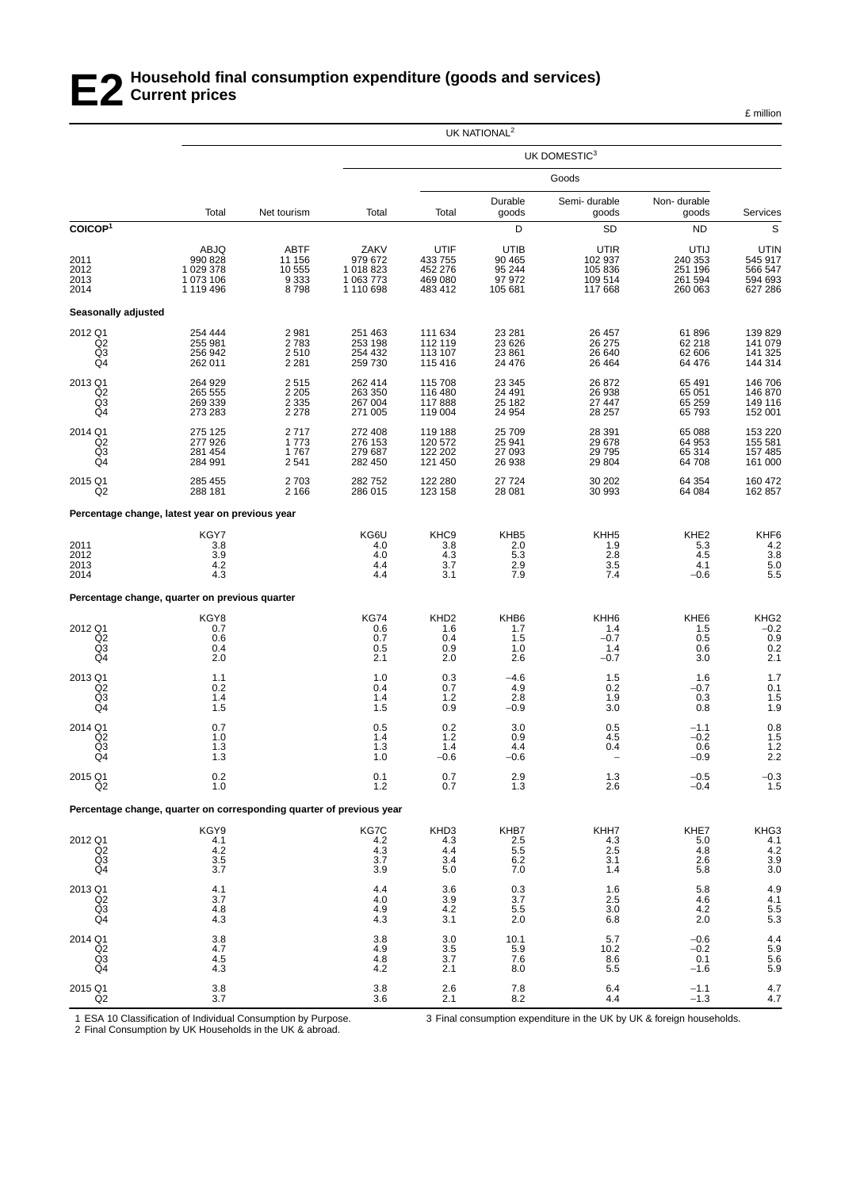# E2 Household final consumption expenditure (goods and services)
## Current prices

£ million

| | UK NATIONAL[2] | | | | | | | |
|---|---|---|---|---|---|---|---|---|
| | | | UK DOMESTIC[3] | | | | | |
| | | | | Goods | | | | |
| | Total | Net tourism | Total | Total | Durable goods | Semi- durable goods | Non- durable goods | Services |
| **COICOP[1]** | | | | | D | SD | ND | S |
| | ABJQ | ABTF | ZAKV | UTIF | UTIB | UTIR | UTIJ | UTIN |
| 2011 | 990 828 | 11 156 | 979 672 | 433 755 | 90 465 | 102 937 | 240 353 | 545 917 |
| 2012 | 1 029 378 | 10 555 | 1 018 823 | 452 276 | 95 244 | 105 836 | 251 196 | 566 547 |
| 2013 | 1 073 106 | 9 333 | 1 063 773 | 469 080 | 97 972 | 109 514 | 261 594 | 594 693 |
| 2014 | 1 119 496 | 8 798 | 1 110 698 | 483 412 | 105 681 | 117 668 | 260 063 | 627 286 |
| **Seasonally adjusted** | | | | | | | | |
| 2012 Q1 | 254 444 | 2 981 | 251 463 | 111 634 | 23 281 | 26 457 | 61 896 | 139 829 |
| Q2 | 255 981 | 2 783 | 253 198 | 112 119 | 23 626 | 26 275 | 62 218 | 141 079 |
| Q3 | 256 942 | 2 510 | 254 432 | 113 107 | 23 861 | 26 640 | 62 606 | 141 325 |
| Q4 | 262 011 | 2 281 | 259 730 | 115 416 | 24 476 | 26 464 | 64 476 | 144 314 |
| 2013 Q1 | 264 929 | 2 515 | 262 414 | 115 708 | 23 345 | 26 872 | 65 491 | 146 706 |
| Q2 | 265 555 | 2 205 | 263 350 | 116 480 | 24 491 | 26 938 | 65 051 | 146 870 |
| Q3 | 269 339 | 2 335 | 267 004 | 117 888 | 25 182 | 27 447 | 65 259 | 149 116 |
| Q4 | 273 283 | 2 278 | 271 005 | 119 004 | 24 954 | 28 257 | 65 793 | 152 001 |
| 2014 Q1 | 275 125 | 2 717 | 272 408 | 119 188 | 25 709 | 28 391 | 65 088 | 153 220 |
| Q2 | 277 926 | 1 773 | 276 153 | 120 572 | 25 941 | 29 678 | 64 953 | 155 581 |
| Q3 | 281 454 | 1 767 | 279 687 | 122 202 | 27 093 | 29 795 | 65 314 | 157 485 |
| Q4 | 284 991 | 2 541 | 282 450 | 121 450 | 26 938 | 29 804 | 64 708 | 161 000 |
| 2015 Q1 | 285 455 | 2 703 | 282 752 | 122 280 | 27 724 | 30 202 | 64 354 | 160 472 |
| Q2 | 288 181 | 2 166 | 286 015 | 123 158 | 28 081 | 30 993 | 64 084 | 162 857 |
| **Percentage change, latest year on previous year** | | | | | | | | |
| | KGY7 | | KG6U | KHC9 | KHB5 | KHH5 | KHE2 | KHF6 |
| 2011 | 3.8 | | 4.0 | 3.8 | 2.0 | 1.9 | 5.3 | 4.2 |
| 2012 | 3.9 | | 4.0 | 4.3 | 5.3 | 2.8 | 4.5 | 3.8 |
| 2013 | 4.2 | | 4.4 | 3.7 | 2.9 | 3.5 | 4.1 | 5.0 |
| 2014 | 4.3 | | 4.4 | 3.1 | 7.9 | 7.4 | –0.6 | 5.5 |
| **Percentage change, quarter on previous quarter** | | | | | | | | |
| | KGY8 | | KG74 | KHD2 | KHB6 | KHH6 | KHE6 | KHG2 |
| 2012 Q1 | 0.7 | | 0.6 | 1.6 | 1.7 | 1.4 | 1.5 | –0.2 |
| Q2 | 0.6 | | 0.7 | 0.4 | 1.5 | –0.7 | 0.5 | 0.9 |
| Q3 | 0.4 | | 0.5 | 0.9 | 1.0 | 1.4 | 0.6 | 0.2 |
| Q4 | 2.0 | | 2.1 | 2.0 | 2.6 | –0.7 | 3.0 | 2.1 |
| 2013 Q1 | 1.1 | | 1.0 | 0.3 | –4.6 | 1.5 | 1.6 | 1.7 |
| Q2 | 0.2 | | 0.4 | 0.7 | 4.9 | 0.2 | –0.7 | 0.1 |
| Q3 | 1.4 | | 1.4 | 1.2 | 2.8 | 1.9 | 0.3 | 1.5 |
| Q4 | 1.5 | | 1.5 | 0.9 | –0.9 | 3.0 | 0.8 | 1.9 |
| 2014 Q1 | 0.7 | | 0.5 | 0.2 | 3.0 | 0.5 | –1.1 | 0.8 |
| Q2 | 1.0 | | 1.4 | 1.2 | 0.9 | 4.5 | –0.2 | 1.5 |
| Q3 | 1.3 | | 1.3 | 1.4 | 4.4 | 0.4 | 0.6 | 1.2 |
| Q4 | 1.3 | | 1.0 | –0.6 | –0.6 | – | –0.9 | 2.2 |
| 2015 Q1 | 0.2 | | 0.1 | 0.7 | 2.9 | 1.3 | –0.5 | –0.3 |
| Q2 | 1.0 | | 1.2 | 0.7 | 1.3 | 2.6 | –0.4 | 1.5 |
| **Percentage change, quarter on corresponding quarter of previous year** | | | | | | | | |
| | KGY9 | | KG7C | KHD3 | KHB7 | KHH7 | KHE7 | KHG3 |
| 2012 Q1 | 4.1 | | 4.2 | 4.3 | 2.5 | 4.3 | 5.0 | 4.1 |
| Q2 | 4.2 | | 4.3 | 4.4 | 5.5 | 2.5 | 4.8 | 4.2 |
| Q3 | 3.5 | | 3.7 | 3.4 | 6.2 | 3.1 | 2.6 | 3.9 |
| Q4 | 3.7 | | 3.9 | 5.0 | 7.0 | 1.4 | 5.8 | 3.0 |
| 2013 Q1 | 4.1 | | 4.4 | 3.6 | 0.3 | 1.6 | 5.8 | 4.9 |
| Q2 | 3.7 | | 4.0 | 3.9 | 3.7 | 2.5 | 4.6 | 4.1 |
| Q3 | 4.8 | | 4.9 | 4.2 | 5.5 | 3.0 | 4.2 | 5.5 |
| Q4 | 4.3 | | 4.3 | 3.1 | 2.0 | 6.8 | 2.0 | 5.3 |
| 2014 Q1 | 3.8 | | 3.8 | 3.0 | 10.1 | 5.7 | –0.6 | 4.4 |
| Q2 | 4.7 | | 4.9 | 3.5 | 5.9 | 10.2 | –0.2 | 5.9 |
| Q3 | 4.5 | | 4.8 | 3.7 | 7.6 | 8.6 | 0.1 | 5.6 |
| Q4 | 4.3 | | 4.2 | 2.1 | 8.0 | 5.5 | –1.6 | 5.9 |
| 2015 Q1 | 3.8 | | 3.8 | 2.6 | 7.8 | 6.4 | –1.1 | 4.7 |
| Q2 | 3.7 | | 3.6 | 2.1 | 8.2 | 4.4 | –1.3 | 4.7 |

1 ESA 10 Classification of Individual Consumption by Purpose.
2 Final Consumption by UK Households in the UK & abroad.
3 Final consumption expenditure in the UK by UK & foreign households.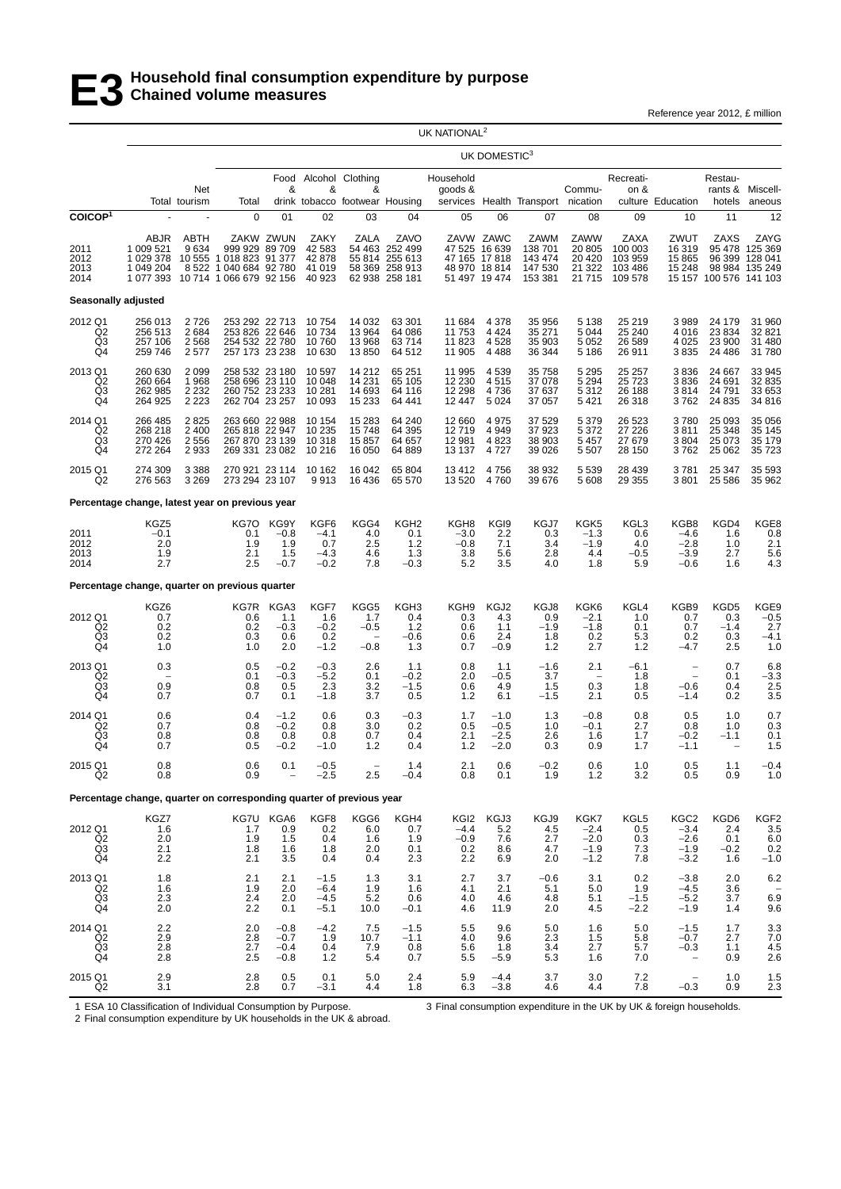# E3 Household final consumption expenditure by purpose

## Chained volume measures

Reference year 2012, £ million

| | UK NATIONAL[2] | | | | | | | | | | | | | | | |
|---|---|---|---|---|---|---|---|---|---|---|---|---|---|---|---|---|
| | | | UK DOMESTIC[3] | | | | | | | | | | | | | |
| | Total | Net tourism | Total | Food & drink | Alcohol & tobacco | Clothing & footwear | Housing | Household goods & services | Health | Transport | Commu-nication | Recreation & culture | Education | Restaurants & hotels | Miscell-aneous |
| COICOP[1] | - | - | 0 | 01 | 02 | 03 | 04 | 05 | 06 | 07 | 08 | 09 | 10 | 11 | 12 |
| | ABJR | ABTH | ZAKW | ZWUN | ZAKY | ZALA | ZAVO | ZAVW | ZAWC | ZAWM | ZAWW | ZAXA | ZWUT | ZAXS | ZAYG |
| 2011 | 1 009 521 | 9 634 | 999 929 | 89 709 | 42 583 | 54 463 | 252 499 | 47 525 | 16 639 | 138 701 | 20 805 | 100 003 | 16 319 | 95 478 | 125 369 |
| 2012 | 1 029 378 | 10 555 | 1 018 823 | 91 377 | 42 878 | 55 814 | 255 613 | 47 165 | 17 818 | 143 474 | 20 420 | 103 959 | 15 865 | 96 399 | 128 041 |
| 2013 | 1 049 204 | 8 522 | 1 040 684 | 92 780 | 41 019 | 58 369 | 258 913 | 48 970 | 18 814 | 147 530 | 21 322 | 103 486 | 15 248 | 98 984 | 135 249 |
| 2014 | 1 077 393 | 10 714 | 1 066 679 | 92 156 | 40 923 | 62 938 | 258 181 | 51 497 | 19 474 | 153 381 | 21 715 | 109 578 | 15 157 | 100 576 | 141 103 |
| **Seasonally adjusted** | | | | | | | | | | | | | | | |
| 2012 Q1 | 256 013 | 2 726 | 253 292 | 22 713 | 10 754 | 14 032 | 63 301 | 11 684 | 4 378 | 35 956 | 5 138 | 25 219 | 3 989 | 24 179 | 31 960 |
| Q2 | 256 513 | 2 684 | 253 826 | 22 646 | 10 734 | 13 964 | 64 086 | 11 753 | 4 424 | 35 271 | 5 044 | 25 240 | 4 016 | 23 834 | 32 821 |
| Q3 | 257 106 | 2 568 | 254 532 | 22 780 | 10 760 | 13 968 | 63 714 | 11 823 | 4 528 | 35 903 | 5 052 | 26 589 | 4 025 | 23 900 | 31 480 |
| Q4 | 259 746 | 2 577 | 257 173 | 23 238 | 10 630 | 13 850 | 64 512 | 11 905 | 4 488 | 36 344 | 5 186 | 26 911 | 3 835 | 24 486 | 31 780 |
| 2013 Q1 | 260 630 | 2 099 | 258 532 | 23 180 | 10 597 | 14 212 | 65 251 | 11 995 | 4 539 | 35 758 | 5 295 | 25 257 | 3 836 | 24 667 | 33 945 |
| Q2 | 260 664 | 1 968 | 258 696 | 23 110 | 10 048 | 14 231 | 65 105 | 12 230 | 4 515 | 37 078 | 5 294 | 25 723 | 3 836 | 24 691 | 32 835 |
| Q3 | 262 985 | 2 232 | 260 752 | 23 233 | 10 281 | 14 693 | 64 116 | 12 298 | 4 736 | 37 637 | 5 312 | 26 188 | 3 814 | 24 791 | 33 653 |
| Q4 | 264 925 | 2 223 | 262 704 | 23 257 | 10 093 | 15 233 | 64 441 | 12 447 | 5 024 | 37 057 | 5 421 | 26 318 | 3 762 | 24 835 | 34 816 |
| 2014 Q1 | 266 485 | 2 825 | 263 660 | 22 988 | 10 154 | 15 283 | 64 240 | 12 660 | 4 975 | 37 529 | 5 379 | 26 523 | 3 780 | 25 093 | 35 056 |
| Q2 | 268 218 | 2 400 | 265 818 | 22 947 | 10 235 | 15 748 | 64 395 | 12 719 | 4 949 | 37 923 | 5 372 | 27 226 | 3 811 | 25 348 | 35 145 |
| Q3 | 270 426 | 2 556 | 267 870 | 23 139 | 10 318 | 15 857 | 64 657 | 12 981 | 4 823 | 38 903 | 5 457 | 27 679 | 3 804 | 25 073 | 35 179 |
| Q4 | 272 264 | 2 933 | 269 331 | 23 082 | 10 216 | 16 050 | 64 889 | 13 137 | 4 727 | 39 026 | 5 507 | 28 150 | 3 762 | 25 062 | 35 723 |
| 2015 Q1 | 274 309 | 3 388 | 270 921 | 23 114 | 10 162 | 16 042 | 65 804 | 13 412 | 4 756 | 38 932 | 5 539 | 28 439 | 3 781 | 25 347 | 35 593 |
| Q2 | 276 563 | 3 269 | 273 294 | 23 107 | 9 913 | 16 436 | 65 570 | 13 520 | 4 760 | 39 676 | 5 608 | 29 355 | 3 801 | 25 586 | 35 962 |
| **Percentage change, latest year on previous year** | | | | | | | | | | | | | | | |
| | KGZ5 | | KG7O | KG9Y | KGF6 | KGG4 | KGH2 | KGH8 | KGI9 | KGJ7 | KGK5 | KGL3 | KGB8 | KGD4 | KGE8 |
| 2011 | −0.1 | | 0.1 | −0.8 | −4.1 | 4.0 | 0.1 | −3.0 | 2.2 | 0.3 | −1.3 | 0.6 | −4.6 | 1.6 | 0.8 |
| 2012 | 2.0 | | 1.9 | 1.9 | 0.7 | 2.5 | 1.2 | −0.8 | 7.1 | 3.4 | −1.9 | 4.0 | −2.8 | 1.0 | 2.1 |
| 2013 | 1.9 | | 2.1 | 1.5 | −4.3 | 4.6 | 1.3 | 3.8 | 5.6 | 2.8 | 4.4 | −0.5 | −3.9 | 2.7 | 5.6 |
| 2014 | 2.7 | | 2.5 | −0.7 | −0.2 | 7.8 | −0.3 | 5.2 | 3.5 | 4.0 | 1.8 | 5.9 | −0.6 | 1.6 | 4.3 |
| **Percentage change, quarter on previous quarter** | | | | | | | | | | | | | | | |
| | KGZ6 | | KG7R | KGA3 | KGF7 | KGG5 | KGH3 | KGH9 | KGJ2 | KGJ8 | KGK6 | KGL4 | KGB9 | KGD5 | KGE9 |
| 2012 Q1 | 0.7 | | 0.6 | 1.1 | 1.6 | 1.7 | 0.4 | 0.3 | 4.3 | 0.9 | −2.1 | 1.0 | 0.7 | 0.3 | −0.5 |
| Q2 | 0.2 | | 0.2 | −0.3 | −0.2 | −0.5 | 1.2 | 0.6 | 1.1 | −1.9 | −1.8 | 0.1 | 0.7 | −1.4 | 2.7 |
| Q3 | 0.2 | | 0.3 | 0.6 | 0.2 | – | −0.6 | 0.6 | 2.4 | 1.8 | 0.2 | 5.3 | 0.2 | 0.3 | −4.1 |
| Q4 | 1.0 | | 1.0 | 2.0 | −1.2 | −0.8 | 1.3 | 0.7 | −0.9 | 1.2 | 2.7 | 1.2 | −4.7 | 2.5 | 1.0 |
| 2013 Q1 | 0.3 | | 0.5 | −0.2 | −0.3 | 2.6 | 1.1 | 0.8 | 1.1 | −1.6 | 2.1 | −6.1 | – | 0.7 | 6.8 |
| Q2 | – | | 0.1 | −0.3 | −5.2 | 0.1 | −0.2 | 2.0 | −0.5 | 3.7 | – | 1.8 | – | 0.1 | −3.3 |
| Q3 | 0.9 | | 0.8 | 0.5 | 2.3 | 3.2 | −1.5 | 0.6 | 4.9 | 1.5 | 0.3 | 1.8 | −0.6 | 0.4 | 2.5 |
| Q4 | 0.7 | | 0.7 | 0.1 | −1.8 | 3.7 | 0.5 | 1.2 | 6.1 | −1.5 | 2.1 | 0.5 | −1.4 | 0.2 | 3.5 |
| 2014 Q1 | 0.6 | | 0.4 | −1.2 | 0.6 | 0.3 | −0.3 | 1.7 | −1.0 | 1.3 | −0.8 | 0.8 | 0.5 | 1.0 | 0.7 |
| Q2 | 0.7 | | 0.8 | −0.2 | 0.8 | 3.0 | 0.2 | 0.5 | −0.5 | 1.0 | −0.1 | 2.7 | 0.8 | 1.0 | 0.3 |
| Q3 | 0.8 | | 0.8 | 0.8 | 0.8 | 0.7 | 0.4 | 2.1 | −2.5 | 2.6 | 1.6 | 1.7 | −0.2 | −1.1 | 0.1 |
| Q4 | 0.7 | | 0.5 | −0.2 | −1.0 | 1.2 | 0.4 | 1.2 | −2.0 | 0.3 | 0.9 | 1.7 | −1.1 | – | 1.5 |
| 2015 Q1 | 0.8 | | 0.6 | 0.1 | −0.5 | – | 1.4 | 2.1 | 0.6 | −0.2 | 0.6 | 1.0 | 0.5 | 1.1 | −0.4 |
| Q2 | 0.8 | | 0.9 | – | −2.5 | 2.5 | −0.4 | 0.8 | 0.1 | 1.9 | 1.2 | 3.2 | 0.5 | 0.9 | 1.0 |
| **Percentage change, quarter on corresponding quarter of previous year** | | | | | | | | | | | | | | | |
| | KGZ7 | | KG7U | KGA6 | KGF8 | KGG6 | KGH4 | KGI2 | KGJ3 | KGJ9 | KGK7 | KGL5 | KGC2 | KGD6 | KGF2 |
| 2012 Q1 | 1.6 | | 1.7 | 0.9 | 0.2 | 6.0 | 0.7 | −4.4 | 5.2 | 4.5 | −2.4 | 0.5 | −3.4 | 2.4 | 3.5 |
| Q2 | 2.0 | | 1.9 | 1.5 | 0.4 | 1.6 | 1.9 | −0.9 | 7.6 | 2.7 | −2.0 | 0.3 | −2.6 | 0.1 | 6.0 |
| Q3 | 2.1 | | 1.8 | 1.6 | 1.8 | 2.0 | 0.1 | 0.2 | 8.6 | 4.7 | −1.9 | 7.3 | −1.9 | −0.2 | 0.2 |
| Q4 | 2.2 | | 2.1 | 3.5 | 0.4 | 0.4 | 2.3 | 2.2 | 6.9 | 2.0 | −1.2 | 7.8 | −3.2 | 1.6 | −1.0 |
| 2013 Q1 | 1.8 | | 2.1 | 2.1 | −1.5 | 1.3 | 3.1 | 2.7 | 3.7 | −0.6 | 3.1 | 0.2 | −3.8 | 2.0 | 6.2 |
| Q2 | 1.6 | | 1.9 | 2.0 | −6.4 | 1.9 | 1.6 | 4.1 | 2.1 | 5.1 | 5.0 | 1.9 | −4.5 | 3.6 | – |
| Q3 | 2.3 | | 2.4 | 2.0 | −4.5 | 5.2 | 0.6 | 4.0 | 4.6 | 4.8 | 5.1 | −1.5 | −5.2 | 3.7 | 6.9 |
| Q4 | 2.0 | | 2.2 | 0.1 | −5.1 | 10.0 | −0.1 | 4.6 | 11.9 | 2.0 | 4.5 | −2.2 | −1.9 | 1.4 | 9.6 |
| 2014 Q1 | 2.2 | | 2.0 | −0.8 | −4.2 | 7.5 | −1.5 | 5.5 | 9.6 | 5.0 | 1.6 | 5.0 | −1.5 | 1.7 | 3.3 |
| Q2 | 2.9 | | 2.8 | −0.7 | 1.9 | 10.7 | −1.1 | 4.0 | 9.6 | 2.3 | 1.5 | 5.8 | −0.7 | 2.7 | 7.0 |
| Q3 | 2.8 | | 2.7 | −0.4 | 0.4 | 7.9 | 0.8 | 5.6 | 1.8 | 3.4 | 2.7 | 5.7 | −0.3 | 1.1 | 4.5 |
| Q4 | 2.8 | | 2.5 | −0.8 | 1.2 | 5.4 | 0.7 | 5.5 | −5.9 | 5.3 | 1.6 | 7.0 | – | 0.9 | 2.6 |
| 2015 Q1 | 2.9 | | 2.8 | 0.5 | 0.1 | 5.0 | 2.4 | 5.9 | −4.4 | 3.7 | 3.0 | 7.2 | – | 1.0 | 1.5 |
| Q2 | 3.1 | | 2.8 | 0.7 | −3.1 | 4.4 | 1.8 | 6.3 | −3.8 | 4.6 | 4.4 | 7.8 | −0.3 | 0.9 | 2.3 |

1 ESA 10 Classification of Individual Consumption by Purpose.

2 Final consumption expenditure by UK households in the UK & abroad.

3 Final consumption expenditure in the UK by UK & foreign households.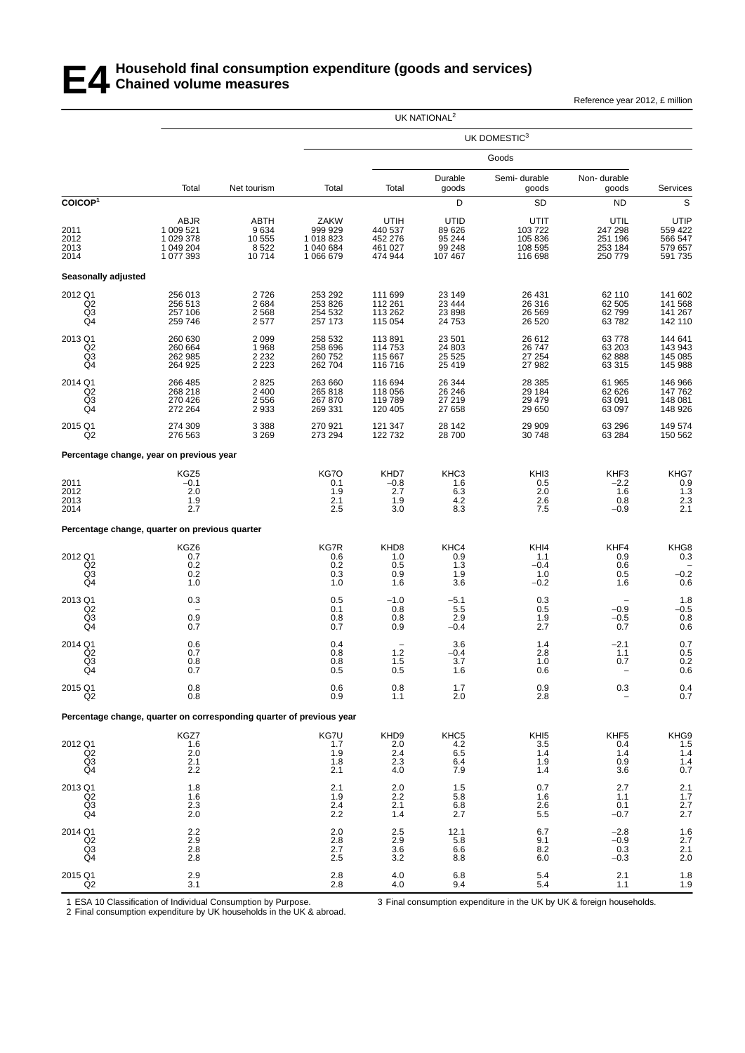# E4 Household final consumption expenditure (goods and services) Chained volume measures

Reference year 2012, £ million

| | UK NATIONAL[2] | | | | | | | |
|---|---|---|---|---|---|---|---|---|
| | | | UK DOMESTIC[3] | | | | | |
| | | | | Goods | | | | |
| | Total | Net tourism | Total | Total | Durable goods | Semi- durable goods | Non- durable goods | Services |
| **COICOP[1]** | | | | | D | SD | ND | S |
| | ABJR | ABTH | ZAKW | UTIH | UTID | UTIT | UTIL | UTIP |
| 2011 | 1 009 521 | 9 634 | 999 929 | 440 537 | 89 626 | 103 722 | 247 298 | 559 422 |
| 2012 | 1 029 378 | 10 555 | 1 018 823 | 452 276 | 95 244 | 105 836 | 251 196 | 566 547 |
| 2013 | 1 049 204 | 8 522 | 1 040 684 | 461 027 | 99 248 | 108 595 | 253 184 | 579 657 |
| 2014 | 1 077 393 | 10 714 | 1 066 679 | 474 944 | 107 467 | 116 698 | 250 779 | 591 735 |
| **Seasonally adjusted** | | | | | | | | |
| 2012 Q1 | 256 013 | 2 726 | 253 292 | 111 699 | 23 149 | 26 431 | 62 110 | 141 602 |
| Q2 | 256 513 | 2 684 | 253 826 | 112 261 | 23 444 | 26 316 | 62 505 | 141 568 |
| Q3 | 257 106 | 2 568 | 254 532 | 113 262 | 23 898 | 26 569 | 62 799 | 141 267 |
| Q4 | 259 746 | 2 577 | 257 173 | 115 054 | 24 753 | 26 520 | 63 782 | 142 110 |
| 2013 Q1 | 260 630 | 2 099 | 258 532 | 113 891 | 23 501 | 26 612 | 63 778 | 144 641 |
| Q2 | 260 664 | 1 968 | 258 696 | 114 753 | 24 803 | 26 747 | 63 203 | 143 943 |
| Q3 | 262 985 | 2 232 | 260 752 | 115 667 | 25 525 | 27 254 | 62 888 | 145 085 |
| Q4 | 264 925 | 2 223 | 262 704 | 116 716 | 25 419 | 27 982 | 63 315 | 145 988 |
| 2014 Q1 | 266 485 | 2 825 | 263 660 | 116 694 | 26 344 | 28 385 | 61 965 | 146 966 |
| Q2 | 268 218 | 2 400 | 265 818 | 118 056 | 26 246 | 29 184 | 62 626 | 147 762 |
| Q3 | 270 426 | 2 556 | 267 870 | 119 789 | 27 219 | 29 479 | 63 091 | 148 081 |
| Q4 | 272 264 | 2 933 | 269 331 | 120 405 | 27 658 | 29 650 | 63 097 | 148 926 |
| 2015 Q1 | 274 309 | 3 388 | 270 921 | 121 347 | 28 142 | 29 909 | 63 296 | 149 574 |
| Q2 | 276 563 | 3 269 | 273 294 | 122 732 | 28 700 | 30 748 | 63 284 | 150 562 |
| **Percentage change, year on previous year** | | | | | | | | |
| | KGZ5 | | KG7O | KHD7 | KHC3 | KHI3 | KHF3 | KHG7 |
| 2011 | −0.1 | | 0.1 | −0.8 | 1.6 | 0.5 | −2.2 | 0.9 |
| 2012 | 2.0 | | 1.9 | 2.7 | 6.3 | 2.0 | 1.6 | 1.3 |
| 2013 | 1.9 | | 2.1 | 1.9 | 4.2 | 2.6 | 0.8 | 2.3 |
| 2014 | 2.7 | | 2.5 | 3.0 | 8.3 | 7.5 | −0.9 | 2.1 |
| **Percentage change, quarter on previous quarter** | | | | | | | | |
| | KGZ6 | | KG7R | KHD8 | KHC4 | KHI4 | KHF4 | KHG8 |
| 2012 Q1 | 0.7 | | 0.6 | 1.0 | 0.9 | 1.1 | 0.9 | 0.3 |
| Q2 | 0.2 | | 0.2 | 0.5 | 1.3 | −0.4 | 0.6 | – |
| Q3 | 0.2 | | 0.3 | 0.9 | 1.9 | 1.0 | 0.5 | −0.2 |
| Q4 | 1.0 | | 1.0 | 1.6 | 3.6 | −0.2 | 1.6 | 0.6 |
| 2013 Q1 | 0.3 | | 0.5 | −1.0 | −5.1 | 0.3 | – | 1.8 |
| Q2 | – | | 0.1 | 0.8 | 5.5 | 0.5 | −0.9 | −0.5 |
| Q3 | 0.9 | | 0.8 | 0.8 | 2.9 | 1.9 | −0.5 | 0.8 |
| Q4 | 0.7 | | 0.7 | 0.9 | −0.4 | 2.7 | 0.7 | 0.6 |
| 2014 Q1 | 0.6 | | 0.4 | – | 3.6 | 1.4 | −2.1 | 0.7 |
| Q2 | 0.7 | | 0.8 | 1.2 | −0.4 | 2.8 | 1.1 | 0.5 |
| Q3 | 0.8 | | 0.8 | 1.5 | 3.7 | 1.0 | 0.7 | 0.2 |
| Q4 | 0.7 | | 0.5 | 0.5 | 1.6 | 0.6 | – | 0.6 |
| 2015 Q1 | 0.8 | | 0.6 | 0.8 | 1.7 | 0.9 | 0.3 | 0.4 |
| Q2 | 0.8 | | 0.9 | 1.1 | 2.0 | 2.8 | – | 0.7 |
| **Percentage change, quarter on corresponding quarter of previous year** | | | | | | | | |
| | KGZ7 | | KG7U | KHD9 | KHC5 | KHI5 | KHF5 | KHG9 |
| 2012 Q1 | 1.6 | | 1.7 | 2.0 | 4.2 | 3.5 | 0.4 | 1.5 |
| Q2 | 2.0 | | 1.9 | 2.4 | 6.5 | 1.4 | 1.4 | 1.4 |
| Q3 | 2.1 | | 1.8 | 2.3 | 6.4 | 1.9 | 0.9 | 1.4 |
| Q4 | 2.2 | | 2.1 | 4.0 | 7.9 | 1.4 | 3.6 | 0.7 |
| 2013 Q1 | 1.8 | | 2.1 | 2.0 | 1.5 | 0.7 | 2.7 | 2.1 |
| Q2 | 1.6 | | 1.9 | 2.2 | 5.8 | 1.6 | 1.1 | 1.7 |
| Q3 | 2.3 | | 2.4 | 2.1 | 6.8 | 2.6 | 0.1 | 2.7 |
| Q4 | 2.0 | | 2.2 | 1.4 | 2.7 | 5.5 | −0.7 | 2.7 |
| 2014 Q1 | 2.2 | | 2.0 | 2.5 | 12.1 | 6.7 | −2.8 | 1.6 |
| Q2 | 2.9 | | 2.8 | 2.9 | 5.8 | 9.1 | −0.9 | 2.7 |
| Q3 | 2.8 | | 2.7 | 3.6 | 6.6 | 8.2 | 0.3 | 2.1 |
| Q4 | 2.8 | | 2.5 | 3.2 | 8.8 | 6.0 | −0.3 | 2.0 |
| 2015 Q1 | 2.9 | | 2.8 | 4.0 | 6.8 | 5.4 | 2.1 | 1.8 |
| Q2 | 3.1 | | 2.8 | 4.0 | 9.4 | 5.4 | 1.1 | 1.9 |

1 ESA 10 Classification of Individual Consumption by Purpose.
2 Final consumption expenditure by UK households in the UK & abroad.
3 Final consumption expenditure in the UK by UK & foreign households.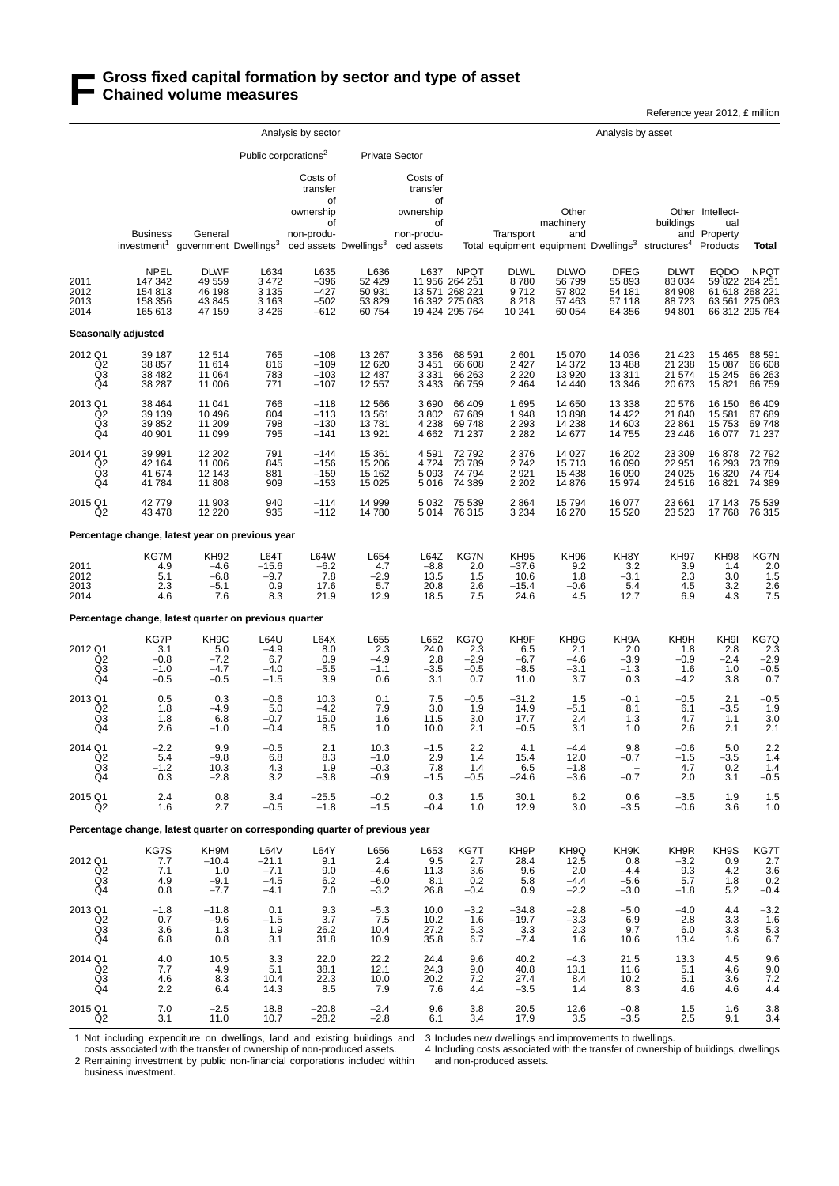# F Gross fixed capital formation by sector and type of asset
## Chained volume measures

Reference year 2012, £ million

| | Analysis by sector | | | | | | | Analysis by asset | | | | | |
|---|---|---|---|---|---|---|---|---|---|---|---|---|---|
| | | | Public corporations[2] | | Private Sector | | | | | | | | |
| | Business investment[1] | General government | Dwellings[3] | Costs of transfer of ownership of non-produced assets | Dwellings[3] | Costs of transfer of ownership of non-produced assets | Total | Transport equipment | Other machinery and equipment | Dwellings[3] | Other buildings and structures[4] | Intellectual Property Products | Total |
| | NPEL | DLWF | L634 | L635 | L636 | L637 | NPQT | DLWL | DLWO | DFEG | DLWT | EQDO | NPQT |
| 2011 | 147 342 | 49 559 | 3 472 | −396 | 52 429 | 11 956 | 264 251 | 8 780 | 56 799 | 55 893 | 83 034 | 59 822 | 264 251 |
| 2012 | 154 813 | 46 198 | 3 135 | −427 | 50 931 | 13 571 | 268 221 | 9 712 | 57 802 | 54 181 | 84 908 | 61 618 | 268 221 |
| 2013 | 158 356 | 43 845 | 3 163 | −502 | 53 829 | 16 392 | 275 083 | 8 218 | 57 463 | 57 118 | 88 723 | 63 561 | 275 083 |
| 2014 | 165 613 | 47 159 | 3 426 | −612 | 60 754 | 19 424 | 295 764 | 10 241 | 60 054 | 64 356 | 94 801 | 66 312 | 295 764 |
| **Seasonally adjusted** | | | | | | | | | | | | | |
| 2012 Q1 | 39 187 | 12 514 | 765 | −108 | 13 267 | 3 356 | 68 591 | 2 601 | 15 070 | 14 036 | 21 423 | 15 465 | 68 591 |
| Q2 | 38 857 | 11 614 | 816 | −109 | 12 620 | 3 451 | 66 608 | 2 427 | 14 372 | 13 488 | 21 238 | 15 087 | 66 608 |
| Q3 | 38 482 | 11 064 | 783 | −103 | 12 487 | 3 331 | 66 263 | 2 220 | 13 920 | 13 311 | 21 574 | 15 245 | 66 263 |
| Q4 | 38 287 | 11 006 | 771 | −107 | 12 557 | 3 433 | 66 759 | 2 464 | 14 440 | 13 346 | 20 673 | 15 821 | 66 759 |
| 2013 Q1 | 38 464 | 11 041 | 766 | −118 | 12 566 | 3 690 | 66 409 | 1 695 | 14 650 | 13 338 | 20 576 | 16 150 | 66 409 |
| Q2 | 39 139 | 10 496 | 804 | −113 | 13 561 | 3 802 | 67 689 | 1 948 | 13 898 | 14 422 | 21 840 | 15 581 | 67 689 |
| Q3 | 39 852 | 11 209 | 798 | −130 | 13 781 | 4 238 | 69 748 | 2 293 | 14 238 | 14 603 | 22 861 | 15 753 | 69 748 |
| Q4 | 40 901 | 11 099 | 795 | −141 | 13 921 | 4 662 | 71 237 | 2 282 | 14 677 | 14 755 | 23 446 | 16 077 | 71 237 |
| 2014 Q1 | 39 991 | 12 202 | 791 | −144 | 15 361 | 4 591 | 72 792 | 2 376 | 14 027 | 16 202 | 23 309 | 16 878 | 72 792 |
| Q2 | 42 164 | 11 006 | 845 | −156 | 15 206 | 4 724 | 73 789 | 2 742 | 15 713 | 16 090 | 22 951 | 16 293 | 73 789 |
| Q3 | 41 674 | 12 143 | 881 | −159 | 15 162 | 5 093 | 74 794 | 2 921 | 15 438 | 16 090 | 24 025 | 16 320 | 74 794 |
| Q4 | 41 784 | 11 808 | 909 | −153 | 15 025 | 5 016 | 74 389 | 2 202 | 14 876 | 15 974 | 24 516 | 16 821 | 74 389 |
| 2015 Q1 | 42 779 | 11 903 | 940 | −114 | 14 999 | 5 032 | 75 539 | 2 864 | 15 794 | 16 077 | 23 661 | 17 143 | 75 539 |
| Q2 | 43 478 | 12 220 | 935 | −112 | 14 780 | 5 014 | 76 315 | 3 234 | 16 270 | 15 520 | 23 523 | 17 768 | 76 315 |
| **Percentage change, latest year on previous year** | | | | | | | | | | | | | |
| | KG7M | KH92 | L64T | L64W | L654 | L64Z | KG7N | KH95 | KH96 | KH8Y | KH97 | KH98 | KG7N |
| 2011 | 4.9 | −4.6 | −15.6 | −6.2 | 4.7 | −8.8 | 2.0 | −37.6 | 9.2 | 3.2 | 3.9 | 1.4 | 2.0 |
| 2012 | 5.1 | −6.8 | −9.7 | 7.8 | −2.9 | 13.5 | 1.5 | 10.6 | 1.8 | −3.1 | 2.3 | 3.0 | 1.5 |
| 2013 | 2.3 | −5.1 | 0.9 | 17.6 | 5.7 | 20.8 | 2.6 | −15.4 | −0.6 | 5.4 | 4.5 | 3.2 | 2.6 |
| 2014 | 4.6 | 7.6 | 8.3 | 21.9 | 12.9 | 18.5 | 7.5 | 24.6 | 4.5 | 12.7 | 6.9 | 4.3 | 7.5 |
| **Percentage change, latest quarter on previous quarter** | | | | | | | | | | | | | |
| | KG7P | KH9C | L64U | L64X | L655 | L652 | KG7Q | KH9F | KH9G | KH9A | KH9H | KH9I | KG7Q |
| 2012 Q1 | 3.1 | 5.0 | −4.9 | 8.0 | 2.3 | 24.0 | 2.3 | 6.5 | 2.1 | 2.0 | 1.8 | 2.8 | 2.3 |
| Q2 | −0.8 | −7.2 | 6.7 | 0.9 | −4.9 | 2.8 | −2.9 | −6.7 | −4.6 | −3.9 | −0.9 | −2.4 | −2.9 |
| Q3 | −1.0 | −4.7 | −4.0 | −5.5 | −1.1 | −3.5 | −0.5 | −8.5 | −3.1 | −1.3 | 1.6 | 1.0 | −0.5 |
| Q4 | −0.5 | −0.5 | −1.5 | 3.9 | 0.6 | 3.1 | 0.7 | 11.0 | 3.7 | 0.3 | −4.2 | 3.8 | 0.7 |
| 2013 Q1 | 0.5 | 0.3 | −0.6 | 10.3 | 0.1 | 7.5 | −0.5 | −31.2 | 1.5 | −0.1 | −0.5 | 2.1 | −0.5 |
| Q2 | 1.8 | −4.9 | 5.0 | −4.2 | 7.9 | 3.0 | 1.9 | 14.9 | −5.1 | 8.1 | 6.1 | −3.5 | 1.9 |
| Q3 | 1.8 | 6.8 | −0.7 | 15.0 | 1.6 | 11.5 | 3.0 | 17.7 | 2.4 | 1.3 | 4.7 | 1.1 | 3.0 |
| Q4 | 2.6 | −1.0 | −0.4 | 8.5 | 1.0 | 10.0 | 2.1 | −0.5 | 3.1 | 1.0 | 2.6 | 2.1 | 2.1 |
| 2014 Q1 | −2.2 | 9.9 | −0.5 | 2.1 | 10.3 | −1.5 | 2.2 | 4.1 | −4.4 | 9.8 | −0.6 | 5.0 | 2.2 |
| Q2 | 5.4 | −9.8 | 6.8 | 8.3 | −1.0 | 2.9 | 1.4 | 15.4 | 12.0 | −0.7 | −1.5 | −3.5 | 1.4 |
| Q3 | −1.2 | 10.3 | 4.3 | 1.9 | −0.3 | 7.8 | 1.4 | 6.5 | −1.8 | − | 4.7 | 0.2 | 1.4 |
| Q4 | 0.3 | −2.8 | 3.2 | −3.8 | −0.9 | −1.5 | −0.5 | −24.6 | −3.6 | −0.7 | 2.0 | 3.1 | −0.5 |
| 2015 Q1 | 2.4 | 0.8 | 3.4 | −25.5 | −0.2 | 0.3 | 1.5 | 30.1 | 6.2 | 0.6 | −3.5 | 1.9 | 1.5 |
| Q2 | 1.6 | 2.7 | −0.5 | −1.8 | −1.5 | −0.4 | 1.0 | 12.9 | 3.0 | −3.5 | −0.6 | 3.6 | 1.0 |
| **Percentage change, latest quarter on corresponding quarter of previous year** | | | | | | | | | | | | | |
| | KG7S | KH9M | L64V | L64Y | L656 | L653 | KG7T | KH9P | KH9Q | KH9K | KH9R | KH9S | KG7T |
| 2012 Q1 | 7.7 | −10.4 | −21.1 | 9.1 | 2.4 | 9.5 | 2.7 | 28.4 | 12.5 | 0.8 | −3.2 | 0.9 | 2.7 |
| Q2 | 7.1 | 1.0 | −7.1 | 9.0 | −4.6 | 11.3 | 3.6 | 9.6 | 2.0 | −4.4 | 9.3 | 4.2 | 3.6 |
| Q3 | 4.9 | −9.1 | −4.5 | 6.2 | −6.0 | 8.1 | 0.2 | 5.8 | −4.4 | −5.6 | 5.7 | 1.8 | 0.2 |
| Q4 | 0.8 | −7.7 | −4.1 | 7.0 | −3.2 | 26.8 | −0.4 | 0.9 | −2.2 | −3.0 | −1.8 | 5.2 | −0.4 |
| 2013 Q1 | −1.8 | −11.8 | 0.1 | 9.3 | −5.3 | 10.0 | −3.2 | −34.8 | −2.8 | −5.0 | −4.0 | 4.4 | −3.2 |
| Q2 | 0.7 | −9.6 | −1.5 | 3.7 | 7.5 | 10.2 | 1.6 | −19.7 | −3.3 | 6.9 | 2.8 | 3.3 | 1.6 |
| Q3 | 3.6 | 1.3 | 1.9 | 26.2 | 10.4 | 27.2 | 5.3 | 3.3 | 2.3 | 9.7 | 6.0 | 3.3 | 5.3 |
| Q4 | 6.8 | 0.8 | 3.1 | 31.8 | 10.9 | 35.8 | 6.7 | −7.4 | 1.6 | 10.6 | 13.4 | 1.6 | 6.7 |
| 2014 Q1 | 4.0 | 10.5 | 3.3 | 22.0 | 22.2 | 24.4 | 9.6 | 40.2 | −4.3 | 21.5 | 13.3 | 4.5 | 9.6 |
| Q2 | 7.7 | 4.9 | 5.1 | 38.1 | 12.1 | 24.3 | 9.0 | 40.8 | 13.1 | 11.6 | 5.1 | 4.6 | 9.0 |
| Q3 | 4.6 | 8.3 | 10.4 | 22.3 | 10.0 | 20.2 | 7.2 | 27.4 | 8.4 | 10.2 | 5.1 | 3.6 | 7.2 |
| Q4 | 2.2 | 6.4 | 14.3 | 8.5 | 7.9 | 7.6 | 4.4 | −3.5 | 1.4 | 8.3 | 4.6 | 4.6 | 4.4 |
| 2015 Q1 | 7.0 | −2.5 | 18.8 | −20.8 | −2.4 | 9.6 | 3.8 | 20.5 | 12.6 | −0.8 | 1.5 | 1.6 | 3.8 |
| Q2 | 3.1 | 11.0 | 10.7 | −28.2 | −2.8 | 6.1 | 3.4 | 17.9 | 3.5 | −3.5 | 2.5 | 9.1 | 3.4 |

1 Not including expenditure on dwellings, land and existing buildings and costs associated with the transfer of ownership of non-produced assets.
2 Remaining investment by public non-financial corporations included within business investment.
3 Includes new dwellings and improvements to dwellings.
4 Including costs associated with the transfer of ownership of buildings, dwellings and non-produced assets.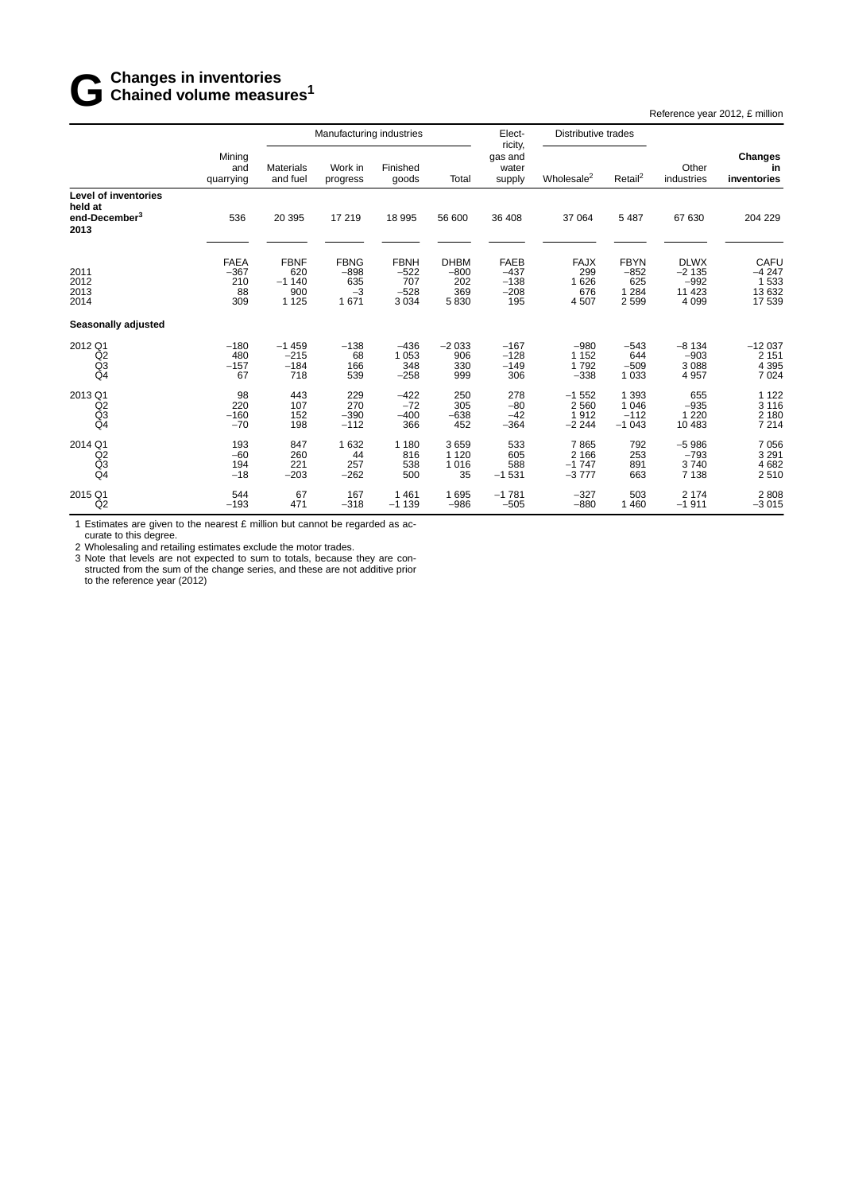# G Changes in inventories
## Chained volume measures[1]

Reference year 2012, £ million

| | Mining and quarrying | Manufacturing industries | | | | Electricity, gas and water supply | Distributive trades | | Other industries | Changes in inventories |
|---|---|---|---|---|---|---|---|---|---|---|
| | | Materials and fuel | Work in progress | Finished goods | Total | | Wholesale[2] | Retail[2] | | |
| **Level of inventories held at end-December[3] 2013** | 536 | 20 395 | 17 219 | 18 995 | 56 600 | 36 408 | 37 064 | 5 487 | 67 630 | 204 229 |
| | FAEA | FBNF | FBNG | FBNH | DHBM | FAEB | FAJX | FBYN | DLWX | CAFU |
| 2011 | −367 | 620 | −898 | −522 | −800 | −437 | 299 | −852 | −2 135 | −4 247 |
| 2012 | 210 | −1 140 | 635 | 707 | 202 | −138 | 1 626 | 625 | −992 | 1 533 |
| 2013 | 88 | 900 | −3 | −528 | 369 | −208 | 676 | 1 284 | 11 423 | 13 632 |
| 2014 | 309 | 1 125 | 1 671 | 3 034 | 5 830 | 195 | 4 507 | 2 599 | 4 099 | 17 539 |
| **Seasonally adjusted** | | | | | | | | | | |
| 2012 Q1 | −180 | −1 459 | −138 | −436 | −2 033 | −167 | −980 | −543 | −8 134 | −12 037 |
| Q2 | 480 | −215 | 68 | 1 053 | 906 | −128 | 1 152 | 644 | −903 | 2 151 |
| Q3 | −157 | −184 | 166 | 348 | 330 | −149 | 1 792 | −509 | 3 088 | 4 395 |
| Q4 | 67 | 718 | 539 | −258 | 999 | 306 | −338 | 1 033 | 4 957 | 7 024 |
| 2013 Q1 | 98 | 443 | 229 | −422 | 250 | 278 | −1 552 | 1 393 | 655 | 1 122 |
| Q2 | 220 | 107 | 270 | −72 | 305 | −80 | 2 560 | 1 046 | −935 | 3 116 |
| Q3 | −160 | 152 | −390 | −400 | −638 | −42 | 1 912 | −112 | 1 220 | 2 180 |
| Q4 | −70 | 198 | −112 | 366 | 452 | −364 | −2 244 | −1 043 | 10 483 | 7 214 |
| 2014 Q1 | 193 | 847 | 1 632 | 1 180 | 3 659 | 533 | 7 865 | 792 | −5 986 | 7 056 |
| Q2 | −60 | 260 | 44 | 816 | 1 120 | 605 | 2 166 | 253 | −793 | 3 291 |
| Q3 | 194 | 221 | 257 | 538 | 1 016 | 588 | −1 747 | 891 | 3 740 | 4 682 |
| Q4 | −18 | −203 | −262 | 500 | 35 | −1 531 | −3 777 | 663 | 7 138 | 2 510 |
| 2015 Q1 | 544 | 67 | 167 | 1 461 | 1 695 | −1 781 | −327 | 503 | 2 174 | 2 808 |
| Q2 | −193 | 471 | −318 | −1 139 | −986 | −505 | −880 | 1 460 | −1 911 | −3 015 |

1 Estimates are given to the nearest £ million but cannot be regarded as accurate to this degree.

2 Wholesaling and retailing estimates exclude the motor trades.

3 Note that levels are not expected to sum to totals, because they are constructed from the sum of the change series, and these are not additive prior to the reference year (2012)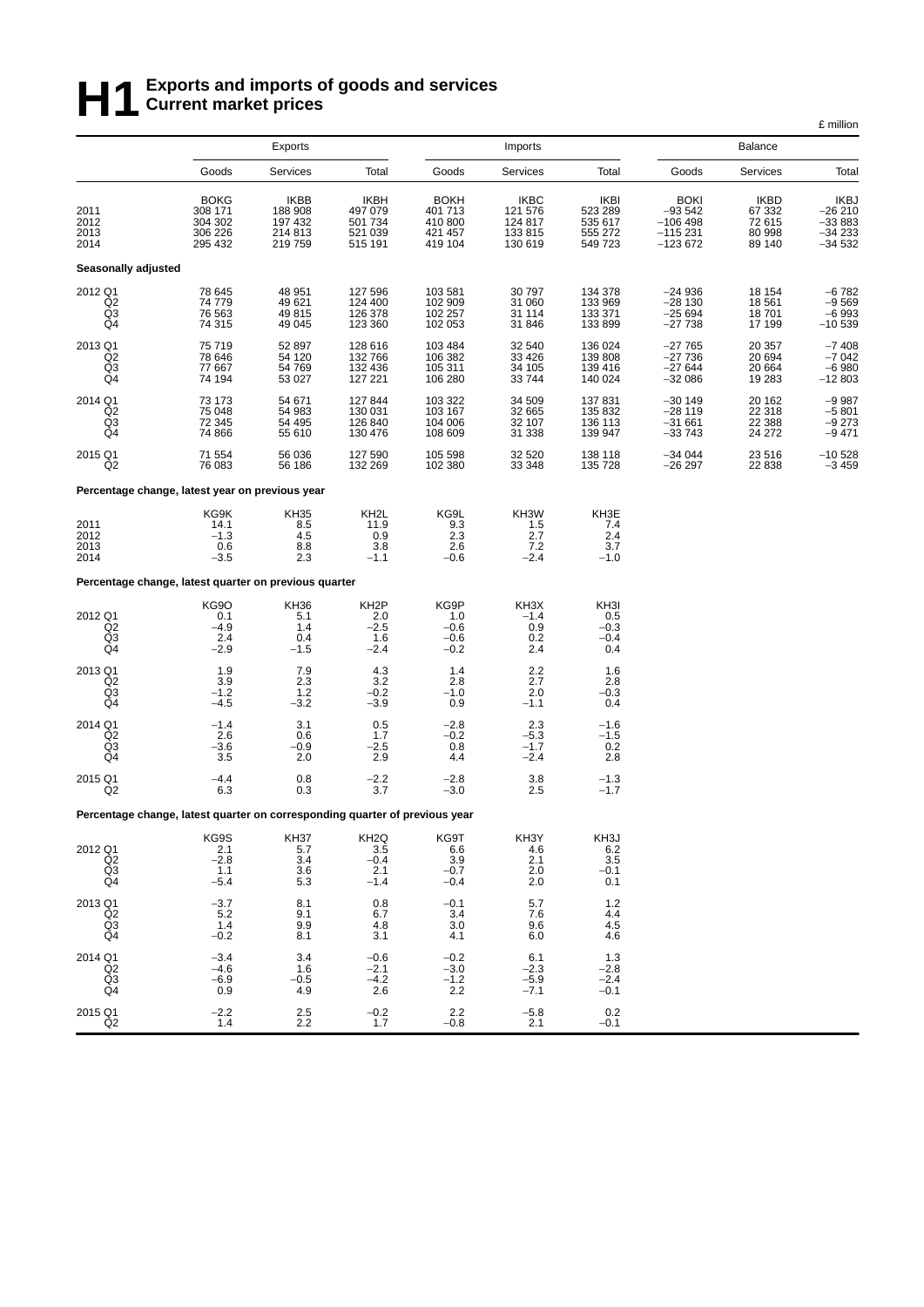# H1 Exports and imports of goods and services
## Current market prices

£ million

| | Exports | | | Imports | | | Balance | | |
|---|---|---|---|---|---|---|---|---|---|
| | Goods | Services | Total | Goods | Services | Total | Goods | Services | Total |
| | BOKG | IKBB | IKBH | BOKH | IKBC | IKBI | BOKI | IKBD | IKBJ |
| 2011 | 308 171 | 188 908 | 497 079 | 401 713 | 121 576 | 523 289 | −93 542 | 67 332 | −26 210 |
| 2012 | 304 302 | 197 432 | 501 734 | 410 800 | 124 817 | 535 617 | −106 498 | 72 615 | −33 883 |
| 2013 | 306 226 | 214 813 | 521 039 | 421 457 | 133 815 | 555 272 | −115 231 | 80 998 | −34 233 |
| 2014 | 295 432 | 219 759 | 515 191 | 419 104 | 130 619 | 549 723 | −123 672 | 89 140 | −34 532 |
| **Seasonally adjusted** | | | | | | | | | |
| 2012 Q1 | 78 645 | 48 951 | 127 596 | 103 581 | 30 797 | 134 378 | −24 936 | 18 154 | −6 782 |
| Q2 | 74 779 | 49 621 | 124 400 | 102 909 | 31 060 | 133 969 | −28 130 | 18 561 | −9 569 |
| Q3 | 76 563 | 49 815 | 126 378 | 102 257 | 31 114 | 133 371 | −25 694 | 18 701 | −6 993 |
| Q4 | 74 315 | 49 045 | 123 360 | 102 053 | 31 846 | 133 899 | −27 738 | 17 199 | −10 539 |
| 2013 Q1 | 75 719 | 52 897 | 128 616 | 103 484 | 32 540 | 136 024 | −27 765 | 20 357 | −7 408 |
| Q2 | 78 646 | 54 120 | 132 766 | 106 382 | 33 426 | 139 808 | −27 736 | 20 694 | −7 042 |
| Q3 | 77 667 | 54 769 | 132 436 | 105 311 | 34 105 | 139 416 | −27 644 | 20 664 | −6 980 |
| Q4 | 74 194 | 53 027 | 127 221 | 106 280 | 33 744 | 140 024 | −32 086 | 19 283 | −12 803 |
| 2014 Q1 | 73 173 | 54 671 | 127 844 | 103 322 | 34 509 | 137 831 | −30 149 | 20 162 | −9 987 |
| Q2 | 75 048 | 54 983 | 130 031 | 103 167 | 32 665 | 135 832 | −28 119 | 22 318 | −5 801 |
| Q3 | 72 345 | 54 495 | 126 840 | 104 006 | 32 107 | 136 113 | −31 661 | 22 388 | −9 273 |
| Q4 | 74 866 | 55 610 | 130 476 | 108 609 | 31 338 | 139 947 | −33 743 | 24 272 | −9 471 |
| 2015 Q1 | 71 554 | 56 036 | 127 590 | 105 598 | 32 520 | 138 118 | −34 044 | 23 516 | −10 528 |
| Q2 | 76 083 | 56 186 | 132 269 | 102 380 | 33 348 | 135 728 | −26 297 | 22 838 | −3 459 |
| **Percentage change, latest year on previous year** | | | | | | | | | |
| | KG9K | KH35 | KH2L | KG9L | KH3W | KH3E | | | |
| 2011 | 14.1 | 8.5 | 11.9 | 9.3 | 1.5 | 7.4 | | | |
| 2012 | −1.3 | 4.5 | 0.9 | 2.3 | 2.7 | 2.4 | | | |
| 2013 | 0.6 | 8.8 | 3.8 | 2.6 | 7.2 | 3.7 | | | |
| 2014 | −3.5 | 2.3 | −1.1 | −0.6 | −2.4 | −1.0 | | | |
| **Percentage change, latest quarter on previous quarter** | | | | | | | | | |
| | KG9O | KH36 | KH2P | KG9P | KH3X | KH3I | | | |
| 2012 Q1 | 0.1 | 5.1 | 2.0 | 1.0 | −1.4 | 0.5 | | | |
| Q2 | −4.9 | 1.4 | −2.5 | −0.6 | 0.9 | −0.3 | | | |
| Q3 | 2.4 | 0.4 | 1.6 | −0.6 | 0.2 | −0.4 | | | |
| Q4 | −2.9 | −1.5 | −2.4 | −0.2 | 2.4 | 0.4 | | | |
| 2013 Q1 | 1.9 | 7.9 | 4.3 | 1.4 | 2.2 | 1.6 | | | |
| Q2 | 3.9 | 2.3 | 3.2 | 2.8 | 2.7 | 2.8 | | | |
| Q3 | −1.2 | 1.2 | −0.2 | −1.0 | 2.0 | −0.3 | | | |
| Q4 | −4.5 | −3.2 | −3.9 | 0.9 | −1.1 | 0.4 | | | |
| 2014 Q1 | −1.4 | 3.1 | 0.5 | −2.8 | 2.3 | −1.6 | | | |
| Q2 | 2.6 | 0.6 | 1.7 | −0.2 | −5.3 | −1.5 | | | |
| Q3 | −3.6 | −0.9 | −2.5 | 0.8 | −1.7 | 0.2 | | | |
| Q4 | 3.5 | 2.0 | 2.9 | 4.4 | −2.4 | 2.8 | | | |
| 2015 Q1 | −4.4 | 0.8 | −2.2 | −2.8 | 3.8 | −1.3 | | | |
| Q2 | 6.3 | 0.3 | 3.7 | −3.0 | 2.5 | −1.7 | | | |
| **Percentage change, latest quarter on corresponding quarter of previous year** | | | | | | | | | |
| | KG9S | KH37 | KH2Q | KG9T | KH3Y | KH3J | | | |
| 2012 Q1 | 2.1 | 5.7 | 3.5 | 6.6 | 4.6 | 6.2 | | | |
| Q2 | −2.8 | 3.4 | −0.4 | 3.9 | 2.1 | 3.5 | | | |
| Q3 | 1.1 | 3.6 | 2.1 | −0.7 | 2.0 | −0.1 | | | |
| Q4 | −5.4 | 5.3 | −1.4 | −0.4 | 2.0 | 0.1 | | | |
| 2013 Q1 | −3.7 | 8.1 | 0.8 | −0.1 | 5.7 | 1.2 | | | |
| Q2 | 5.2 | 9.1 | 6.7 | 3.4 | 7.6 | 4.4 | | | |
| Q3 | 1.4 | 9.9 | 4.8 | 3.0 | 9.6 | 4.5 | | | |
| Q4 | −0.2 | 8.1 | 3.1 | 4.1 | 6.0 | 4.6 | | | |
| 2014 Q1 | −3.4 | 3.4 | −0.6 | −0.2 | 6.1 | 1.3 | | | |
| Q2 | −4.6 | 1.6 | −2.1 | −3.0 | −2.3 | −2.8 | | | |
| Q3 | −6.9 | −0.5 | −4.2 | −1.2 | −5.9 | −2.4 | | | |
| Q4 | 0.9 | 4.9 | 2.6 | 2.2 | −7.1 | −0.1 | | | |
| 2015 Q1 | −2.2 | 2.5 | −0.2 | 2.2 | −5.8 | 0.2 | | | |
| Q2 | 1.4 | 2.2 | 1.7 | −0.8 | 2.1 | −0.1 | | | |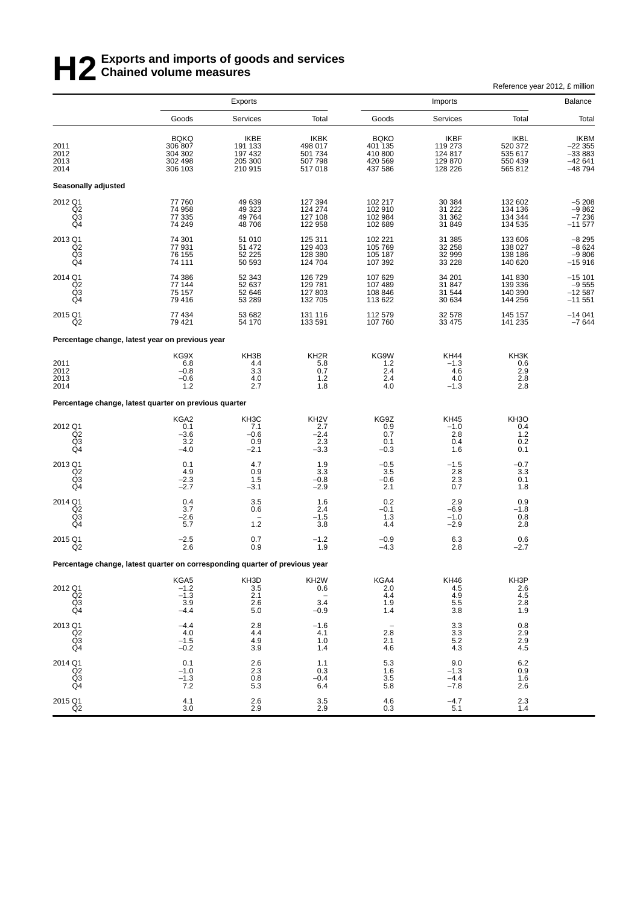# H2 Exports and imports of goods and services
## Chained volume measures

Reference year 2012, £ million

| | Exports | | | Imports | | | Balance |
|---|---|---|---|---|---|---|---|
| | Goods | Services | Total | Goods | Services | Total | Total |
| | BQKQ | IKBE | IKBK | BQKO | IKBF | IKBL | IKBM |
| 2011 | 306 807 | 191 133 | 498 017 | 401 135 | 119 273 | 520 372 | –22 355 |
| 2012 | 304 302 | 197 432 | 501 734 | 410 800 | 124 817 | 535 617 | –33 883 |
| 2013 | 302 498 | 205 300 | 507 798 | 420 569 | 129 870 | 550 439 | –42 641 |
| 2014 | 306 103 | 210 915 | 517 018 | 437 586 | 128 226 | 565 812 | –48 794 |
| **Seasonally adjusted** | | | | | | | |
| 2012 Q1 | 77 760 | 49 639 | 127 394 | 102 217 | 30 384 | 132 602 | –5 208 |
| Q2 | 74 958 | 49 323 | 124 274 | 102 910 | 31 222 | 134 136 | –9 862 |
| Q3 | 77 335 | 49 764 | 127 108 | 102 984 | 31 362 | 134 344 | –7 236 |
| Q4 | 74 249 | 48 706 | 122 958 | 102 689 | 31 849 | 134 535 | –11 577 |
| 2013 Q1 | 74 301 | 51 010 | 125 311 | 102 221 | 31 385 | 133 606 | –8 295 |
| Q2 | 77 931 | 51 472 | 129 403 | 105 769 | 32 258 | 138 027 | –8 624 |
| Q3 | 76 155 | 52 225 | 128 380 | 105 187 | 32 999 | 138 186 | –9 806 |
| Q4 | 74 111 | 50 593 | 124 704 | 107 392 | 33 228 | 140 620 | –15 916 |
| 2014 Q1 | 74 386 | 52 343 | 126 729 | 107 629 | 34 201 | 141 830 | –15 101 |
| Q2 | 77 144 | 52 637 | 129 781 | 107 489 | 31 847 | 139 336 | –9 555 |
| Q3 | 75 157 | 52 646 | 127 803 | 108 846 | 31 544 | 140 390 | –12 587 |
| Q4 | 79 416 | 53 289 | 132 705 | 113 622 | 30 634 | 144 256 | –11 551 |
| 2015 Q1 | 77 434 | 53 682 | 131 116 | 112 579 | 32 578 | 145 157 | –14 041 |
| Q2 | 79 421 | 54 170 | 133 591 | 107 760 | 33 475 | 141 235 | –7 644 |
| **Percentage change, latest year on previous year** | | | | | | | |
| | KG9X | KH3B | KH2R | KG9W | KH44 | KH3K | |
| 2011 | 6.8 | 4.4 | 5.8 | 1.2 | –1.3 | 0.6 | |
| 2012 | –0.8 | 3.3 | 0.7 | 2.4 | 4.6 | 2.9 | |
| 2013 | –0.6 | 4.0 | 1.2 | 2.4 | 4.0 | 2.8 | |
| 2014 | 1.2 | 2.7 | 1.8 | 4.0 | –1.3 | 2.8 | |
| **Percentage change, latest quarter on previous quarter** | | | | | | | |
| | KGA2 | KH3C | KH2V | KG9Z | KH45 | KH3O | |
| 2012 Q1 | 0.1 | 7.1 | 2.7 | 0.9 | –1.0 | 0.4 | |
| Q2 | –3.6 | –0.6 | –2.4 | 0.7 | 2.8 | 1.2 | |
| Q3 | 3.2 | 0.9 | 2.3 | 0.1 | 0.4 | 0.2 | |
| Q4 | –4.0 | –2.1 | –3.3 | –0.3 | 1.6 | 0.1 | |
| 2013 Q1 | 0.1 | 4.7 | 1.9 | –0.5 | –1.5 | –0.7 | |
| Q2 | 4.9 | 0.9 | 3.3 | 3.5 | 2.8 | 3.3 | |
| Q3 | –2.3 | 1.5 | –0.8 | –0.6 | 2.3 | 0.1 | |
| Q4 | –2.7 | –3.1 | –2.9 | 2.1 | 0.7 | 1.8 | |
| 2014 Q1 | 0.4 | 3.5 | 1.6 | 0.2 | 2.9 | 0.9 | |
| Q2 | 3.7 | 0.6 | 2.4 | –0.1 | –6.9 | –1.8 | |
| Q3 | –2.6 | – | –1.5 | 1.3 | –1.0 | 0.8 | |
| Q4 | 5.7 | 1.2 | 3.8 | 4.4 | –2.9 | 2.8 | |
| 2015 Q1 | –2.5 | 0.7 | –1.2 | –0.9 | 6.3 | 0.6 | |
| Q2 | 2.6 | 0.9 | 1.9 | –4.3 | 2.8 | –2.7 | |
| **Percentage change, latest quarter on corresponding quarter of previous year** | | | | | | | |
| | KGA5 | KH3D | KH2W | KGA4 | KH46 | KH3P | |
| 2012 Q1 | –1.2 | 3.5 | 0.6 | 2.0 | 4.5 | 2.6 | |
| Q2 | –1.3 | 2.1 | – | 4.4 | 4.9 | 4.5 | |
| Q3 | 3.9 | 2.6 | 3.4 | 1.9 | 5.5 | 2.8 | |
| Q4 | –4.4 | 5.0 | –0.9 | 1.4 | 3.8 | 1.9 | |
| 2013 Q1 | –4.4 | 2.8 | –1.6 | – | 3.3 | 0.8 | |
| Q2 | 4.0 | 4.4 | 4.1 | 2.8 | 3.3 | 2.9 | |
| Q3 | –1.5 | 4.9 | 1.0 | 2.1 | 5.2 | 2.9 | |
| Q4 | –0.2 | 3.9 | 1.4 | 4.6 | 4.3 | 4.5 | |
| 2014 Q1 | 0.1 | 2.6 | 1.1 | 5.3 | 9.0 | 6.2 | |
| Q2 | –1.0 | 2.3 | 0.3 | 1.6 | –1.3 | 0.9 | |
| Q3 | –1.3 | 0.8 | –0.4 | 3.5 | –4.4 | 1.6 | |
| Q4 | 7.2 | 5.3 | 6.4 | 5.8 | –7.8 | 2.6 | |
| 2015 Q1 | 4.1 | 2.6 | 3.5 | 4.6 | –4.7 | 2.3 | |
| Q2 | 3.0 | 2.9 | 2.9 | 0.3 | 5.1 | 1.4 | |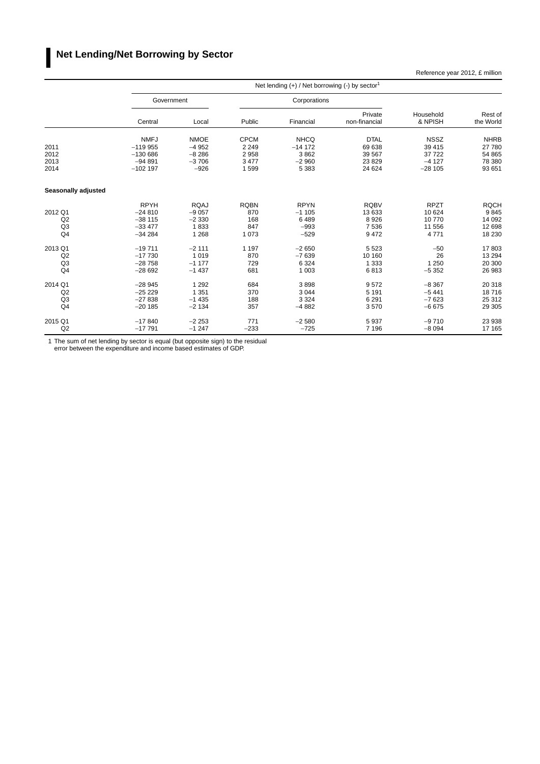## Net Lending/Net Borrowing by Sector

Reference year 2012, £ million

| | Net lending (+) / Net borrowing (-) by sector[1] | | | | | | |
|---|---|---|---|---|---|---|---|
| | Government | | Corporations | | | | |
| | Central | Local | Public | Financial | Private non-financial | Household & NPISH | Rest of the World |
| | NMFJ | NMOE | CPCM | NHCQ | DTAL | NSSZ | NHRB |
| 2011 | −119 955 | −4 952 | 2 249 | −14 172 | 69 638 | 39 415 | 27 780 |
| 2012 | −130 686 | −8 286 | 2 958 | 3 862 | 39 567 | 37 722 | 54 865 |
| 2013 | −94 891 | −3 706 | 3 477 | −2 960 | 23 829 | −4 127 | 78 380 |
| 2014 | −102 197 | −926 | 1 599 | 5 383 | 24 624 | −28 105 | 93 651 |
| **Seasonally adjusted** | | | | | | | |
| | RPYH | RQAJ | RQBN | RPYN | RQBV | RPZT | RQCH |
| 2012 Q1 | −24 810 | −9 057 | 870 | −1 105 | 13 633 | 10 624 | 9 845 |
| Q2 | −38 115 | −2 330 | 168 | 6 489 | 8 926 | 10 770 | 14 092 |
| Q3 | −33 477 | 1 833 | 847 | −993 | 7 536 | 11 556 | 12 698 |
| Q4 | −34 284 | 1 268 | 1 073 | −529 | 9 472 | 4 771 | 18 230 |
| 2013 Q1 | −19 711 | −2 111 | 1 197 | −2 650 | 5 523 | −50 | 17 803 |
| Q2 | −17 730 | 1 019 | 870 | −7 639 | 10 160 | 26 | 13 294 |
| Q3 | −28 758 | −1 177 | 729 | 6 324 | 1 333 | 1 250 | 20 300 |
| Q4 | −28 692 | −1 437 | 681 | 1 003 | 6 813 | −5 352 | 26 983 |
| 2014 Q1 | −28 945 | 1 292 | 684 | 3 898 | 9 572 | −8 367 | 20 318 |
| Q2 | −25 229 | 1 351 | 370 | 3 044 | 5 191 | −5 441 | 18 716 |
| Q3 | −27 838 | −1 435 | 188 | 3 324 | 6 291 | −7 623 | 25 312 |
| Q4 | −20 185 | −2 134 | 357 | −4 882 | 3 570 | −6 675 | 29 305 |
| 2015 Q1 | −17 840 | −2 253 | 771 | −2 580 | 5 937 | −9 710 | 23 938 |
| Q2 | −17 791 | −1 247 | −233 | −725 | 7 196 | −8 094 | 17 165 |

1 The sum of net lending by sector is equal (but opposite sign) to the residual error between the expenditure and income based estimates of GDP.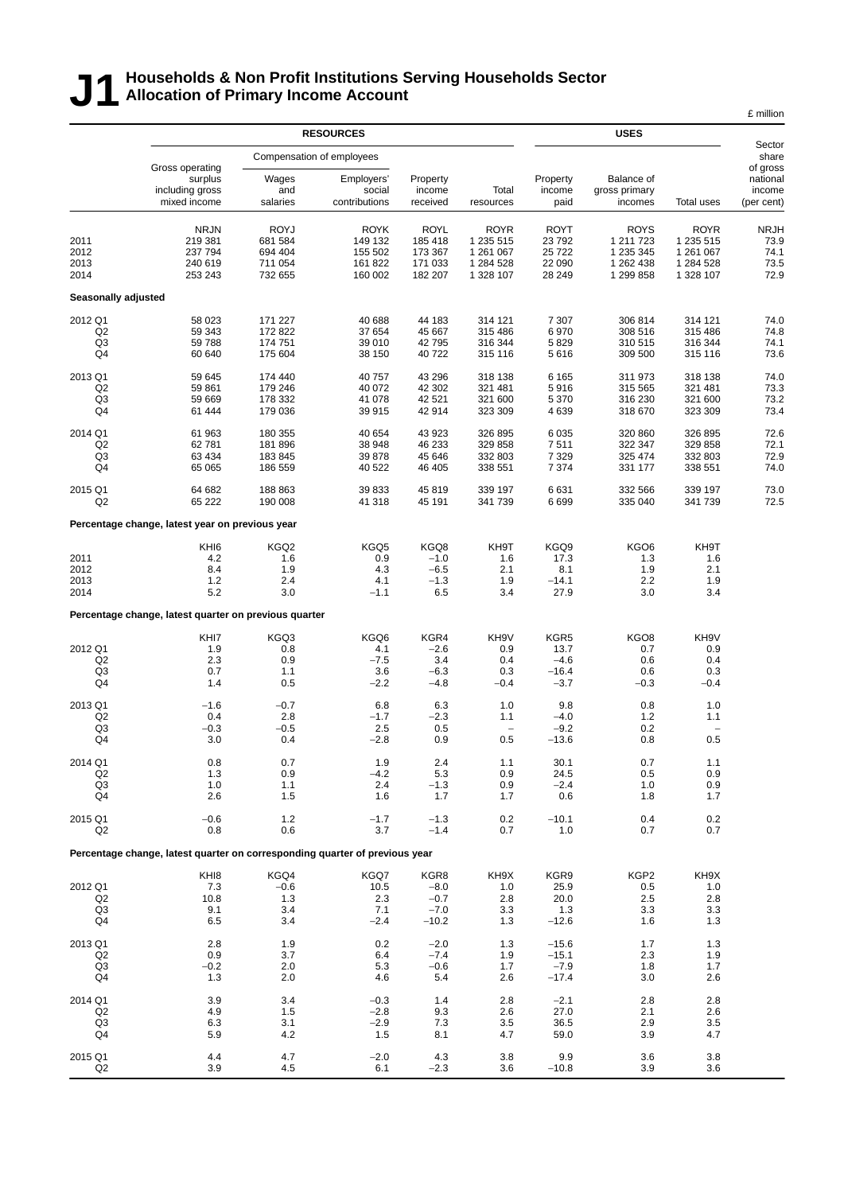# J1 Households & Non Profit Institutions Serving Households Sector Allocation of Primary Income Account

£ million

| | RESOURCES | | | | | USES | | | Sector share of gross national income (per cent) |
|---|---|---|---|---|---|---|---|---|---|
| | Gross operating surplus including gross mixed income | Compensation of employees | | Property income received | Total resources | Property income paid | Balance of gross primary incomes | Total uses | |
| | | Wages and salaries | Employers' social contributions | | | | | | |
| | NRJN | ROYJ | ROYK | ROYL | ROYR | ROYT | ROYS | ROYR | NRJH |
| 2011 | 219 381 | 681 584 | 149 132 | 185 418 | 1 235 515 | 23 792 | 1 211 723 | 1 235 515 | 73.9 |
| 2012 | 237 794 | 694 404 | 155 502 | 173 367 | 1 261 067 | 25 722 | 1 235 345 | 1 261 067 | 74.1 |
| 2013 | 240 619 | 711 054 | 161 822 | 171 033 | 1 284 528 | 22 090 | 1 262 438 | 1 284 528 | 73.5 |
| 2014 | 253 243 | 732 655 | 160 002 | 182 207 | 1 328 107 | 28 249 | 1 299 858 | 1 328 107 | 72.9 |
| **Seasonally adjusted** | | | | | | | | | |
| 2012 Q1 | 58 023 | 171 227 | 40 688 | 44 183 | 314 121 | 7 307 | 306 814 | 314 121 | 74.0 |
| Q2 | 59 343 | 172 822 | 37 654 | 45 667 | 315 486 | 6 970 | 308 516 | 315 486 | 74.8 |
| Q3 | 59 788 | 174 751 | 39 010 | 42 795 | 316 344 | 5 829 | 310 515 | 316 344 | 74.1 |
| Q4 | 60 640 | 175 604 | 38 150 | 40 722 | 315 116 | 5 616 | 309 500 | 315 116 | 73.6 |
| 2013 Q1 | 59 645 | 174 440 | 40 757 | 43 296 | 318 138 | 6 165 | 311 973 | 318 138 | 74.0 |
| Q2 | 59 861 | 179 246 | 40 072 | 42 302 | 321 481 | 5 916 | 315 565 | 321 481 | 73.3 |
| Q3 | 59 669 | 178 332 | 41 078 | 42 521 | 321 600 | 5 370 | 316 230 | 321 600 | 73.2 |
| Q4 | 61 444 | 179 036 | 39 915 | 42 914 | 323 309 | 4 639 | 318 670 | 323 309 | 73.4 |
| 2014 Q1 | 61 963 | 180 355 | 40 654 | 43 923 | 326 895 | 6 035 | 320 860 | 326 895 | 72.6 |
| Q2 | 62 781 | 181 896 | 38 948 | 46 233 | 329 858 | 7 511 | 322 347 | 329 858 | 72.1 |
| Q3 | 63 434 | 183 845 | 39 878 | 45 646 | 332 803 | 7 329 | 325 474 | 332 803 | 72.9 |
| Q4 | 65 065 | 186 559 | 40 522 | 46 405 | 338 551 | 7 374 | 331 177 | 338 551 | 74.0 |
| 2015 Q1 | 64 682 | 188 863 | 39 833 | 45 819 | 339 197 | 6 631 | 332 566 | 339 197 | 73.0 |
| Q2 | 65 222 | 190 008 | 41 318 | 45 191 | 341 739 | 6 699 | 335 040 | 341 739 | 72.5 |
| **Percentage change, latest year on previous year** | | | | | | | | | |
| | KHI6 | KGQ2 | KGQ5 | KGQ8 | KH9T | KGQ9 | KGO6 | KH9T | |
| 2011 | 4.2 | 1.6 | 0.9 | −1.0 | 1.6 | 17.3 | 1.3 | 1.6 | |
| 2012 | 8.4 | 1.9 | 4.3 | −6.5 | 2.1 | 8.1 | 1.9 | 2.1 | |
| 2013 | 1.2 | 2.4 | 4.1 | −1.3 | 1.9 | −14.1 | 2.2 | 1.9 | |
| 2014 | 5.2 | 3.0 | −1.1 | 6.5 | 3.4 | 27.9 | 3.0 | 3.4 | |
| **Percentage change, latest quarter on previous quarter** | | | | | | | | | |
| | KHI7 | KGQ3 | KGQ6 | KGR4 | KH9V | KGR5 | KGO8 | KH9V | |
| 2012 Q1 | 1.9 | 0.8 | 4.1 | −2.6 | 0.9 | 13.7 | 0.7 | 0.9 | |
| Q2 | 2.3 | 0.9 | −7.5 | 3.4 | 0.4 | −4.6 | 0.6 | 0.4 | |
| Q3 | 0.7 | 1.1 | 3.6 | −6.3 | 0.3 | −16.4 | 0.6 | 0.3 | |
| Q4 | 1.4 | 0.5 | −2.2 | −4.8 | −0.4 | −3.7 | −0.3 | −0.4 | |
| 2013 Q1 | −1.6 | −0.7 | 6.8 | 6.3 | 1.0 | 9.8 | 0.8 | 1.0 | |
| Q2 | 0.4 | 2.8 | −1.7 | −2.3 | 1.1 | −4.0 | 1.2 | 1.1 | |
| Q3 | −0.3 | −0.5 | 2.5 | 0.5 | – | −9.2 | 0.2 | – | |
| Q4 | 3.0 | 0.4 | −2.8 | 0.9 | 0.5 | −13.6 | 0.8 | 0.5 | |
| 2014 Q1 | 0.8 | 0.7 | 1.9 | 2.4 | 1.1 | 30.1 | 0.7 | 1.1 | |
| Q2 | 1.3 | 0.9 | −4.2 | 5.3 | 0.9 | 24.5 | 0.5 | 0.9 | |
| Q3 | 1.0 | 1.1 | 2.4 | −1.3 | 0.9 | −2.4 | 1.0 | 0.9 | |
| Q4 | 2.6 | 1.5 | 1.6 | 1.7 | 1.7 | 0.6 | 1.8 | 1.7 | |
| 2015 Q1 | −0.6 | 1.2 | −1.7 | −1.3 | 0.2 | −10.1 | 0.4 | 0.2 | |
| Q2 | 0.8 | 0.6 | 3.7 | −1.4 | 0.7 | 1.0 | 0.7 | 0.7 | |
| **Percentage change, latest quarter on corresponding quarter of previous year** | | | | | | | | | |
| | KHI8 | KGQ4 | KGQ7 | KGR8 | KH9X | KGR9 | KGP2 | KH9X | |
| 2012 Q1 | 7.3 | −0.6 | 10.5 | −8.0 | 1.0 | 25.9 | 0.5 | 1.0 | |
| Q2 | 10.8 | 1.3 | 2.3 | −0.7 | 2.8 | 20.0 | 2.5 | 2.8 | |
| Q3 | 9.1 | 3.4 | 7.1 | −7.0 | 3.3 | 1.3 | 3.3 | 3.3 | |
| Q4 | 6.5 | 3.4 | −2.4 | −10.2 | 1.3 | −12.6 | 1.6 | 1.3 | |
| 2013 Q1 | 2.8 | 1.9 | 0.2 | −2.0 | 1.3 | −15.6 | 1.7 | 1.3 | |
| Q2 | 0.9 | 3.7 | 6.4 | −7.4 | 1.9 | −15.1 | 2.3 | 1.9 | |
| Q3 | −0.2 | 2.0 | 5.3 | −0.6 | 1.7 | −7.9 | 1.8 | 1.7 | |
| Q4 | 1.3 | 2.0 | 4.6 | 5.4 | 2.6 | −17.4 | 3.0 | 2.6 | |
| 2014 Q1 | 3.9 | 3.4 | −0.3 | 1.4 | 2.8 | −2.1 | 2.8 | 2.8 | |
| Q2 | 4.9 | 1.5 | −2.8 | 9.3 | 2.6 | 27.0 | 2.1 | 2.6 | |
| Q3 | 6.3 | 3.1 | −2.9 | 7.3 | 3.5 | 36.5 | 2.9 | 3.5 | |
| Q4 | 5.9 | 4.2 | 1.5 | 8.1 | 4.7 | 59.0 | 3.9 | 4.7 | |
| 2015 Q1 | 4.4 | 4.7 | −2.0 | 4.3 | 3.8 | 9.9 | 3.6 | 3.8 | |
| Q2 | 3.9 | 4.5 | 6.1 | −2.3 | 3.6 | −10.8 | 3.9 | 3.6 | |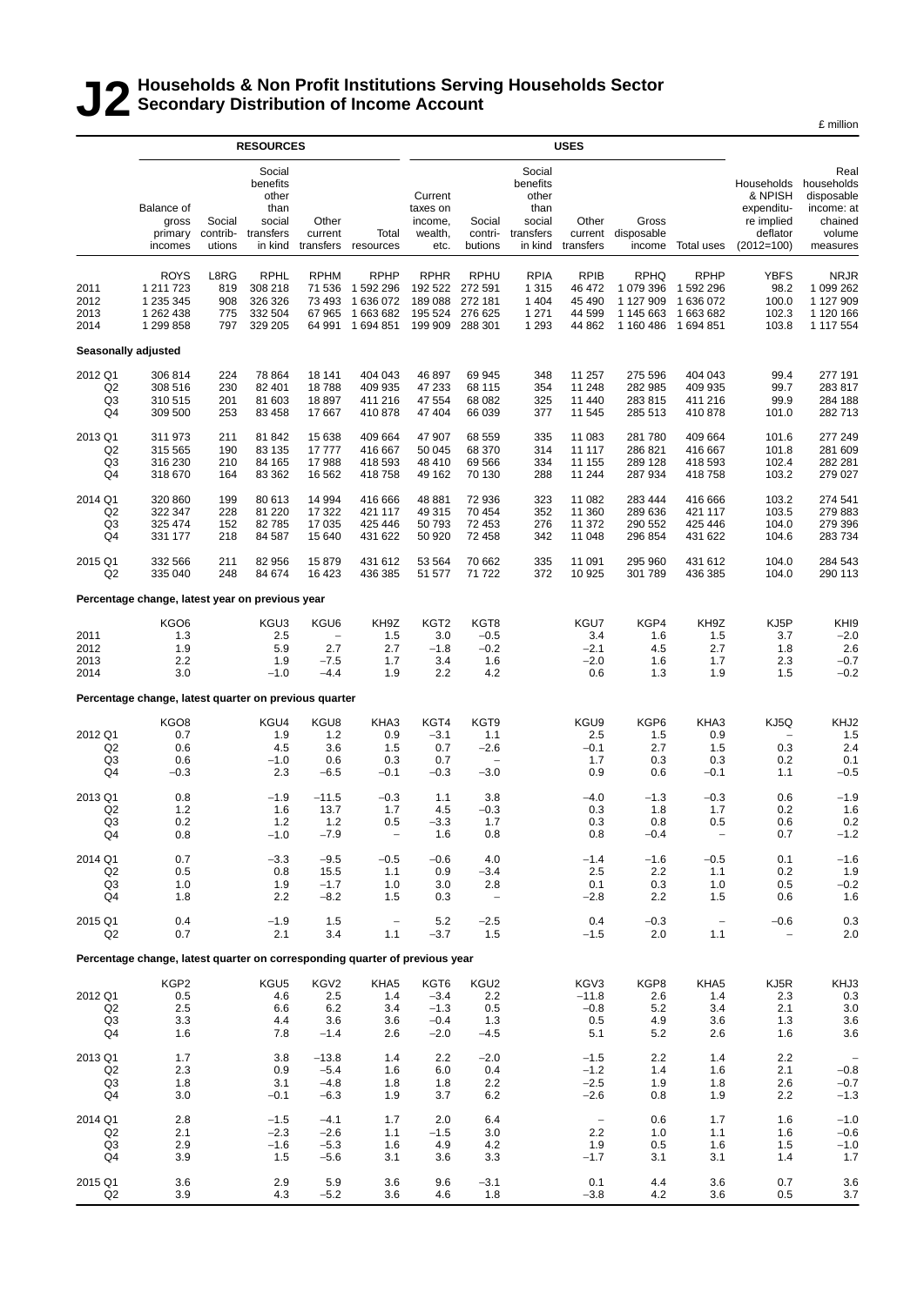# J2 Households & Non Profit Institutions Serving Households Sector
## Secondary Distribution of Income Account

£ million

| | RESOURCES | | | | | USES | | | | | | | |
|---|---|---|---|---|---|---|---|---|---|---|---|---|---|
| | Balance of gross primary incomes | Social contributions | Social benefits other than social transfers in kind | Other current transfers | Total resources | Current taxes on income, wealth, etc. | Social contributions | Social benefits other than social transfers in kind | Other current transfers | Gross disposable income | Total uses | Households & NPISH expenditure implied deflator (2012=100) | Real households disposable income: at chained volume measures |
| | ROYS | L8RG | RPHL | RPHM | RPHP | RPHR | RPHU | RPIA | RPIB | RPHQ | RPHP | YBFS | NRJR |
| 2011 | 1 211 723 | 819 | 308 218 | 71 536 | 1 592 296 | 192 522 | 272 591 | 1 315 | 46 472 | 1 079 396 | 1 592 296 | 98.2 | 1 099 262 |
| 2012 | 1 235 345 | 908 | 326 326 | 73 493 | 1 636 072 | 189 088 | 272 181 | 1 404 | 45 490 | 1 127 909 | 1 636 072 | 100.0 | 1 127 909 |
| 2013 | 1 262 438 | 775 | 332 504 | 67 965 | 1 663 682 | 195 524 | 276 625 | 1 271 | 44 599 | 1 145 663 | 1 663 682 | 102.3 | 1 120 166 |
| 2014 | 1 299 858 | 797 | 329 205 | 64 991 | 1 694 851 | 199 909 | 288 301 | 1 293 | 44 862 | 1 160 486 | 1 694 851 | 103.8 | 1 117 554 |
| **Seasonally adjusted** | | | | | | | | | | | | | |
| 2012 Q1 | 306 814 | 224 | 78 864 | 18 141 | 404 043 | 46 897 | 69 945 | 348 | 11 257 | 275 596 | 404 043 | 99.4 | 277 191 |
| Q2 | 308 516 | 230 | 82 401 | 18 788 | 409 935 | 47 233 | 68 115 | 354 | 11 248 | 282 985 | 409 935 | 99.7 | 283 817 |
| Q3 | 310 515 | 201 | 81 603 | 18 897 | 411 216 | 47 554 | 68 082 | 325 | 11 440 | 283 815 | 411 216 | 99.9 | 284 188 |
| Q4 | 309 500 | 253 | 83 458 | 17 667 | 410 878 | 47 404 | 66 039 | 377 | 11 545 | 285 513 | 410 878 | 101.0 | 282 713 |
| 2013 Q1 | 311 973 | 211 | 81 842 | 15 638 | 409 664 | 47 907 | 68 559 | 335 | 11 083 | 281 780 | 409 664 | 101.6 | 277 249 |
| Q2 | 315 565 | 190 | 83 135 | 17 777 | 416 667 | 50 045 | 68 370 | 314 | 11 117 | 286 821 | 416 667 | 101.8 | 281 609 |
| Q3 | 316 230 | 210 | 84 165 | 17 988 | 418 593 | 48 410 | 69 566 | 334 | 11 155 | 289 128 | 418 593 | 102.4 | 282 281 |
| Q4 | 318 670 | 164 | 83 362 | 16 562 | 418 758 | 49 162 | 70 130 | 288 | 11 244 | 287 934 | 418 758 | 103.2 | 279 027 |
| 2014 Q1 | 320 860 | 199 | 80 613 | 14 994 | 416 666 | 48 881 | 72 936 | 323 | 11 082 | 283 444 | 416 666 | 103.2 | 274 541 |
| Q2 | 322 347 | 228 | 81 220 | 17 322 | 421 117 | 49 315 | 70 454 | 352 | 11 360 | 289 636 | 421 117 | 103.5 | 279 883 |
| Q3 | 325 474 | 152 | 82 785 | 17 035 | 425 446 | 50 793 | 72 453 | 276 | 11 372 | 290 552 | 425 446 | 104.0 | 279 396 |
| Q4 | 331 177 | 218 | 84 587 | 15 640 | 431 622 | 50 920 | 72 458 | 342 | 11 048 | 296 854 | 431 622 | 104.6 | 283 734 |
| 2015 Q1 | 332 566 | 211 | 82 956 | 15 879 | 431 612 | 53 564 | 70 662 | 335 | 11 091 | 295 960 | 431 612 | 104.0 | 284 543 |
| Q2 | 335 040 | 248 | 84 674 | 16 423 | 436 385 | 51 577 | 71 722 | 372 | 10 925 | 301 789 | 436 385 | 104.0 | 290 113 |
| **Percentage change, latest year on previous year** | | | | | | | | | | | | | |
| | KGO6 | | KGU3 | KGU6 | KH9Z | KGT2 | KGT8 | | KGU7 | KGP4 | KH9Z | KJ5P | KHI9 |
| 2011 | 1.3 | | 2.5 | – | 1.5 | 3.0 | −0.5 | | 3.4 | 1.6 | 1.5 | 3.7 | −2.0 |
| 2012 | 1.9 | | 5.9 | 2.7 | 2.7 | −1.8 | −0.2 | | −2.1 | 4.5 | 2.7 | 1.8 | 2.6 |
| 2013 | 2.2 | | 1.9 | −7.5 | 1.7 | 3.4 | 1.6 | | −2.0 | 1.6 | 1.7 | 2.3 | −0.7 |
| 2014 | 3.0 | | −1.0 | −4.4 | 1.9 | 2.2 | 4.2 | | 0.6 | 1.3 | 1.9 | 1.5 | −0.2 |
| **Percentage change, latest quarter on previous quarter** | | | | | | | | | | | | | |
| | KGO8 | | KGU4 | KGU8 | KHA3 | KGT4 | KGT9 | | KGU9 | KGP6 | KHA3 | KJ5Q | KHJ2 |
| 2012 Q1 | 0.7 | | 1.9 | 1.2 | 0.9 | −3.1 | 1.1 | | 2.5 | 1.5 | 0.9 | – | 1.5 |
| Q2 | 0.6 | | 4.5 | 3.6 | 1.5 | 0.7 | −2.6 | | −0.1 | 2.7 | 1.5 | 0.3 | 2.4 |
| Q3 | 0.6 | | −1.0 | 0.6 | 0.3 | 0.7 | – | | 1.7 | 0.3 | 0.3 | 0.2 | 0.1 |
| Q4 | −0.3 | | 2.3 | −6.5 | −0.1 | −0.3 | −3.0 | | 0.9 | 0.6 | −0.1 | 1.1 | −0.5 |
| 2013 Q1 | 0.8 | | −1.9 | −11.5 | −0.3 | 1.1 | 3.8 | | −4.0 | −1.3 | −0.3 | 0.6 | −1.9 |
| Q2 | 1.2 | | 1.6 | 13.7 | 1.7 | 4.5 | −0.3 | | 0.3 | 1.8 | 1.7 | 0.2 | 1.6 |
| Q3 | 0.2 | | 1.2 | 1.2 | 0.5 | −3.3 | 1.7 | | 0.3 | 0.8 | 0.5 | 0.6 | 0.2 |
| Q4 | 0.8 | | −1.0 | −7.9 | – | 1.6 | 0.8 | | 0.8 | −0.4 | – | 0.7 | −1.2 |
| 2014 Q1 | 0.7 | | −3.3 | −9.5 | −0.5 | −0.6 | 4.0 | | −1.4 | −1.6 | −0.5 | 0.1 | −1.6 |
| Q2 | 0.5 | | 0.8 | 15.5 | 1.1 | 0.9 | −3.4 | | 2.5 | 2.2 | 1.1 | 0.2 | 1.9 |
| Q3 | 1.0 | | 1.9 | −1.7 | 1.0 | 3.0 | 2.8 | | 0.1 | 0.3 | 1.0 | 0.5 | −0.2 |
| Q4 | 1.8 | | 2.2 | −8.2 | 1.5 | 0.3 | – | | −2.8 | 2.2 | 1.5 | 0.6 | 1.6 |
| 2015 Q1 | 0.4 | | −1.9 | 1.5 | – | 5.2 | −2.5 | | 0.4 | −0.3 | – | −0.6 | 0.3 |
| Q2 | 0.7 | | 2.1 | 3.4 | 1.1 | −3.7 | 1.5 | | −1.5 | 2.0 | 1.1 | – | 2.0 |
| **Percentage change, latest quarter on corresponding quarter of previous year** | | | | | | | | | | | | | |
| | KGP2 | | KGU5 | KGV2 | KHA5 | KGT6 | KGU2 | | KGV3 | KGP8 | KHA5 | KJ5R | KHJ3 |
| 2012 Q1 | 0.5 | | 4.6 | 2.5 | 1.4 | −3.4 | 2.2 | | −11.8 | 2.6 | 1.4 | 2.3 | 0.3 |
| Q2 | 2.5 | | 6.6 | 6.2 | 3.4 | −1.3 | 0.5 | | −0.8 | 5.2 | 3.4 | 2.1 | 3.0 |
| Q3 | 3.3 | | 4.4 | 3.6 | 3.6 | −0.4 | 1.3 | | 0.5 | 4.9 | 3.6 | 1.3 | 3.6 |
| Q4 | 1.6 | | 7.8 | −1.4 | 2.6 | −2.0 | −4.5 | | 5.1 | 5.2 | 2.6 | 1.6 | 3.6 |
| 2013 Q1 | 1.7 | | 3.8 | −13.8 | 1.4 | 2.2 | −2.0 | | −1.5 | 2.2 | 1.4 | 2.2 | – |
| Q2 | 2.3 | | 0.9 | −5.4 | 1.6 | 6.0 | 0.4 | | −1.2 | 1.4 | 1.6 | 2.1 | −0.8 |
| Q3 | 1.8 | | 3.1 | −4.8 | 1.8 | 1.8 | 2.2 | | −2.5 | 1.9 | 1.8 | 2.6 | −0.7 |
| Q4 | 3.0 | | −0.1 | −6.3 | 1.9 | 3.7 | 6.2 | | −2.6 | 0.8 | 1.9 | 2.2 | −1.3 |
| 2014 Q1 | 2.8 | | −1.5 | −4.1 | 1.7 | 2.0 | 6.4 | | – | 0.6 | 1.7 | 1.6 | −1.0 |
| Q2 | 2.1 | | −2.3 | −2.6 | 1.1 | −1.5 | 3.0 | | 2.2 | 1.0 | 1.1 | 1.6 | −0.6 |
| Q3 | 2.9 | | −1.6 | −5.3 | 1.6 | 4.9 | 4.2 | | 1.9 | 0.5 | 1.6 | 1.5 | −1.0 |
| Q4 | 3.9 | | 1.5 | −5.6 | 3.1 | 3.6 | 3.3 | | −1.7 | 3.1 | 3.1 | 1.4 | 1.7 |
| 2015 Q1 | 3.6 | | 2.9 | 5.9 | 3.6 | 9.6 | −3.1 | | 0.1 | 4.4 | 3.6 | 0.7 | 3.6 |
| Q2 | 3.9 | | 4.3 | −5.2 | 3.6 | 4.6 | 1.8 | | −3.8 | 4.2 | 3.6 | 0.5 | 3.7 |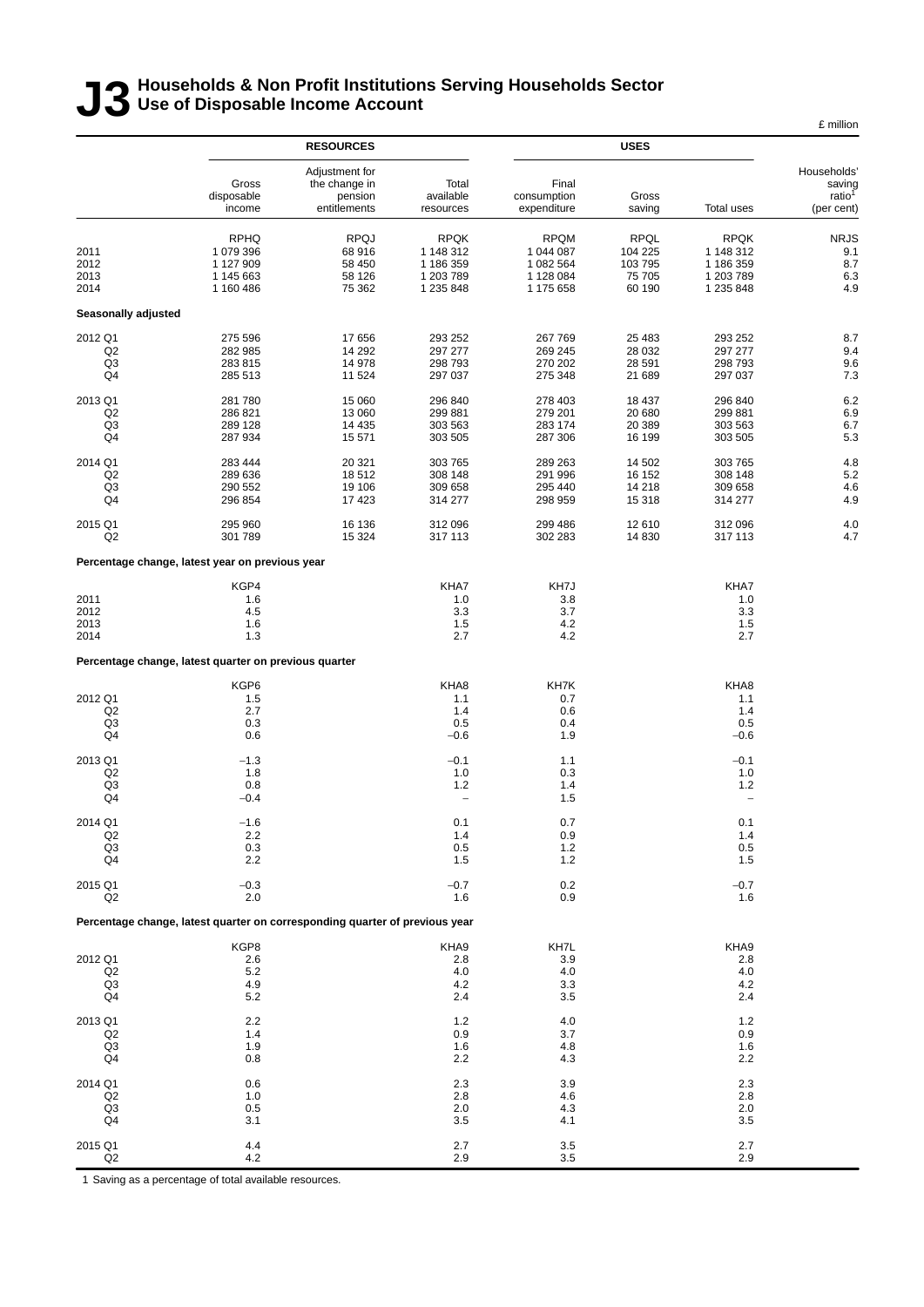# J3 Households & Non Profit Institutions Serving Households Sector Use of Disposable Income Account

£ million

| | RESOURCES | | | USES | | | |
|---|---|---|---|---|---|---|---|
| | Gross disposable income | Adjustment for the change in pension entitlements | Total available resources | Final consumption expenditure | Gross saving | Total uses | Households' saving ratio[1] (per cent) |
| | RPHQ | RPQJ | RPQK | RPQM | RPQL | RPQK | NRJS |
| 2011 | 1 079 396 | 68 916 | 1 148 312 | 1 044 087 | 104 225 | 1 148 312 | 9.1 |
| 2012 | 1 127 909 | 58 450 | 1 186 359 | 1 082 564 | 103 795 | 1 186 359 | 8.7 |
| 2013 | 1 145 663 | 58 126 | 1 203 789 | 1 128 084 | 75 705 | 1 203 789 | 6.3 |
| 2014 | 1 160 486 | 75 362 | 1 235 848 | 1 175 658 | 60 190 | 1 235 848 | 4.9 |
| **Seasonally adjusted** | | | | | | | |
| 2012 Q1 | 275 596 | 17 656 | 293 252 | 267 769 | 25 483 | 293 252 | 8.7 |
| Q2 | 282 985 | 14 292 | 297 277 | 269 245 | 28 032 | 297 277 | 9.4 |
| Q3 | 283 815 | 14 978 | 298 793 | 270 202 | 28 591 | 298 793 | 9.6 |
| Q4 | 285 513 | 11 524 | 297 037 | 275 348 | 21 689 | 297 037 | 7.3 |
| 2013 Q1 | 281 780 | 15 060 | 296 840 | 278 403 | 18 437 | 296 840 | 6.2 |
| Q2 | 286 821 | 13 060 | 299 881 | 279 201 | 20 680 | 299 881 | 6.9 |
| Q3 | 289 128 | 14 435 | 303 563 | 283 174 | 20 389 | 303 563 | 6.7 |
| Q4 | 287 934 | 15 571 | 303 505 | 287 306 | 16 199 | 303 505 | 5.3 |
| 2014 Q1 | 283 444 | 20 321 | 303 765 | 289 263 | 14 502 | 303 765 | 4.8 |
| Q2 | 289 636 | 18 512 | 308 148 | 291 996 | 16 152 | 308 148 | 5.2 |
| Q3 | 290 552 | 19 106 | 309 658 | 295 440 | 14 218 | 309 658 | 4.6 |
| Q4 | 296 854 | 17 423 | 314 277 | 298 959 | 15 318 | 314 277 | 4.9 |
| 2015 Q1 | 295 960 | 16 136 | 312 096 | 299 486 | 12 610 | 312 096 | 4.0 |
| Q2 | 301 789 | 15 324 | 317 113 | 302 283 | 14 830 | 317 113 | 4.7 |
| **Percentage change, latest year on previous year** | | | | | | | |
| | KGP4 | | KHA7 | KH7J | | KHA7 | |
| 2011 | 1.6 | | 1.0 | 3.8 | | 1.0 | |
| 2012 | 4.5 | | 3.3 | 3.7 | | 3.3 | |
| 2013 | 1.6 | | 1.5 | 4.2 | | 1.5 | |
| 2014 | 1.3 | | 2.7 | 4.2 | | 2.7 | |
| **Percentage change, latest quarter on previous quarter** | | | | | | | |
| | KGP6 | | KHA8 | KH7K | | KHA8 | |
| 2012 Q1 | 1.5 | | 1.1 | 0.7 | | 1.1 | |
| Q2 | 2.7 | | 1.4 | 0.6 | | 1.4 | |
| Q3 | 0.3 | | 0.5 | 0.4 | | 0.5 | |
| Q4 | 0.6 | | –0.6 | 1.9 | | –0.6 | |
| 2013 Q1 | –1.3 | | –0.1 | 1.1 | | –0.1 | |
| Q2 | 1.8 | | 1.0 | 0.3 | | 1.0 | |
| Q3 | 0.8 | | 1.2 | 1.4 | | 1.2 | |
| Q4 | –0.4 | | – | 1.5 | | – | |
| 2014 Q1 | –1.6 | | 0.1 | 0.7 | | 0.1 | |
| Q2 | 2.2 | | 1.4 | 0.9 | | 1.4 | |
| Q3 | 0.3 | | 0.5 | 1.2 | | 0.5 | |
| Q4 | 2.2 | | 1.5 | 1.2 | | 1.5 | |
| 2015 Q1 | –0.3 | | –0.7 | 0.2 | | –0.7 | |
| Q2 | 2.0 | | 1.6 | 0.9 | | 1.6 | |
| **Percentage change, latest quarter on corresponding quarter of previous year** | | | | | | | |
| | KGP8 | | KHA9 | KH7L | | KHA9 | |
| 2012 Q1 | 2.6 | | 2.8 | 3.9 | | 2.8 | |
| Q2 | 5.2 | | 4.0 | 4.0 | | 4.0 | |
| Q3 | 4.9 | | 4.2 | 3.3 | | 4.2 | |
| Q4 | 5.2 | | 2.4 | 3.5 | | 2.4 | |
| 2013 Q1 | 2.2 | | 1.2 | 4.0 | | 1.2 | |
| Q2 | 1.4 | | 0.9 | 3.7 | | 0.9 | |
| Q3 | 1.9 | | 1.6 | 4.8 | | 1.6 | |
| Q4 | 0.8 | | 2.2 | 4.3 | | 2.2 | |
| 2014 Q1 | 0.6 | | 2.3 | 3.9 | | 2.3 | |
| Q2 | 1.0 | | 2.8 | 4.6 | | 2.8 | |
| Q3 | 0.5 | | 2.0 | 4.3 | | 2.0 | |
| Q4 | 3.1 | | 3.5 | 4.1 | | 3.5 | |
| 2015 Q1 | 4.4 | | 2.7 | 3.5 | | 2.7 | |
| Q2 | 4.2 | | 2.9 | 3.5 | | 2.9 | |

1 Saving as a percentage of total available resources.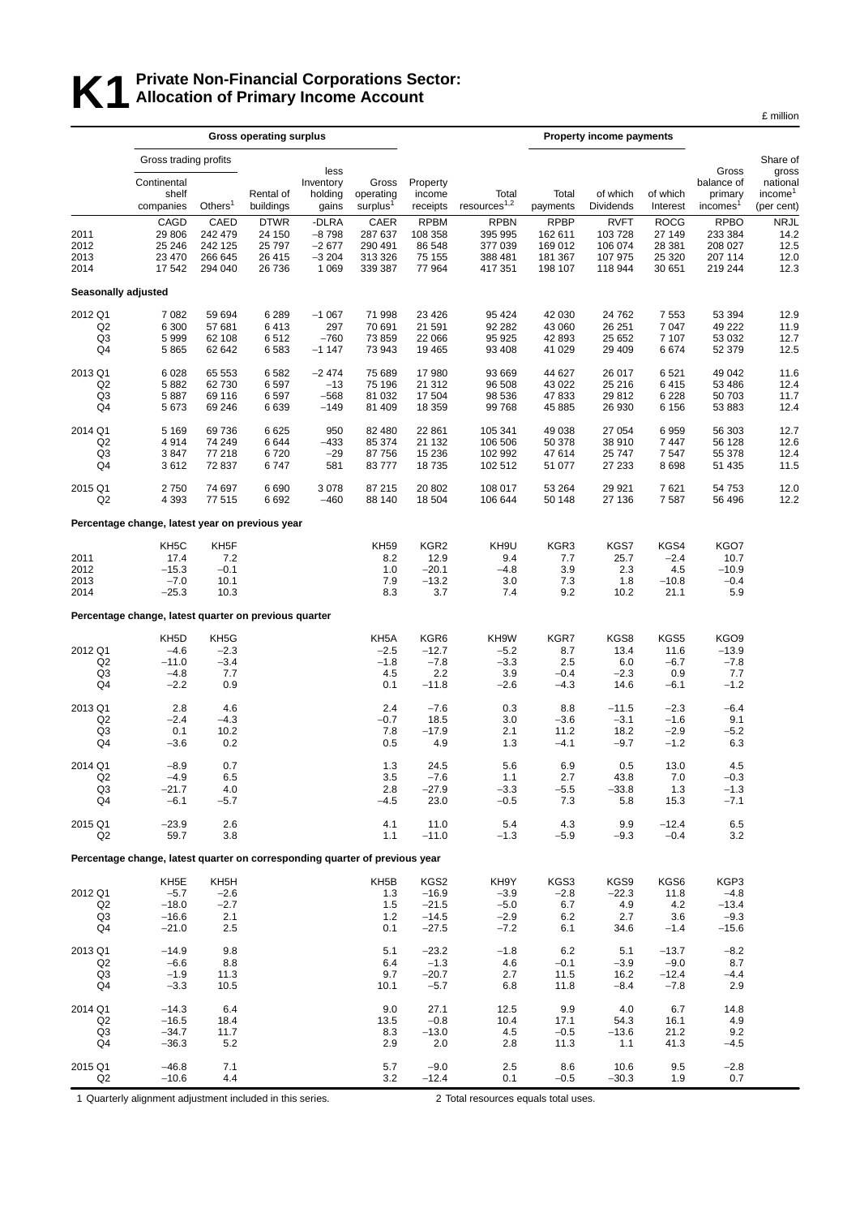# K1 Private Non-Financial Corporations Sector: Allocation of Primary Income Account

£ million

| | Gross operating surplus | | | | | | | Property income payments | | | | |
|---|---|---|---|---|---|---|---|---|---|---|---|---|
| | Gross trading profits | | | | | | | | | | | |
| | Continental shelf companies | Others[1] | Rental of buildings | less Inventory holding gains | Gross operating surplus[1] | Property income receipts | Total resources[1,2] | Total payments | of which Dividends | of which Interest | Gross balance of primary incomes[1] | Share of gross national income[1] (per cent) |
| | CAGD | CAED | DTWR | -DLRA | CAER | RPBM | RPBN | RPBP | RVFT | ROCG | RPBO | NRJL |
| 2011 | 29 806 | 242 479 | 24 150 | −8 798 | 287 637 | 108 358 | 395 995 | 162 611 | 103 728 | 27 149 | 233 384 | 14.2 |
| 2012 | 25 246 | 242 125 | 25 797 | −2 677 | 290 491 | 86 548 | 377 039 | 169 012 | 106 074 | 28 381 | 208 027 | 12.5 |
| 2013 | 23 470 | 266 645 | 26 415 | −3 204 | 313 326 | 75 155 | 388 481 | 181 367 | 107 975 | 25 320 | 207 114 | 12.0 |
| 2014 | 17 542 | 294 040 | 26 736 | 1 069 | 339 387 | 77 964 | 417 351 | 198 107 | 118 944 | 30 651 | 219 244 | 12.3 |
| **Seasonally adjusted** | | | | | | | | | | | | |
| 2012 Q1 | 7 082 | 59 694 | 6 289 | −1 067 | 71 998 | 23 426 | 95 424 | 42 030 | 24 762 | 7 553 | 53 394 | 12.9 |
| Q2 | 6 300 | 57 681 | 6 413 | 297 | 70 691 | 21 591 | 92 282 | 43 060 | 26 251 | 7 047 | 49 222 | 11.9 |
| Q3 | 5 999 | 62 108 | 6 512 | −760 | 73 859 | 22 066 | 95 925 | 42 893 | 25 652 | 7 107 | 53 032 | 12.7 |
| Q4 | 5 865 | 62 642 | 6 583 | −1 147 | 73 943 | 19 465 | 93 408 | 41 029 | 29 409 | 6 674 | 52 379 | 12.5 |
| 2013 Q1 | 6 028 | 65 553 | 6 582 | −2 474 | 75 689 | 17 980 | 93 669 | 44 627 | 26 017 | 6 521 | 49 042 | 11.6 |
| Q2 | 5 882 | 62 730 | 6 597 | −13 | 75 196 | 21 312 | 96 508 | 43 022 | 25 216 | 6 415 | 53 486 | 12.4 |
| Q3 | 5 887 | 69 116 | 6 597 | −568 | 81 032 | 17 504 | 98 536 | 47 833 | 29 812 | 6 228 | 50 703 | 11.7 |
| Q4 | 5 673 | 69 246 | 6 639 | −149 | 81 409 | 18 359 | 99 768 | 45 885 | 26 930 | 6 156 | 53 883 | 12.4 |
| 2014 Q1 | 5 169 | 69 736 | 6 625 | 950 | 82 480 | 22 861 | 105 341 | 49 038 | 27 054 | 6 959 | 56 303 | 12.7 |
| Q2 | 4 914 | 74 249 | 6 644 | −433 | 85 374 | 21 132 | 106 506 | 50 378 | 38 910 | 7 447 | 56 128 | 12.6 |
| Q3 | 3 847 | 77 218 | 6 720 | −29 | 87 756 | 15 236 | 102 992 | 47 614 | 25 747 | 7 547 | 55 378 | 12.4 |
| Q4 | 3 612 | 72 837 | 6 747 | 581 | 83 777 | 18 735 | 102 512 | 51 077 | 27 233 | 8 698 | 51 435 | 11.5 |
| 2015 Q1 | 2 750 | 74 697 | 6 690 | 3 078 | 87 215 | 20 802 | 108 017 | 53 264 | 29 921 | 7 621 | 54 753 | 12.0 |
| Q2 | 4 393 | 77 515 | 6 692 | −460 | 88 140 | 18 504 | 106 644 | 50 148 | 27 136 | 7 587 | 56 496 | 12.2 |
| **Percentage change, latest year on previous year** | | | | | | | | | | | | |
| | KH5C | KH5F | | | KH59 | KGR2 | KH9U | KGR3 | KGS7 | KGS4 | KGO7 | |
| 2011 | 17.4 | 7.2 | | | 8.2 | 12.9 | 9.4 | 7.7 | 25.7 | −2.4 | 10.7 | |
| 2012 | −15.3 | −0.1 | | | 1.0 | −20.1 | −4.8 | 3.9 | 2.3 | 4.5 | −10.9 | |
| 2013 | −7.0 | 10.1 | | | 7.9 | −13.2 | 3.0 | 7.3 | 1.8 | −10.8 | −0.4 | |
| 2014 | −25.3 | 10.3 | | | 8.3 | 3.7 | 7.4 | 9.2 | 10.2 | 21.1 | 5.9 | |
| **Percentage change, latest quarter on previous quarter** | | | | | | | | | | | | |
| | KH5D | KH5G | | | KH5A | KGR6 | KH9W | KGR7 | KGS8 | KGS5 | KGO9 | |
| 2012 Q1 | −4.6 | −2.3 | | | −2.5 | −12.7 | −5.2 | 8.7 | 13.4 | 11.6 | −13.9 | |
| Q2 | −11.0 | −3.4 | | | −1.8 | −7.8 | −3.3 | 2.5 | 6.0 | −6.7 | −7.8 | |
| Q3 | −4.8 | 7.7 | | | 4.5 | 2.2 | 3.9 | −0.4 | −2.3 | 0.9 | 7.7 | |
| Q4 | −2.2 | 0.9 | | | 0.1 | −11.8 | −2.6 | −4.3 | 14.6 | −6.1 | −1.2 | |
| 2013 Q1 | 2.8 | 4.6 | | | 2.4 | −7.6 | 0.3 | 8.8 | −11.5 | −2.3 | −6.4 | |
| Q2 | −2.4 | −4.3 | | | −0.7 | 18.5 | 3.0 | −3.6 | −3.1 | −1.6 | 9.1 | |
| Q3 | 0.1 | 10.2 | | | 7.8 | −17.9 | 2.1 | 11.2 | 18.2 | −2.9 | −5.2 | |
| Q4 | −3.6 | 0.2 | | | 0.5 | 4.9 | 1.3 | −4.1 | −9.7 | −1.2 | 6.3 | |
| 2014 Q1 | −8.9 | 0.7 | | | 1.3 | 24.5 | 5.6 | 6.9 | 0.5 | 13.0 | 4.5 | |
| Q2 | −4.9 | 6.5 | | | 3.5 | −7.6 | 1.1 | 2.7 | 43.8 | 7.0 | −0.3 | |
| Q3 | −21.7 | 4.0 | | | 2.8 | −27.9 | −3.3 | −5.5 | −33.8 | 1.3 | −1.3 | |
| Q4 | −6.1 | −5.7 | | | −4.5 | 23.0 | −0.5 | 7.3 | 5.8 | 15.3 | −7.1 | |
| 2015 Q1 | −23.9 | 2.6 | | | 4.1 | 11.0 | 5.4 | 4.3 | 9.9 | −12.4 | 6.5 | |
| Q2 | 59.7 | 3.8 | | | 1.1 | −11.0 | −1.3 | −5.9 | −9.3 | −0.4 | 3.2 | |
| **Percentage change, latest quarter on corresponding quarter of previous year** | | | | | | | | | | | | |
| | KH5E | KH5H | | | KH5B | KGS2 | KH9Y | KGS3 | KGS9 | KGS6 | KGP3 | |
| 2012 Q1 | −5.7 | −2.6 | | | 1.3 | −16.9 | −3.9 | −2.8 | −22.3 | 11.8 | −4.8 | |
| Q2 | −18.0 | −2.7 | | | 1.5 | −21.5 | −5.0 | 6.7 | 4.9 | 4.2 | −13.4 | |
| Q3 | −16.6 | 2.1 | | | 1.2 | −14.5 | −2.9 | 6.2 | 2.7 | 3.6 | −9.3 | |
| Q4 | −21.0 | 2.5 | | | 0.1 | −27.5 | −7.2 | 6.1 | 34.6 | −1.4 | −15.6 | |
| 2013 Q1 | −14.9 | 9.8 | | | 5.1 | −23.2 | −1.8 | 6.2 | 5.1 | −13.7 | −8.2 | |
| Q2 | −6.6 | 8.8 | | | 6.4 | −1.3 | 4.6 | −0.1 | −3.9 | −9.0 | 8.7 | |
| Q3 | −1.9 | 11.3 | | | 9.7 | −20.7 | 2.7 | 11.5 | 16.2 | −12.4 | −4.4 | |
| Q4 | −3.3 | 10.5 | | | 10.1 | −5.7 | 6.8 | 11.8 | −8.4 | −7.8 | 2.9 | |
| 2014 Q1 | −14.3 | 6.4 | | | 9.0 | 27.1 | 12.5 | 9.9 | 4.0 | 6.7 | 14.8 | |
| Q2 | −16.5 | 18.4 | | | 13.5 | −0.8 | 10.4 | 17.1 | 54.3 | 16.1 | 4.9 | |
| Q3 | −34.7 | 11.7 | | | 8.3 | −13.0 | 4.5 | −0.5 | −13.6 | 21.2 | 9.2 | |
| Q4 | −36.3 | 5.2 | | | 2.9 | 2.0 | 2.8 | 11.3 | 1.1 | 41.3 | −4.5 | |
| 2015 Q1 | −46.8 | 7.1 | | | 5.7 | −9.0 | 2.5 | 8.6 | 10.6 | 9.5 | −2.8 | |
| Q2 | −10.6 | 4.4 | | | 3.2 | −12.4 | 0.1 | −0.5 | −30.3 | 1.9 | 0.7 | |

1 Quarterly alignment adjustment included in this series.

2 Total resources equals total uses.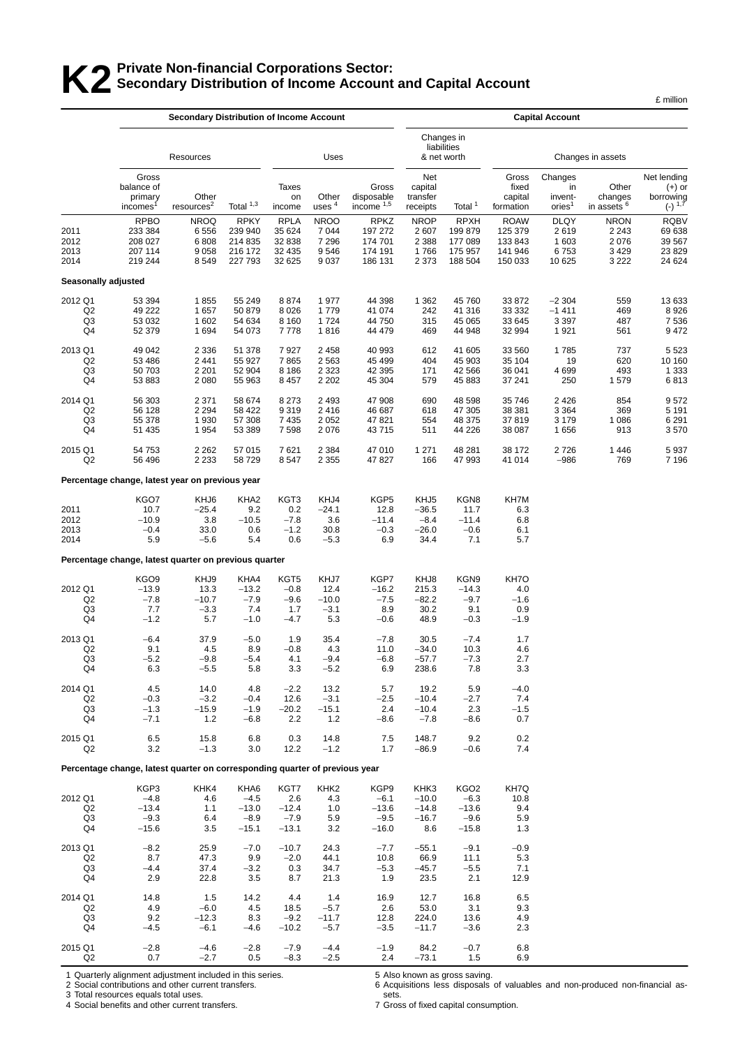# K2 Private Non-financial Corporations Sector: Secondary Distribution of Income Account and Capital Account

£ million

| | Secondary Distribution of Income Account | | | | | | Capital Account | | | | | |
|---|---|---|---|---|---|---|---|---|---|---|---|---|
| | Resources | | | Uses | | | Changes in liabilities & net worth | | Changes in assets | | | |
| | Gross balance of primary incomes[1] | Other resources[2] | Total [1,3] | Taxes on income | Other uses [4] | Gross disposable income [1,5] | Net capital transfer receipts | Total [1] | Gross fixed capital formation | Changes in invent-ories[1] | Other changes in assets [6] | Net lending (+) or borrowing (-) [1,7] |
| | RPBO | NROQ | RPKY | RPLA | NROO | RPKZ | NROP | RPXH | ROAW | DLQY | NRON | RQBV |
| 2011 | 233 384 | 6 556 | 239 940 | 35 624 | 7 044 | 197 272 | 2 607 | 199 879 | 125 379 | 2 619 | 2 243 | 69 638 |
| 2012 | 208 027 | 6 808 | 214 835 | 32 838 | 7 296 | 174 701 | 2 388 | 177 089 | 133 843 | 1 603 | 2 076 | 39 567 |
| 2013 | 207 114 | 9 058 | 216 172 | 32 435 | 9 546 | 174 191 | 1 766 | 175 957 | 141 946 | 6 753 | 3 429 | 23 829 |
| 2014 | 219 244 | 8 549 | 227 793 | 32 625 | 9 037 | 186 131 | 2 373 | 188 504 | 150 033 | 10 625 | 3 222 | 24 624 |
| **Seasonally adjusted** | | | | | | | | | | | | |
| 2012 Q1 | 53 394 | 1 855 | 55 249 | 8 874 | 1 977 | 44 398 | 1 362 | 45 760 | 33 872 | −2 304 | 559 | 13 633 |
| Q2 | 49 222 | 1 657 | 50 879 | 8 026 | 1 779 | 41 074 | 242 | 41 316 | 33 332 | −1 411 | 469 | 8 926 |
| Q3 | 53 032 | 1 602 | 54 634 | 8 160 | 1 724 | 44 750 | 315 | 45 065 | 33 645 | 3 397 | 487 | 7 536 |
| Q4 | 52 379 | 1 694 | 54 073 | 7 778 | 1 816 | 44 479 | 469 | 44 948 | 32 994 | 1 921 | 561 | 9 472 |
| 2013 Q1 | 49 042 | 2 336 | 51 378 | 7 927 | 2 458 | 40 993 | 612 | 41 605 | 33 560 | 1 785 | 737 | 5 523 |
| Q2 | 53 486 | 2 441 | 55 927 | 7 865 | 2 563 | 45 499 | 404 | 45 903 | 35 104 | 19 | 620 | 10 160 |
| Q3 | 50 703 | 2 201 | 52 904 | 8 186 | 2 323 | 42 395 | 171 | 42 566 | 36 041 | 4 699 | 493 | 1 333 |
| Q4 | 53 883 | 2 080 | 55 963 | 8 457 | 2 202 | 45 304 | 579 | 45 883 | 37 241 | 250 | 1 579 | 6 813 |
| 2014 Q1 | 56 303 | 2 371 | 58 674 | 8 273 | 2 493 | 47 908 | 690 | 48 598 | 35 746 | 2 426 | 854 | 9 572 |
| Q2 | 56 128 | 2 294 | 58 422 | 9 319 | 2 416 | 46 687 | 618 | 47 305 | 38 381 | 3 364 | 369 | 5 191 |
| Q3 | 55 378 | 1 930 | 57 308 | 7 435 | 2 052 | 47 821 | 554 | 48 375 | 37 819 | 3 179 | 1 086 | 6 291 |
| Q4 | 51 435 | 1 954 | 53 389 | 7 598 | 2 076 | 43 715 | 511 | 44 226 | 38 087 | 1 656 | 913 | 3 570 |
| 2015 Q1 | 54 753 | 2 262 | 57 015 | 7 621 | 2 384 | 47 010 | 1 271 | 48 281 | 38 172 | 2 726 | 1 446 | 5 937 |
| Q2 | 56 496 | 2 233 | 58 729 | 8 547 | 2 355 | 47 827 | 166 | 47 993 | 41 014 | −986 | 769 | 7 196 |
| **Percentage change, latest year on previous year** | | | | | | | | | | | | |
| | KGO7 | KHJ6 | KHA2 | KGT3 | KHJ4 | KGP5 | KHJ5 | KGN8 | KH7M | | | |
| 2011 | 10.7 | −25.4 | 9.2 | 0.2 | −24.1 | 12.8 | −36.5 | 11.7 | 6.3 | | | |
| 2012 | −10.9 | 3.8 | −10.5 | −7.8 | 3.6 | −11.4 | −8.4 | −11.4 | 6.8 | | | |
| 2013 | −0.4 | 33.0 | 0.6 | −1.2 | 30.8 | −0.3 | −26.0 | −0.6 | 6.1 | | | |
| 2014 | 5.9 | −5.6 | 5.4 | 0.6 | −5.3 | 6.9 | 34.4 | 7.1 | 5.7 | | | |
| **Percentage change, latest quarter on previous quarter** | | | | | | | | | | | | |
| | KGO9 | KHJ9 | KHA4 | KGT5 | KHJ7 | KGP7 | KHJ8 | KGN9 | KH7O | | | |
| 2012 Q1 | −13.9 | 13.3 | −13.2 | −0.8 | 12.4 | −16.2 | 215.3 | −14.3 | 4.0 | | | |
| Q2 | −7.8 | −10.7 | −7.9 | −9.6 | −10.0 | −7.5 | −82.2 | −9.7 | −1.6 | | | |
| Q3 | 7.7 | −3.3 | 7.4 | 1.7 | −3.1 | 8.9 | 30.2 | 9.1 | 0.9 | | | |
| Q4 | −1.2 | 5.7 | −1.0 | −4.7 | 5.3 | −0.6 | 48.9 | −0.3 | −1.9 | | | |
| 2013 Q1 | −6.4 | 37.9 | −5.0 | 1.9 | 35.4 | −7.8 | 30.5 | −7.4 | 1.7 | | | |
| Q2 | 9.1 | 4.5 | 8.9 | −0.8 | 4.3 | 11.0 | −34.0 | 10.3 | 4.6 | | | |
| Q3 | −5.2 | −9.8 | −5.4 | 4.1 | −9.4 | −6.8 | −57.7 | −7.3 | 2.7 | | | |
| Q4 | 6.3 | −5.5 | 5.8 | 3.3 | −5.2 | 6.9 | 238.6 | 7.8 | 3.3 | | | |
| 2014 Q1 | 4.5 | 14.0 | 4.8 | −2.2 | 13.2 | 5.7 | 19.2 | 5.9 | −4.0 | | | |
| Q2 | −0.3 | −3.2 | −0.4 | 12.6 | −3.1 | −2.5 | −10.4 | −2.7 | 7.4 | | | |
| Q3 | −1.3 | −15.9 | −1.9 | −20.2 | −15.1 | 2.4 | −10.4 | 2.3 | −1.5 | | | |
| Q4 | −7.1 | 1.2 | −6.8 | 2.2 | 1.2 | −8.6 | −7.8 | −8.6 | 0.7 | | | |
| 2015 Q1 | 6.5 | 15.8 | 6.8 | 0.3 | 14.8 | 7.5 | 148.7 | 9.2 | 0.2 | | | |
| Q2 | 3.2 | −1.3 | 3.0 | 12.2 | −1.2 | 1.7 | −86.9 | −0.6 | 7.4 | | | |
| **Percentage change, latest quarter on corresponding quarter of previous year** | | | | | | | | | | | | |
| | KGP3 | KHK4 | KHA6 | KGT7 | KHK2 | KGP9 | KHK3 | KGO2 | KH7Q | | | |
| 2012 Q1 | −4.8 | 4.6 | −4.5 | 2.6 | 4.3 | −6.1 | −10.0 | −6.3 | 10.8 | | | |
| Q2 | −13.4 | 1.1 | −13.0 | −12.4 | 1.0 | −13.6 | −14.8 | −13.6 | 9.4 | | | |
| Q3 | −9.3 | 6.4 | −8.9 | −7.9 | 5.9 | −9.5 | −16.7 | −9.6 | 5.9 | | | |
| Q4 | −15.6 | 3.5 | −15.1 | −13.1 | 3.2 | −16.0 | 8.6 | −15.8 | 1.3 | | | |
| 2013 Q1 | −8.2 | 25.9 | −7.0 | −10.7 | 24.3 | −7.7 | −55.1 | −9.1 | −0.9 | | | |
| Q2 | 8.7 | 47.3 | 9.9 | −2.0 | 44.1 | 10.8 | 66.9 | 11.1 | 5.3 | | | |
| Q3 | −4.4 | 37.4 | −3.2 | 0.3 | 34.7 | −5.3 | −45.7 | −5.5 | 7.1 | | | |
| Q4 | 2.9 | 22.8 | 3.5 | 8.7 | 21.3 | 1.9 | 23.5 | 2.1 | 12.9 | | | |
| 2014 Q1 | 14.8 | 1.5 | 14.2 | 4.4 | 1.4 | 16.9 | 12.7 | 16.8 | 6.5 | | | |
| Q2 | 4.9 | −6.0 | 4.5 | 18.5 | −5.7 | 2.6 | 53.0 | 3.1 | 9.3 | | | |
| Q3 | 9.2 | −12.3 | 8.3 | −9.2 | −11.7 | 12.8 | 224.0 | 13.6 | 4.9 | | | |
| Q4 | −4.5 | −6.1 | −4.6 | −10.2 | −5.7 | −3.5 | −11.7 | −3.6 | 2.3 | | | |
| 2015 Q1 | −2.8 | −4.6 | −2.8 | −7.9 | −4.4 | −1.9 | 84.2 | −0.7 | 6.8 | | | |
| Q2 | 0.7 | −2.7 | 0.5 | −8.3 | −2.5 | 2.4 | −73.1 | 1.5 | 6.9 | | | |

1 Quarterly alignment adjustment included in this series.
2 Social contributions and other current transfers.
3 Total resources equals total uses.
4 Social benefits and other current transfers.
5 Also known as gross saving.
6 Acquisitions less disposals of valuables and non-produced non-financial assets.
7 Gross of fixed capital consumption.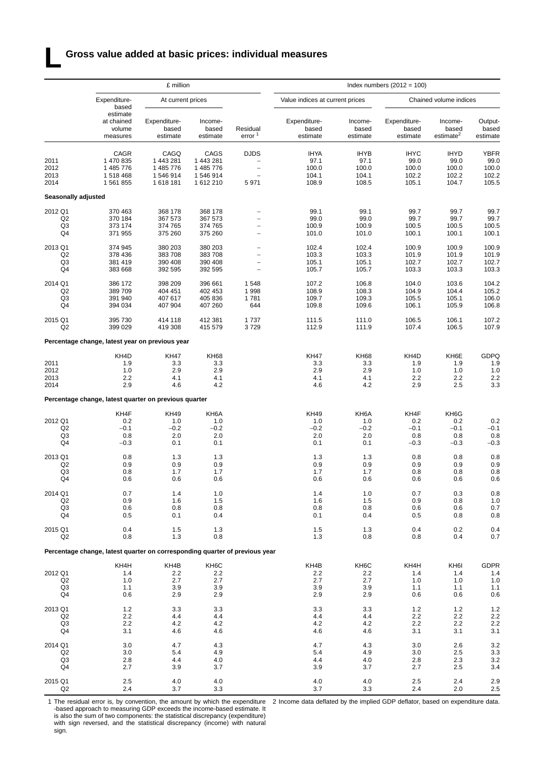# L Gross value added at basic prices: individual measures

| | £ million | | | | Index numbers (2012 = 100) | | | | |
|---|---|---|---|---|---|---|---|---|---|
| | Expenditure-based estimate | At current prices | | | Value indices at current prices | | Chained volume indices | | |
| | at chained volume measures | Expenditure-based estimate | Income-based estimate | Residual error [1] | Expenditure-based estimate | Income-based estimate | Expenditure-based estimate | Income-based estimate[2] | Output-based estimate |
| | CAGR | CAGQ | CAGS | DJDS | IHYA | IHYB | IHYC | IHYD | YBFR |
| 2011 | 1 470 835 | 1 443 281 | 1 443 281 | – | 97.1 | 97.1 | 99.0 | 99.0 | 99.0 |
| 2012 | 1 485 776 | 1 485 776 | 1 485 776 | – | 100.0 | 100.0 | 100.0 | 100.0 | 100.0 |
| 2013 | 1 518 468 | 1 546 914 | 1 546 914 | – | 104.1 | 104.1 | 102.2 | 102.2 | 102.2 |
| 2014 | 1 561 855 | 1 618 181 | 1 612 210 | 5 971 | 108.9 | 108.5 | 105.1 | 104.7 | 105.5 |
| **Seasonally adjusted** | | | | | | | | | |
| 2012 Q1 | 370 463 | 368 178 | 368 178 | – | 99.1 | 99.1 | 99.7 | 99.7 | 99.7 |
| Q2 | 370 184 | 367 573 | 367 573 | – | 99.0 | 99.0 | 99.7 | 99.7 | 99.7 |
| Q3 | 373 174 | 374 765 | 374 765 | – | 100.9 | 100.9 | 100.5 | 100.5 | 100.5 |
| Q4 | 371 955 | 375 260 | 375 260 | – | 101.0 | 101.0 | 100.1 | 100.1 | 100.1 |
| 2013 Q1 | 374 945 | 380 203 | 380 203 | – | 102.4 | 102.4 | 100.9 | 100.9 | 100.9 |
| Q2 | 378 436 | 383 708 | 383 708 | – | 103.3 | 103.3 | 101.9 | 101.9 | 101.9 |
| Q3 | 381 419 | 390 408 | 390 408 | – | 105.1 | 105.1 | 102.7 | 102.7 | 102.7 |
| Q4 | 383 668 | 392 595 | 392 595 | – | 105.7 | 105.7 | 103.3 | 103.3 | 103.3 |
| 2014 Q1 | 386 172 | 398 209 | 396 661 | 1 548 | 107.2 | 106.8 | 104.0 | 103.6 | 104.2 |
| Q2 | 389 709 | 404 451 | 402 453 | 1 998 | 108.9 | 108.3 | 104.9 | 104.4 | 105.2 |
| Q3 | 391 940 | 407 617 | 405 836 | 1 781 | 109.7 | 109.3 | 105.5 | 105.1 | 106.0 |
| Q4 | 394 034 | 407 904 | 407 260 | 644 | 109.8 | 109.6 | 106.1 | 105.9 | 106.8 |
| 2015 Q1 | 395 730 | 414 118 | 412 381 | 1 737 | 111.5 | 111.0 | 106.5 | 106.1 | 107.2 |
| Q2 | 399 029 | 419 308 | 415 579 | 3 729 | 112.9 | 111.9 | 107.4 | 106.5 | 107.9 |
| **Percentage change, latest year on previous year** | | | | | | | | | |
| | KH4D | KH47 | KH68 | | KH47 | KH68 | KH4D | KH6E | GDPQ |
| 2011 | 1.9 | 3.3 | 3.3 | | 3.3 | 3.3 | 1.9 | 1.9 | 1.9 |
| 2012 | 1.0 | 2.9 | 2.9 | | 2.9 | 2.9 | 1.0 | 1.0 | 1.0 |
| 2013 | 2.2 | 4.1 | 4.1 | | 4.1 | 4.1 | 2.2 | 2.2 | 2.2 |
| 2014 | 2.9 | 4.6 | 4.2 | | 4.6 | 4.2 | 2.9 | 2.5 | 3.3 |
| **Percentage change, latest quarter on previous quarter** | | | | | | | | | |
| | KH4F | KH49 | KH6A | | KH49 | KH6A | KH4F | KH6G | |
| 2012 Q1 | 0.2 | 1.0 | 1.0 | | 1.0 | 1.0 | 0.2 | 0.2 | 0.2 |
| Q2 | –0.1 | –0.2 | –0.2 | | –0.2 | –0.2 | –0.1 | –0.1 | –0.1 |
| Q3 | 0.8 | 2.0 | 2.0 | | 2.0 | 2.0 | 0.8 | 0.8 | 0.8 |
| Q4 | –0.3 | 0.1 | 0.1 | | 0.1 | 0.1 | –0.3 | –0.3 | –0.3 |
| 2013 Q1 | 0.8 | 1.3 | 1.3 | | 1.3 | 1.3 | 0.8 | 0.8 | 0.8 |
| Q2 | 0.9 | 0.9 | 0.9 | | 0.9 | 0.9 | 0.9 | 0.9 | 0.9 |
| Q3 | 0.8 | 1.7 | 1.7 | | 1.7 | 1.7 | 0.8 | 0.8 | 0.8 |
| Q4 | 0.6 | 0.6 | 0.6 | | 0.6 | 0.6 | 0.6 | 0.6 | 0.6 |
| 2014 Q1 | 0.7 | 1.4 | 1.0 | | 1.4 | 1.0 | 0.7 | 0.3 | 0.8 |
| Q2 | 0.9 | 1.6 | 1.5 | | 1.6 | 1.5 | 0.9 | 0.8 | 1.0 |
| Q3 | 0.6 | 0.8 | 0.8 | | 0.8 | 0.8 | 0.6 | 0.6 | 0.7 |
| Q4 | 0.5 | 0.1 | 0.4 | | 0.1 | 0.4 | 0.5 | 0.8 | 0.8 |
| 2015 Q1 | 0.4 | 1.5 | 1.3 | | 1.5 | 1.3 | 0.4 | 0.2 | 0.4 |
| Q2 | 0.8 | 1.3 | 0.8 | | 1.3 | 0.8 | 0.8 | 0.4 | 0.7 |
| **Percentage change, latest quarter on corresponding quarter of previous year** | | | | | | | | | |
| | KH4H | KH4B | KH6C | | KH4B | KH6C | KH4H | KH6I | GDPR |
| 2012 Q1 | 1.4 | 2.2 | 2.2 | | 2.2 | 2.2 | 1.4 | 1.4 | 1.4 |
| Q2 | 1.0 | 2.7 | 2.7 | | 2.7 | 2.7 | 1.0 | 1.0 | 1.0 |
| Q3 | 1.1 | 3.9 | 3.9 | | 3.9 | 3.9 | 1.1 | 1.1 | 1.1 |
| Q4 | 0.6 | 2.9 | 2.9 | | 2.9 | 2.9 | 0.6 | 0.6 | 0.6 |
| 2013 Q1 | 1.2 | 3.3 | 3.3 | | 3.3 | 3.3 | 1.2 | 1.2 | 1.2 |
| Q2 | 2.2 | 4.4 | 4.4 | | 4.4 | 4.4 | 2.2 | 2.2 | 2.2 |
| Q3 | 2.2 | 4.2 | 4.2 | | 4.2 | 4.2 | 2.2 | 2.2 | 2.2 |
| Q4 | 3.1 | 4.6 | 4.6 | | 4.6 | 4.6 | 3.1 | 3.1 | 3.1 |
| 2014 Q1 | 3.0 | 4.7 | 4.3 | | 4.7 | 4.3 | 3.0 | 2.6 | 3.2 |
| Q2 | 3.0 | 5.4 | 4.9 | | 5.4 | 4.9 | 3.0 | 2.5 | 3.3 |
| Q3 | 2.8 | 4.4 | 4.0 | | 4.4 | 4.0 | 2.8 | 2.3 | 3.2 |
| Q4 | 2.7 | 3.9 | 3.7 | | 3.9 | 3.7 | 2.7 | 2.5 | 3.4 |
| 2015 Q1 | 2.5 | 4.0 | 4.0 | | 4.0 | 4.0 | 2.5 | 2.4 | 2.9 |
| Q2 | 2.4 | 3.7 | 3.3 | | 3.7 | 3.3 | 2.4 | 2.0 | 2.5 |

1 The residual error is, by convention, the amount by which the expenditure-based approach to measuring GDP exceeds the income-based estimate. It is also the sum of two components: the statistical discrepancy (expenditure) with sign reversed, and the statistical discrepancy (income) with natural sign.

2 Income data deflated by the implied GDP deflator, based on expenditure data.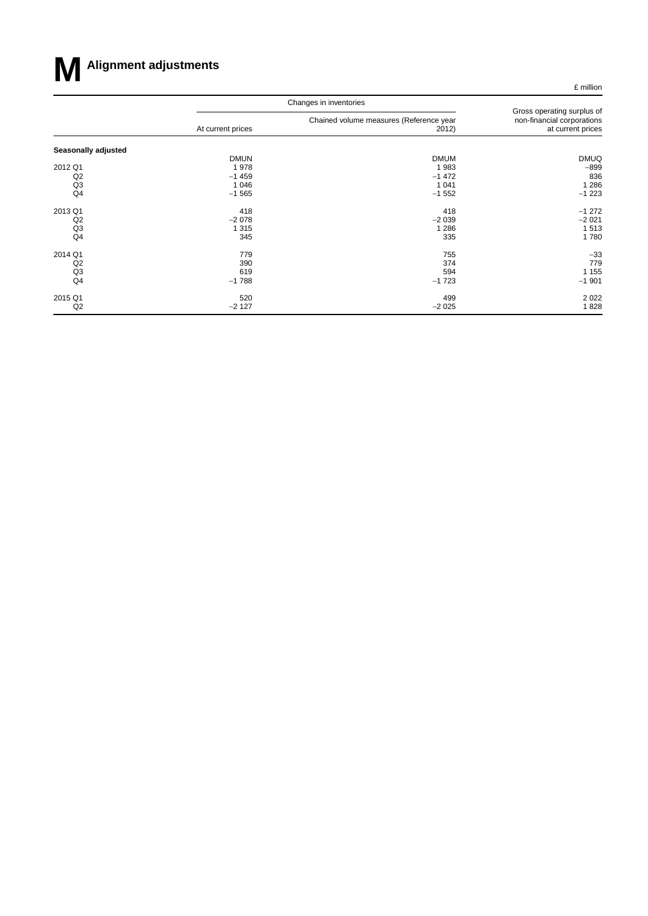# M Alignment adjustments

£ million

| | Changes in inventories | | Gross operating surplus of non-financial corporations at current prices |
|---|---|---|---|
| | At current prices | Chained volume measures (Reference year 2012) | |
| **Seasonally adjusted** | | | |
| | DMUN | DMUM | DMUQ |
| 2012 Q1 | 1 978 | 1 983 | −899 |
| Q2 | −1 459 | −1 472 | 836 |
| Q3 | 1 046 | 1 041 | 1 286 |
| Q4 | −1 565 | −1 552 | −1 223 |
| 2013 Q1 | 418 | 418 | −1 272 |
| Q2 | −2 078 | −2 039 | −2 021 |
| Q3 | 1 315 | 1 286 | 1 513 |
| Q4 | 345 | 335 | 1 780 |
| 2014 Q1 | 779 | 755 | −33 |
| Q2 | 390 | 374 | 779 |
| Q3 | 619 | 594 | 1 155 |
| Q4 | −1 788 | −1 723 | −1 901 |
| 2015 Q1 | 520 | 499 | 2 022 |
| Q2 | −2 127 | −2 025 | 1 828 |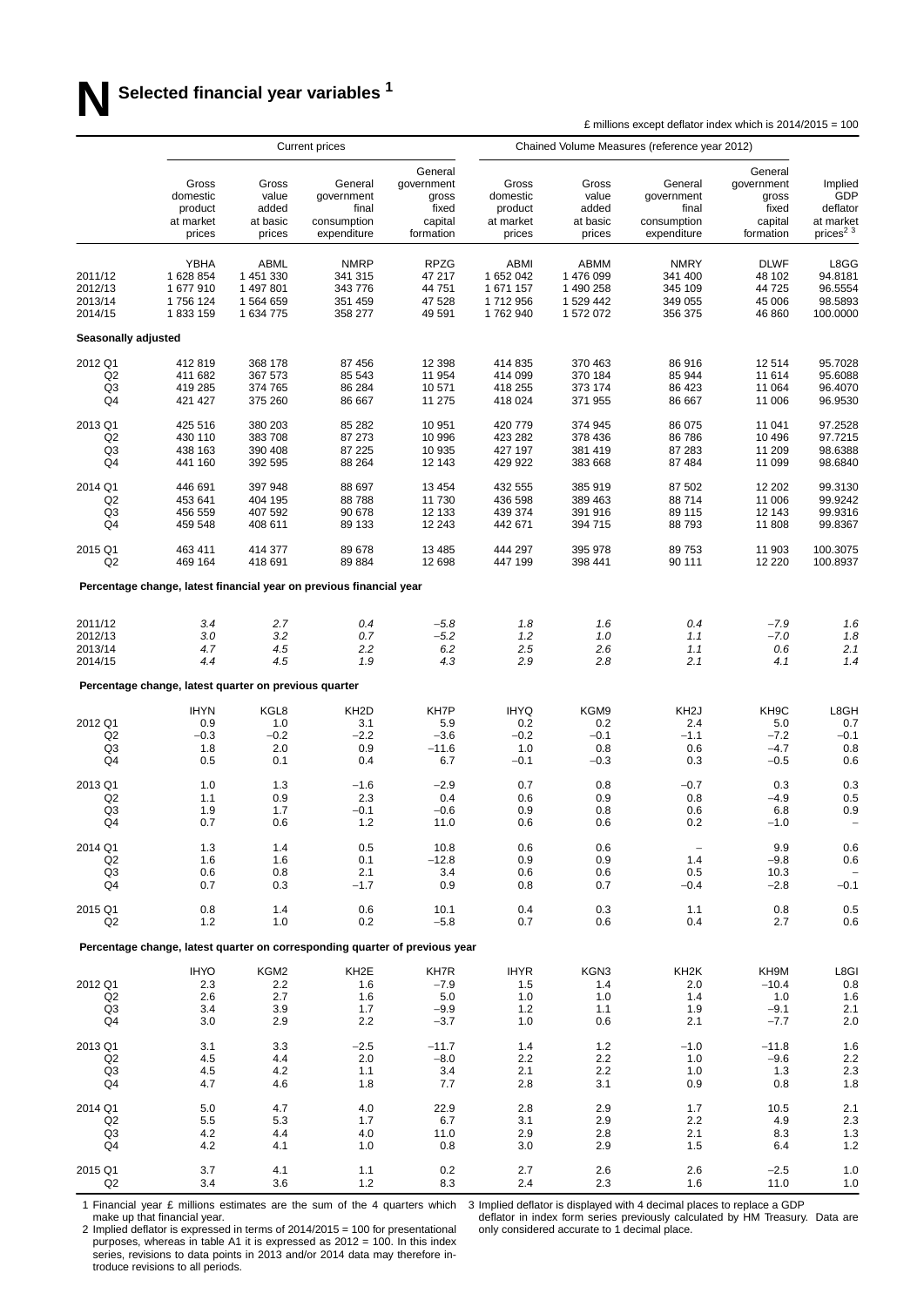# N Selected financial year variables [1]

£ millions except deflator index which is 2014/2015 = 100

| | Current prices | | | | Chained Volume Measures (reference year 2012) | | | | |
|---|---|---|---|---|---|---|---|---|---|
| | Gross domestic product at market prices | Gross value added at basic prices | General government final consumption expenditure | General government gross fixed capital formation | Gross domestic product at market prices | Gross value added at basic prices | General government final consumption expenditure | General government gross fixed capital formation | Implied GDP deflator at market prices [2 3] |
| | YBHA | ABML | NMRP | RPZG | ABMI | ABMM | NMRY | DLWF | L8GG |
| 2011/12 | 1 628 854 | 1 451 330 | 341 315 | 47 217 | 1 652 042 | 1 476 099 | 341 400 | 48 102 | 94.8181 |
| 2012/13 | 1 677 910 | 1 497 801 | 343 776 | 44 751 | 1 671 157 | 1 490 258 | 345 109 | 44 725 | 96.5554 |
| 2013/14 | 1 756 124 | 1 564 659 | 351 459 | 47 528 | 1 712 956 | 1 529 442 | 349 055 | 45 006 | 98.5893 |
| 2014/15 | 1 833 159 | 1 634 775 | 358 277 | 49 591 | 1 762 940 | 1 572 072 | 356 375 | 46 860 | 100.0000 |
| **Seasonally adjusted** | | | | | | | | | |
| 2012 Q1 | 412 819 | 368 178 | 87 456 | 12 398 | 414 835 | 370 463 | 86 916 | 12 514 | 95.7028 |
| Q2 | 411 682 | 367 573 | 85 543 | 11 954 | 414 099 | 370 184 | 85 944 | 11 614 | 95.6088 |
| Q3 | 419 285 | 374 765 | 86 284 | 10 571 | 418 255 | 373 174 | 86 423 | 11 064 | 96.4070 |
| Q4 | 421 427 | 375 260 | 86 667 | 11 275 | 418 024 | 371 955 | 86 667 | 11 006 | 96.9530 |
| 2013 Q1 | 425 516 | 380 203 | 85 282 | 10 951 | 420 779 | 374 945 | 86 075 | 11 041 | 97.2528 |
| Q2 | 430 110 | 383 708 | 87 273 | 10 996 | 423 282 | 378 436 | 86 786 | 10 496 | 97.7215 |
| Q3 | 438 163 | 390 408 | 87 225 | 10 935 | 427 197 | 381 419 | 87 283 | 11 209 | 98.6388 |
| Q4 | 441 160 | 392 595 | 88 264 | 12 143 | 429 922 | 383 668 | 87 484 | 11 099 | 98.6840 |
| 2014 Q1 | 446 691 | 397 948 | 88 697 | 13 454 | 432 555 | 385 919 | 87 502 | 12 202 | 99.3130 |
| Q2 | 453 641 | 404 195 | 88 788 | 11 730 | 436 598 | 389 463 | 88 714 | 11 006 | 99.9242 |
| Q3 | 456 559 | 407 592 | 90 678 | 12 133 | 439 374 | 391 916 | 89 115 | 12 143 | 99.9316 |
| Q4 | 459 548 | 408 611 | 89 133 | 12 243 | 442 671 | 394 715 | 88 793 | 11 808 | 99.8367 |
| 2015 Q1 | 463 411 | 414 377 | 89 678 | 13 485 | 444 297 | 395 978 | 89 753 | 11 903 | 100.3075 |
| Q2 | 469 164 | 418 691 | 89 884 | 12 698 | 447 199 | 398 441 | 90 111 | 12 220 | 100.8937 |
| **Percentage change, latest financial year on previous financial year** | | | | | | | | | |
| 2011/12 | *3.4* | *2.7* | *0.4* | *−5.8* | *1.8* | *1.6* | *0.4* | *−7.9* | *1.6* |
| 2012/13 | *3.0* | *3.2* | *0.7* | *−5.2* | *1.2* | *1.0* | *1.1* | *−7.0* | *1.8* |
| 2013/14 | *4.7* | *4.5* | *2.2* | *6.2* | *2.5* | *2.6* | *1.1* | *0.6* | *2.1* |
| 2014/15 | *4.4* | *4.5* | *1.9* | *4.3* | *2.9* | *2.8* | *2.1* | *4.1* | *1.4* |
| **Percentage change, latest quarter on previous quarter** | | | | | | | | | |
| | IHYN | KGL8 | KH2D | KH7P | IHYQ | KGM9 | KH2J | KH9C | L8GH |
| 2012 Q1 | 0.9 | 1.0 | 3.1 | 5.9 | 0.2 | 0.2 | 2.4 | 5.0 | 0.7 |
| Q2 | −0.3 | −0.2 | −2.2 | −3.6 | −0.2 | −0.1 | −1.1 | −7.2 | −0.1 |
| Q3 | 1.8 | 2.0 | 0.9 | −11.6 | 1.0 | 0.8 | 0.6 | −4.7 | 0.8 |
| Q4 | 0.5 | 0.1 | 0.4 | 6.7 | −0.1 | −0.3 | 0.3 | −0.5 | 0.6 |
| 2013 Q1 | 1.0 | 1.3 | −1.6 | −2.9 | 0.7 | 0.8 | −0.7 | 0.3 | 0.3 |
| Q2 | 1.1 | 0.9 | 2.3 | 0.4 | 0.6 | 0.9 | 0.8 | −4.9 | 0.5 |
| Q3 | 1.9 | 1.7 | −0.1 | −0.6 | 0.9 | 0.8 | 0.6 | 6.8 | 0.9 |
| Q4 | 0.7 | 0.6 | 1.2 | 11.0 | 0.6 | 0.6 | 0.2 | −1.0 | – |
| 2014 Q1 | 1.3 | 1.4 | 0.5 | 10.8 | 0.6 | 0.6 | – | 9.9 | 0.6 |
| Q2 | 1.6 | 1.6 | 0.1 | −12.8 | 0.9 | 0.9 | 1.4 | −9.8 | 0.6 |
| Q3 | 0.6 | 0.8 | 2.1 | 3.4 | 0.6 | 0.6 | 0.5 | 10.3 | – |
| Q4 | 0.7 | 0.3 | −1.7 | 0.9 | 0.8 | 0.7 | −0.4 | −2.8 | −0.1 |
| 2015 Q1 | 0.8 | 1.4 | 0.6 | 10.1 | 0.4 | 0.3 | 1.1 | 0.8 | 0.5 |
| Q2 | 1.2 | 1.0 | 0.2 | −5.8 | 0.7 | 0.6 | 0.4 | 2.7 | 0.6 |
| **Percentage change, latest quarter on corresponding quarter of previous year** | | | | | | | | | |
| | IHYO | KGM2 | KH2E | KH7R | IHYR | KGN3 | KH2K | KH9M | L8GI |
| 2012 Q1 | 2.3 | 2.2 | 1.6 | −7.9 | 1.5 | 1.4 | 2.0 | −10.4 | 0.8 |
| Q2 | 2.6 | 2.7 | 1.6 | 5.0 | 1.0 | 1.0 | 1.4 | 1.0 | 1.6 |
| Q3 | 3.4 | 3.9 | 1.7 | −9.9 | 1.2 | 1.1 | 1.9 | −9.1 | 2.1 |
| Q4 | 3.0 | 2.9 | 2.2 | −3.7 | 1.0 | 0.6 | 2.1 | −7.7 | 2.0 |
| 2013 Q1 | 3.1 | 3.3 | −2.5 | −11.7 | 1.4 | 1.2 | −1.0 | −11.8 | 1.6 |
| Q2 | 4.5 | 4.4 | 2.0 | −8.0 | 2.2 | 2.2 | 1.0 | −9.6 | 2.2 |
| Q3 | 4.5 | 4.2 | 1.1 | 3.4 | 2.1 | 2.2 | 1.0 | 1.3 | 2.3 |
| Q4 | 4.7 | 4.6 | 1.8 | 7.7 | 2.8 | 3.1 | 0.9 | 0.8 | 1.8 |
| 2014 Q1 | 5.0 | 4.7 | 4.0 | 22.9 | 2.8 | 2.9 | 1.7 | 10.5 | 2.1 |
| Q2 | 5.5 | 5.3 | 1.7 | 6.7 | 3.1 | 2.9 | 2.2 | 4.9 | 2.3 |
| Q3 | 4.2 | 4.4 | 4.0 | 11.0 | 2.9 | 2.8 | 2.1 | 8.3 | 1.3 |
| Q4 | 4.2 | 4.1 | 1.0 | 0.8 | 3.0 | 2.9 | 1.5 | 6.4 | 1.2 |
| 2015 Q1 | 3.7 | 4.1 | 1.1 | 0.2 | 2.7 | 2.6 | 2.6 | −2.5 | 1.0 |
| Q2 | 3.4 | 3.6 | 1.2 | 8.3 | 2.4 | 2.3 | 1.6 | 11.0 | 1.0 |

1 Financial year £ millions estimates are the sum of the 4 quarters which make up that financial year.

2 Implied deflator is expressed in terms of 2014/2015 = 100 for presentational purposes, whereas in table A1 it is expressed as 2012 = 100. In this index series, revisions to data points in 2013 and/or 2014 data may therefore introduce revisions to all periods.

3 Implied deflator is displayed with 4 decimal places to replace a GDP deflator in index form series previously calculated by HM Treasury. Data are only considered accurate to 1 decimal place.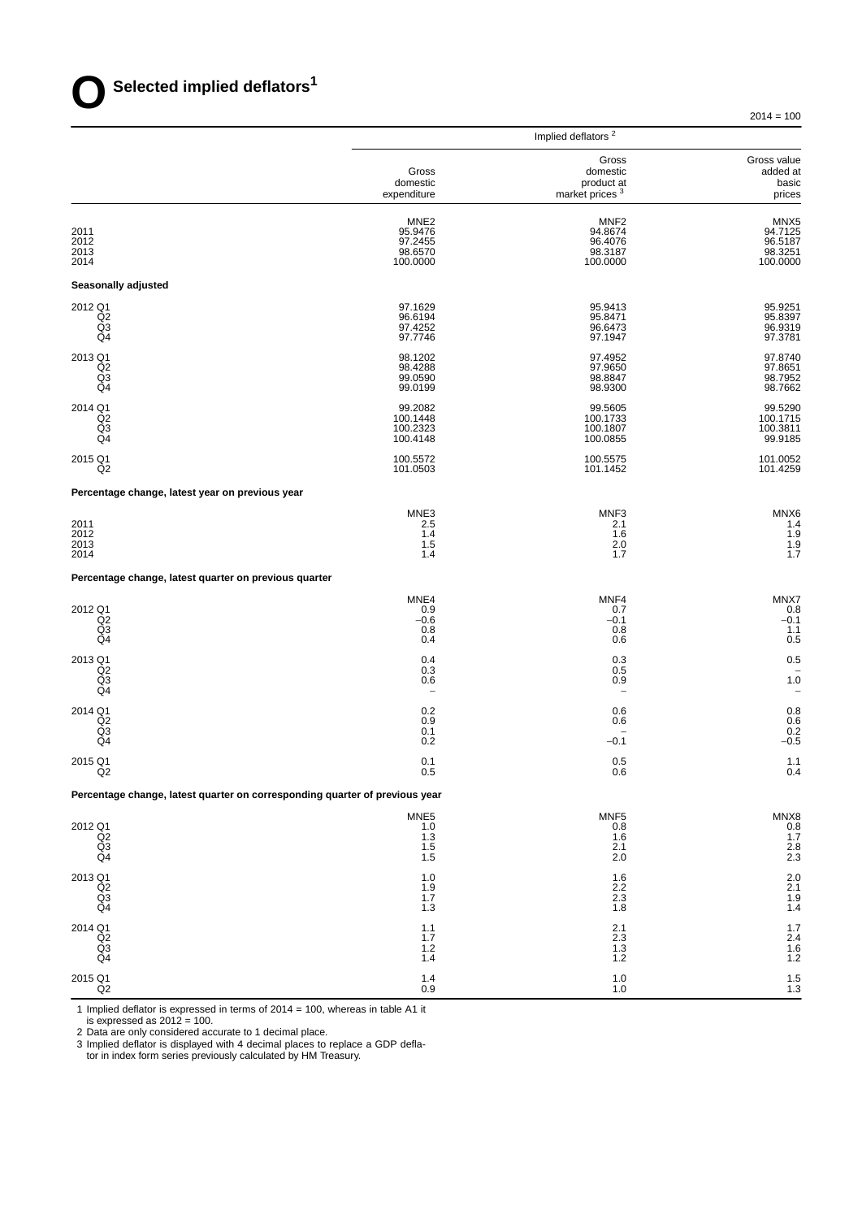# O Selected implied deflators[1]

2014 = 100

| | Implied deflators [2] | | |
|---|---|---|---|
| | Gross domestic expenditure | Gross domestic product at market prices [3] | Gross value added at basic prices |
| | MNE2 | MNF2 | MNX5 |
| 2011 | 95.9476 | 94.8674 | 94.7125 |
| 2012 | 97.2455 | 96.4076 | 96.5187 |
| 2013 | 98.6570 | 98.3187 | 98.3251 |
| 2014 | 100.0000 | 100.0000 | 100.0000 |
| **Seasonally adjusted** | | | |
| 2012 Q1 | 97.1629 | 95.9413 | 95.9251 |
| Q2 | 96.6194 | 95.8471 | 95.8397 |
| Q3 | 97.4252 | 96.6473 | 96.9319 |
| Q4 | 97.7746 | 97.1947 | 97.3781 |
| 2013 Q1 | 98.1202 | 97.4952 | 97.8740 |
| Q2 | 98.4288 | 97.9650 | 97.8651 |
| Q3 | 99.0590 | 98.8847 | 98.7952 |
| Q4 | 99.0199 | 98.9300 | 98.7662 |
| 2014 Q1 | 99.2082 | 99.5605 | 99.5290 |
| Q2 | 100.1448 | 100.1733 | 100.1715 |
| Q3 | 100.2323 | 100.1807 | 100.3811 |
| Q4 | 100.4148 | 100.0855 | 99.9185 |
| 2015 Q1 | 100.5572 | 100.5575 | 101.0052 |
| Q2 | 101.0503 | 101.1452 | 101.4259 |
| **Percentage change, latest year on previous year** | | | |
| | MNE3 | MNF3 | MNX6 |
| 2011 | 2.5 | 2.1 | 1.4 |
| 2012 | 1.4 | 1.6 | 1.9 |
| 2013 | 1.5 | 2.0 | 1.9 |
| 2014 | 1.4 | 1.7 | 1.7 |
| **Percentage change, latest quarter on previous quarter** | | | |
| | MNE4 | MNF4 | MNX7 |
| 2012 Q1 | 0.9 | 0.7 | 0.8 |
| Q2 | −0.6 | −0.1 | −0.1 |
| Q3 | 0.8 | 0.8 | 1.1 |
| Q4 | 0.4 | 0.6 | 0.5 |
| 2013 Q1 | 0.4 | 0.3 | 0.5 |
| Q2 | 0.3 | 0.5 | – |
| Q3 | 0.6 | 0.9 | 1.0 |
| Q4 | – | – | – |
| 2014 Q1 | 0.2 | 0.6 | 0.8 |
| Q2 | 0.9 | 0.6 | 0.6 |
| Q3 | 0.1 | – | 0.2 |
| Q4 | 0.2 | −0.1 | −0.5 |
| 2015 Q1 | 0.1 | 0.5 | 1.1 |
| Q2 | 0.5 | 0.6 | 0.4 |
| **Percentage change, latest quarter on corresponding quarter of previous year** | | | |
| | MNE5 | MNF5 | MNX8 |
| 2012 Q1 | 1.0 | 0.8 | 0.8 |
| Q2 | 1.3 | 1.6 | 1.7 |
| Q3 | 1.5 | 2.1 | 2.8 |
| Q4 | 1.5 | 2.0 | 2.3 |
| 2013 Q1 | 1.0 | 1.6 | 2.0 |
| Q2 | 1.9 | 2.2 | 2.1 |
| Q3 | 1.7 | 2.3 | 1.9 |
| Q4 | 1.3 | 1.8 | 1.4 |
| 2014 Q1 | 1.1 | 2.1 | 1.7 |
| Q2 | 1.7 | 2.3 | 2.4 |
| Q3 | 1.2 | 1.3 | 1.6 |
| Q4 | 1.4 | 1.2 | 1.2 |
| 2015 Q1 | 1.4 | 1.0 | 1.5 |
| Q2 | 0.9 | 1.0 | 1.3 |

1 Implied deflator is expressed in terms of 2014 = 100, whereas in table A1 it is expressed as 2012 = 100.
2 Data are only considered accurate to 1 decimal place.
3 Implied deflator is displayed with 4 decimal places to replace a GDP deflator in index form series previously calculated by HM Treasury.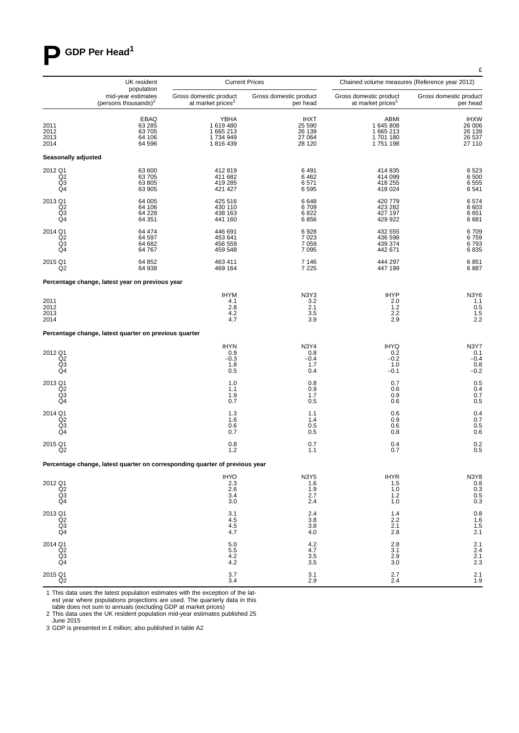# P GDP Per Head[1]

£

| | UK resident population mid-year estimates (persons thousands)[2] | Current Prices | | Chained volume measures (Reference year 2012) | |
|---|---|---|---|---|---|
| | | Gross domestic product at market prices[3] | Gross domestic product per head | Gross domestic product at market prices[3] | Gross domestic product per head |
| | EBAQ | YBHA | IHXT | ABMI | IHXW |
| 2011 | 63 285 | 1 619 480 | 25 590 | 1 645 808 | 26 006 |
| 2012 | 63 705 | 1 665 213 | 26 139 | 1 665 213 | 26 139 |
| 2013 | 64 106 | 1 734 949 | 27 064 | 1 701 180 | 26 537 |
| 2014 | 64 596 | 1 816 439 | 28 120 | 1 751 198 | 27 110 |
| **Seasonally adjusted** | | | | | |
| 2012 Q1 | 63 600 | 412 819 | 6 491 | 414 835 | 6 523 |
| Q2 | 63 705 | 411 682 | 6 462 | 414 099 | 6 500 |
| Q3 | 63 805 | 419 285 | 6 571 | 418 255 | 6 555 |
| Q4 | 63 905 | 421 427 | 6 595 | 418 024 | 6 541 |
| 2013 Q1 | 64 005 | 425 516 | 6 648 | 420 779 | 6 574 |
| Q2 | 64 106 | 430 110 | 6 709 | 423 282 | 6 603 |
| Q3 | 64 228 | 438 163 | 6 822 | 427 197 | 6 651 |
| Q4 | 64 351 | 441 160 | 6 856 | 429 922 | 6 681 |
| 2014 Q1 | 64 474 | 446 691 | 6 928 | 432 555 | 6 709 |
| Q2 | 64 597 | 453 641 | 7 023 | 436 598 | 6 759 |
| Q3 | 64 682 | 456 559 | 7 059 | 439 374 | 6 793 |
| Q4 | 64 767 | 459 548 | 7 095 | 442 671 | 6 835 |
| 2015 Q1 | 64 852 | 463 411 | 7 146 | 444 297 | 6 851 |
| Q2 | 64 938 | 469 164 | 7 225 | 447 199 | 6 887 |
| **Percentage change, latest year on previous year** | | | | | |
| | | IHYM | N3Y3 | IHYP | N3Y6 |
| 2011 | | 4.1 | 3.2 | 2.0 | 1.1 |
| 2012 | | 2.8 | 2.1 | 1.2 | 0.5 |
| 2013 | | 4.2 | 3.5 | 2.2 | 1.5 |
| 2014 | | 4.7 | 3.9 | 2.9 | 2.2 |
| **Percentage change, latest quarter on previous quarter** | | | | | |
| | | IHYN | N3Y4 | IHYQ | N3Y7 |
| 2012 Q1 | | 0.9 | 0.8 | 0.2 | 0.1 |
| Q2 | | –0.3 | –0.4 | –0.2 | –0.4 |
| Q3 | | 1.8 | 1.7 | 1.0 | 0.8 |
| Q4 | | 0.5 | 0.4 | –0.1 | –0.2 |
| 2013 Q1 | | 1.0 | 0.8 | 0.7 | 0.5 |
| Q2 | | 1.1 | 0.9 | 0.6 | 0.4 |
| Q3 | | 1.9 | 1.7 | 0.9 | 0.7 |
| Q4 | | 0.7 | 0.5 | 0.6 | 0.5 |
| 2014 Q1 | | 1.3 | 1.1 | 0.6 | 0.4 |
| Q2 | | 1.6 | 1.4 | 0.9 | 0.7 |
| Q3 | | 0.6 | 0.5 | 0.6 | 0.5 |
| Q4 | | 0.7 | 0.5 | 0.8 | 0.6 |
| 2015 Q1 | | 0.8 | 0.7 | 0.4 | 0.2 |
| Q2 | | 1.2 | 1.1 | 0.7 | 0.5 |
| **Percentage change, latest quarter on corresponding quarter of previous year** | | | | | |
| | | IHYO | N3Y5 | IHYR | N3Y8 |
| 2012 Q1 | | 2.3 | 1.6 | 1.5 | 0.8 |
| Q2 | | 2.6 | 1.9 | 1.0 | 0.3 |
| Q3 | | 3.4 | 2.7 | 1.2 | 0.5 |
| Q4 | | 3.0 | 2.4 | 1.0 | 0.3 |
| 2013 Q1 | | 3.1 | 2.4 | 1.4 | 0.8 |
| Q2 | | 4.5 | 3.8 | 2.2 | 1.6 |
| Q3 | | 4.5 | 3.8 | 2.1 | 1.5 |
| Q4 | | 4.7 | 4.0 | 2.8 | 2.1 |
| 2014 Q1 | | 5.0 | 4.2 | 2.8 | 2.1 |
| Q2 | | 5.5 | 4.7 | 3.1 | 2.4 |
| Q3 | | 4.2 | 3.5 | 2.9 | 2.1 |
| Q4 | | 4.2 | 3.5 | 3.0 | 2.3 |
| 2015 Q1 | | 3.7 | 3.1 | 2.7 | 2.1 |
| Q2 | | 3.4 | 2.9 | 2.4 | 1.9 |

1 This data uses the latest population estimates with the exception of the latest year where populations projections are used. The quarterly data in this table does not sum to annuals (excluding GDP at market prices)
2 This data uses the UK resident population mid-year estimates published 25 June 2015
3 GDP is presented in £ million; also published in table A2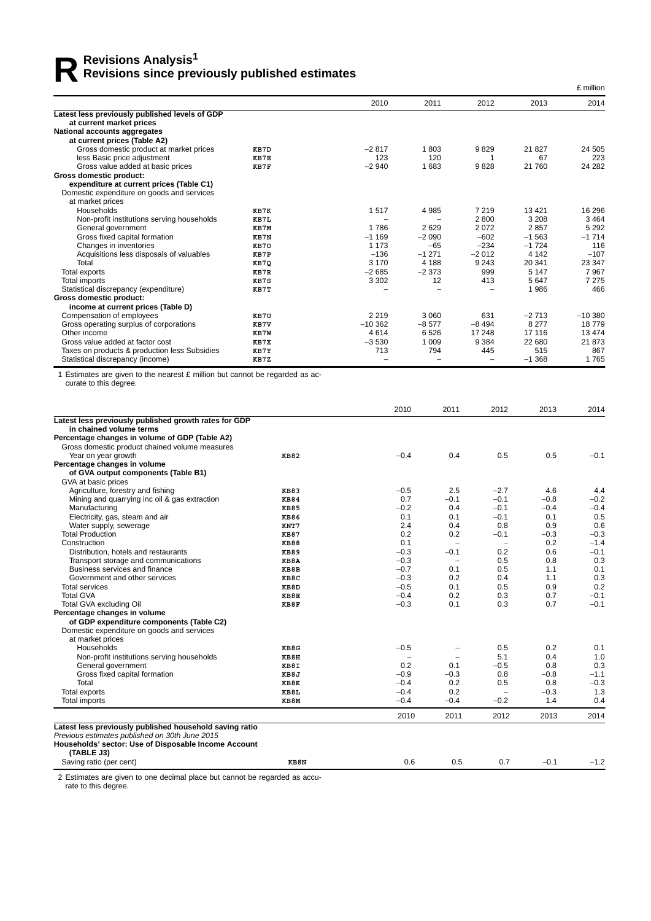# R Revisions Analysis[1]

## Revisions since previously published estimates

£ million

| | | 2010 | 2011 | 2012 | 2013 | 2014 |
|---|---|---|---|---|---|---|
| **Latest less previously published levels of GDP at current market prices** | | | | | | |
| **National accounts aggregates at current prices (Table A2)** | | | | | | |
| Gross domestic product at market prices | KB7D | −2 817 | 1 803 | 9 829 | 21 827 | 24 505 |
| less Basic price adjustment | KB7E | 123 | 120 | 1 | 67 | 223 |
| Gross value added at basic prices | KB7F | −2 940 | 1 683 | 9 828 | 21 760 | 24 282 |
| **Gross domestic product: expenditure at current prices (Table C1)** | | | | | | |
| Domestic expenditure on goods and services at market prices | | | | | | |
| Households | KB7K | 1 517 | 4 985 | 7 219 | 13 421 | 16 296 |
| Non-profit institutions serving households | KB7L | – | – | 2 800 | 3 208 | 3 464 |
| General government | KB7M | 1 786 | 2 629 | 2 072 | 2 857 | 5 292 |
| Gross fixed capital formation | KB7N | −1 169 | −2 090 | −602 | −1 563 | −1 714 |
| Changes in inventories | KB7O | 1 173 | −65 | −234 | −1 724 | 116 |
| Acquisitions less disposals of valuables | KB7P | −136 | −1 271 | −2 012 | 4 142 | −107 |
| Total | KB7Q | 3 170 | 4 188 | 9 243 | 20 341 | 23 347 |
| Total exports | KB7R | −2 685 | −2 373 | 999 | 5 147 | 7 967 |
| Total imports | KB7S | 3 302 | 12 | 413 | 5 647 | 7 275 |
| Statistical discrepancy (expenditure) | KB7T | – | – | – | 1 986 | 466 |
| **Gross domestic product: income at current prices (Table D)** | | | | | | |
| Compensation of employees | KB7U | 2 219 | 3 060 | 631 | −2 713 | −10 380 |
| Gross operating surplus of corporations | KB7V | −10 362 | −8 577 | −8 494 | 8 277 | 18 779 |
| Other income | KB7W | 4 614 | 6 526 | 17 248 | 17 116 | 13 474 |
| Gross value added at factor cost | KB7X | −3 530 | 1 009 | 9 384 | 22 680 | 21 873 |
| Taxes on products & production less Subsidies | KB7Y | 713 | 794 | 445 | 515 | 867 |
| Statistical discrepancy (income) | KB7Z | – | – | – | −1 368 | 1 765 |

1 Estimates are given to the nearest £ million but cannot be regarded as accurate to this degree.

| | | 2010 | 2011 | 2012 | 2013 | 2014 |
|---|---|---|---|---|---|---|
| **Latest less previously published growth rates for GDP in chained volume terms** | | | | | | |
| **Percentage changes in volume of GDP (Table A2)** | | | | | | |
| Gross domestic product chained volume measures | | | | | | |
| Year on year growth | KB82 | −0.4 | 0.4 | 0.5 | 0.5 | −0.1 |
| **Percentage changes in volume of GVA output components (Table B1)** | | | | | | |
| GVA at basic prices | | | | | | |
| Agriculture, forestry and fishing | KB83 | −0.5 | 2.5 | −2.7 | 4.6 | 4.4 |
| Mining and quarrying inc oil & gas extraction | KB84 | 0.7 | −0.1 | −0.1 | −0.8 | −0.2 |
| Manufacturing | KB85 | −0.2 | 0.4 | −0.1 | −0.4 | −0.4 |
| Electricity, gas, steam and air | KB86 | 0.1 | 0.1 | −0.1 | 0.1 | 0.5 |
| Water supply, sewerage | KNT7 | 2.4 | 0.4 | 0.8 | 0.9 | 0.6 |
| Total Production | KB87 | 0.2 | 0.2 | −0.1 | −0.3 | −0.3 |
| Construction | KB88 | 0.1 | – | – | 0.2 | −1.4 |
| Distribution, hotels and restaurants | KB89 | −0.3 | −0.1 | 0.2 | 0.6 | −0.1 |
| Transport storage and communications | KB8A | −0.3 | – | 0.5 | 0.8 | 0.3 |
| Business services and finance | KB8B | −0.7 | 0.1 | 0.5 | 1.1 | 0.1 |
| Government and other services | KB8C | −0.3 | 0.2 | 0.4 | 1.1 | 0.3 |
| Total services | KB8D | −0.5 | 0.1 | 0.5 | 0.9 | 0.2 |
| Total GVA | KB8E | −0.4 | 0.2 | 0.3 | 0.7 | −0.1 |
| Total GVA excluding Oil | KB8F | −0.3 | 0.1 | 0.3 | 0.7 | −0.1 |
| **Percentage changes in volume of GDP expenditure components (Table C2)** | | | | | | |
| Domestic expenditure on goods and services at market prices | | | | | | |
| Households | KB8G | −0.5 | – | 0.5 | 0.2 | 0.1 |
| Non-profit institutions serving households | KB8H | – | – | 5.1 | 0.4 | 1.0 |
| General government | KB8I | 0.2 | 0.1 | −0.5 | 0.8 | 0.3 |
| Gross fixed capital formation | KB8J | −0.9 | −0.3 | 0.8 | −0.8 | −1.1 |
| Total | KB8K | −0.4 | 0.2 | 0.5 | 0.8 | −0.3 |
| Total exports | KB8L | −0.4 | 0.2 | – | −0.3 | 1.3 |
| Total imports | KB8M | −0.4 | −0.4 | −0.2 | 1.4 | 0.4 |

| | | 2010 | 2011 | 2012 | 2013 | 2014 |
|---|---|---|---|---|---|---|
| **Latest less previously published household saving ratio** | | | | | | |
| *Previous estimates published on 30th June 2015* | | | | | | |
| **Households' sector: Use of Disposable Income Account (TABLE J3)** | | | | | | |
| Saving ratio (per cent) | KB8N | 0.6 | 0.5 | 0.7 | −0.1 | −1.2 |

2 Estimates are given to one decimal place but cannot be regarded as accurate to this degree.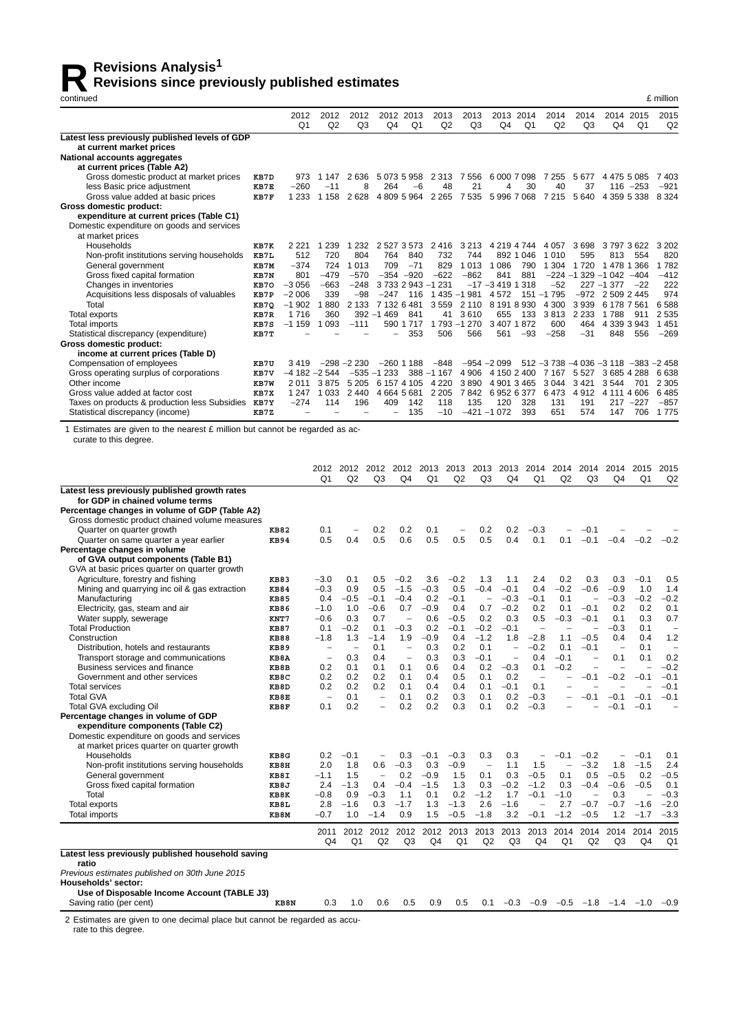# R Revisions Analysis[1]

## Revisions since previously published estimates

continued

£ million

| | | 2012 Q1 | 2012 Q2 | 2012 Q3 | 2012 Q4 | 2013 Q1 | 2013 Q2 | 2013 Q3 | 2013 Q4 | 2014 Q1 | 2014 Q2 | 2014 Q3 | 2014 Q4 | 2015 Q1 | 2015 Q2 |
|---|---|---|---|---|---|---|---|---|---|---|---|---|---|---|---|
| **Latest less previously published levels of GDP** | | | | | | | | | | | | | | | |
| **at current market prices** | | | | | | | | | | | | | | | |
| **National accounts aggregates** | | | | | | | | | | | | | | | |
| **at current prices (Table A2)** | | | | | | | | | | | | | | | |
| Gross domestic product at market prices | KB7D | 973 | 1 147 | 2 636 | 5 073 | 5 958 | 2 313 | 7 556 | 6 000 | 7 098 | 7 255 | 5 677 | 4 475 | 5 085 | 7 403 |
| less Basic price adjustment | KB7E | −260 | −11 | 8 | 264 | −6 | 48 | 21 | 4 | 30 | 40 | 37 | 116 | −253 | −921 |
| Gross value added at basic prices | KB7F | 1 233 | 1 158 | 2 628 | 4 809 | 5 964 | 2 265 | 7 535 | 5 996 | 7 068 | 7 215 | 5 640 | 4 359 | 5 338 | 8 324 |
| **Gross domestic product:** | | | | | | | | | | | | | | | |
| **expenditure at current prices (Table C1)** | | | | | | | | | | | | | | | |
| Domestic expenditure on goods and services at market prices | | | | | | | | | | | | | | | |
| Households | KB7K | 2 221 | 1 239 | 1 232 | 2 527 | 3 573 | 2 416 | 3 213 | 4 219 | 4 744 | 4 057 | 3 698 | 3 797 | 3 622 | 3 202 |
| Non-profit institutions serving households | KB7L | 512 | 720 | 804 | 764 | 840 | 732 | 744 | 892 | 1 046 | 1 010 | 595 | 813 | 554 | 820 |
| General government | KB7M | −374 | 724 | 1 013 | 709 | −71 | 829 | 1 013 | 1 086 | 790 | 1 304 | 1 720 | 1 478 | 1 366 | 1 782 |
| Gross fixed capital formation | KB7N | 801 | −479 | −570 | −354 | −920 | −622 | −862 | 841 | 881 | −224 | −1 329 | −1 042 | −404 | −412 |
| Changes in inventories | KB7O | −3 056 | −663 | −248 | 3 733 | 2 943 | −1 231 | −17 | −3 419 | 1 318 | −52 | 227 | −1 377 | −22 | 222 |
| Acquisitions less disposals of valuables | KB7P | −2 006 | 339 | −98 | −247 | 116 | 1 435 | −1 981 | 4 572 | 151 | −1 795 | −972 | 2 509 | 2 445 | 974 |
| Total | KB7Q | −1 902 | 1 880 | 2 133 | 7 132 | 6 481 | 3 559 | 2 110 | 8 191 | 8 930 | 4 300 | 3 939 | 6 178 | 7 561 | 6 588 |
| Total exports | KB7R | 1 716 | 360 | 392 | −1 469 | 841 | 41 | 3 610 | 655 | 133 | 3 813 | 2 233 | 1 788 | 911 | 2 535 |
| Total imports | KB7S | −1 159 | 1 093 | −111 | 590 | 1 717 | 1 793 | −1 270 | 3 407 | 1 872 | 600 | 464 | 4 339 | 3 943 | 1 451 |
| Statistical discrepancy (expenditure) | KB7T | – | – | – | – | 353 | 506 | 566 | 561 | −93 | −258 | −31 | 848 | 556 | −269 |
| **Gross domestic product:** | | | | | | | | | | | | | | | |
| **income at current prices (Table D)** | | | | | | | | | | | | | | | |
| Compensation of employees | KB7U | 3 419 | −298 | −2 230 | −260 | 1 188 | −848 | −954 | −2 099 | 512 | −3 738 | −4 036 | −3 118 | −383 | −2 458 |
| Gross operating surplus of corporations | KB7V | −4 182 | −2 544 | −535 | −1 233 | 388 | −1 167 | 4 906 | 4 150 | 2 400 | 7 167 | 5 527 | 3 685 | 4 288 | 6 638 |
| Other income | KB7W | 2 011 | 3 875 | 5 205 | 6 157 | 4 105 | 4 220 | 3 890 | 4 901 | 3 465 | 3 044 | 3 421 | 3 544 | 701 | 2 305 |
| Gross value added at factor cost | KB7X | 1 247 | 1 033 | 2 440 | 4 664 | 5 681 | 2 205 | 7 842 | 6 952 | 6 377 | 6 473 | 4 912 | 4 111 | 4 606 | 6 485 |
| Taxes on products & production less Subsidies | KB7Y | −274 | 114 | 196 | 409 | 142 | 118 | 135 | 120 | 328 | 131 | 191 | 217 | −227 | −857 |
| Statistical discrepancy (income) | KB7Z | – | – | – | – | 135 | −10 | −421 | −1 072 | 393 | 651 | 574 | 147 | 706 | 1 775 |

1 Estimates are given to the nearest £ million but cannot be regarded as accurate to this degree.

| | | 2012 Q1 | 2012 Q2 | 2012 Q3 | 2012 Q4 | 2013 Q1 | 2013 Q2 | 2013 Q3 | 2013 Q4 | 2014 Q1 | 2014 Q2 | 2014 Q3 | 2014 Q4 | 2015 Q1 | 2015 Q2 |
|---|---|---|---|---|---|---|---|---|---|---|---|---|---|---|---|
| **Latest less previously published growth rates** | | | | | | | | | | | | | | | |
| **for GDP in chained volume terms** | | | | | | | | | | | | | | | |
| **Percentage changes in volume of GDP (Table A2)** | | | | | | | | | | | | | | | |
| Gross domestic product chained volume measures | | | | | | | | | | | | | | | |
| Quarter on quarter growth | KB82 | 0.1 | – | 0.2 | 0.2 | 0.1 | – | 0.2 | 0.2 | −0.3 | – | −0.1 | – | – | – |
| Quarter on same quarter a year earlier | KB94 | 0.5 | 0.4 | 0.5 | 0.6 | 0.5 | 0.5 | 0.5 | 0.4 | 0.1 | 0.1 | −0.1 | −0.4 | −0.2 | −0.2 |
| **Percentage changes in volume** | | | | | | | | | | | | | | | |
| **of GVA output components (Table B1)** | | | | | | | | | | | | | | | |
| GVA at basic prices quarter on quarter growth | | | | | | | | | | | | | | | |
| Agriculture, forestry and fishing | KB83 | −3.0 | 0.1 | 0.5 | −0.2 | 3.6 | −0.2 | 1.3 | 1.1 | 2.4 | 0.2 | 0.3 | 0.3 | −0.1 | 0.5 |
| Mining and quarrying inc oil & gas extraction | KB84 | −0.3 | 0.9 | 0.5 | −1.5 | −0.3 | 0.5 | −0.4 | −0.1 | 0.4 | −0.2 | −0.6 | −0.9 | 1.0 | 1.4 |
| Manufacturing | KB85 | 0.4 | −0.5 | −0.1 | −0.4 | 0.2 | −0.1 | – | −0.3 | −0.1 | 0.1 | – | −0.3 | −0.2 | −0.2 |
| Electricity, gas, steam and air | KB86 | −1.0 | 1.0 | −0.6 | 0.7 | −0.9 | 0.4 | 0.7 | −0.2 | 0.2 | 0.1 | −0.1 | 0.2 | 0.2 | 0.1 |
| Water supply, sewerage | KNT7 | −0.6 | 0.3 | 0.7 | – | 0.6 | −0.5 | 0.2 | 0.3 | 0.5 | −0.3 | −0.1 | 0.1 | 0.3 | 0.7 |
| Total Production | KB87 | 0.1 | −0.2 | 0.1 | −0.3 | 0.2 | −0.1 | −0.2 | −0.1 | – | – | – | −0.3 | 0.1 | – |
| Construction | KB88 | −1.8 | 1.3 | −1.4 | 1.9 | −0.9 | 0.4 | −1.2 | 1.8 | −2.8 | 1.1 | −0.5 | 0.4 | 0.4 | 1.2 |
| Distribution, hotels and restaurants | KB89 | – | – | 0.1 | – | 0.3 | 0.2 | 0.1 | – | −0.2 | 0.1 | −0.1 | – | 0.1 | – |
| Transport storage and communications | KB8A | – | 0.3 | 0.4 | – | 0.3 | 0.3 | −0.1 | – | 0.4 | −0.1 | – | 0.1 | 0.1 | 0.2 |
| Business services and finance | KB8B | 0.2 | 0.1 | 0.1 | 0.1 | 0.6 | 0.4 | 0.2 | −0.3 | 0.1 | −0.2 | – | – | – | −0.2 |
| Government and other services | KB8C | 0.2 | 0.2 | 0.2 | 0.1 | 0.4 | 0.5 | 0.1 | 0.2 | – | – | −0.1 | −0.2 | −0.1 | −0.1 |
| Total services | KB8D | 0.2 | 0.2 | 0.2 | 0.1 | 0.4 | 0.4 | 0.1 | −0.1 | 0.1 | – | – | – | – | −0.1 |
| Total GVA | KB8E | – | 0.1 | – | 0.1 | 0.2 | 0.3 | 0.1 | 0.2 | −0.3 | – | −0.1 | −0.1 | −0.1 | −0.1 |
| Total GVA excluding Oil | KB8F | 0.1 | 0.2 | – | 0.2 | 0.2 | 0.3 | 0.1 | 0.2 | −0.3 | – | – | −0.1 | −0.1 | – |
| **Percentage changes in volume of GDP** | | | | | | | | | | | | | | | |
| **expenditure components (Table C2)** | | | | | | | | | | | | | | | |
| Domestic expenditure on goods and services at market prices quarter on quarter growth | | | | | | | | | | | | | | | |
| Households | KB8G | 0.2 | −0.1 | – | 0.3 | −0.1 | −0.3 | 0.3 | 0.3 | – | −0.1 | −0.2 | – | −0.1 | 0.1 |
| Non-profit institutions serving households | KB8H | 2.0 | 1.8 | 0.6 | −0.3 | 0.3 | −0.9 | – | 1.1 | 1.5 | – | −3.2 | 1.8 | −1.5 | 2.4 |
| General government | KB8I | −1.1 | 1.5 | – | 0.2 | −0.9 | 1.5 | 0.1 | 0.3 | −0.5 | 0.1 | 0.5 | −0.5 | 0.2 | −0.5 |
| Gross fixed capital formation | KB8J | 2.4 | −1.3 | 0.4 | −0.4 | −1.5 | 1.3 | 0.3 | −0.2 | −1.2 | 0.3 | −0.4 | −0.6 | −0.5 | 0.1 |
| Total | KB8K | −0.8 | 0.9 | −0.3 | 1.1 | 0.1 | 0.2 | −1.2 | 1.7 | −0.1 | −1.0 | – | 0.3 | – | −0.3 |
| Total exports | KB8L | 2.8 | −1.6 | 0.3 | −1.7 | 1.3 | −1.3 | 2.6 | −1.6 | – | 2.7 | −0.7 | −0.7 | −1.6 | −2.0 |
| Total imports | KB8M | −0.7 | 1.0 | −1.4 | 0.9 | 1.5 | −0.5 | −1.8 | 3.2 | −0.1 | −1.2 | −0.5 | 1.2 | −1.7 | −3.3 |

| | | 2011 Q4 | 2012 Q1 | 2012 Q2 | 2012 Q3 | 2012 Q4 | 2013 Q1 | 2013 Q2 | 2013 Q3 | 2013 Q4 | 2014 Q1 | 2014 Q2 | 2014 Q3 | 2014 Q4 | 2015 Q1 |
|---|---|---|---|---|---|---|---|---|---|---|---|---|---|---|---|
| **Latest less previously published household saving ratio** | | | | | | | | | | | | | | | |
| *Previous estimates published on 30th June 2015* | | | | | | | | | | | | | | | |
| **Households' sector:** | | | | | | | | | | | | | | | |
| **Use of Disposable Income Account (TABLE J3)** | | | | | | | | | | | | | | | |
| Saving ratio (per cent) | KB8N | 0.3 | 1.0 | 0.6 | 0.5 | 0.9 | 0.5 | 0.1 | −0.3 | −0.9 | −0.5 | −1.8 | −1.4 | −1.0 | −0.9 |

2 Estimates are given to one decimal place but cannot be regarded as accurate to this degree.